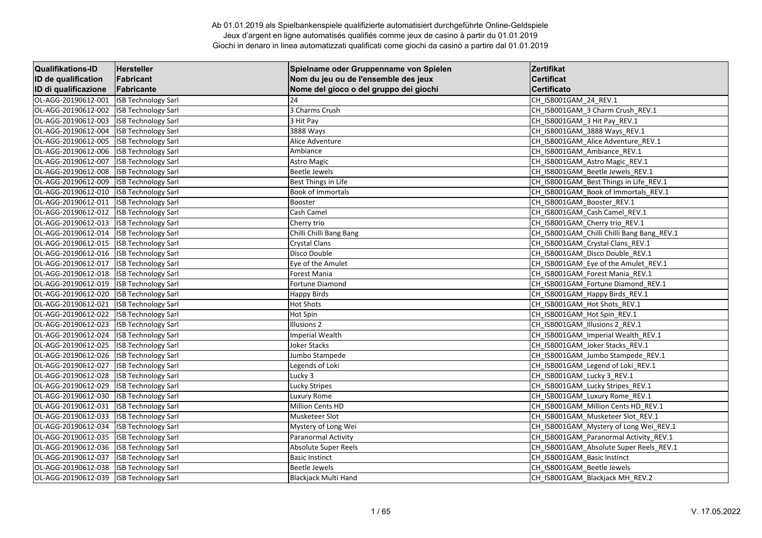# Ab 01.01.2019 als Spielbankenspiele qualifizierte automatisiert durchgeführte Online-Geldspiele
# Jeux d'argent en ligne automatisés qualifiés comme jeux de casino à partir du 01.01.2019
# Giochi in denaro in linea automatizzati qualificati come giochi da casinò a partire dal 01.01.2019

| Qualifikations-ID<br>ID de qualification<br>ID di qualificazione | Hersteller<br>Fabricant<br>Fabricante | Spielname oder Gruppenname von Spielen<br>Nom du jeu ou de l'ensemble des jeux<br>Nome del gioco o del gruppo dei giochi | Zertifikat<br>Certificat<br>Certificato |
|---|---|---|---|
| OL-AGG-20190612-001 | ISB Technology Sarl | 24 | CH_ISB001GAM_24_REV.1 |
| OL-AGG-20190612-002 | ISB Technology Sarl | 3 Charms Crush | CH_ISB001GAM_3 Charm Crush_REV.1 |
| OL-AGG-20190612-003 | ISB Technology Sarl | 3 Hit Pay | CH_ISB001GAM_3 Hit Pay_REV.1 |
| OL-AGG-20190612-004 | ISB Technology Sarl | 3888 Ways | CH_ISB001GAM_3888 Ways_REV.1 |
| OL-AGG-20190612-005 | ISB Technology Sarl | Alice Adventure | CH_ISB001GAM_Alice Adventure_REV.1 |
| OL-AGG-20190612-006 | ISB Technology Sarl | Ambiance | CH_ISB001GAM_Ambiance_REV.1 |
| OL-AGG-20190612-007 | ISB Technology Sarl | Astro Magic | CH_ISB001GAM_Astro Magic_REV.1 |
| OL-AGG-20190612-008 | ISB Technology Sarl | Beetle Jewels | CH_ISB001GAM_Beetle Jewels_REV.1 |
| OL-AGG-20190612-009 | ISB Technology Sarl | Best Things in Life | CH_ISB001GAM_Best Things in Life_REV.1 |
| OL-AGG-20190612-010 | ISB Technology Sarl | Book of Immortals | CH_ISB001GAM_Book of Immortals_REV.1 |
| OL-AGG-20190612-011 | ISB Technology Sarl | Booster | CH_ISB001GAM_Booster_REV.1 |
| OL-AGG-20190612-012 | ISB Technology Sarl | Cash Camel | CH_ISB001GAM_Cash Camel_REV.1 |
| OL-AGG-20190612-013 | ISB Technology Sarl | Cherry trio | CH_ISB001GAM_Cherry trio_REV.1 |
| OL-AGG-20190612-014 | ISB Technology Sarl | Chilli Chilli Bang Bang | CH_ISB001GAM_Chilli Chilli Bang Bang_REV.1 |
| OL-AGG-20190612-015 | ISB Technology Sarl | Crystal Clans | CH_ISB001GAM_Crystal Clans_REV.1 |
| OL-AGG-20190612-016 | ISB Technology Sarl | Disco Double | CH_ISB001GAM_Disco Double_REV.1 |
| OL-AGG-20190612-017 | ISB Technology Sarl | Eye of the Amulet | CH_ISB001GAM_Eye of the Amulet_REV.1 |
| OL-AGG-20190612-018 | ISB Technology Sarl | Forest Mania | CH_ISB001GAM_Forest Mania_REV.1 |
| OL-AGG-20190612-019 | ISB Technology Sarl | Fortune Diamond | CH_ISB001GAM_Fortune Diamond_REV.1 |
| OL-AGG-20190612-020 | ISB Technology Sarl | Happy Birds | CH_ISB001GAM_Happy Birds_REV.1 |
| OL-AGG-20190612-021 | ISB Technology Sarl | Hot Shots | CH_ISB001GAM_Hot Shots_REV.1 |
| OL-AGG-20190612-022 | ISB Technology Sarl | Hot Spin | CH_ISB001GAM_Hot Spin_REV.1 |
| OL-AGG-20190612-023 | ISB Technology Sarl | Illusions 2 | CH_ISB001GAM_Illusions 2_REV.1 |
| OL-AGG-20190612-024 | ISB Technology Sarl | Imperial Wealth | CH_ISB001GAM_Imperial Wealth_REV.1 |
| OL-AGG-20190612-025 | ISB Technology Sarl | Joker Stacks | CH_ISB001GAM_Joker Stacks_REV.1 |
| OL-AGG-20190612-026 | ISB Technology Sarl | Jumbo Stampede | CH_ISB001GAM_Jumbo Stampede_REV.1 |
| OL-AGG-20190612-027 | ISB Technology Sarl | Legends of Loki | CH_ISB001GAM_Legend of Loki_REV.1 |
| OL-AGG-20190612-028 | ISB Technology Sarl | Lucky 3 | CH_ISB001GAM_Lucky 3_REV.1 |
| OL-AGG-20190612-029 | ISB Technology Sarl | Lucky Stripes | CH_ISB001GAM_Lucky Stripes_REV.1 |
| OL-AGG-20190612-030 | ISB Technology Sarl | Luxury Rome | CH_ISB001GAM_Luxury Rome_REV.1 |
| OL-AGG-20190612-031 | ISB Technology Sarl | Million Cents HD | CH_ISB001GAM_Million Cents HD_REV.1 |
| OL-AGG-20190612-033 | ISB Technology Sarl | Musketeer Slot | CH_ISB001GAM_Musketeer Slot_REV.1 |
| OL-AGG-20190612-034 | ISB Technology Sarl | Mystery of Long Wei | CH_ISB001GAM_Mystery of Long Wei_REV.1 |
| OL-AGG-20190612-035 | ISB Technology Sarl | Paranormal Activity | CH_ISB001GAM_Paranormal Activity_REV.1 |
| OL-AGG-20190612-036 | ISB Technology Sarl | Absolute Super Reels | CH_ISB001GAM_Absolute Super Reels_REV.1 |
| OL-AGG-20190612-037 | ISB Technology Sarl | Basic Instinct | CH_ISB001GAM_Basic Instinct |
| OL-AGG-20190612-038 | ISB Technology Sarl | Beetle Jewels | CH_ISB001GAM_Beetle Jewels |
| OL-AGG-20190612-039 | ISB Technology Sarl | Blackjack Multi Hand | CH_ISB001GAM_Blackjack MH_REV.2 |

V. 17.05.2022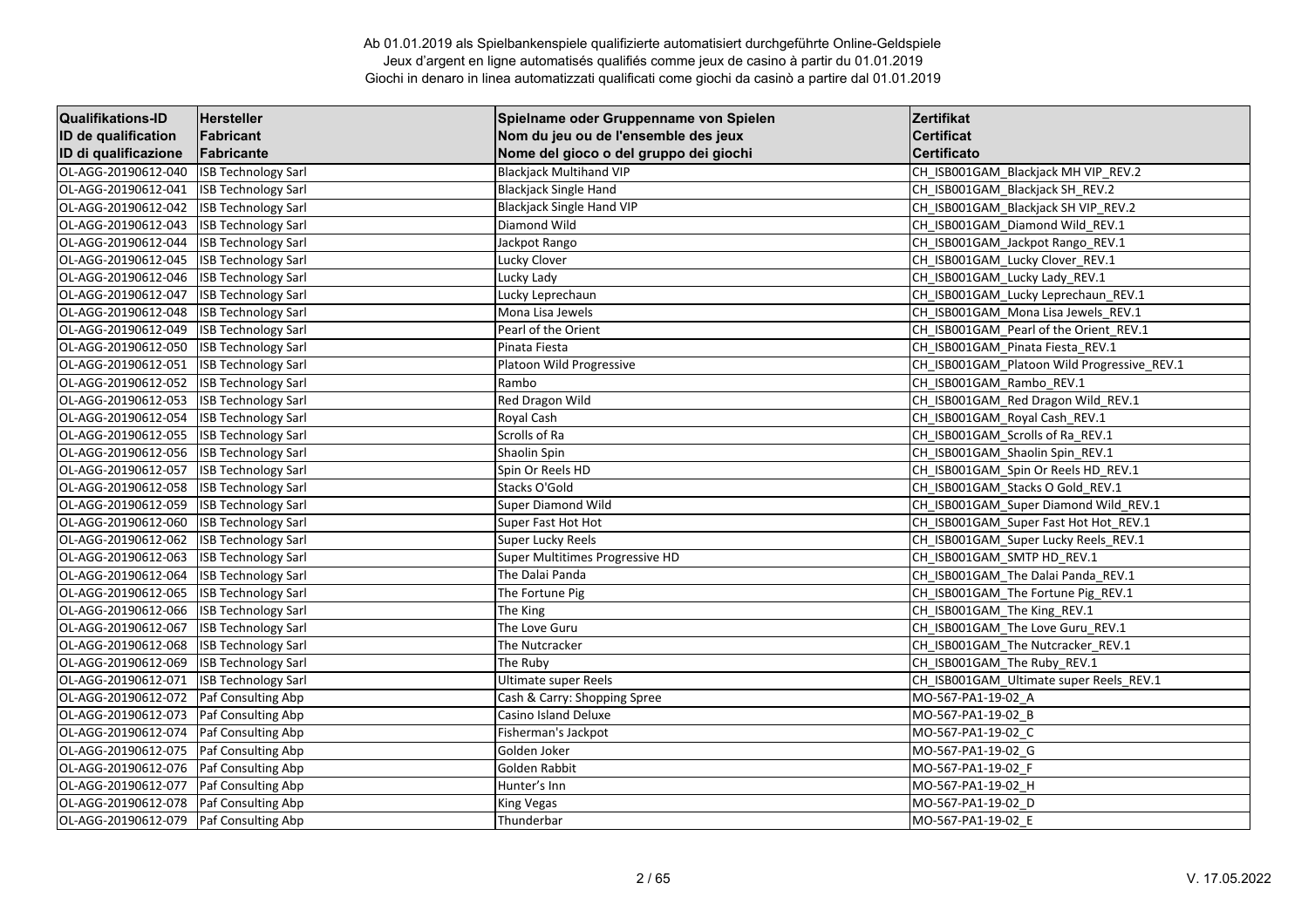Ab 01.01.2019 als Spielbankenspiele qualifizierte automatisiert durchgeführte Online-Geldspiele
Jeux d'argent en ligne automatisés qualifiés comme jeux de casino à partir du 01.01.2019
Giochi in denaro in linea automatizzati qualificati come giochi da casinò a partire dal 01.01.2019

| Qualifikations-ID<br>ID de qualification<br>ID di qualificazione | Hersteller<br>Fabricant<br>Fabricante | Spielname oder Gruppenname von Spielen<br>Nom du jeu ou de l'ensemble des jeux<br>Nome del gioco o del gruppo dei giochi | Zertifikat<br>Certificat<br>Certificato |
|---|---|---|---|
| OL-AGG-20190612-040 | ISB Technology Sarl | Blackjack Multihand VIP | CH_ISB001GAM_Blackjack MH VIP_REV.2 |
| OL-AGG-20190612-041 | ISB Technology Sarl | Blackjack Single Hand | CH_ISB001GAM_Blackjack SH_REV.2 |
| OL-AGG-20190612-042 | ISB Technology Sarl | Blackjack Single Hand VIP | CH_ISB001GAM_Blackjack SH VIP_REV.2 |
| OL-AGG-20190612-043 | ISB Technology Sarl | Diamond Wild | CH_ISB001GAM_Diamond Wild_REV.1 |
| OL-AGG-20190612-044 | ISB Technology Sarl | Jackpot Rango | CH_ISB001GAM_Jackpot Rango_REV.1 |
| OL-AGG-20190612-045 | ISB Technology Sarl | Lucky Clover | CH_ISB001GAM_Lucky Clover_REV.1 |
| OL-AGG-20190612-046 | ISB Technology Sarl | Lucky Lady | CH_ISB001GAM_Lucky Lady_REV.1 |
| OL-AGG-20190612-047 | ISB Technology Sarl | Lucky Leprechaun | CH_ISB001GAM_Lucky Leprechaun_REV.1 |
| OL-AGG-20190612-048 | ISB Technology Sarl | Mona Lisa Jewels | CH_ISB001GAM_Mona Lisa Jewels_REV.1 |
| OL-AGG-20190612-049 | ISB Technology Sarl | Pearl of the Orient | CH_ISB001GAM_Pearl of the Orient_REV.1 |
| OL-AGG-20190612-050 | ISB Technology Sarl | Pinata Fiesta | CH_ISB001GAM_Pinata Fiesta_REV.1 |
| OL-AGG-20190612-051 | ISB Technology Sarl | Platoon Wild Progressive | CH_ISB001GAM_Platoon Wild Progressive_REV.1 |
| OL-AGG-20190612-052 | ISB Technology Sarl | Rambo | CH_ISB001GAM_Rambo_REV.1 |
| OL-AGG-20190612-053 | ISB Technology Sarl | Red Dragon Wild | CH_ISB001GAM_Red Dragon Wild_REV.1 |
| OL-AGG-20190612-054 | ISB Technology Sarl | Royal Cash | CH_ISB001GAM_Royal Cash_REV.1 |
| OL-AGG-20190612-055 | ISB Technology Sarl | Scrolls of Ra | CH_ISB001GAM_Scrolls of Ra_REV.1 |
| OL-AGG-20190612-056 | ISB Technology Sarl | Shaolin Spin | CH_ISB001GAM_Shaolin Spin_REV.1 |
| OL-AGG-20190612-057 | ISB Technology Sarl | Spin Or Reels HD | CH_ISB001GAM_Spin Or Reels HD_REV.1 |
| OL-AGG-20190612-058 | ISB Technology Sarl | Stacks O'Gold | CH_ISB001GAM_Stacks O Gold_REV.1 |
| OL-AGG-20190612-059 | ISB Technology Sarl | Super Diamond Wild | CH_ISB001GAM_Super Diamond Wild_REV.1 |
| OL-AGG-20190612-060 | ISB Technology Sarl | Super Fast Hot Hot | CH_ISB001GAM_Super Fast Hot Hot_REV.1 |
| OL-AGG-20190612-062 | ISB Technology Sarl | Super Lucky Reels | CH_ISB001GAM_Super Lucky Reels_REV.1 |
| OL-AGG-20190612-063 | ISB Technology Sarl | Super Multitimes Progressive HD | CH_ISB001GAM_SMTP HD_REV.1 |
| OL-AGG-20190612-064 | ISB Technology Sarl | The Dalai Panda | CH_ISB001GAM_The Dalai Panda_REV.1 |
| OL-AGG-20190612-065 | ISB Technology Sarl | The Fortune Pig | CH_ISB001GAM_The Fortune Pig_REV.1 |
| OL-AGG-20190612-066 | ISB Technology Sarl | The King | CH_ISB001GAM_The King_REV.1 |
| OL-AGG-20190612-067 | ISB Technology Sarl | The Love Guru | CH_ISB001GAM_The Love Guru_REV.1 |
| OL-AGG-20190612-068 | ISB Technology Sarl | The Nutcracker | CH_ISB001GAM_The Nutcracker_REV.1 |
| OL-AGG-20190612-069 | ISB Technology Sarl | The Ruby | CH_ISB001GAM_The Ruby_REV.1 |
| OL-AGG-20190612-071 | ISB Technology Sarl | Ultimate super Reels | CH_ISB001GAM_Ultimate super Reels_REV.1 |
| OL-AGG-20190612-072 | Paf Consulting Abp | Cash & Carry: Shopping Spree | MO-567-PA1-19-02_A |
| OL-AGG-20190612-073 | Paf Consulting Abp | Casino Island Deluxe | MO-567-PA1-19-02_B |
| OL-AGG-20190612-074 | Paf Consulting Abp | Fisherman's Jackpot | MO-567-PA1-19-02_C |
| OL-AGG-20190612-075 | Paf Consulting Abp | Golden Joker | MO-567-PA1-19-02_G |
| OL-AGG-20190612-076 | Paf Consulting Abp | Golden Rabbit | MO-567-PA1-19-02_F |
| OL-AGG-20190612-077 | Paf Consulting Abp | Hunter's Inn | MO-567-PA1-19-02_H |
| OL-AGG-20190612-078 | Paf Consulting Abp | King Vegas | MO-567-PA1-19-02_D |
| OL-AGG-20190612-079 | Paf Consulting Abp | Thunderbar | MO-567-PA1-19-02_E |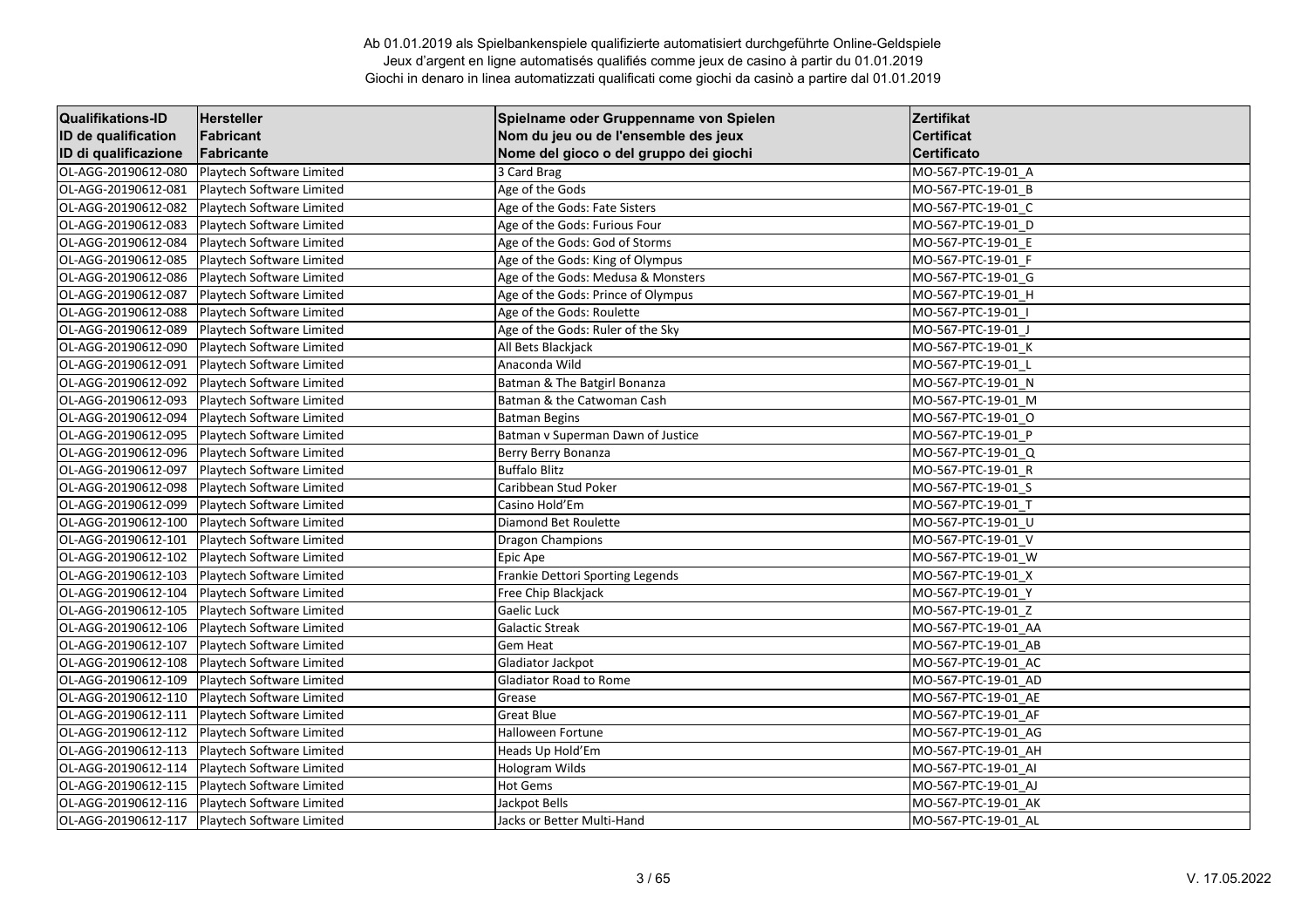Ab 01.01.2019 als Spielbankenspiele qualifizierte automatisiert durchgeführte Online-Geldspiele
Jeux d'argent en ligne automatisés qualifiés comme jeux de casino à partir du 01.01.2019
Giochi in denaro in linea automatizzati qualificati come giochi da casinò a partire dal 01.01.2019

| Qualifikations-ID<br>ID de qualification<br>ID di qualificazione | Hersteller<br>Fabricant<br>Fabricante | Spielname oder Gruppenname von Spielen<br>Nom du jeu ou de l'ensemble des jeux<br>Nome del gioco o del gruppo dei giochi | Zertifikat<br>Certificat<br>Certificato |
|---|---|---|---|
| OL-AGG-20190612-080 | Playtech Software Limited | 3 Card Brag | MO-567-PTC-19-01_A |
| OL-AGG-20190612-081 | Playtech Software Limited | Age of the Gods | MO-567-PTC-19-01_B |
| OL-AGG-20190612-082 | Playtech Software Limited | Age of the Gods: Fate Sisters | MO-567-PTC-19-01_C |
| OL-AGG-20190612-083 | Playtech Software Limited | Age of the Gods: Furious Four | MO-567-PTC-19-01_D |
| OL-AGG-20190612-084 | Playtech Software Limited | Age of the Gods: God of Storms | MO-567-PTC-19-01_E |
| OL-AGG-20190612-085 | Playtech Software Limited | Age of the Gods: King of Olympus | MO-567-PTC-19-01_F |
| OL-AGG-20190612-086 | Playtech Software Limited | Age of the Gods: Medusa & Monsters | MO-567-PTC-19-01_G |
| OL-AGG-20190612-087 | Playtech Software Limited | Age of the Gods: Prince of Olympus | MO-567-PTC-19-01_H |
| OL-AGG-20190612-088 | Playtech Software Limited | Age of the Gods: Roulette | MO-567-PTC-19-01_I |
| OL-AGG-20190612-089 | Playtech Software Limited | Age of the Gods: Ruler of the Sky | MO-567-PTC-19-01_J |
| OL-AGG-20190612-090 | Playtech Software Limited | All Bets Blackjack | MO-567-PTC-19-01_K |
| OL-AGG-20190612-091 | Playtech Software Limited | Anaconda Wild | MO-567-PTC-19-01_L |
| OL-AGG-20190612-092 | Playtech Software Limited | Batman & The Batgirl Bonanza | MO-567-PTC-19-01_N |
| OL-AGG-20190612-093 | Playtech Software Limited | Batman & the Catwoman Cash | MO-567-PTC-19-01_M |
| OL-AGG-20190612-094 | Playtech Software Limited | Batman Begins | MO-567-PTC-19-01_O |
| OL-AGG-20190612-095 | Playtech Software Limited | Batman v Superman Dawn of Justice | MO-567-PTC-19-01_P |
| OL-AGG-20190612-096 | Playtech Software Limited | Berry Berry Bonanza | MO-567-PTC-19-01_Q |
| OL-AGG-20190612-097 | Playtech Software Limited | Buffalo Blitz | MO-567-PTC-19-01_R |
| OL-AGG-20190612-098 | Playtech Software Limited | Caribbean Stud Poker | MO-567-PTC-19-01_S |
| OL-AGG-20190612-099 | Playtech Software Limited | Casino Hold'Em | MO-567-PTC-19-01_T |
| OL-AGG-20190612-100 | Playtech Software Limited | Diamond Bet Roulette | MO-567-PTC-19-01_U |
| OL-AGG-20190612-101 | Playtech Software Limited | Dragon Champions | MO-567-PTC-19-01_V |
| OL-AGG-20190612-102 | Playtech Software Limited | Epic Ape | MO-567-PTC-19-01_W |
| OL-AGG-20190612-103 | Playtech Software Limited | Frankie Dettori Sporting Legends | MO-567-PTC-19-01_X |
| OL-AGG-20190612-104 | Playtech Software Limited | Free Chip Blackjack | MO-567-PTC-19-01_Y |
| OL-AGG-20190612-105 | Playtech Software Limited | Gaelic Luck | MO-567-PTC-19-01_Z |
| OL-AGG-20190612-106 | Playtech Software Limited | Galactic Streak | MO-567-PTC-19-01_AA |
| OL-AGG-20190612-107 | Playtech Software Limited | Gem Heat | MO-567-PTC-19-01_AB |
| OL-AGG-20190612-108 | Playtech Software Limited | Gladiator Jackpot | MO-567-PTC-19-01_AC |
| OL-AGG-20190612-109 | Playtech Software Limited | Gladiator Road to Rome | MO-567-PTC-19-01_AD |
| OL-AGG-20190612-110 | Playtech Software Limited | Grease | MO-567-PTC-19-01_AE |
| OL-AGG-20190612-111 | Playtech Software Limited | Great Blue | MO-567-PTC-19-01_AF |
| OL-AGG-20190612-112 | Playtech Software Limited | Halloween Fortune | MO-567-PTC-19-01_AG |
| OL-AGG-20190612-113 | Playtech Software Limited | Heads Up Hold'Em | MO-567-PTC-19-01_AH |
| OL-AGG-20190612-114 | Playtech Software Limited | Hologram Wilds | MO-567-PTC-19-01_AI |
| OL-AGG-20190612-115 | Playtech Software Limited | Hot Gems | MO-567-PTC-19-01_AJ |
| OL-AGG-20190612-116 | Playtech Software Limited | Jackpot Bells | MO-567-PTC-19-01_AK |
| OL-AGG-20190612-117 | Playtech Software Limited | Jacks or Better Multi-Hand | MO-567-PTC-19-01_AL |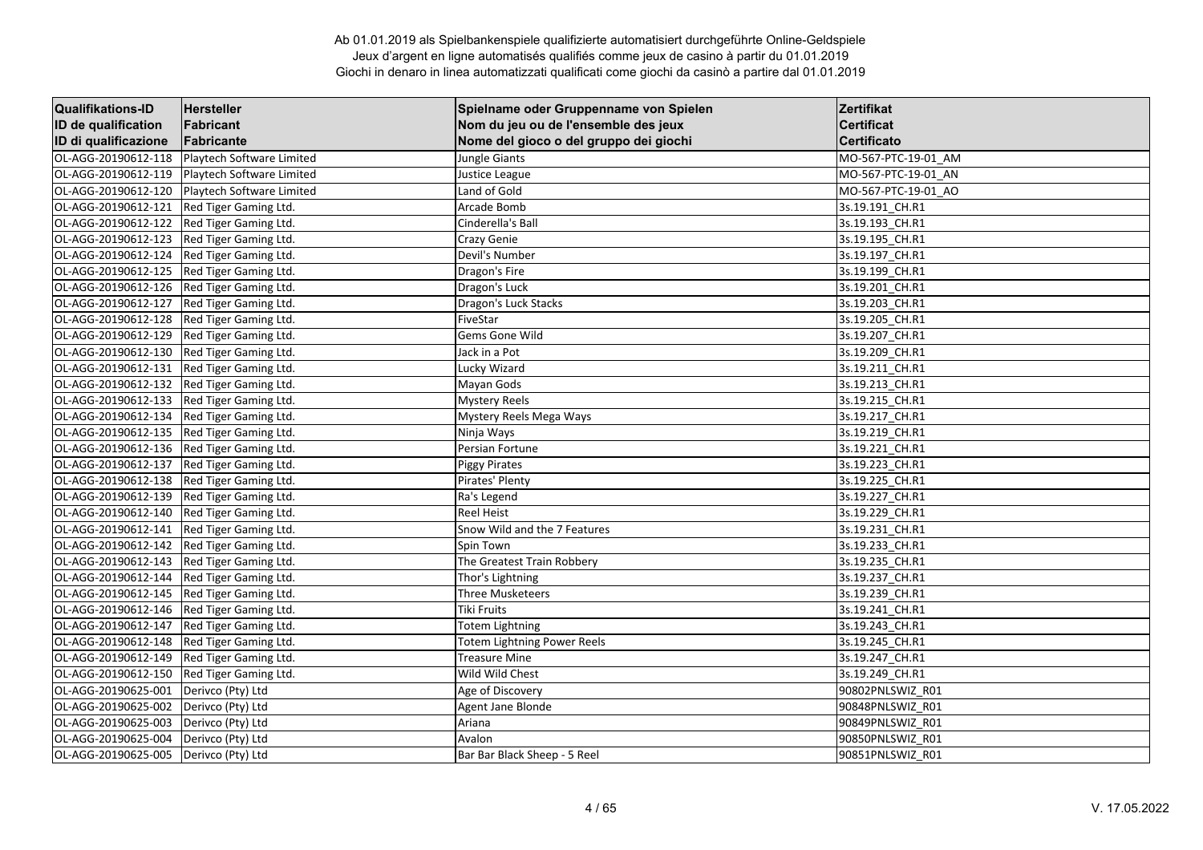Ab 01.01.2019 als Spielbankenspiele qualifizierte automatisiert durchgeführte Online-Geldspiele
Jeux d'argent en ligne automatisés qualifiés comme jeux de casino à partir du 01.01.2019
Giochi in denaro in linea automatizzati qualificati come giochi da casinò a partire dal 01.01.2019

| Qualifikations-ID<br>ID de qualification<br>ID di qualificazione | Hersteller<br>Fabricant<br>Fabricante | Spielname oder Gruppenname von Spielen<br>Nom du jeu ou de l'ensemble des jeux<br>Nome del gioco o del gruppo dei giochi | Zertifikat<br>Certificat<br>Certificato |
|---|---|---|---|
| OL-AGG-20190612-118 | Playtech Software Limited | Jungle Giants | MO-567-PTC-19-01_AM |
| OL-AGG-20190612-119 | Playtech Software Limited | Justice League | MO-567-PTC-19-01_AN |
| OL-AGG-20190612-120 | Playtech Software Limited | Land of Gold | MO-567-PTC-19-01_AO |
| OL-AGG-20190612-121 | Red Tiger Gaming Ltd. | Arcade Bomb | 3s.19.191_CH.R1 |
| OL-AGG-20190612-122 | Red Tiger Gaming Ltd. | Cinderella's Ball | 3s.19.193_CH.R1 |
| OL-AGG-20190612-123 | Red Tiger Gaming Ltd. | Crazy Genie | 3s.19.195_CH.R1 |
| OL-AGG-20190612-124 | Red Tiger Gaming Ltd. | Devil's Number | 3s.19.197_CH.R1 |
| OL-AGG-20190612-125 | Red Tiger Gaming Ltd. | Dragon's Fire | 3s.19.199_CH.R1 |
| OL-AGG-20190612-126 | Red Tiger Gaming Ltd. | Dragon's Luck | 3s.19.201_CH.R1 |
| OL-AGG-20190612-127 | Red Tiger Gaming Ltd. | Dragon's Luck Stacks | 3s.19.203_CH.R1 |
| OL-AGG-20190612-128 | Red Tiger Gaming Ltd. | FiveStar | 3s.19.205_CH.R1 |
| OL-AGG-20190612-129 | Red Tiger Gaming Ltd. | Gems Gone Wild | 3s.19.207_CH.R1 |
| OL-AGG-20190612-130 | Red Tiger Gaming Ltd. | Jack in a Pot | 3s.19.209_CH.R1 |
| OL-AGG-20190612-131 | Red Tiger Gaming Ltd. | Lucky Wizard | 3s.19.211_CH.R1 |
| OL-AGG-20190612-132 | Red Tiger Gaming Ltd. | Mayan Gods | 3s.19.213_CH.R1 |
| OL-AGG-20190612-133 | Red Tiger Gaming Ltd. | Mystery Reels | 3s.19.215_CH.R1 |
| OL-AGG-20190612-134 | Red Tiger Gaming Ltd. | Mystery Reels Mega Ways | 3s.19.217_CH.R1 |
| OL-AGG-20190612-135 | Red Tiger Gaming Ltd. | Ninja Ways | 3s.19.219_CH.R1 |
| OL-AGG-20190612-136 | Red Tiger Gaming Ltd. | Persian Fortune | 3s.19.221_CH.R1 |
| OL-AGG-20190612-137 | Red Tiger Gaming Ltd. | Piggy Pirates | 3s.19.223_CH.R1 |
| OL-AGG-20190612-138 | Red Tiger Gaming Ltd. | Pirates' Plenty | 3s.19.225_CH.R1 |
| OL-AGG-20190612-139 | Red Tiger Gaming Ltd. | Ra's Legend | 3s.19.227_CH.R1 |
| OL-AGG-20190612-140 | Red Tiger Gaming Ltd. | Reel Heist | 3s.19.229_CH.R1 |
| OL-AGG-20190612-141 | Red Tiger Gaming Ltd. | Snow Wild and the 7 Features | 3s.19.231_CH.R1 |
| OL-AGG-20190612-142 | Red Tiger Gaming Ltd. | Spin Town | 3s.19.233_CH.R1 |
| OL-AGG-20190612-143 | Red Tiger Gaming Ltd. | The Greatest Train Robbery | 3s.19.235_CH.R1 |
| OL-AGG-20190612-144 | Red Tiger Gaming Ltd. | Thor's Lightning | 3s.19.237_CH.R1 |
| OL-AGG-20190612-145 | Red Tiger Gaming Ltd. | Three Musketeers | 3s.19.239_CH.R1 |
| OL-AGG-20190612-146 | Red Tiger Gaming Ltd. | Tiki Fruits | 3s.19.241_CH.R1 |
| OL-AGG-20190612-147 | Red Tiger Gaming Ltd. | Totem Lightning | 3s.19.243_CH.R1 |
| OL-AGG-20190612-148 | Red Tiger Gaming Ltd. | Totem Lightning Power Reels | 3s.19.245_CH.R1 |
| OL-AGG-20190612-149 | Red Tiger Gaming Ltd. | Treasure Mine | 3s.19.247_CH.R1 |
| OL-AGG-20190612-150 | Red Tiger Gaming Ltd. | Wild Wild Chest | 3s.19.249_CH.R1 |
| OL-AGG-20190625-001 | Derivco (Pty) Ltd | Age of Discovery | 90802PNLSWIZ_R01 |
| OL-AGG-20190625-002 | Derivco (Pty) Ltd | Agent Jane Blonde | 90848PNLSWIZ_R01 |
| OL-AGG-20190625-003 | Derivco (Pty) Ltd | Ariana | 90849PNLSWIZ_R01 |
| OL-AGG-20190625-004 | Derivco (Pty) Ltd | Avalon | 90850PNLSWIZ_R01 |
| OL-AGG-20190625-005 | Derivco (Pty) Ltd | Bar Bar Black Sheep - 5 Reel | 90851PNLSWIZ_R01 |

V. 17.05.2022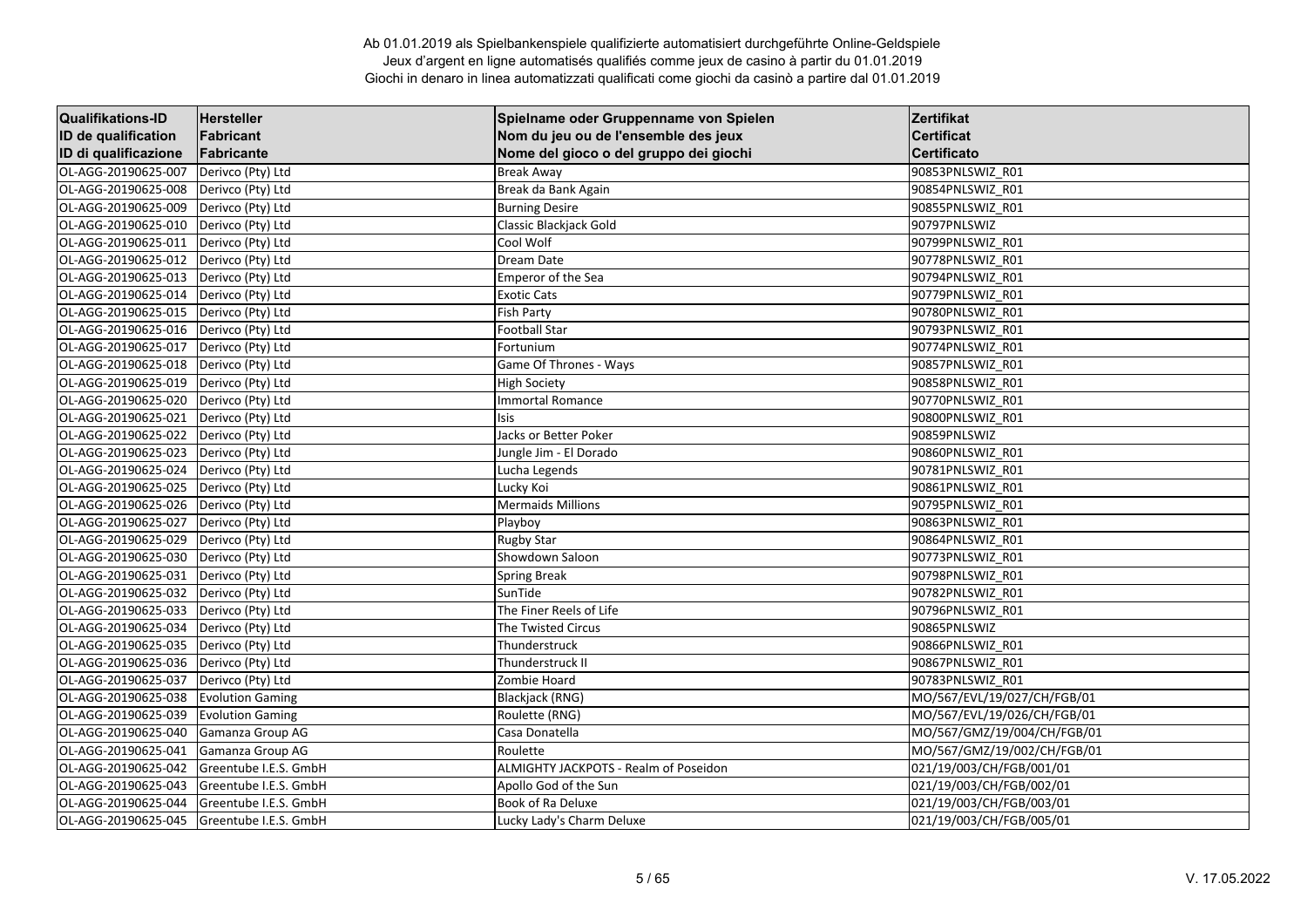Ab 01.01.2019 als Spielbankenspiele qualifizierte automatisiert durchgeführte Online-Geldspiele
Jeux d'argent en ligne automatisés qualifiés comme jeux de casino à partir du 01.01.2019
Giochi in denaro in linea automatizzati qualificati come giochi da casinò a partire dal 01.01.2019

| Qualifikations-ID<br>ID de qualification<br>ID di qualificazione | Hersteller<br>Fabricant<br>Fabricante | Spielname oder Gruppenname von Spielen<br>Nom du jeu ou de l'ensemble des jeux<br>Nome del gioco o del gruppo dei giochi | Zertifikat<br>Certificat<br>Certificato |
|---|---|---|---|
| OL-AGG-20190625-007 | Derivco (Pty) Ltd | Break Away | 90853PNLSWIZ_R01 |
| OL-AGG-20190625-008 | Derivco (Pty) Ltd | Break da Bank Again | 90854PNLSWIZ_R01 |
| OL-AGG-20190625-009 | Derivco (Pty) Ltd | Burning Desire | 90855PNLSWIZ_R01 |
| OL-AGG-20190625-010 | Derivco (Pty) Ltd | Classic Blackjack Gold | 90797PNLSWIZ |
| OL-AGG-20190625-011 | Derivco (Pty) Ltd | Cool Wolf | 90799PNLSWIZ_R01 |
| OL-AGG-20190625-012 | Derivco (Pty) Ltd | Dream Date | 90778PNLSWIZ_R01 |
| OL-AGG-20190625-013 | Derivco (Pty) Ltd | Emperor of the Sea | 90794PNLSWIZ_R01 |
| OL-AGG-20190625-014 | Derivco (Pty) Ltd | Exotic Cats | 90779PNLSWIZ_R01 |
| OL-AGG-20190625-015 | Derivco (Pty) Ltd | Fish Party | 90780PNLSWIZ_R01 |
| OL-AGG-20190625-016 | Derivco (Pty) Ltd | Football Star | 90793PNLSWIZ_R01 |
| OL-AGG-20190625-017 | Derivco (Pty) Ltd | Fortunium | 90774PNLSWIZ_R01 |
| OL-AGG-20190625-018 | Derivco (Pty) Ltd | Game Of Thrones - Ways | 90857PNLSWIZ_R01 |
| OL-AGG-20190625-019 | Derivco (Pty) Ltd | High Society | 90858PNLSWIZ_R01 |
| OL-AGG-20190625-020 | Derivco (Pty) Ltd | Immortal Romance | 90770PNLSWIZ_R01 |
| OL-AGG-20190625-021 | Derivco (Pty) Ltd | Isis | 90800PNLSWIZ_R01 |
| OL-AGG-20190625-022 | Derivco (Pty) Ltd | Jacks or Better Poker | 90859PNLSWIZ |
| OL-AGG-20190625-023 | Derivco (Pty) Ltd | Jungle Jim - El Dorado | 90860PNLSWIZ_R01 |
| OL-AGG-20190625-024 | Derivco (Pty) Ltd | Lucha Legends | 90781PNLSWIZ_R01 |
| OL-AGG-20190625-025 | Derivco (Pty) Ltd | Lucky Koi | 90861PNLSWIZ_R01 |
| OL-AGG-20190625-026 | Derivco (Pty) Ltd | Mermaids Millions | 90795PNLSWIZ_R01 |
| OL-AGG-20190625-027 | Derivco (Pty) Ltd | Playboy | 90863PNLSWIZ_R01 |
| OL-AGG-20190625-029 | Derivco (Pty) Ltd | Rugby Star | 90864PNLSWIZ_R01 |
| OL-AGG-20190625-030 | Derivco (Pty) Ltd | Showdown Saloon | 90773PNLSWIZ_R01 |
| OL-AGG-20190625-031 | Derivco (Pty) Ltd | Spring Break | 90798PNLSWIZ_R01 |
| OL-AGG-20190625-032 | Derivco (Pty) Ltd | SunTide | 90782PNLSWIZ_R01 |
| OL-AGG-20190625-033 | Derivco (Pty) Ltd | The Finer Reels of Life | 90796PNLSWIZ_R01 |
| OL-AGG-20190625-034 | Derivco (Pty) Ltd | The Twisted Circus | 90865PNLSWIZ |
| OL-AGG-20190625-035 | Derivco (Pty) Ltd | Thunderstruck | 90866PNLSWIZ_R01 |
| OL-AGG-20190625-036 | Derivco (Pty) Ltd | Thunderstruck II | 90867PNLSWIZ_R01 |
| OL-AGG-20190625-037 | Derivco (Pty) Ltd | Zombie Hoard | 90783PNLSWIZ_R01 |
| OL-AGG-20190625-038 | Evolution Gaming | Blackjack (RNG) | MO/567/EVL/19/027/CH/FGB/01 |
| OL-AGG-20190625-039 | Evolution Gaming | Roulette (RNG) | MO/567/EVL/19/026/CH/FGB/01 |
| OL-AGG-20190625-040 | Gamanza Group AG | Casa Donatella | MO/567/GMZ/19/004/CH/FGB/01 |
| OL-AGG-20190625-041 | Gamanza Group AG | Roulette | MO/567/GMZ/19/002/CH/FGB/01 |
| OL-AGG-20190625-042 | Greentube I.E.S. GmbH | ALMIGHTY JACKPOTS - Realm of Poseidon | 021/19/003/CH/FGB/001/01 |
| OL-AGG-20190625-043 | Greentube I.E.S. GmbH | Apollo God of the Sun | 021/19/003/CH/FGB/002/01 |
| OL-AGG-20190625-044 | Greentube I.E.S. GmbH | Book of Ra Deluxe | 021/19/003/CH/FGB/003/01 |
| OL-AGG-20190625-045 | Greentube I.E.S. GmbH | Lucky Lady's Charm Deluxe | 021/19/003/CH/FGB/005/01 |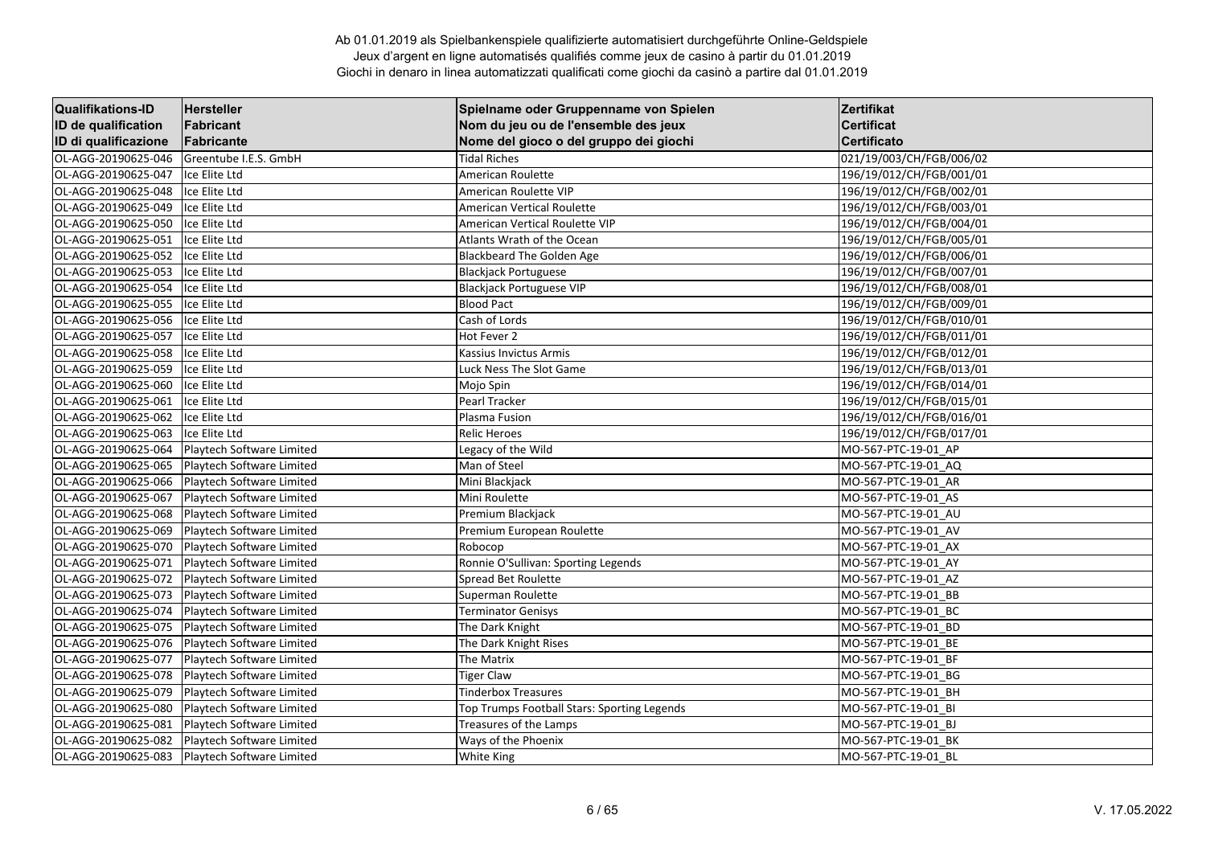Ab 01.01.2019 als Spielbankenspiele qualifizierte automatisiert durchgeführte Online-Geldspiele
Jeux d'argent en ligne automatisés qualifiés comme jeux de casino à partir du 01.01.2019
Giochi in denaro in linea automatizzati qualificati come giochi da casinò a partire dal 01.01.2019

| Qualifikations-ID<br>ID de qualification<br>ID di qualificazione | Hersteller<br>Fabricant<br>Fabricante | Spielname oder Gruppenname von Spielen<br>Nom du jeu ou de l'ensemble des jeux<br>Nome del gioco o del gruppo dei giochi | Zertifikat<br>Certificat<br>Certificato |
|---|---|---|---|
| OL-AGG-20190625-046 | Greentube I.E.S. GmbH | Tidal Riches | 021/19/003/CH/FGB/006/02 |
| OL-AGG-20190625-047 | Ice Elite Ltd | American Roulette | 196/19/012/CH/FGB/001/01 |
| OL-AGG-20190625-048 | Ice Elite Ltd | American Roulette VIP | 196/19/012/CH/FGB/002/01 |
| OL-AGG-20190625-049 | Ice Elite Ltd | American Vertical Roulette | 196/19/012/CH/FGB/003/01 |
| OL-AGG-20190625-050 | Ice Elite Ltd | American Vertical Roulette VIP | 196/19/012/CH/FGB/004/01 |
| OL-AGG-20190625-051 | Ice Elite Ltd | Atlants Wrath of the Ocean | 196/19/012/CH/FGB/005/01 |
| OL-AGG-20190625-052 | Ice Elite Ltd | Blackbeard The Golden Age | 196/19/012/CH/FGB/006/01 |
| OL-AGG-20190625-053 | Ice Elite Ltd | Blackjack Portuguese | 196/19/012/CH/FGB/007/01 |
| OL-AGG-20190625-054 | Ice Elite Ltd | Blackjack Portuguese VIP | 196/19/012/CH/FGB/008/01 |
| OL-AGG-20190625-055 | Ice Elite Ltd | Blood Pact | 196/19/012/CH/FGB/009/01 |
| OL-AGG-20190625-056 | Ice Elite Ltd | Cash of Lords | 196/19/012/CH/FGB/010/01 |
| OL-AGG-20190625-057 | Ice Elite Ltd | Hot Fever 2 | 196/19/012/CH/FGB/011/01 |
| OL-AGG-20190625-058 | Ice Elite Ltd | Kassius Invictus Armis | 196/19/012/CH/FGB/012/01 |
| OL-AGG-20190625-059 | Ice Elite Ltd | Luck Ness The Slot Game | 196/19/012/CH/FGB/013/01 |
| OL-AGG-20190625-060 | Ice Elite Ltd | Mojo Spin | 196/19/012/CH/FGB/014/01 |
| OL-AGG-20190625-061 | Ice Elite Ltd | Pearl Tracker | 196/19/012/CH/FGB/015/01 |
| OL-AGG-20190625-062 | Ice Elite Ltd | Plasma Fusion | 196/19/012/CH/FGB/016/01 |
| OL-AGG-20190625-063 | Ice Elite Ltd | Relic Heroes | 196/19/012/CH/FGB/017/01 |
| OL-AGG-20190625-064 | Playtech Software Limited | Legacy of the Wild | MO-567-PTC-19-01_AP |
| OL-AGG-20190625-065 | Playtech Software Limited | Man of Steel | MO-567-PTC-19-01_AQ |
| OL-AGG-20190625-066 | Playtech Software Limited | Mini Blackjack | MO-567-PTC-19-01_AR |
| OL-AGG-20190625-067 | Playtech Software Limited | Mini Roulette | MO-567-PTC-19-01_AS |
| OL-AGG-20190625-068 | Playtech Software Limited | Premium Blackjack | MO-567-PTC-19-01_AU |
| OL-AGG-20190625-069 | Playtech Software Limited | Premium European Roulette | MO-567-PTC-19-01_AV |
| OL-AGG-20190625-070 | Playtech Software Limited | Robocop | MO-567-PTC-19-01_AX |
| OL-AGG-20190625-071 | Playtech Software Limited | Ronnie O'Sullivan: Sporting Legends | MO-567-PTC-19-01_AY |
| OL-AGG-20190625-072 | Playtech Software Limited | Spread Bet Roulette | MO-567-PTC-19-01_AZ |
| OL-AGG-20190625-073 | Playtech Software Limited | Superman Roulette | MO-567-PTC-19-01_BB |
| OL-AGG-20190625-074 | Playtech Software Limited | Terminator Genisys | MO-567-PTC-19-01_BC |
| OL-AGG-20190625-075 | Playtech Software Limited | The Dark Knight | MO-567-PTC-19-01_BD |
| OL-AGG-20190625-076 | Playtech Software Limited | The Dark Knight Rises | MO-567-PTC-19-01_BE |
| OL-AGG-20190625-077 | Playtech Software Limited | The Matrix | MO-567-PTC-19-01_BF |
| OL-AGG-20190625-078 | Playtech Software Limited | Tiger Claw | MO-567-PTC-19-01_BG |
| OL-AGG-20190625-079 | Playtech Software Limited | Tinderbox Treasures | MO-567-PTC-19-01_BH |
| OL-AGG-20190625-080 | Playtech Software Limited | Top Trumps Football Stars: Sporting Legends | MO-567-PTC-19-01_BI |
| OL-AGG-20190625-081 | Playtech Software Limited | Treasures of the Lamps | MO-567-PTC-19-01_BJ |
| OL-AGG-20190625-082 | Playtech Software Limited | Ways of the Phoenix | MO-567-PTC-19-01_BK |
| OL-AGG-20190625-083 | Playtech Software Limited | White King | MO-567-PTC-19-01_BL |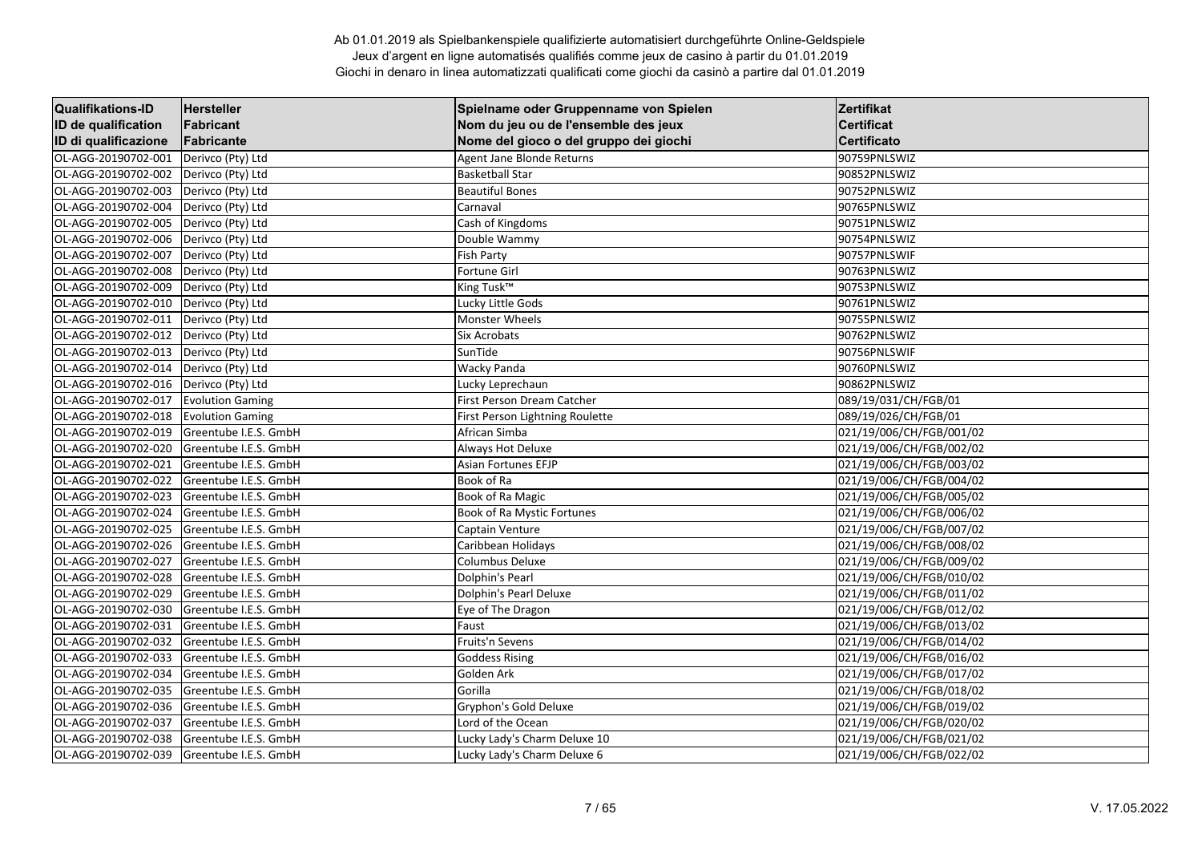Ab 01.01.2019 als Spielbankenspiele qualifizierte automatisiert durchgeführte Online-Geldspiele
Jeux d'argent en ligne automatisés qualifiés comme jeux de casino à partir du 01.01.2019
Giochi in denaro in linea automatizzati qualificati come giochi da casinò a partire dal 01.01.2019

| Qualifikations-ID<br>ID de qualification<br>ID di qualificazione | Hersteller<br>Fabricant<br>Fabricante | Spielname oder Gruppenname von Spielen<br>Nom du jeu ou de l'ensemble des jeux<br>Nome del gioco o del gruppo dei giochi | Zertifikat<br>Certificat<br>Certificato |
|---|---|---|---|
| OL-AGG-20190702-001 | Derivco (Pty) Ltd | Agent Jane Blonde Returns | 90759PNLSWIZ |
| OL-AGG-20190702-002 | Derivco (Pty) Ltd | Basketball Star | 90852PNLSWIZ |
| OL-AGG-20190702-003 | Derivco (Pty) Ltd | Beautiful Bones | 90752PNLSWIZ |
| OL-AGG-20190702-004 | Derivco (Pty) Ltd | Carnaval | 90765PNLSWIZ |
| OL-AGG-20190702-005 | Derivco (Pty) Ltd | Cash of Kingdoms | 90751PNLSWIZ |
| OL-AGG-20190702-006 | Derivco (Pty) Ltd | Double Wammy | 90754PNLSWIZ |
| OL-AGG-20190702-007 | Derivco (Pty) Ltd | Fish Party | 90757PNLSWIF |
| OL-AGG-20190702-008 | Derivco (Pty) Ltd | Fortune Girl | 90763PNLSWIZ |
| OL-AGG-20190702-009 | Derivco (Pty) Ltd | King Tusk™ | 90753PNLSWIZ |
| OL-AGG-20190702-010 | Derivco (Pty) Ltd | Lucky Little Gods | 90761PNLSWIZ |
| OL-AGG-20190702-011 | Derivco (Pty) Ltd | Monster Wheels | 90755PNLSWIZ |
| OL-AGG-20190702-012 | Derivco (Pty) Ltd | Six Acrobats | 90762PNLSWIZ |
| OL-AGG-20190702-013 | Derivco (Pty) Ltd | SunTide | 90756PNLSWIF |
| OL-AGG-20190702-014 | Derivco (Pty) Ltd | Wacky Panda | 90760PNLSWIZ |
| OL-AGG-20190702-016 | Derivco (Pty) Ltd | Lucky Leprechaun | 90862PNLSWIZ |
| OL-AGG-20190702-017 | Evolution Gaming | First Person Dream Catcher | 089/19/031/CH/FGB/01 |
| OL-AGG-20190702-018 | Evolution Gaming | First Person Lightning Roulette | 089/19/026/CH/FGB/01 |
| OL-AGG-20190702-019 | Greentube I.E.S. GmbH | African Simba | 021/19/006/CH/FGB/001/02 |
| OL-AGG-20190702-020 | Greentube I.E.S. GmbH | Always Hot Deluxe | 021/19/006/CH/FGB/002/02 |
| OL-AGG-20190702-021 | Greentube I.E.S. GmbH | Asian Fortunes EFJP | 021/19/006/CH/FGB/003/02 |
| OL-AGG-20190702-022 | Greentube I.E.S. GmbH | Book of Ra | 021/19/006/CH/FGB/004/02 |
| OL-AGG-20190702-023 | Greentube I.E.S. GmbH | Book of Ra Magic | 021/19/006/CH/FGB/005/02 |
| OL-AGG-20190702-024 | Greentube I.E.S. GmbH | Book of Ra Mystic Fortunes | 021/19/006/CH/FGB/006/02 |
| OL-AGG-20190702-025 | Greentube I.E.S. GmbH | Captain Venture | 021/19/006/CH/FGB/007/02 |
| OL-AGG-20190702-026 | Greentube I.E.S. GmbH | Caribbean Holidays | 021/19/006/CH/FGB/008/02 |
| OL-AGG-20190702-027 | Greentube I.E.S. GmbH | Columbus Deluxe | 021/19/006/CH/FGB/009/02 |
| OL-AGG-20190702-028 | Greentube I.E.S. GmbH | Dolphin's Pearl | 021/19/006/CH/FGB/010/02 |
| OL-AGG-20190702-029 | Greentube I.E.S. GmbH | Dolphin's Pearl Deluxe | 021/19/006/CH/FGB/011/02 |
| OL-AGG-20190702-030 | Greentube I.E.S. GmbH | Eye of The Dragon | 021/19/006/CH/FGB/012/02 |
| OL-AGG-20190702-031 | Greentube I.E.S. GmbH | Faust | 021/19/006/CH/FGB/013/02 |
| OL-AGG-20190702-032 | Greentube I.E.S. GmbH | Fruits'n Sevens | 021/19/006/CH/FGB/014/02 |
| OL-AGG-20190702-033 | Greentube I.E.S. GmbH | Goddess Rising | 021/19/006/CH/FGB/016/02 |
| OL-AGG-20190702-034 | Greentube I.E.S. GmbH | Golden Ark | 021/19/006/CH/FGB/017/02 |
| OL-AGG-20190702-035 | Greentube I.E.S. GmbH | Gorilla | 021/19/006/CH/FGB/018/02 |
| OL-AGG-20190702-036 | Greentube I.E.S. GmbH | Gryphon's Gold Deluxe | 021/19/006/CH/FGB/019/02 |
| OL-AGG-20190702-037 | Greentube I.E.S. GmbH | Lord of the Ocean | 021/19/006/CH/FGB/020/02 |
| OL-AGG-20190702-038 | Greentube I.E.S. GmbH | Lucky Lady's Charm Deluxe 10 | 021/19/006/CH/FGB/021/02 |
| OL-AGG-20190702-039 | Greentube I.E.S. GmbH | Lucky Lady's Charm Deluxe 6 | 021/19/006/CH/FGB/022/02 |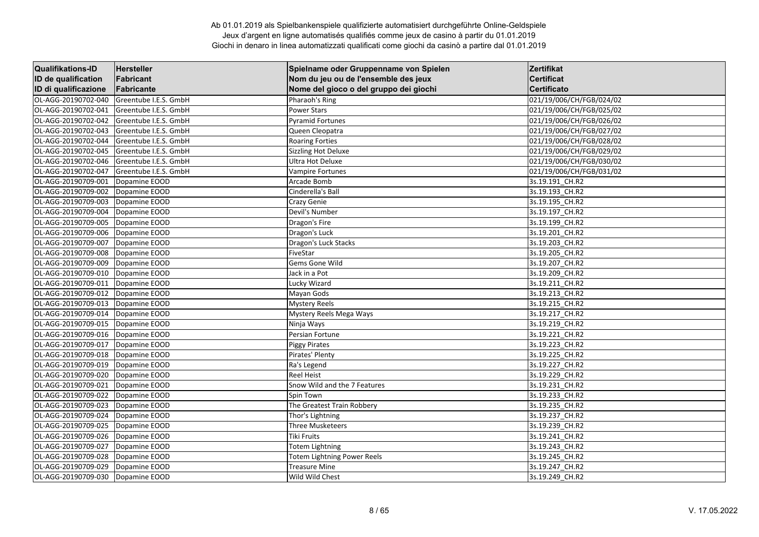Ab 01.01.2019 als Spielbankenspiele qualifizierte automatisiert durchgeführte Online-Geldspiele
Jeux d'argent en ligne automatisés qualifiés comme jeux de casino à partir du 01.01.2019
Giochi in denaro in linea automatizzati qualificati come giochi da casinò a partire dal 01.01.2019

| Qualifikations-ID<br>ID de qualification<br>ID di qualificazione | Hersteller<br>Fabricant<br>Fabricante | Spielname oder Gruppenname von Spielen<br>Nom du jeu ou de l'ensemble des jeux<br>Nome del gioco o del gruppo dei giochi | Zertifikat<br>Certificat<br>Certificato |
|---|---|---|---|
| OL-AGG-20190702-040 | Greentube I.E.S. GmbH | Pharaoh's Ring | 021/19/006/CH/FGB/024/02 |
| OL-AGG-20190702-041 | Greentube I.E.S. GmbH | Power Stars | 021/19/006/CH/FGB/025/02 |
| OL-AGG-20190702-042 | Greentube I.E.S. GmbH | Pyramid Fortunes | 021/19/006/CH/FGB/026/02 |
| OL-AGG-20190702-043 | Greentube I.E.S. GmbH | Queen Cleopatra | 021/19/006/CH/FGB/027/02 |
| OL-AGG-20190702-044 | Greentube I.E.S. GmbH | Roaring Forties | 021/19/006/CH/FGB/028/02 |
| OL-AGG-20190702-045 | Greentube I.E.S. GmbH | Sizzling Hot Deluxe | 021/19/006/CH/FGB/029/02 |
| OL-AGG-20190702-046 | Greentube I.E.S. GmbH | Ultra Hot Deluxe | 021/19/006/CH/FGB/030/02 |
| OL-AGG-20190702-047 | Greentube I.E.S. GmbH | Vampire Fortunes | 021/19/006/CH/FGB/031/02 |
| OL-AGG-20190709-001 | Dopamine EOOD | Arcade Bomb | 3s.19.191_CH.R2 |
| OL-AGG-20190709-002 | Dopamine EOOD | Cinderella's Ball | 3s.19.193_CH.R2 |
| OL-AGG-20190709-003 | Dopamine EOOD | Crazy Genie | 3s.19.195_CH.R2 |
| OL-AGG-20190709-004 | Dopamine EOOD | Devil's Number | 3s.19.197_CH.R2 |
| OL-AGG-20190709-005 | Dopamine EOOD | Dragon's Fire | 3s.19.199_CH.R2 |
| OL-AGG-20190709-006 | Dopamine EOOD | Dragon's Luck | 3s.19.201_CH.R2 |
| OL-AGG-20190709-007 | Dopamine EOOD | Dragon's Luck Stacks | 3s.19.203_CH.R2 |
| OL-AGG-20190709-008 | Dopamine EOOD | FiveStar | 3s.19.205_CH.R2 |
| OL-AGG-20190709-009 | Dopamine EOOD | Gems Gone Wild | 3s.19.207_CH.R2 |
| OL-AGG-20190709-010 | Dopamine EOOD | Jack in a Pot | 3s.19.209_CH.R2 |
| OL-AGG-20190709-011 | Dopamine EOOD | Lucky Wizard | 3s.19.211_CH.R2 |
| OL-AGG-20190709-012 | Dopamine EOOD | Mayan Gods | 3s.19.213_CH.R2 |
| OL-AGG-20190709-013 | Dopamine EOOD | Mystery Reels | 3s.19.215_CH.R2 |
| OL-AGG-20190709-014 | Dopamine EOOD | Mystery Reels Mega Ways | 3s.19.217_CH.R2 |
| OL-AGG-20190709-015 | Dopamine EOOD | Ninja Ways | 3s.19.219_CH.R2 |
| OL-AGG-20190709-016 | Dopamine EOOD | Persian Fortune | 3s.19.221_CH.R2 |
| OL-AGG-20190709-017 | Dopamine EOOD | Piggy Pirates | 3s.19.223_CH.R2 |
| OL-AGG-20190709-018 | Dopamine EOOD | Pirates' Plenty | 3s.19.225_CH.R2 |
| OL-AGG-20190709-019 | Dopamine EOOD | Ra's Legend | 3s.19.227_CH.R2 |
| OL-AGG-20190709-020 | Dopamine EOOD | Reel Heist | 3s.19.229_CH.R2 |
| OL-AGG-20190709-021 | Dopamine EOOD | Snow Wild and the 7 Features | 3s.19.231_CH.R2 |
| OL-AGG-20190709-022 | Dopamine EOOD | Spin Town | 3s.19.233_CH.R2 |
| OL-AGG-20190709-023 | Dopamine EOOD | The Greatest Train Robbery | 3s.19.235_CH.R2 |
| OL-AGG-20190709-024 | Dopamine EOOD | Thor's Lightning | 3s.19.237_CH.R2 |
| OL-AGG-20190709-025 | Dopamine EOOD | Three Musketeers | 3s.19.239_CH.R2 |
| OL-AGG-20190709-026 | Dopamine EOOD | Tiki Fruits | 3s.19.241_CH.R2 |
| OL-AGG-20190709-027 | Dopamine EOOD | Totem Lightning | 3s.19.243_CH.R2 |
| OL-AGG-20190709-028 | Dopamine EOOD | Totem Lightning Power Reels | 3s.19.245_CH.R2 |
| OL-AGG-20190709-029 | Dopamine EOOD | Treasure Mine | 3s.19.247_CH.R2 |
| OL-AGG-20190709-030 | Dopamine EOOD | Wild Wild Chest | 3s.19.249_CH.R2 |

V. 17.05.2022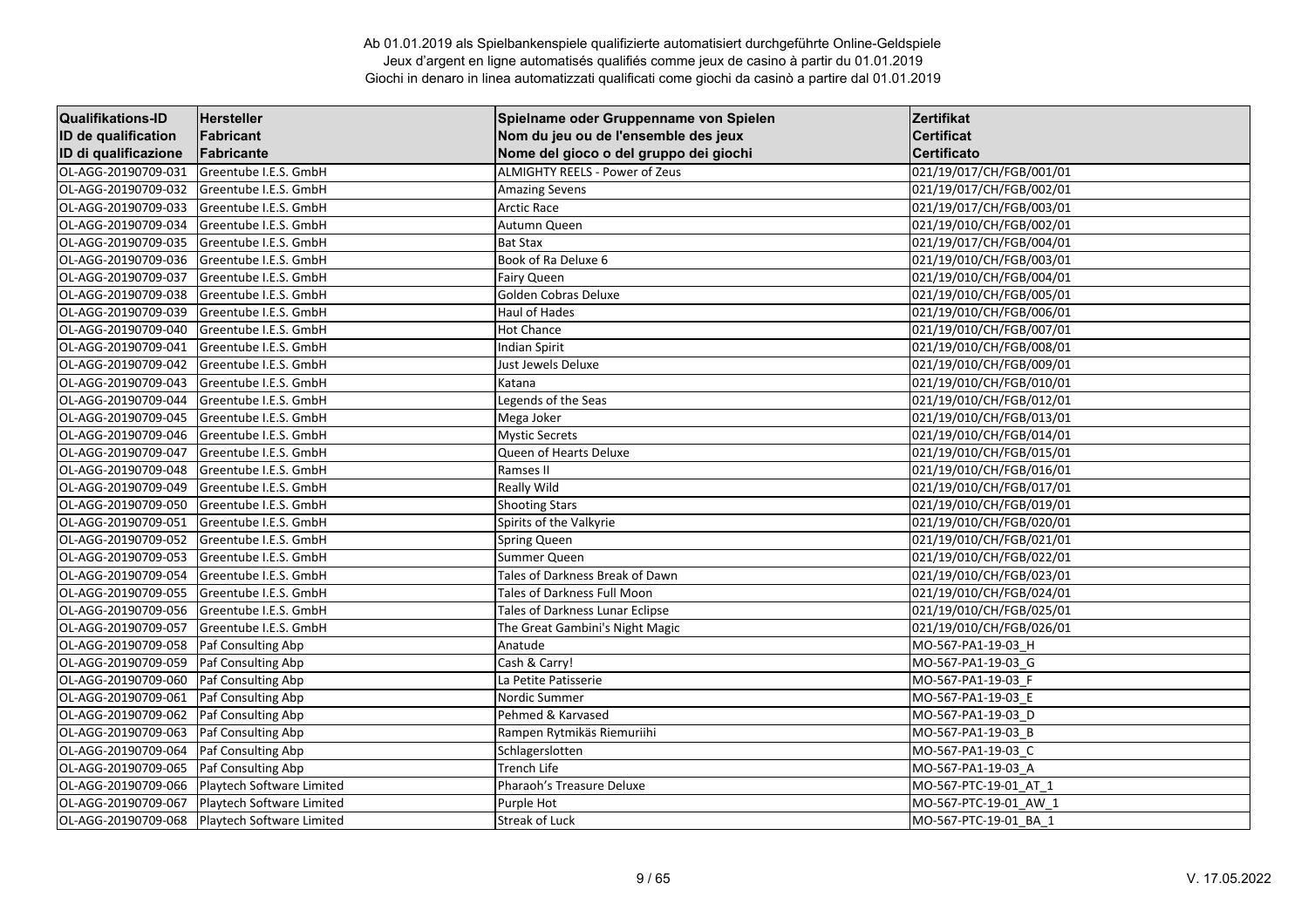Ab 01.01.2019 als Spielbankenspiele qualifizierte automatisiert durchgeführte Online-Geldspiele
Jeux d'argent en ligne automatisés qualifiés comme jeux de casino à partir du 01.01.2019
Giochi in denaro in linea automatizzati qualificati come giochi da casinò a partire dal 01.01.2019

| Qualifikations-ID<br>ID de qualification<br>ID di qualificazione | Hersteller<br>Fabricant<br>Fabricante | Spielname oder Gruppenname von Spielen<br>Nom du jeu ou de l'ensemble des jeux<br>Nome del gioco o del gruppo dei giochi | Zertifikat<br>Certificat<br>Certificato |
|---|---|---|---|
| OL-AGG-20190709-031 | Greentube I.E.S. GmbH | ALMIGHTY REELS - Power of Zeus | 021/19/017/CH/FGB/001/01 |
| OL-AGG-20190709-032 | Greentube I.E.S. GmbH | Amazing Sevens | 021/19/017/CH/FGB/002/01 |
| OL-AGG-20190709-033 | Greentube I.E.S. GmbH | Arctic Race | 021/19/017/CH/FGB/003/01 |
| OL-AGG-20190709-034 | Greentube I.E.S. GmbH | Autumn Queen | 021/19/010/CH/FGB/002/01 |
| OL-AGG-20190709-035 | Greentube I.E.S. GmbH | Bat Stax | 021/19/017/CH/FGB/004/01 |
| OL-AGG-20190709-036 | Greentube I.E.S. GmbH | Book of Ra Deluxe 6 | 021/19/010/CH/FGB/003/01 |
| OL-AGG-20190709-037 | Greentube I.E.S. GmbH | Fairy Queen | 021/19/010/CH/FGB/004/01 |
| OL-AGG-20190709-038 | Greentube I.E.S. GmbH | Golden Cobras Deluxe | 021/19/010/CH/FGB/005/01 |
| OL-AGG-20190709-039 | Greentube I.E.S. GmbH | Haul of Hades | 021/19/010/CH/FGB/006/01 |
| OL-AGG-20190709-040 | Greentube I.E.S. GmbH | Hot Chance | 021/19/010/CH/FGB/007/01 |
| OL-AGG-20190709-041 | Greentube I.E.S. GmbH | Indian Spirit | 021/19/010/CH/FGB/008/01 |
| OL-AGG-20190709-042 | Greentube I.E.S. GmbH | Just Jewels Deluxe | 021/19/010/CH/FGB/009/01 |
| OL-AGG-20190709-043 | Greentube I.E.S. GmbH | Katana | 021/19/010/CH/FGB/010/01 |
| OL-AGG-20190709-044 | Greentube I.E.S. GmbH | Legends of the Seas | 021/19/010/CH/FGB/012/01 |
| OL-AGG-20190709-045 | Greentube I.E.S. GmbH | Mega Joker | 021/19/010/CH/FGB/013/01 |
| OL-AGG-20190709-046 | Greentube I.E.S. GmbH | Mystic Secrets | 021/19/010/CH/FGB/014/01 |
| OL-AGG-20190709-047 | Greentube I.E.S. GmbH | Queen of Hearts Deluxe | 021/19/010/CH/FGB/015/01 |
| OL-AGG-20190709-048 | Greentube I.E.S. GmbH | Ramses II | 021/19/010/CH/FGB/016/01 |
| OL-AGG-20190709-049 | Greentube I.E.S. GmbH | Really Wild | 021/19/010/CH/FGB/017/01 |
| OL-AGG-20190709-050 | Greentube I.E.S. GmbH | Shooting Stars | 021/19/010/CH/FGB/019/01 |
| OL-AGG-20190709-051 | Greentube I.E.S. GmbH | Spirits of the Valkyrie | 021/19/010/CH/FGB/020/01 |
| OL-AGG-20190709-052 | Greentube I.E.S. GmbH | Spring Queen | 021/19/010/CH/FGB/021/01 |
| OL-AGG-20190709-053 | Greentube I.E.S. GmbH | Summer Queen | 021/19/010/CH/FGB/022/01 |
| OL-AGG-20190709-054 | Greentube I.E.S. GmbH | Tales of Darkness Break of Dawn | 021/19/010/CH/FGB/023/01 |
| OL-AGG-20190709-055 | Greentube I.E.S. GmbH | Tales of Darkness Full Moon | 021/19/010/CH/FGB/024/01 |
| OL-AGG-20190709-056 | Greentube I.E.S. GmbH | Tales of Darkness Lunar Eclipse | 021/19/010/CH/FGB/025/01 |
| OL-AGG-20190709-057 | Greentube I.E.S. GmbH | The Great Gambini's Night Magic | 021/19/010/CH/FGB/026/01 |
| OL-AGG-20190709-058 | Paf Consulting Abp | Anatude | MO-567-PA1-19-03_H |
| OL-AGG-20190709-059 | Paf Consulting Abp | Cash & Carry! | MO-567-PA1-19-03_G |
| OL-AGG-20190709-060 | Paf Consulting Abp | La Petite Patisserie | MO-567-PA1-19-03_F |
| OL-AGG-20190709-061 | Paf Consulting Abp | Nordic Summer | MO-567-PA1-19-03_E |
| OL-AGG-20190709-062 | Paf Consulting Abp | Pehmed & Karvased | MO-567-PA1-19-03_D |
| OL-AGG-20190709-063 | Paf Consulting Abp | Rampen Rytmikäs Riemuriihi | MO-567-PA1-19-03_B |
| OL-AGG-20190709-064 | Paf Consulting Abp | Schlagerslotten | MO-567-PA1-19-03_C |
| OL-AGG-20190709-065 | Paf Consulting Abp | Trench Life | MO-567-PA1-19-03_A |
| OL-AGG-20190709-066 | Playtech Software Limited | Pharaoh's Treasure Deluxe | MO-567-PTC-19-01_AT_1 |
| OL-AGG-20190709-067 | Playtech Software Limited | Purple Hot | MO-567-PTC-19-01_AW_1 |
| OL-AGG-20190709-068 | Playtech Software Limited | Streak of Luck | MO-567-PTC-19-01_BA_1 |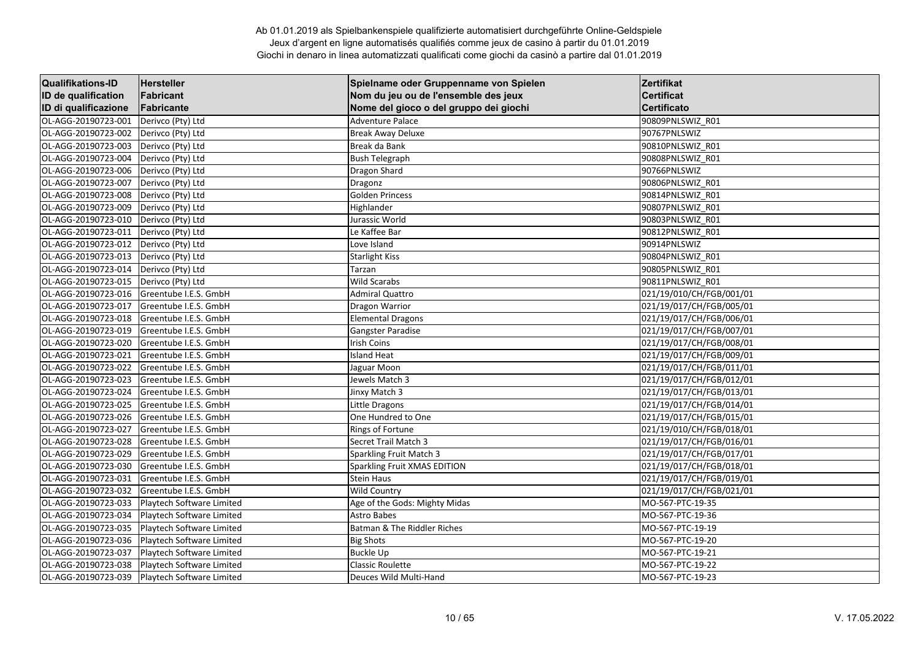Ab 01.01.2019 als Spielbankenspiele qualifizierte automatisiert durchgeführte Online-Geldspiele
Jeux d'argent en ligne automatisés qualifiés comme jeux de casino à partir du 01.01.2019
Giochi in denaro in linea automatizzati qualificati come giochi da casinò a partire dal 01.01.2019

| Qualifikations-ID<br>ID de qualification<br>ID di qualificazione | Hersteller<br>Fabricant<br>Fabricante | Spielname oder Gruppenname von Spielen<br>Nom du jeu ou de l'ensemble des jeux<br>Nome del gioco o del gruppo dei giochi | Zertifikat<br>Certificat<br>Certificato |
|---|---|---|---|
| OL-AGG-20190723-001 | Derivco (Pty) Ltd | Adventure Palace | 90809PNLSWIZ_R01 |
| OL-AGG-20190723-002 | Derivco (Pty) Ltd | Break Away Deluxe | 90767PNLSWIZ |
| OL-AGG-20190723-003 | Derivco (Pty) Ltd | Break da Bank | 90810PNLSWIZ_R01 |
| OL-AGG-20190723-004 | Derivco (Pty) Ltd | Bush Telegraph | 90808PNLSWIZ_R01 |
| OL-AGG-20190723-006 | Derivco (Pty) Ltd | Dragon Shard | 90766PNLSWIZ |
| OL-AGG-20190723-007 | Derivco (Pty) Ltd | Dragonz | 90806PNLSWIZ_R01 |
| OL-AGG-20190723-008 | Derivco (Pty) Ltd | Golden Princess | 90814PNLSWIZ_R01 |
| OL-AGG-20190723-009 | Derivco (Pty) Ltd | Highlander | 90807PNLSWIZ_R01 |
| OL-AGG-20190723-010 | Derivco (Pty) Ltd | Jurassic World | 90803PNLSWIZ_R01 |
| OL-AGG-20190723-011 | Derivco (Pty) Ltd | Le Kaffee Bar | 90812PNLSWIZ_R01 |
| OL-AGG-20190723-012 | Derivco (Pty) Ltd | Love Island | 90914PNLSWIZ |
| OL-AGG-20190723-013 | Derivco (Pty) Ltd | Starlight Kiss | 90804PNLSWIZ_R01 |
| OL-AGG-20190723-014 | Derivco (Pty) Ltd | Tarzan | 90805PNLSWIZ_R01 |
| OL-AGG-20190723-015 | Derivco (Pty) Ltd | Wild Scarabs | 90811PNLSWIZ_R01 |
| OL-AGG-20190723-016 | Greentube I.E.S. GmbH | Admiral Quattro | 021/19/010/CH/FGB/001/01 |
| OL-AGG-20190723-017 | Greentube I.E.S. GmbH | Dragon Warrior | 021/19/017/CH/FGB/005/01 |
| OL-AGG-20190723-018 | Greentube I.E.S. GmbH | Elemental Dragons | 021/19/017/CH/FGB/006/01 |
| OL-AGG-20190723-019 | Greentube I.E.S. GmbH | Gangster Paradise | 021/19/017/CH/FGB/007/01 |
| OL-AGG-20190723-020 | Greentube I.E.S. GmbH | Irish Coins | 021/19/017/CH/FGB/008/01 |
| OL-AGG-20190723-021 | Greentube I.E.S. GmbH | Island Heat | 021/19/017/CH/FGB/009/01 |
| OL-AGG-20190723-022 | Greentube I.E.S. GmbH | Jaguar Moon | 021/19/017/CH/FGB/011/01 |
| OL-AGG-20190723-023 | Greentube I.E.S. GmbH | Jewels Match 3 | 021/19/017/CH/FGB/012/01 |
| OL-AGG-20190723-024 | Greentube I.E.S. GmbH | Jinxy Match 3 | 021/19/017/CH/FGB/013/01 |
| OL-AGG-20190723-025 | Greentube I.E.S. GmbH | Little Dragons | 021/19/017/CH/FGB/014/01 |
| OL-AGG-20190723-026 | Greentube I.E.S. GmbH | One Hundred to One | 021/19/017/CH/FGB/015/01 |
| OL-AGG-20190723-027 | Greentube I.E.S. GmbH | Rings of Fortune | 021/19/010/CH/FGB/018/01 |
| OL-AGG-20190723-028 | Greentube I.E.S. GmbH | Secret Trail Match 3 | 021/19/017/CH/FGB/016/01 |
| OL-AGG-20190723-029 | Greentube I.E.S. GmbH | Sparkling Fruit Match 3 | 021/19/017/CH/FGB/017/01 |
| OL-AGG-20190723-030 | Greentube I.E.S. GmbH | Sparkling Fruit XMAS EDITION | 021/19/017/CH/FGB/018/01 |
| OL-AGG-20190723-031 | Greentube I.E.S. GmbH | Stein Haus | 021/19/017/CH/FGB/019/01 |
| OL-AGG-20190723-032 | Greentube I.E.S. GmbH | Wild Country | 021/19/017/CH/FGB/021/01 |
| OL-AGG-20190723-033 | Playtech Software Limited | Age of the Gods: Mighty Midas | MO-567-PTC-19-35 |
| OL-AGG-20190723-034 | Playtech Software Limited | Astro Babes | MO-567-PTC-19-36 |
| OL-AGG-20190723-035 | Playtech Software Limited | Batman & The Riddler Riches | MO-567-PTC-19-19 |
| OL-AGG-20190723-036 | Playtech Software Limited | Big Shots | MO-567-PTC-19-20 |
| OL-AGG-20190723-037 | Playtech Software Limited | Buckle Up | MO-567-PTC-19-21 |
| OL-AGG-20190723-038 | Playtech Software Limited | Classic Roulette | MO-567-PTC-19-22 |
| OL-AGG-20190723-039 | Playtech Software Limited | Deuces Wild Multi-Hand | MO-567-PTC-19-23 |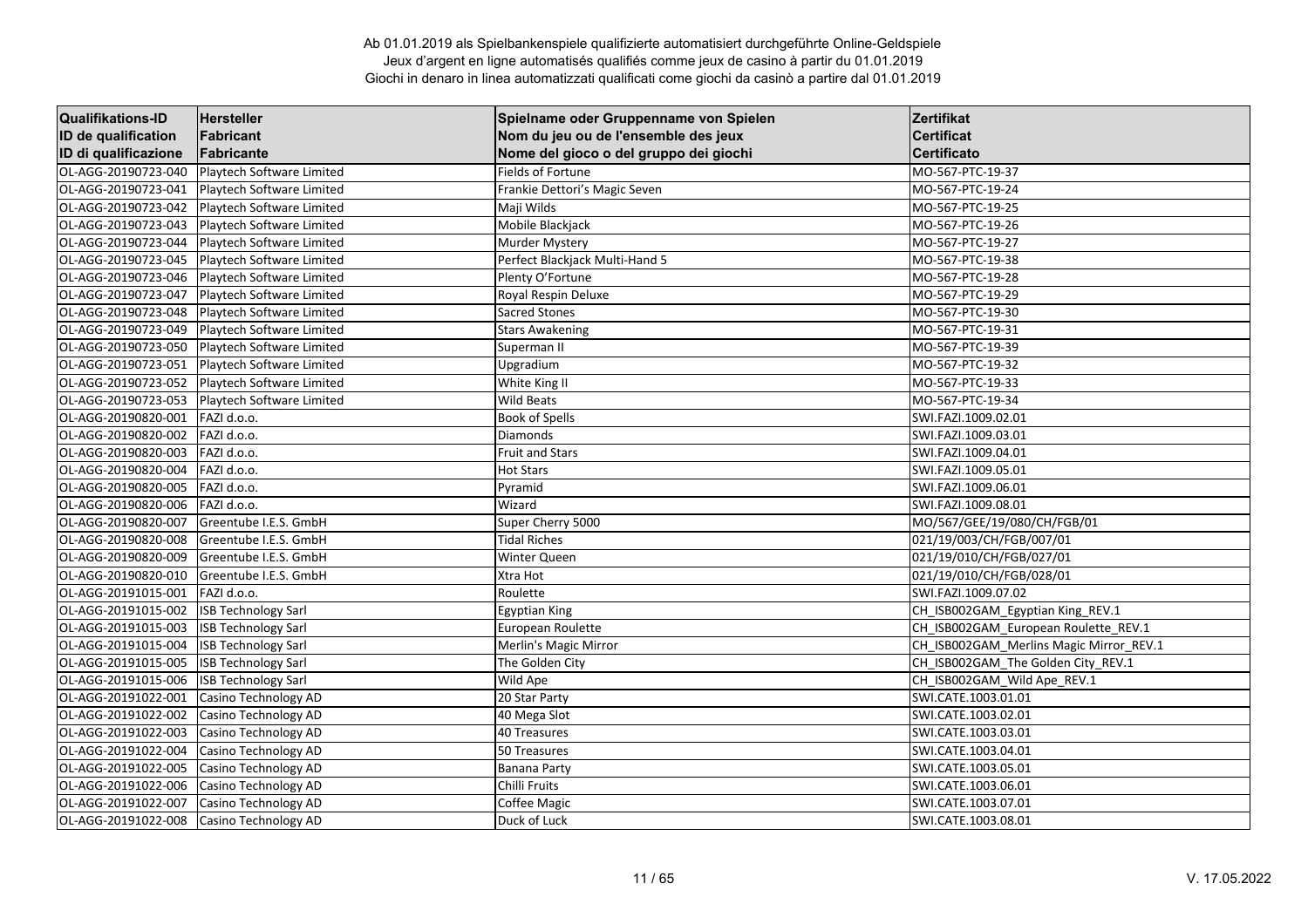Ab 01.01.2019 als Spielbankenspiele qualifizierte automatisiert durchgeführte Online-Geldspiele
Jeux d'argent en ligne automatisés qualifiés comme jeux de casino à partir du 01.01.2019
Giochi in denaro in linea automatizzati qualificati come giochi da casinò a partire dal 01.01.2019

| Qualifikations-ID<br>ID de qualification<br>ID di qualificazione | Hersteller<br>Fabricant<br>Fabricante | Spielname oder Gruppenname von Spielen<br>Nom du jeu ou de l'ensemble des jeux<br>Nome del gioco o del gruppo dei giochi | Zertifikat<br>Certificat<br>Certificato |
|---|---|---|---|
| OL-AGG-20190723-040 | Playtech Software Limited | Fields of Fortune | MO-567-PTC-19-37 |
| OL-AGG-20190723-041 | Playtech Software Limited | Frankie Dettori's Magic Seven | MO-567-PTC-19-24 |
| OL-AGG-20190723-042 | Playtech Software Limited | Maji Wilds | MO-567-PTC-19-25 |
| OL-AGG-20190723-043 | Playtech Software Limited | Mobile Blackjack | MO-567-PTC-19-26 |
| OL-AGG-20190723-044 | Playtech Software Limited | Murder Mystery | MO-567-PTC-19-27 |
| OL-AGG-20190723-045 | Playtech Software Limited | Perfect Blackjack Multi-Hand 5 | MO-567-PTC-19-38 |
| OL-AGG-20190723-046 | Playtech Software Limited | Plenty O'Fortune | MO-567-PTC-19-28 |
| OL-AGG-20190723-047 | Playtech Software Limited | Royal Respin Deluxe | MO-567-PTC-19-29 |
| OL-AGG-20190723-048 | Playtech Software Limited | Sacred Stones | MO-567-PTC-19-30 |
| OL-AGG-20190723-049 | Playtech Software Limited | Stars Awakening | MO-567-PTC-19-31 |
| OL-AGG-20190723-050 | Playtech Software Limited | Superman II | MO-567-PTC-19-39 |
| OL-AGG-20190723-051 | Playtech Software Limited | Upgradium | MO-567-PTC-19-32 |
| OL-AGG-20190723-052 | Playtech Software Limited | White King II | MO-567-PTC-19-33 |
| OL-AGG-20190723-053 | Playtech Software Limited | Wild Beats | MO-567-PTC-19-34 |
| OL-AGG-20190820-001 | FAZI d.o.o. | Book of Spells | SWI.FAZI.1009.02.01 |
| OL-AGG-20190820-002 | FAZI d.o.o. | Diamonds | SWI.FAZI.1009.03.01 |
| OL-AGG-20190820-003 | FAZI d.o.o. | Fruit and Stars | SWI.FAZI.1009.04.01 |
| OL-AGG-20190820-004 | FAZI d.o.o. | Hot Stars | SWI.FAZI.1009.05.01 |
| OL-AGG-20190820-005 | FAZI d.o.o. | Pyramid | SWI.FAZI.1009.06.01 |
| OL-AGG-20190820-006 | FAZI d.o.o. | Wizard | SWI.FAZI.1009.08.01 |
| OL-AGG-20190820-007 | Greentube I.E.S. GmbH | Super Cherry 5000 | MO/567/GEE/19/080/CH/FGB/01 |
| OL-AGG-20190820-008 | Greentube I.E.S. GmbH | Tidal Riches | 021/19/003/CH/FGB/007/01 |
| OL-AGG-20190820-009 | Greentube I.E.S. GmbH | Winter Queen | 021/19/010/CH/FGB/027/01 |
| OL-AGG-20190820-010 | Greentube I.E.S. GmbH | Xtra Hot | 021/19/010/CH/FGB/028/01 |
| OL-AGG-20191015-001 | FAZI d.o.o. | Roulette | SWI.FAZI.1009.07.02 |
| OL-AGG-20191015-002 | ISB Technology Sarl | Egyptian King | CH_ISB002GAM_Egyptian King_REV.1 |
| OL-AGG-20191015-003 | ISB Technology Sarl | European Roulette | CH_ISB002GAM_European Roulette_REV.1 |
| OL-AGG-20191015-004 | ISB Technology Sarl | Merlin's Magic Mirror | CH_ISB002GAM_Merlins Magic Mirror_REV.1 |
| OL-AGG-20191015-005 | ISB Technology Sarl | The Golden City | CH_ISB002GAM_The Golden City_REV.1 |
| OL-AGG-20191015-006 | ISB Technology Sarl | Wild Ape | CH_ISB002GAM_Wild Ape_REV.1 |
| OL-AGG-20191022-001 | Casino Technology AD | 20 Star Party | SWI.CATE.1003.01.01 |
| OL-AGG-20191022-002 | Casino Technology AD | 40 Mega Slot | SWI.CATE.1003.02.01 |
| OL-AGG-20191022-003 | Casino Technology AD | 40 Treasures | SWI.CATE.1003.03.01 |
| OL-AGG-20191022-004 | Casino Technology AD | 50 Treasures | SWI.CATE.1003.04.01 |
| OL-AGG-20191022-005 | Casino Technology AD | Banana Party | SWI.CATE.1003.05.01 |
| OL-AGG-20191022-006 | Casino Technology AD | Chilli Fruits | SWI.CATE.1003.06.01 |
| OL-AGG-20191022-007 | Casino Technology AD | Coffee Magic | SWI.CATE.1003.07.01 |
| OL-AGG-20191022-008 | Casino Technology AD | Duck of Luck | SWI.CATE.1003.08.01 |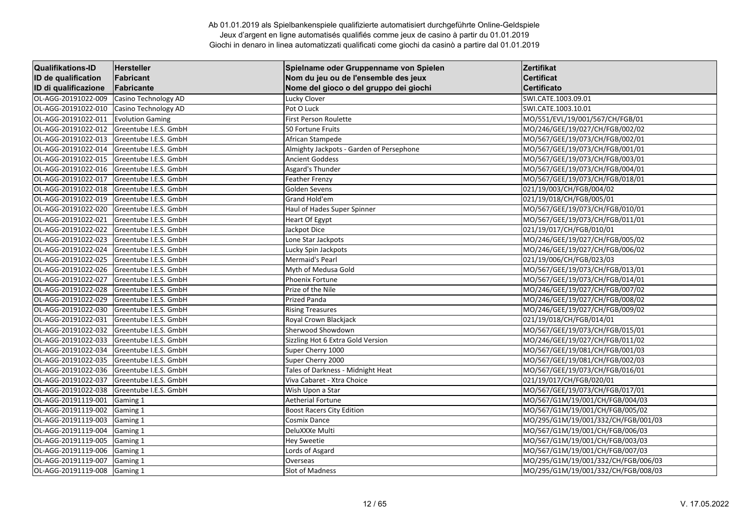Ab 01.01.2019 als Spielbankenspiele qualifizierte automatisiert durchgeführte Online-Geldspiele
Jeux d'argent en ligne automatisés qualifiés comme jeux de casino à partir du 01.01.2019
Giochi in denaro in linea automatizzati qualificati come giochi da casinò a partire dal 01.01.2019

| Qualifikations-ID<br>ID de qualification<br>ID di qualificazione | Hersteller<br>Fabricant<br>Fabricante | Spielname oder Gruppenname von Spielen<br>Nom du jeu ou de l'ensemble des jeux<br>Nome del gioco o del gruppo dei giochi | Zertifikat<br>Certificat<br>Certificato |
|---|---|---|---|
| OL-AGG-20191022-009 | Casino Technology AD | Lucky Clover | SWI.CATE.1003.09.01 |
| OL-AGG-20191022-010 | Casino Technology AD | Pot O Luck | SWI.CATE.1003.10.01 |
| OL-AGG-20191022-011 | Evolution Gaming | First Person Roulette | MO/551/EVL/19/001/567/CH/FGB/01 |
| OL-AGG-20191022-012 | Greentube I.E.S. GmbH | 50 Fortune Fruits | MO/246/GEE/19/027/CH/FGB/002/02 |
| OL-AGG-20191022-013 | Greentube I.E.S. GmbH | African Stampede | MO/567/GEE/19/073/CH/FGB/002/01 |
| OL-AGG-20191022-014 | Greentube I.E.S. GmbH | Almighty Jackpots - Garden of Persephone | MO/567/GEE/19/073/CH/FGB/001/01 |
| OL-AGG-20191022-015 | Greentube I.E.S. GmbH | Ancient Goddess | MO/567/GEE/19/073/CH/FGB/003/01 |
| OL-AGG-20191022-016 | Greentube I.E.S. GmbH | Asgard's Thunder | MO/567/GEE/19/073/CH/FGB/004/01 |
| OL-AGG-20191022-017 | Greentube I.E.S. GmbH | Feather Frenzy | MO/567/GEE/19/073/CH/FGB/018/01 |
| OL-AGG-20191022-018 | Greentube I.E.S. GmbH | Golden Sevens | 021/19/003/CH/FGB/004/02 |
| OL-AGG-20191022-019 | Greentube I.E.S. GmbH | Grand Hold'em | 021/19/018/CH/FGB/005/01 |
| OL-AGG-20191022-020 | Greentube I.E.S. GmbH | Haul of Hades Super Spinner | MO/567/GEE/19/073/CH/FGB/010/01 |
| OL-AGG-20191022-021 | Greentube I.E.S. GmbH | Heart Of Egypt | MO/567/GEE/19/073/CH/FGB/011/01 |
| OL-AGG-20191022-022 | Greentube I.E.S. GmbH | Jackpot Dice | 021/19/017/CH/FGB/010/01 |
| OL-AGG-20191022-023 | Greentube I.E.S. GmbH | Lone Star Jackpots | MO/246/GEE/19/027/CH/FGB/005/02 |
| OL-AGG-20191022-024 | Greentube I.E.S. GmbH | Lucky Spin Jackpots | MO/246/GEE/19/027/CH/FGB/006/02 |
| OL-AGG-20191022-025 | Greentube I.E.S. GmbH | Mermaid's Pearl | 021/19/006/CH/FGB/023/03 |
| OL-AGG-20191022-026 | Greentube I.E.S. GmbH | Myth of Medusa Gold | MO/567/GEE/19/073/CH/FGB/013/01 |
| OL-AGG-20191022-027 | Greentube I.E.S. GmbH | Phoenix Fortune | MO/567/GEE/19/073/CH/FGB/014/01 |
| OL-AGG-20191022-028 | Greentube I.E.S. GmbH | Prize of the Nile | MO/246/GEE/19/027/CH/FGB/007/02 |
| OL-AGG-20191022-029 | Greentube I.E.S. GmbH | Prized Panda | MO/246/GEE/19/027/CH/FGB/008/02 |
| OL-AGG-20191022-030 | Greentube I.E.S. GmbH | Rising Treasures | MO/246/GEE/19/027/CH/FGB/009/02 |
| OL-AGG-20191022-031 | Greentube I.E.S. GmbH | Royal Crown Blackjack | 021/19/018/CH/FGB/014/01 |
| OL-AGG-20191022-032 | Greentube I.E.S. GmbH | Sherwood Showdown | MO/567/GEE/19/073/CH/FGB/015/01 |
| OL-AGG-20191022-033 | Greentube I.E.S. GmbH | Sizzling Hot 6 Extra Gold Version | MO/246/GEE/19/027/CH/FGB/011/02 |
| OL-AGG-20191022-034 | Greentube I.E.S. GmbH | Super Cherry 1000 | MO/567/GEE/19/081/CH/FGB/001/03 |
| OL-AGG-20191022-035 | Greentube I.E.S. GmbH | Super Cherry 2000 | MO/567/GEE/19/081/CH/FGB/002/03 |
| OL-AGG-20191022-036 | Greentube I.E.S. GmbH | Tales of Darkness - Midnight Heat | MO/567/GEE/19/073/CH/FGB/016/01 |
| OL-AGG-20191022-037 | Greentube I.E.S. GmbH | Viva Cabaret - Xtra Choice | 021/19/017/CH/FGB/020/01 |
| OL-AGG-20191022-038 | Greentube I.E.S. GmbH | Wish Upon a Star | MO/567/GEE/19/073/CH/FGB/017/01 |
| OL-AGG-20191119-001 | Gaming 1 | Aetherial Fortune | MO/567/G1M/19/001/CH/FGB/004/03 |
| OL-AGG-20191119-002 | Gaming 1 | Boost Racers City Edition | MO/567/G1M/19/001/CH/FGB/005/02 |
| OL-AGG-20191119-003 | Gaming 1 | Cosmix Dance | MO/295/G1M/19/001/332/CH/FGB/001/03 |
| OL-AGG-20191119-004 | Gaming 1 | DeluXXXe Multi | MO/567/G1M/19/001/CH/FGB/006/03 |
| OL-AGG-20191119-005 | Gaming 1 | Hey Sweetie | MO/567/G1M/19/001/CH/FGB/003/03 |
| OL-AGG-20191119-006 | Gaming 1 | Lords of Asgard | MO/567/G1M/19/001/CH/FGB/007/03 |
| OL-AGG-20191119-007 | Gaming 1 | Overseas | MO/295/G1M/19/001/332/CH/FGB/006/03 |
| OL-AGG-20191119-008 | Gaming 1 | Slot of Madness | MO/295/G1M/19/001/332/CH/FGB/008/03 |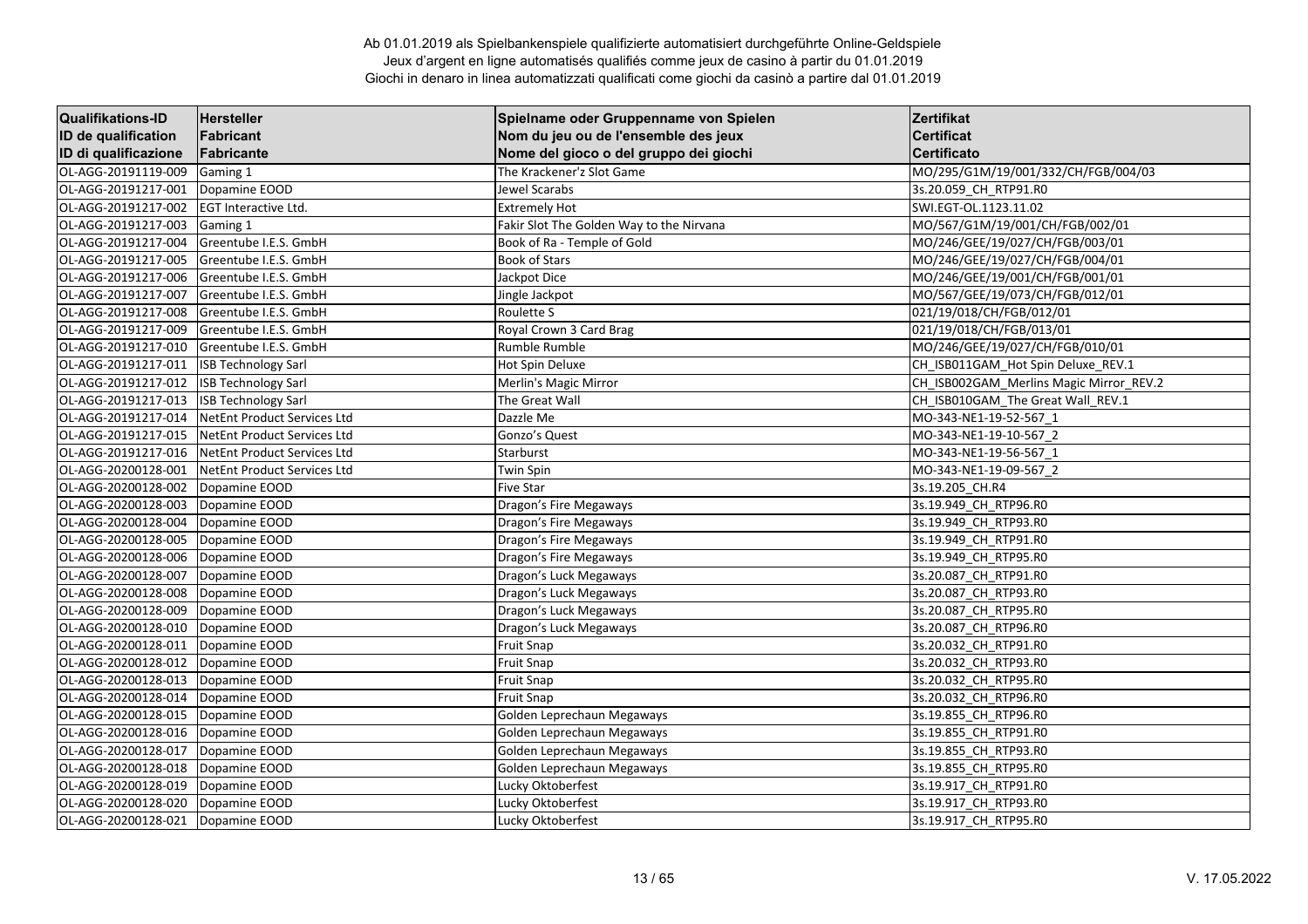Ab 01.01.2019 als Spielbankenspiele qualifizierte automatisiert durchgeführte Online-Geldspiele
Jeux d'argent en ligne automatisés qualifiés comme jeux de casino à partir du 01.01.2019
Giochi in denaro in linea automatizzati qualificati come giochi da casinò a partire dal 01.01.2019

| Qualifikations-ID<br>ID de qualification<br>ID di qualificazione | Hersteller<br>Fabricant<br>Fabricante | Spielname oder Gruppenname von Spielen<br>Nom du jeu ou de l'ensemble des jeux<br>Nome del gioco o del gruppo dei giochi | Zertifikat<br>Certificat<br>Certificato |
|---|---|---|---|
| OL-AGG-20191119-009 | Gaming 1 | The Krackener'z Slot Game | MO/295/G1M/19/001/332/CH/FGB/004/03 |
| OL-AGG-20191217-001 | Dopamine EOOD | Jewel Scarabs | 3s.20.059_CH_RTP91.R0 |
| OL-AGG-20191217-002 | EGT Interactive Ltd. | Extremely Hot | SWI.EGT-OL.1123.11.02 |
| OL-AGG-20191217-003 | Gaming 1 | Fakir Slot The Golden Way to the Nirvana | MO/567/G1M/19/001/CH/FGB/002/01 |
| OL-AGG-20191217-004 | Greentube I.E.S. GmbH | Book of Ra - Temple of Gold | MO/246/GEE/19/027/CH/FGB/003/01 |
| OL-AGG-20191217-005 | Greentube I.E.S. GmbH | Book of Stars | MO/246/GEE/19/027/CH/FGB/004/01 |
| OL-AGG-20191217-006 | Greentube I.E.S. GmbH | Jackpot Dice | MO/246/GEE/19/001/CH/FGB/001/01 |
| OL-AGG-20191217-007 | Greentube I.E.S. GmbH | Jingle Jackpot | MO/567/GEE/19/073/CH/FGB/012/01 |
| OL-AGG-20191217-008 | Greentube I.E.S. GmbH | Roulette S | 021/19/018/CH/FGB/012/01 |
| OL-AGG-20191217-009 | Greentube I.E.S. GmbH | Royal Crown 3 Card Brag | 021/19/018/CH/FGB/013/01 |
| OL-AGG-20191217-010 | Greentube I.E.S. GmbH | Rumble Rumble | MO/246/GEE/19/027/CH/FGB/010/01 |
| OL-AGG-20191217-011 | ISB Technology Sarl | Hot Spin Deluxe | CH_ISB011GAM_Hot Spin Deluxe_REV.1 |
| OL-AGG-20191217-012 | ISB Technology Sarl | Merlin's Magic Mirror | CH_ISB002GAM_Merlins Magic Mirror_REV.2 |
| OL-AGG-20191217-013 | ISB Technology Sarl | The Great Wall | CH_ISB010GAM_The Great Wall_REV.1 |
| OL-AGG-20191217-014 | NetEnt Product Services Ltd | Dazzle Me | MO-343-NE1-19-52-567_1 |
| OL-AGG-20191217-015 | NetEnt Product Services Ltd | Gonzo's Quest | MO-343-NE1-19-10-567_2 |
| OL-AGG-20191217-016 | NetEnt Product Services Ltd | Starburst | MO-343-NE1-19-56-567_1 |
| OL-AGG-20200128-001 | NetEnt Product Services Ltd | Twin Spin | MO-343-NE1-19-09-567_2 |
| OL-AGG-20200128-002 | Dopamine EOOD | Five Star | 3s.19.205_CH.R4 |
| OL-AGG-20200128-003 | Dopamine EOOD | Dragon's Fire Megaways | 3s.19.949_CH_RTP96.R0 |
| OL-AGG-20200128-004 | Dopamine EOOD | Dragon's Fire Megaways | 3s.19.949_CH_RTP93.R0 |
| OL-AGG-20200128-005 | Dopamine EOOD | Dragon's Fire Megaways | 3s.19.949_CH_RTP91.R0 |
| OL-AGG-20200128-006 | Dopamine EOOD | Dragon's Fire Megaways | 3s.19.949_CH_RTP95.R0 |
| OL-AGG-20200128-007 | Dopamine EOOD | Dragon's Luck Megaways | 3s.20.087_CH_RTP91.R0 |
| OL-AGG-20200128-008 | Dopamine EOOD | Dragon's Luck Megaways | 3s.20.087_CH_RTP93.R0 |
| OL-AGG-20200128-009 | Dopamine EOOD | Dragon's Luck Megaways | 3s.20.087_CH_RTP95.R0 |
| OL-AGG-20200128-010 | Dopamine EOOD | Dragon's Luck Megaways | 3s.20.087_CH_RTP96.R0 |
| OL-AGG-20200128-011 | Dopamine EOOD | Fruit Snap | 3s.20.032_CH_RTP91.R0 |
| OL-AGG-20200128-012 | Dopamine EOOD | Fruit Snap | 3s.20.032_CH_RTP93.R0 |
| OL-AGG-20200128-013 | Dopamine EOOD | Fruit Snap | 3s.20.032_CH_RTP95.R0 |
| OL-AGG-20200128-014 | Dopamine EOOD | Fruit Snap | 3s.20.032_CH_RTP96.R0 |
| OL-AGG-20200128-015 | Dopamine EOOD | Golden Leprechaun Megaways | 3s.19.855_CH_RTP96.R0 |
| OL-AGG-20200128-016 | Dopamine EOOD | Golden Leprechaun Megaways | 3s.19.855_CH_RTP91.R0 |
| OL-AGG-20200128-017 | Dopamine EOOD | Golden Leprechaun Megaways | 3s.19.855_CH_RTP93.R0 |
| OL-AGG-20200128-018 | Dopamine EOOD | Golden Leprechaun Megaways | 3s.19.855_CH_RTP95.R0 |
| OL-AGG-20200128-019 | Dopamine EOOD | Lucky Oktoberfest | 3s.19.917_CH_RTP91.R0 |
| OL-AGG-20200128-020 | Dopamine EOOD | Lucky Oktoberfest | 3s.19.917_CH_RTP93.R0 |
| OL-AGG-20200128-021 | Dopamine EOOD | Lucky Oktoberfest | 3s.19.917_CH_RTP95.R0 |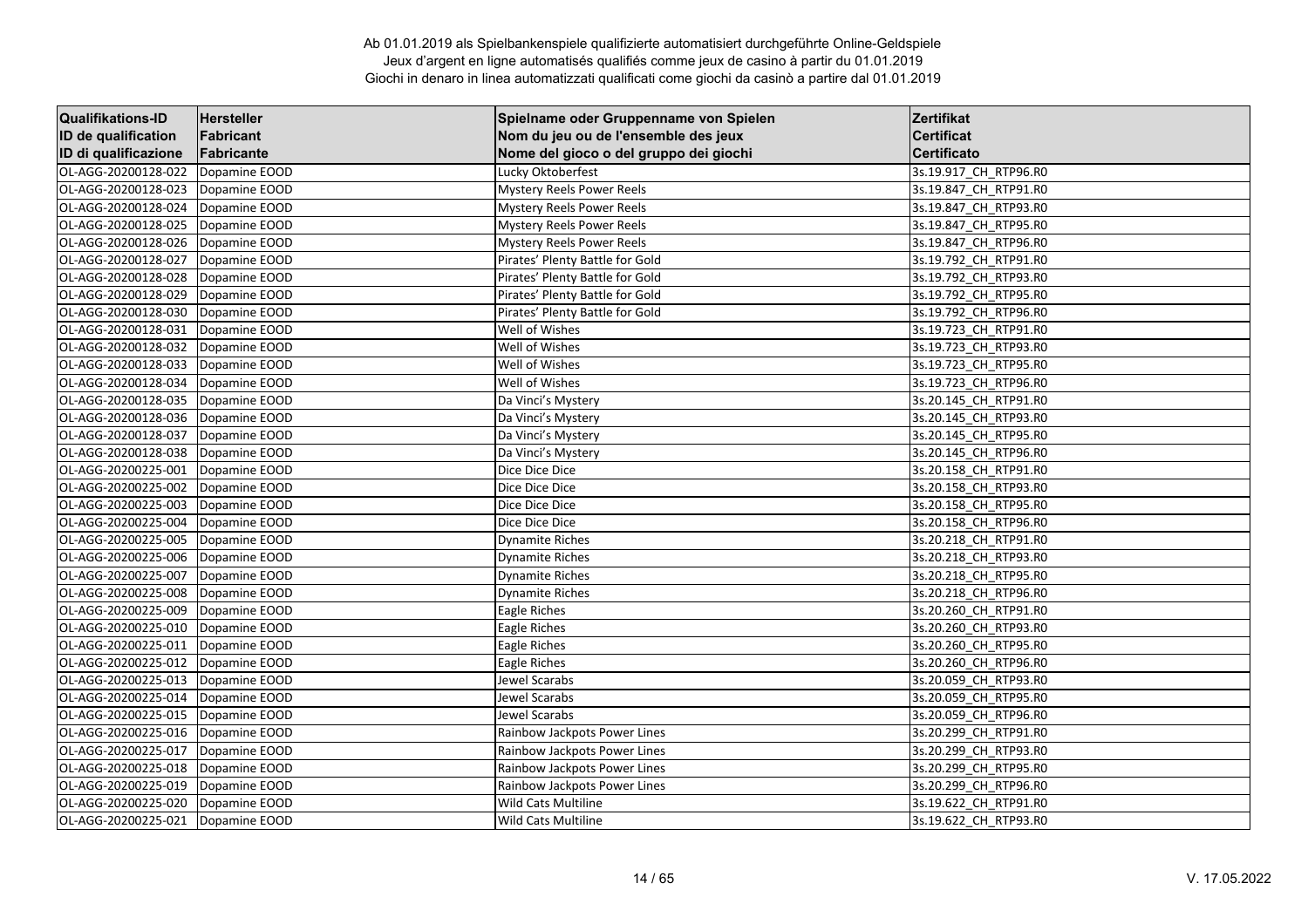Ab 01.01.2019 als Spielbankenspiele qualifizierte automatisiert durchgeführte Online-Geldspiele
Jeux d'argent en ligne automatisés qualifiés comme jeux de casino à partir du 01.01.2019
Giochi in denaro in linea automatizzati qualificati come giochi da casinò a partire dal 01.01.2019

| Qualifikations-ID<br>ID de qualification<br>ID di qualificazione | Hersteller<br>Fabricant<br>Fabricante | Spielname oder Gruppenname von Spielen<br>Nom du jeu ou de l'ensemble des jeux<br>Nome del gioco o del gruppo dei giochi | Zertifikat<br>Certificat<br>Certificato |
|---|---|---|---|
| OL-AGG-20200128-022 | Dopamine EOOD | Lucky Oktoberfest | 3s.19.917_CH_RTP96.R0 |
| OL-AGG-20200128-023 | Dopamine EOOD | Mystery Reels Power Reels | 3s.19.847_CH_RTP91.R0 |
| OL-AGG-20200128-024 | Dopamine EOOD | Mystery Reels Power Reels | 3s.19.847_CH_RTP93.R0 |
| OL-AGG-20200128-025 | Dopamine EOOD | Mystery Reels Power Reels | 3s.19.847_CH_RTP95.R0 |
| OL-AGG-20200128-026 | Dopamine EOOD | Mystery Reels Power Reels | 3s.19.847_CH_RTP96.R0 |
| OL-AGG-20200128-027 | Dopamine EOOD | Pirates' Plenty Battle for Gold | 3s.19.792_CH_RTP91.R0 |
| OL-AGG-20200128-028 | Dopamine EOOD | Pirates' Plenty Battle for Gold | 3s.19.792_CH_RTP93.R0 |
| OL-AGG-20200128-029 | Dopamine EOOD | Pirates' Plenty Battle for Gold | 3s.19.792_CH_RTP95.R0 |
| OL-AGG-20200128-030 | Dopamine EOOD | Pirates' Plenty Battle for Gold | 3s.19.792_CH_RTP96.R0 |
| OL-AGG-20200128-031 | Dopamine EOOD | Well of Wishes | 3s.19.723_CH_RTP91.R0 |
| OL-AGG-20200128-032 | Dopamine EOOD | Well of Wishes | 3s.19.723_CH_RTP93.R0 |
| OL-AGG-20200128-033 | Dopamine EOOD | Well of Wishes | 3s.19.723_CH_RTP95.R0 |
| OL-AGG-20200128-034 | Dopamine EOOD | Well of Wishes | 3s.19.723_CH_RTP96.R0 |
| OL-AGG-20200128-035 | Dopamine EOOD | Da Vinci's Mystery | 3s.20.145_CH_RTP91.R0 |
| OL-AGG-20200128-036 | Dopamine EOOD | Da Vinci's Mystery | 3s.20.145_CH_RTP93.R0 |
| OL-AGG-20200128-037 | Dopamine EOOD | Da Vinci's Mystery | 3s.20.145_CH_RTP95.R0 |
| OL-AGG-20200128-038 | Dopamine EOOD | Da Vinci's Mystery | 3s.20.145_CH_RTP96.R0 |
| OL-AGG-20200225-001 | Dopamine EOOD | Dice Dice Dice | 3s.20.158_CH_RTP91.R0 |
| OL-AGG-20200225-002 | Dopamine EOOD | Dice Dice Dice | 3s.20.158_CH_RTP93.R0 |
| OL-AGG-20200225-003 | Dopamine EOOD | Dice Dice Dice | 3s.20.158_CH_RTP95.R0 |
| OL-AGG-20200225-004 | Dopamine EOOD | Dice Dice Dice | 3s.20.158_CH_RTP96.R0 |
| OL-AGG-20200225-005 | Dopamine EOOD | Dynamite Riches | 3s.20.218_CH_RTP91.R0 |
| OL-AGG-20200225-006 | Dopamine EOOD | Dynamite Riches | 3s.20.218_CH_RTP93.R0 |
| OL-AGG-20200225-007 | Dopamine EOOD | Dynamite Riches | 3s.20.218_CH_RTP95.R0 |
| OL-AGG-20200225-008 | Dopamine EOOD | Dynamite Riches | 3s.20.218_CH_RTP96.R0 |
| OL-AGG-20200225-009 | Dopamine EOOD | Eagle Riches | 3s.20.260_CH_RTP91.R0 |
| OL-AGG-20200225-010 | Dopamine EOOD | Eagle Riches | 3s.20.260_CH_RTP93.R0 |
| OL-AGG-20200225-011 | Dopamine EOOD | Eagle Riches | 3s.20.260_CH_RTP95.R0 |
| OL-AGG-20200225-012 | Dopamine EOOD | Eagle Riches | 3s.20.260_CH_RTP96.R0 |
| OL-AGG-20200225-013 | Dopamine EOOD | Jewel Scarabs | 3s.20.059_CH_RTP93.R0 |
| OL-AGG-20200225-014 | Dopamine EOOD | Jewel Scarabs | 3s.20.059_CH_RTP95.R0 |
| OL-AGG-20200225-015 | Dopamine EOOD | Jewel Scarabs | 3s.20.059_CH_RTP96.R0 |
| OL-AGG-20200225-016 | Dopamine EOOD | Rainbow Jackpots Power Lines | 3s.20.299_CH_RTP91.R0 |
| OL-AGG-20200225-017 | Dopamine EOOD | Rainbow Jackpots Power Lines | 3s.20.299_CH_RTP93.R0 |
| OL-AGG-20200225-018 | Dopamine EOOD | Rainbow Jackpots Power Lines | 3s.20.299_CH_RTP95.R0 |
| OL-AGG-20200225-019 | Dopamine EOOD | Rainbow Jackpots Power Lines | 3s.20.299_CH_RTP96.R0 |
| OL-AGG-20200225-020 | Dopamine EOOD | Wild Cats Multiline | 3s.19.622_CH_RTP91.R0 |
| OL-AGG-20200225-021 | Dopamine EOOD | Wild Cats Multiline | 3s.19.622_CH_RTP93.R0 |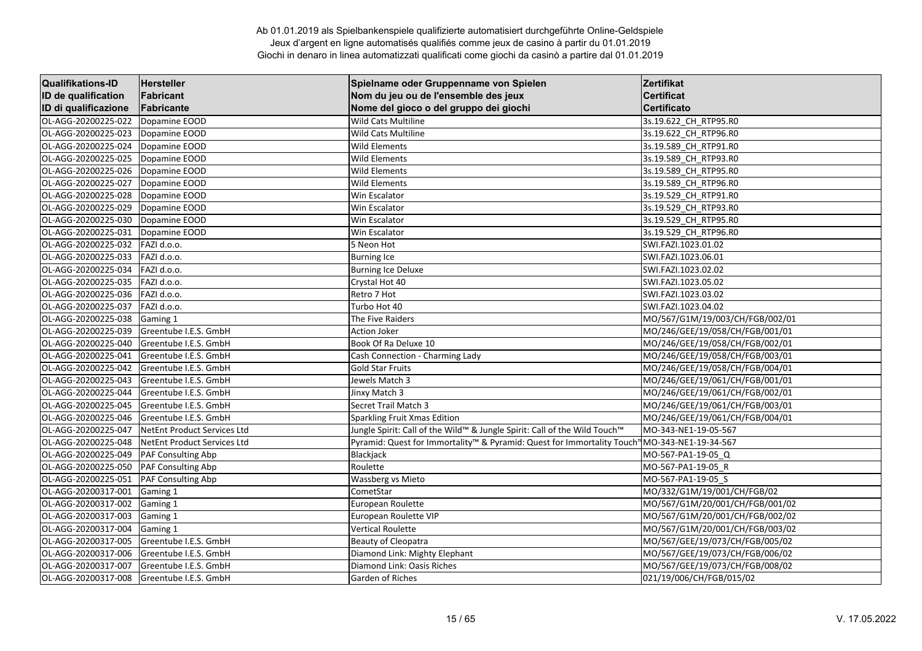Ab 01.01.2019 als Spielbankenspiele qualifizierte automatisiert durchgeführte Online-Geldspiele
Jeux d'argent en ligne automatisés qualifiés comme jeux de casino à partir du 01.01.2019
Giochi in denaro in linea automatizzati qualificati come giochi da casinò a partire dal 01.01.2019

| Qualifikations-ID<br>ID de qualification<br>ID di qualificazione | Hersteller<br>Fabricant<br>Fabricante | Spielname oder Gruppenname von Spielen<br>Nom du jeu ou de l'ensemble des jeux<br>Nome del gioco o del gruppo dei giochi | Zertifikat<br>Certificat<br>Certificato |
|---|---|---|---|
| OL-AGG-20200225-022 | Dopamine EOOD | Wild Cats Multiline | 3s.19.622_CH_RTP95.R0 |
| OL-AGG-20200225-023 | Dopamine EOOD | Wild Cats Multiline | 3s.19.622_CH_RTP96.R0 |
| OL-AGG-20200225-024 | Dopamine EOOD | Wild Elements | 3s.19.589_CH_RTP91.R0 |
| OL-AGG-20200225-025 | Dopamine EOOD | Wild Elements | 3s.19.589_CH_RTP93.R0 |
| OL-AGG-20200225-026 | Dopamine EOOD | Wild Elements | 3s.19.589_CH_RTP95.R0 |
| OL-AGG-20200225-027 | Dopamine EOOD | Wild Elements | 3s.19.589_CH_RTP96.R0 |
| OL-AGG-20200225-028 | Dopamine EOOD | Win Escalator | 3s.19.529_CH_RTP91.R0 |
| OL-AGG-20200225-029 | Dopamine EOOD | Win Escalator | 3s.19.529_CH_RTP93.R0 |
| OL-AGG-20200225-030 | Dopamine EOOD | Win Escalator | 3s.19.529_CH_RTP95.R0 |
| OL-AGG-20200225-031 | Dopamine EOOD | Win Escalator | 3s.19.529_CH_RTP96.R0 |
| OL-AGG-20200225-032 | FAZI d.o.o. | 5 Neon Hot | SWI.FAZI.1023.01.02 |
| OL-AGG-20200225-033 | FAZI d.o.o. | Burning Ice | SWI.FAZI.1023.06.01 |
| OL-AGG-20200225-034 | FAZI d.o.o. | Burning Ice Deluxe | SWI.FAZI.1023.02.02 |
| OL-AGG-20200225-035 | FAZI d.o.o. | Crystal Hot 40 | SWI.FAZI.1023.05.02 |
| OL-AGG-20200225-036 | FAZI d.o.o. | Retro 7 Hot | SWI.FAZI.1023.03.02 |
| OL-AGG-20200225-037 | FAZI d.o.o. | Turbo Hot 40 | SWI.FAZI.1023.04.02 |
| OL-AGG-20200225-038 | Gaming 1 | The Five Raiders | MO/567/G1M/19/003/CH/FGB/002/01 |
| OL-AGG-20200225-039 | Greentube I.E.S. GmbH | Action Joker | MO/246/GEE/19/058/CH/FGB/001/01 |
| OL-AGG-20200225-040 | Greentube I.E.S. GmbH | Book Of Ra Deluxe 10 | MO/246/GEE/19/058/CH/FGB/002/01 |
| OL-AGG-20200225-041 | Greentube I.E.S. GmbH | Cash Connection - Charming Lady | MO/246/GEE/19/058/CH/FGB/003/01 |
| OL-AGG-20200225-042 | Greentube I.E.S. GmbH | Gold Star Fruits | MO/246/GEE/19/058/CH/FGB/004/01 |
| OL-AGG-20200225-043 | Greentube I.E.S. GmbH | Jewels Match 3 | MO/246/GEE/19/061/CH/FGB/001/01 |
| OL-AGG-20200225-044 | Greentube I.E.S. GmbH | Jinxy Match 3 | MO/246/GEE/19/061/CH/FGB/002/01 |
| OL-AGG-20200225-045 | Greentube I.E.S. GmbH | Secret Trail Match 3 | MO/246/GEE/19/061/CH/FGB/003/01 |
| OL-AGG-20200225-046 | Greentube I.E.S. GmbH | Sparkling Fruit Xmas Edition | MO/246/GEE/19/061/CH/FGB/004/01 |
| OL-AGG-20200225-047 | NetEnt Product Services Ltd | Jungle Spirit: Call of the Wild™ & Jungle Spirit: Call of the Wild Touch™ | MO-343-NE1-19-05-567 |
| OL-AGG-20200225-048 | NetEnt Product Services Ltd | Pyramid: Quest for Immortality™ & Pyramid: Quest for Immortality Touch™ | MO-343-NE1-19-34-567 |
| OL-AGG-20200225-049 | PAF Consulting Abp | Blackjack | MO-567-PA1-19-05_Q |
| OL-AGG-20200225-050 | PAF Consulting Abp | Roulette | MO-567-PA1-19-05_R |
| OL-AGG-20200225-051 | PAF Consulting Abp | Wassberg vs Mieto | MO-567-PA1-19-05_S |
| OL-AGG-20200317-001 | Gaming 1 | CometStar | MO/332/G1M/19/001/CH/FGB/02 |
| OL-AGG-20200317-002 | Gaming 1 | European Roulette | MO/567/G1M/20/001/CH/FGB/001/02 |
| OL-AGG-20200317-003 | Gaming 1 | European Roulette VIP | MO/567/G1M/20/001/CH/FGB/002/02 |
| OL-AGG-20200317-004 | Gaming 1 | Vertical Roulette | MO/567/G1M/20/001/CH/FGB/003/02 |
| OL-AGG-20200317-005 | Greentube I.E.S. GmbH | Beauty of Cleopatra | MO/567/GEE/19/073/CH/FGB/005/02 |
| OL-AGG-20200317-006 | Greentube I.E.S. GmbH | Diamond Link: Mighty Elephant | MO/567/GEE/19/073/CH/FGB/006/02 |
| OL-AGG-20200317-007 | Greentube I.E.S. GmbH | Diamond Link: Oasis Riches | MO/567/GEE/19/073/CH/FGB/008/02 |
| OL-AGG-20200317-008 | Greentube I.E.S. GmbH | Garden of Riches | 021/19/006/CH/FGB/015/02 |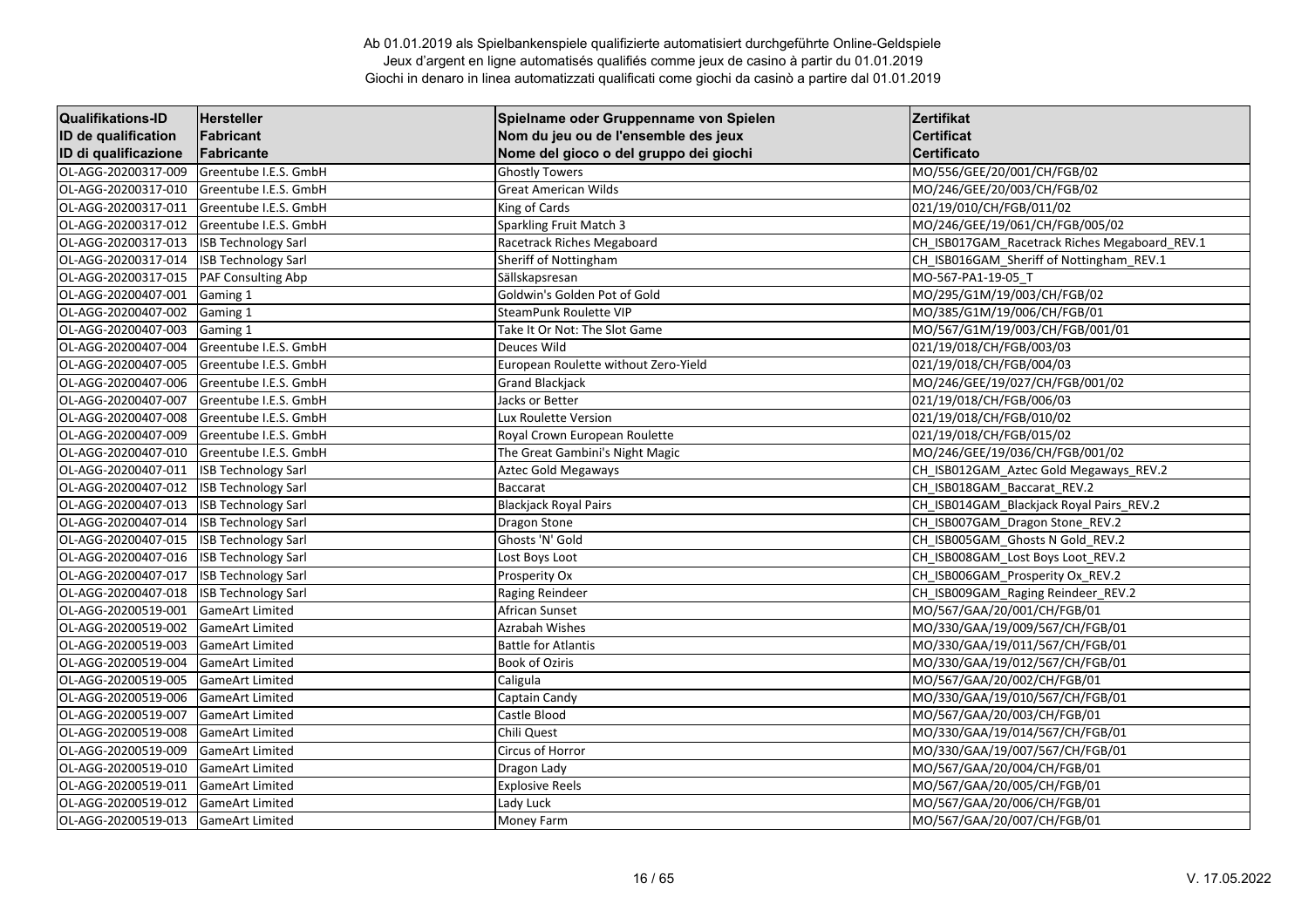Ab 01.01.2019 als Spielbankenspiele qualifizierte automatisiert durchgeführte Online-Geldspiele
Jeux d'argent en ligne automatisés qualifiés comme jeux de casino à partir du 01.01.2019
Giochi in denaro in linea automatizzati qualificati come giochi da casinò a partire dal 01.01.2019

| Qualifikations-ID<br>ID de qualification<br>ID di qualificazione | Hersteller<br>Fabricant<br>Fabricante | Spielname oder Gruppenname von Spielen<br>Nom du jeu ou de l'ensemble des jeux<br>Nome del gioco o del gruppo dei giochi | Zertifikat<br>Certificat<br>Certificato |
|---|---|---|---|
| OL-AGG-20200317-009 | Greentube I.E.S. GmbH | Ghostly Towers | MO/556/GEE/20/001/CH/FGB/02 |
| OL-AGG-20200317-010 | Greentube I.E.S. GmbH | Great American Wilds | MO/246/GEE/20/003/CH/FGB/02 |
| OL-AGG-20200317-011 | Greentube I.E.S. GmbH | King of Cards | 021/19/010/CH/FGB/011/02 |
| OL-AGG-20200317-012 | Greentube I.E.S. GmbH | Sparkling Fruit Match 3 | MO/246/GEE/19/061/CH/FGB/005/02 |
| OL-AGG-20200317-013 | ISB Technology Sarl | Racetrack Riches Megaboard | CH_ISB017GAM_Racetrack Riches Megaboard_REV.1 |
| OL-AGG-20200317-014 | ISB Technology Sarl | Sheriff of Nottingham | CH_ISB016GAM_Sheriff of Nottingham_REV.1 |
| OL-AGG-20200317-015 | PAF Consulting Abp | Sällskapsresan | MO-567-PA1-19-05_T |
| OL-AGG-20200407-001 | Gaming 1 | Goldwin's Golden Pot of Gold | MO/295/G1M/19/003/CH/FGB/02 |
| OL-AGG-20200407-002 | Gaming 1 | SteamPunk Roulette VIP | MO/385/G1M/19/006/CH/FGB/01 |
| OL-AGG-20200407-003 | Gaming 1 | Take It Or Not: The Slot Game | MO/567/G1M/19/003/CH/FGB/001/01 |
| OL-AGG-20200407-004 | Greentube I.E.S. GmbH | Deuces Wild | 021/19/018/CH/FGB/003/03 |
| OL-AGG-20200407-005 | Greentube I.E.S. GmbH | European Roulette without Zero-Yield | 021/19/018/CH/FGB/004/03 |
| OL-AGG-20200407-006 | Greentube I.E.S. GmbH | Grand Blackjack | MO/246/GEE/19/027/CH/FGB/001/02 |
| OL-AGG-20200407-007 | Greentube I.E.S. GmbH | Jacks or Better | 021/19/018/CH/FGB/006/03 |
| OL-AGG-20200407-008 | Greentube I.E.S. GmbH | Lux Roulette Version | 021/19/018/CH/FGB/010/02 |
| OL-AGG-20200407-009 | Greentube I.E.S. GmbH | Royal Crown European Roulette | 021/19/018/CH/FGB/015/02 |
| OL-AGG-20200407-010 | Greentube I.E.S. GmbH | The Great Gambini's Night Magic | MO/246/GEE/19/036/CH/FGB/001/02 |
| OL-AGG-20200407-011 | ISB Technology Sarl | Aztec Gold Megaways | CH_ISB012GAM_Aztec Gold Megaways_REV.2 |
| OL-AGG-20200407-012 | ISB Technology Sarl | Baccarat | CH_ISB018GAM_Baccarat_REV.2 |
| OL-AGG-20200407-013 | ISB Technology Sarl | Blackjack Royal Pairs | CH_ISB014GAM_Blackjack Royal Pairs_REV.2 |
| OL-AGG-20200407-014 | ISB Technology Sarl | Dragon Stone | CH_ISB007GAM_Dragon Stone_REV.2 |
| OL-AGG-20200407-015 | ISB Technology Sarl | Ghosts 'N' Gold | CH_ISB005GAM_Ghosts N Gold_REV.2 |
| OL-AGG-20200407-016 | ISB Technology Sarl | Lost Boys Loot | CH_ISB008GAM_Lost Boys Loot_REV.2 |
| OL-AGG-20200407-017 | ISB Technology Sarl | Prosperity Ox | CH_ISB006GAM_Prosperity Ox_REV.2 |
| OL-AGG-20200407-018 | ISB Technology Sarl | Raging Reindeer | CH_ISB009GAM_Raging Reindeer_REV.2 |
| OL-AGG-20200519-001 | GameArt Limited | African Sunset | MO/567/GAA/20/001/CH/FGB/01 |
| OL-AGG-20200519-002 | GameArt Limited | Azrabah Wishes | MO/330/GAA/19/009/567/CH/FGB/01 |
| OL-AGG-20200519-003 | GameArt Limited | Battle for Atlantis | MO/330/GAA/19/011/567/CH/FGB/01 |
| OL-AGG-20200519-004 | GameArt Limited | Book of Oziris | MO/330/GAA/19/012/567/CH/FGB/01 |
| OL-AGG-20200519-005 | GameArt Limited | Caligula | MO/567/GAA/20/002/CH/FGB/01 |
| OL-AGG-20200519-006 | GameArt Limited | Captain Candy | MO/330/GAA/19/010/567/CH/FGB/01 |
| OL-AGG-20200519-007 | GameArt Limited | Castle Blood | MO/567/GAA/20/003/CH/FGB/01 |
| OL-AGG-20200519-008 | GameArt Limited | Chili Quest | MO/330/GAA/19/014/567/CH/FGB/01 |
| OL-AGG-20200519-009 | GameArt Limited | Circus of Horror | MO/330/GAA/19/007/567/CH/FGB/01 |
| OL-AGG-20200519-010 | GameArt Limited | Dragon Lady | MO/567/GAA/20/004/CH/FGB/01 |
| OL-AGG-20200519-011 | GameArt Limited | Explosive Reels | MO/567/GAA/20/005/CH/FGB/01 |
| OL-AGG-20200519-012 | GameArt Limited | Lady Luck | MO/567/GAA/20/006/CH/FGB/01 |
| OL-AGG-20200519-013 | GameArt Limited | Money Farm | MO/567/GAA/20/007/CH/FGB/01 |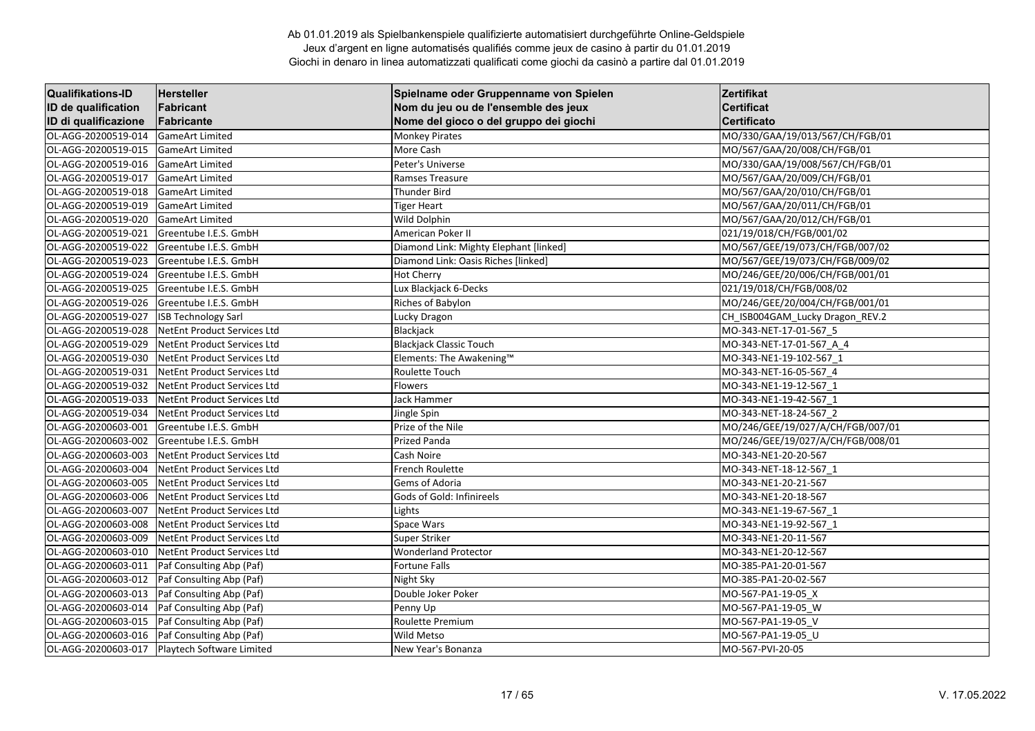Ab 01.01.2019 als Spielbankenspiele qualifizierte automatisiert durchgeführte Online-Geldspiele
Jeux d'argent en ligne automatisés qualifiés comme jeux de casino à partir du 01.01.2019
Giochi in denaro in linea automatizzati qualificati come giochi da casinò a partire dal 01.01.2019

| Qualifikations-ID<br>ID de qualification<br>ID di qualificazione | Hersteller<br>Fabricant<br>Fabricante | Spielname oder Gruppenname von Spielen<br>Nom du jeu ou de l'ensemble des jeux<br>Nome del gioco o del gruppo dei giochi | Zertifikat<br>Certificat<br>Certificato |
|---|---|---|---|
| OL-AGG-20200519-014 | GameArt Limited | Monkey Pirates | MO/330/GAA/19/013/567/CH/FGB/01 |
| OL-AGG-20200519-015 | GameArt Limited | More Cash | MO/567/GAA/20/008/CH/FGB/01 |
| OL-AGG-20200519-016 | GameArt Limited | Peter's Universe | MO/330/GAA/19/008/567/CH/FGB/01 |
| OL-AGG-20200519-017 | GameArt Limited | Ramses Treasure | MO/567/GAA/20/009/CH/FGB/01 |
| OL-AGG-20200519-018 | GameArt Limited | Thunder Bird | MO/567/GAA/20/010/CH/FGB/01 |
| OL-AGG-20200519-019 | GameArt Limited | Tiger Heart | MO/567/GAA/20/011/CH/FGB/01 |
| OL-AGG-20200519-020 | GameArt Limited | Wild Dolphin | MO/567/GAA/20/012/CH/FGB/01 |
| OL-AGG-20200519-021 | Greentube I.E.S. GmbH | American Poker II | 021/19/018/CH/FGB/001/02 |
| OL-AGG-20200519-022 | Greentube I.E.S. GmbH | Diamond Link: Mighty Elephant [linked] | MO/567/GEE/19/073/CH/FGB/007/02 |
| OL-AGG-20200519-023 | Greentube I.E.S. GmbH | Diamond Link: Oasis Riches [linked] | MO/567/GEE/19/073/CH/FGB/009/02 |
| OL-AGG-20200519-024 | Greentube I.E.S. GmbH | Hot Cherry | MO/246/GEE/20/006/CH/FGB/001/01 |
| OL-AGG-20200519-025 | Greentube I.E.S. GmbH | Lux Blackjack 6-Decks | 021/19/018/CH/FGB/008/02 |
| OL-AGG-20200519-026 | Greentube I.E.S. GmbH | Riches of Babylon | MO/246/GEE/20/004/CH/FGB/001/01 |
| OL-AGG-20200519-027 | ISB Technology Sarl | Lucky Dragon | CH_ISB004GAM_Lucky Dragon_REV.2 |
| OL-AGG-20200519-028 | NetEnt Product Services Ltd | Blackjack | MO-343-NET-17-01-567_5 |
| OL-AGG-20200519-029 | NetEnt Product Services Ltd | Blackjack Classic Touch | MO-343-NET-17-01-567_A_4 |
| OL-AGG-20200519-030 | NetEnt Product Services Ltd | Elements: The Awakening™ | MO-343-NE1-19-102-567_1 |
| OL-AGG-20200519-031 | NetEnt Product Services Ltd | Roulette Touch | MO-343-NET-16-05-567_4 |
| OL-AGG-20200519-032 | NetEnt Product Services Ltd | Flowers | MO-343-NE1-19-12-567_1 |
| OL-AGG-20200519-033 | NetEnt Product Services Ltd | Jack Hammer | MO-343-NE1-19-42-567_1 |
| OL-AGG-20200519-034 | NetEnt Product Services Ltd | Jingle Spin | MO-343-NET-18-24-567_2 |
| OL-AGG-20200603-001 | Greentube I.E.S. GmbH | Prize of the Nile | MO/246/GEE/19/027/A/CH/FGB/007/01 |
| OL-AGG-20200603-002 | Greentube I.E.S. GmbH | Prized Panda | MO/246/GEE/19/027/A/CH/FGB/008/01 |
| OL-AGG-20200603-003 | NetEnt Product Services Ltd | Cash Noire | MO-343-NE1-20-20-567 |
| OL-AGG-20200603-004 | NetEnt Product Services Ltd | French Roulette | MO-343-NET-18-12-567_1 |
| OL-AGG-20200603-005 | NetEnt Product Services Ltd | Gems of Adoria | MO-343-NE1-20-21-567 |
| OL-AGG-20200603-006 | NetEnt Product Services Ltd | Gods of Gold: Infinireels | MO-343-NE1-20-18-567 |
| OL-AGG-20200603-007 | NetEnt Product Services Ltd | Lights | MO-343-NE1-19-67-567_1 |
| OL-AGG-20200603-008 | NetEnt Product Services Ltd | Space Wars | MO-343-NE1-19-92-567_1 |
| OL-AGG-20200603-009 | NetEnt Product Services Ltd | Super Striker | MO-343-NE1-20-11-567 |
| OL-AGG-20200603-010 | NetEnt Product Services Ltd | Wonderland Protector | MO-343-NE1-20-12-567 |
| OL-AGG-20200603-011 | Paf Consulting Abp (Paf) | Fortune Falls | MO-385-PA1-20-01-567 |
| OL-AGG-20200603-012 | Paf Consulting Abp (Paf) | Night Sky | MO-385-PA1-20-02-567 |
| OL-AGG-20200603-013 | Paf Consulting Abp (Paf) | Double Joker Poker | MO-567-PA1-19-05_X |
| OL-AGG-20200603-014 | Paf Consulting Abp (Paf) | Penny Up | MO-567-PA1-19-05_W |
| OL-AGG-20200603-015 | Paf Consulting Abp (Paf) | Roulette Premium | MO-567-PA1-19-05_V |
| OL-AGG-20200603-016 | Paf Consulting Abp (Paf) | Wild Metso | MO-567-PA1-19-05_U |
| OL-AGG-20200603-017 | Playtech Software Limited | New Year's Bonanza | MO-567-PVI-20-05 |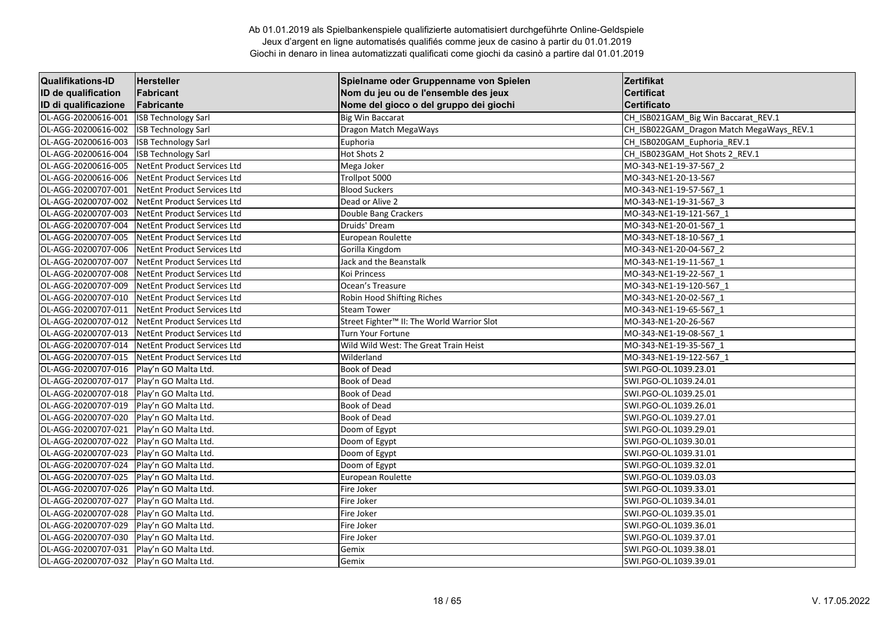Ab 01.01.2019 als Spielbankenspiele qualifizierte automatisiert durchgeführte Online-Geldspiele
Jeux d'argent en ligne automatisés qualifiés comme jeux de casino à partir du 01.01.2019
Giochi in denaro in linea automatizzati qualificati come giochi da casinò a partire dal 01.01.2019

| Qualifikations-ID<br>ID de qualification<br>ID di qualificazione | Hersteller<br>Fabricant<br>Fabricante | Spielname oder Gruppenname von Spielen<br>Nom du jeu ou de l'ensemble des jeux<br>Nome del gioco o del gruppo dei giochi | Zertifikat<br>Certificat<br>Certificato |
|---|---|---|---|
| OL-AGG-20200616-001 | ISB Technology Sarl | Big Win Baccarat | CH_ISB021GAM_Big Win Baccarat_REV.1 |
| OL-AGG-20200616-002 | ISB Technology Sarl | Dragon Match MegaWays | CH_ISB022GAM_Dragon Match MegaWays_REV.1 |
| OL-AGG-20200616-003 | ISB Technology Sarl | Euphoria | CH_ISB020GAM_Euphoria_REV.1 |
| OL-AGG-20200616-004 | ISB Technology Sarl | Hot Shots 2 | CH_ISB023GAM_Hot Shots 2_REV.1 |
| OL-AGG-20200616-005 | NetEnt Product Services Ltd | Mega Joker | MO-343-NE1-19-37-567_2 |
| OL-AGG-20200616-006 | NetEnt Product Services Ltd | Trollpot 5000 | MO-343-NE1-20-13-567 |
| OL-AGG-20200707-001 | NetEnt Product Services Ltd | Blood Suckers | MO-343-NE1-19-57-567_1 |
| OL-AGG-20200707-002 | NetEnt Product Services Ltd | Dead or Alive 2 | MO-343-NE1-19-31-567_3 |
| OL-AGG-20200707-003 | NetEnt Product Services Ltd | Double Bang Crackers | MO-343-NE1-19-121-567_1 |
| OL-AGG-20200707-004 | NetEnt Product Services Ltd | Druids' Dream | MO-343-NE1-20-01-567_1 |
| OL-AGG-20200707-005 | NetEnt Product Services Ltd | European Roulette | MO-343-NET-18-10-567_1 |
| OL-AGG-20200707-006 | NetEnt Product Services Ltd | Gorilla Kingdom | MO-343-NE1-20-04-567_2 |
| OL-AGG-20200707-007 | NetEnt Product Services Ltd | Jack and the Beanstalk | MO-343-NE1-19-11-567_1 |
| OL-AGG-20200707-008 | NetEnt Product Services Ltd | Koi Princess | MO-343-NE1-19-22-567_1 |
| OL-AGG-20200707-009 | NetEnt Product Services Ltd | Ocean's Treasure | MO-343-NE1-19-120-567_1 |
| OL-AGG-20200707-010 | NetEnt Product Services Ltd | Robin Hood Shifting Riches | MO-343-NE1-20-02-567_1 |
| OL-AGG-20200707-011 | NetEnt Product Services Ltd | Steam Tower | MO-343-NE1-19-65-567_1 |
| OL-AGG-20200707-012 | NetEnt Product Services Ltd | Street Fighter™ II: The World Warrior Slot | MO-343-NE1-20-26-567 |
| OL-AGG-20200707-013 | NetEnt Product Services Ltd | Turn Your Fortune | MO-343-NE1-19-08-567_1 |
| OL-AGG-20200707-014 | NetEnt Product Services Ltd | Wild Wild West: The Great Train Heist | MO-343-NE1-19-35-567_1 |
| OL-AGG-20200707-015 | NetEnt Product Services Ltd | Wilderland | MO-343-NE1-19-122-567_1 |
| OL-AGG-20200707-016 | Play'n GO Malta Ltd. | Book of Dead | SWI.PGO-OL.1039.23.01 |
| OL-AGG-20200707-017 | Play'n GO Malta Ltd. | Book of Dead | SWI.PGO-OL.1039.24.01 |
| OL-AGG-20200707-018 | Play'n GO Malta Ltd. | Book of Dead | SWI.PGO-OL.1039.25.01 |
| OL-AGG-20200707-019 | Play'n GO Malta Ltd. | Book of Dead | SWI.PGO-OL.1039.26.01 |
| OL-AGG-20200707-020 | Play'n GO Malta Ltd. | Book of Dead | SWI.PGO-OL.1039.27.01 |
| OL-AGG-20200707-021 | Play'n GO Malta Ltd. | Doom of Egypt | SWI.PGO-OL.1039.29.01 |
| OL-AGG-20200707-022 | Play'n GO Malta Ltd. | Doom of Egypt | SWI.PGO-OL.1039.30.01 |
| OL-AGG-20200707-023 | Play'n GO Malta Ltd. | Doom of Egypt | SWI.PGO-OL.1039.31.01 |
| OL-AGG-20200707-024 | Play'n GO Malta Ltd. | Doom of Egypt | SWI.PGO-OL.1039.32.01 |
| OL-AGG-20200707-025 | Play'n GO Malta Ltd. | European Roulette | SWI.PGO-OL.1039.03.03 |
| OL-AGG-20200707-026 | Play'n GO Malta Ltd. | Fire Joker | SWI.PGO-OL.1039.33.01 |
| OL-AGG-20200707-027 | Play'n GO Malta Ltd. | Fire Joker | SWI.PGO-OL.1039.34.01 |
| OL-AGG-20200707-028 | Play'n GO Malta Ltd. | Fire Joker | SWI.PGO-OL.1039.35.01 |
| OL-AGG-20200707-029 | Play'n GO Malta Ltd. | Fire Joker | SWI.PGO-OL.1039.36.01 |
| OL-AGG-20200707-030 | Play'n GO Malta Ltd. | Fire Joker | SWI.PGO-OL.1039.37.01 |
| OL-AGG-20200707-031 | Play'n GO Malta Ltd. | Gemix | SWI.PGO-OL.1039.38.01 |
| OL-AGG-20200707-032 | Play'n GO Malta Ltd. | Gemix | SWI.PGO-OL.1039.39.01 |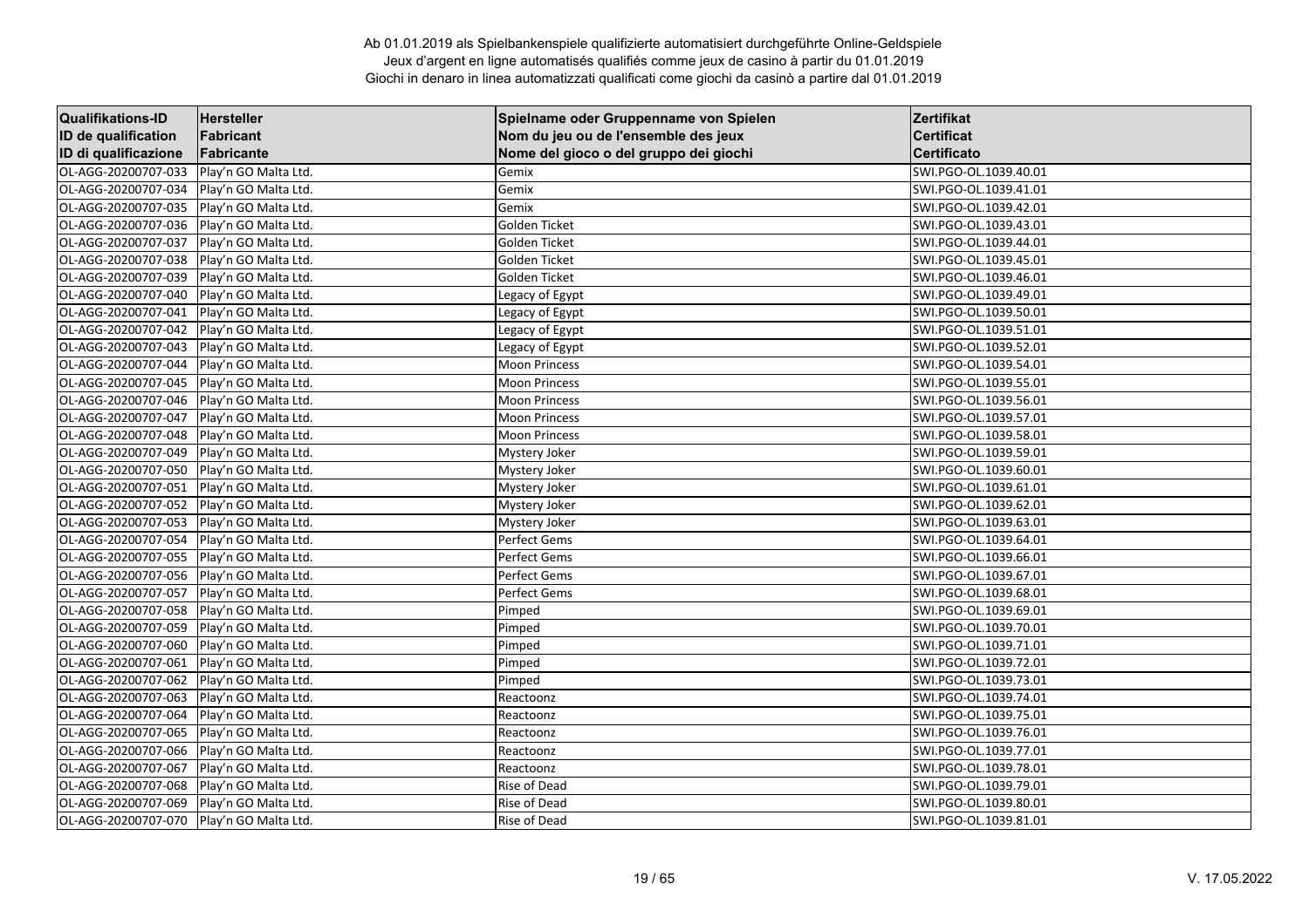Ab 01.01.2019 als Spielbankenspiele qualifizierte automatisiert durchgeführte Online-Geldspiele
Jeux d'argent en ligne automatisés qualifiés comme jeux de casino à partir du 01.01.2019
Giochi in denaro in linea automatizzati qualificati come giochi da casinò a partire dal 01.01.2019

| Qualifikations-ID<br>ID de qualification<br>ID di qualificazione | Hersteller<br>Fabricant<br>Fabricante | Spielname oder Gruppenname von Spielen<br>Nom du jeu ou de l'ensemble des jeux<br>Nome del gioco o del gruppo dei giochi | Zertifikat<br>Certificat<br>Certificato |
|---|---|---|---|
| OL-AGG-20200707-033 | Play'n GO Malta Ltd. | Gemix | SWI.PGO-OL.1039.40.01 |
| OL-AGG-20200707-034 | Play'n GO Malta Ltd. | Gemix | SWI.PGO-OL.1039.41.01 |
| OL-AGG-20200707-035 | Play'n GO Malta Ltd. | Gemix | SWI.PGO-OL.1039.42.01 |
| OL-AGG-20200707-036 | Play'n GO Malta Ltd. | Golden Ticket | SWI.PGO-OL.1039.43.01 |
| OL-AGG-20200707-037 | Play'n GO Malta Ltd. | Golden Ticket | SWI.PGO-OL.1039.44.01 |
| OL-AGG-20200707-038 | Play'n GO Malta Ltd. | Golden Ticket | SWI.PGO-OL.1039.45.01 |
| OL-AGG-20200707-039 | Play'n GO Malta Ltd. | Golden Ticket | SWI.PGO-OL.1039.46.01 |
| OL-AGG-20200707-040 | Play'n GO Malta Ltd. | Legacy of Egypt | SWI.PGO-OL.1039.49.01 |
| OL-AGG-20200707-041 | Play'n GO Malta Ltd. | Legacy of Egypt | SWI.PGO-OL.1039.50.01 |
| OL-AGG-20200707-042 | Play'n GO Malta Ltd. | Legacy of Egypt | SWI.PGO-OL.1039.51.01 |
| OL-AGG-20200707-043 | Play'n GO Malta Ltd. | Legacy of Egypt | SWI.PGO-OL.1039.52.01 |
| OL-AGG-20200707-044 | Play'n GO Malta Ltd. | Moon Princess | SWI.PGO-OL.1039.54.01 |
| OL-AGG-20200707-045 | Play'n GO Malta Ltd. | Moon Princess | SWI.PGO-OL.1039.55.01 |
| OL-AGG-20200707-046 | Play'n GO Malta Ltd. | Moon Princess | SWI.PGO-OL.1039.56.01 |
| OL-AGG-20200707-047 | Play'n GO Malta Ltd. | Moon Princess | SWI.PGO-OL.1039.57.01 |
| OL-AGG-20200707-048 | Play'n GO Malta Ltd. | Moon Princess | SWI.PGO-OL.1039.58.01 |
| OL-AGG-20200707-049 | Play'n GO Malta Ltd. | Mystery Joker | SWI.PGO-OL.1039.59.01 |
| OL-AGG-20200707-050 | Play'n GO Malta Ltd. | Mystery Joker | SWI.PGO-OL.1039.60.01 |
| OL-AGG-20200707-051 | Play'n GO Malta Ltd. | Mystery Joker | SWI.PGO-OL.1039.61.01 |
| OL-AGG-20200707-052 | Play'n GO Malta Ltd. | Mystery Joker | SWI.PGO-OL.1039.62.01 |
| OL-AGG-20200707-053 | Play'n GO Malta Ltd. | Mystery Joker | SWI.PGO-OL.1039.63.01 |
| OL-AGG-20200707-054 | Play'n GO Malta Ltd. | Perfect Gems | SWI.PGO-OL.1039.64.01 |
| OL-AGG-20200707-055 | Play'n GO Malta Ltd. | Perfect Gems | SWI.PGO-OL.1039.66.01 |
| OL-AGG-20200707-056 | Play'n GO Malta Ltd. | Perfect Gems | SWI.PGO-OL.1039.67.01 |
| OL-AGG-20200707-057 | Play'n GO Malta Ltd. | Perfect Gems | SWI.PGO-OL.1039.68.01 |
| OL-AGG-20200707-058 | Play'n GO Malta Ltd. | Pimped | SWI.PGO-OL.1039.69.01 |
| OL-AGG-20200707-059 | Play'n GO Malta Ltd. | Pimped | SWI.PGO-OL.1039.70.01 |
| OL-AGG-20200707-060 | Play'n GO Malta Ltd. | Pimped | SWI.PGO-OL.1039.71.01 |
| OL-AGG-20200707-061 | Play'n GO Malta Ltd. | Pimped | SWI.PGO-OL.1039.72.01 |
| OL-AGG-20200707-062 | Play'n GO Malta Ltd. | Pimped | SWI.PGO-OL.1039.73.01 |
| OL-AGG-20200707-063 | Play'n GO Malta Ltd. | Reactoonz | SWI.PGO-OL.1039.74.01 |
| OL-AGG-20200707-064 | Play'n GO Malta Ltd. | Reactoonz | SWI.PGO-OL.1039.75.01 |
| OL-AGG-20200707-065 | Play'n GO Malta Ltd. | Reactoonz | SWI.PGO-OL.1039.76.01 |
| OL-AGG-20200707-066 | Play'n GO Malta Ltd. | Reactoonz | SWI.PGO-OL.1039.77.01 |
| OL-AGG-20200707-067 | Play'n GO Malta Ltd. | Reactoonz | SWI.PGO-OL.1039.78.01 |
| OL-AGG-20200707-068 | Play'n GO Malta Ltd. | Rise of Dead | SWI.PGO-OL.1039.79.01 |
| OL-AGG-20200707-069 | Play'n GO Malta Ltd. | Rise of Dead | SWI.PGO-OL.1039.80.01 |
| OL-AGG-20200707-070 | Play'n GO Malta Ltd. | Rise of Dead | SWI.PGO-OL.1039.81.01 |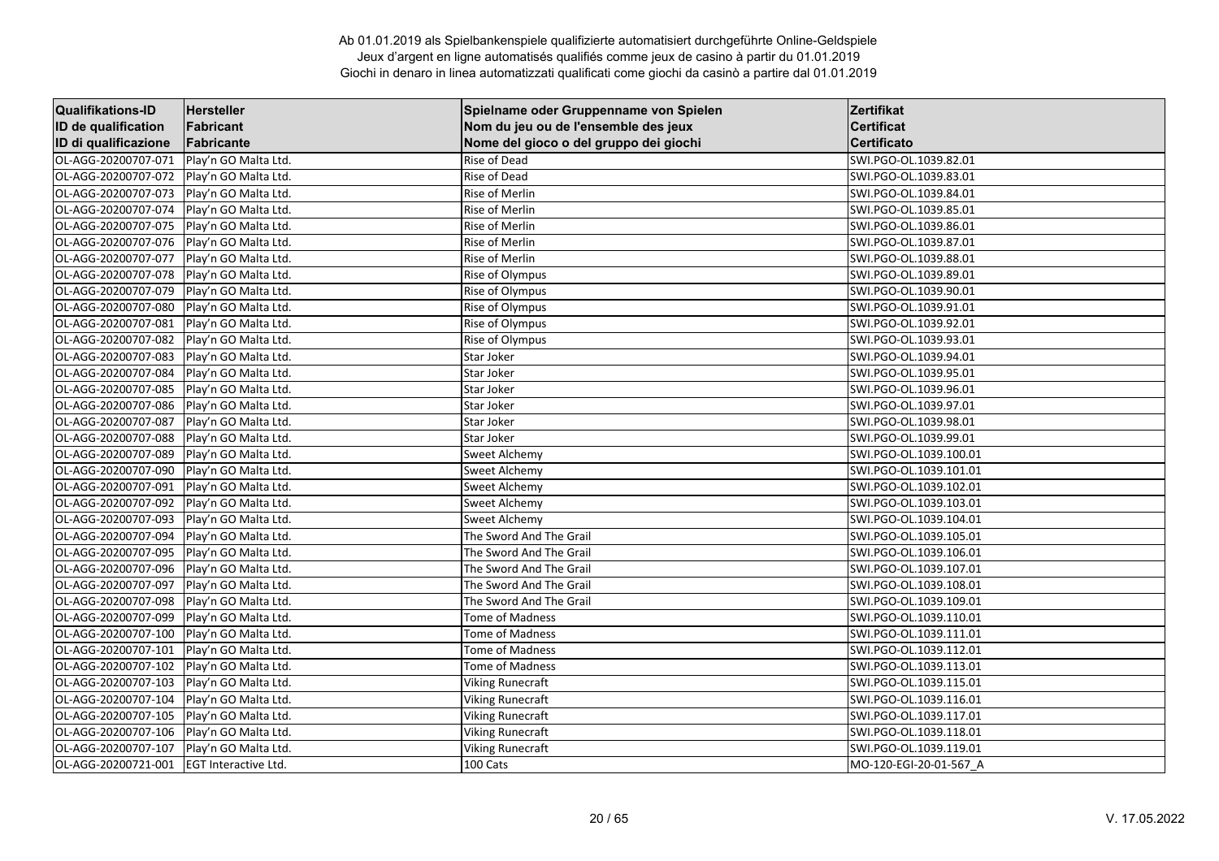Ab 01.01.2019 als Spielbankenspiele qualifizierte automatisiert durchgeführte Online-Geldspiele
Jeux d'argent en ligne automatisés qualifiés comme jeux de casino à partir du 01.01.2019
Giochi in denaro in linea automatizzati qualificati come giochi da casinò a partire dal 01.01.2019

| Qualifikations-ID<br>ID de qualification<br>ID di qualificazione | Hersteller<br>Fabricant<br>Fabricante | Spielname oder Gruppenname von Spielen<br>Nom du jeu ou de l'ensemble des jeux<br>Nome del gioco o del gruppo dei giochi | Zertifikat<br>Certificat<br>Certificato |
|---|---|---|---|
| OL-AGG-20200707-071 | Play'n GO Malta Ltd. | Rise of Dead | SWI.PGO-OL.1039.82.01 |
| OL-AGG-20200707-072 | Play'n GO Malta Ltd. | Rise of Dead | SWI.PGO-OL.1039.83.01 |
| OL-AGG-20200707-073 | Play'n GO Malta Ltd. | Rise of Merlin | SWI.PGO-OL.1039.84.01 |
| OL-AGG-20200707-074 | Play'n GO Malta Ltd. | Rise of Merlin | SWI.PGO-OL.1039.85.01 |
| OL-AGG-20200707-075 | Play'n GO Malta Ltd. | Rise of Merlin | SWI.PGO-OL.1039.86.01 |
| OL-AGG-20200707-076 | Play'n GO Malta Ltd. | Rise of Merlin | SWI.PGO-OL.1039.87.01 |
| OL-AGG-20200707-077 | Play'n GO Malta Ltd. | Rise of Merlin | SWI.PGO-OL.1039.88.01 |
| OL-AGG-20200707-078 | Play'n GO Malta Ltd. | Rise of Olympus | SWI.PGO-OL.1039.89.01 |
| OL-AGG-20200707-079 | Play'n GO Malta Ltd. | Rise of Olympus | SWI.PGO-OL.1039.90.01 |
| OL-AGG-20200707-080 | Play'n GO Malta Ltd. | Rise of Olympus | SWI.PGO-OL.1039.91.01 |
| OL-AGG-20200707-081 | Play'n GO Malta Ltd. | Rise of Olympus | SWI.PGO-OL.1039.92.01 |
| OL-AGG-20200707-082 | Play'n GO Malta Ltd. | Rise of Olympus | SWI.PGO-OL.1039.93.01 |
| OL-AGG-20200707-083 | Play'n GO Malta Ltd. | Star Joker | SWI.PGO-OL.1039.94.01 |
| OL-AGG-20200707-084 | Play'n GO Malta Ltd. | Star Joker | SWI.PGO-OL.1039.95.01 |
| OL-AGG-20200707-085 | Play'n GO Malta Ltd. | Star Joker | SWI.PGO-OL.1039.96.01 |
| OL-AGG-20200707-086 | Play'n GO Malta Ltd. | Star Joker | SWI.PGO-OL.1039.97.01 |
| OL-AGG-20200707-087 | Play'n GO Malta Ltd. | Star Joker | SWI.PGO-OL.1039.98.01 |
| OL-AGG-20200707-088 | Play'n GO Malta Ltd. | Star Joker | SWI.PGO-OL.1039.99.01 |
| OL-AGG-20200707-089 | Play'n GO Malta Ltd. | Sweet Alchemy | SWI.PGO-OL.1039.100.01 |
| OL-AGG-20200707-090 | Play'n GO Malta Ltd. | Sweet Alchemy | SWI.PGO-OL.1039.101.01 |
| OL-AGG-20200707-091 | Play'n GO Malta Ltd. | Sweet Alchemy | SWI.PGO-OL.1039.102.01 |
| OL-AGG-20200707-092 | Play'n GO Malta Ltd. | Sweet Alchemy | SWI.PGO-OL.1039.103.01 |
| OL-AGG-20200707-093 | Play'n GO Malta Ltd. | Sweet Alchemy | SWI.PGO-OL.1039.104.01 |
| OL-AGG-20200707-094 | Play'n GO Malta Ltd. | The Sword And The Grail | SWI.PGO-OL.1039.105.01 |
| OL-AGG-20200707-095 | Play'n GO Malta Ltd. | The Sword And The Grail | SWI.PGO-OL.1039.106.01 |
| OL-AGG-20200707-096 | Play'n GO Malta Ltd. | The Sword And The Grail | SWI.PGO-OL.1039.107.01 |
| OL-AGG-20200707-097 | Play'n GO Malta Ltd. | The Sword And The Grail | SWI.PGO-OL.1039.108.01 |
| OL-AGG-20200707-098 | Play'n GO Malta Ltd. | The Sword And The Grail | SWI.PGO-OL.1039.109.01 |
| OL-AGG-20200707-099 | Play'n GO Malta Ltd. | Tome of Madness | SWI.PGO-OL.1039.110.01 |
| OL-AGG-20200707-100 | Play'n GO Malta Ltd. | Tome of Madness | SWI.PGO-OL.1039.111.01 |
| OL-AGG-20200707-101 | Play'n GO Malta Ltd. | Tome of Madness | SWI.PGO-OL.1039.112.01 |
| OL-AGG-20200707-102 | Play'n GO Malta Ltd. | Tome of Madness | SWI.PGO-OL.1039.113.01 |
| OL-AGG-20200707-103 | Play'n GO Malta Ltd. | Viking Runecraft | SWI.PGO-OL.1039.115.01 |
| OL-AGG-20200707-104 | Play'n GO Malta Ltd. | Viking Runecraft | SWI.PGO-OL.1039.116.01 |
| OL-AGG-20200707-105 | Play'n GO Malta Ltd. | Viking Runecraft | SWI.PGO-OL.1039.117.01 |
| OL-AGG-20200707-106 | Play'n GO Malta Ltd. | Viking Runecraft | SWI.PGO-OL.1039.118.01 |
| OL-AGG-20200707-107 | Play'n GO Malta Ltd. | Viking Runecraft | SWI.PGO-OL.1039.119.01 |
| OL-AGG-20200721-001 | EGT Interactive Ltd. | 100 Cats | MO-120-EGI-20-01-567_A |

V. 17.05.2022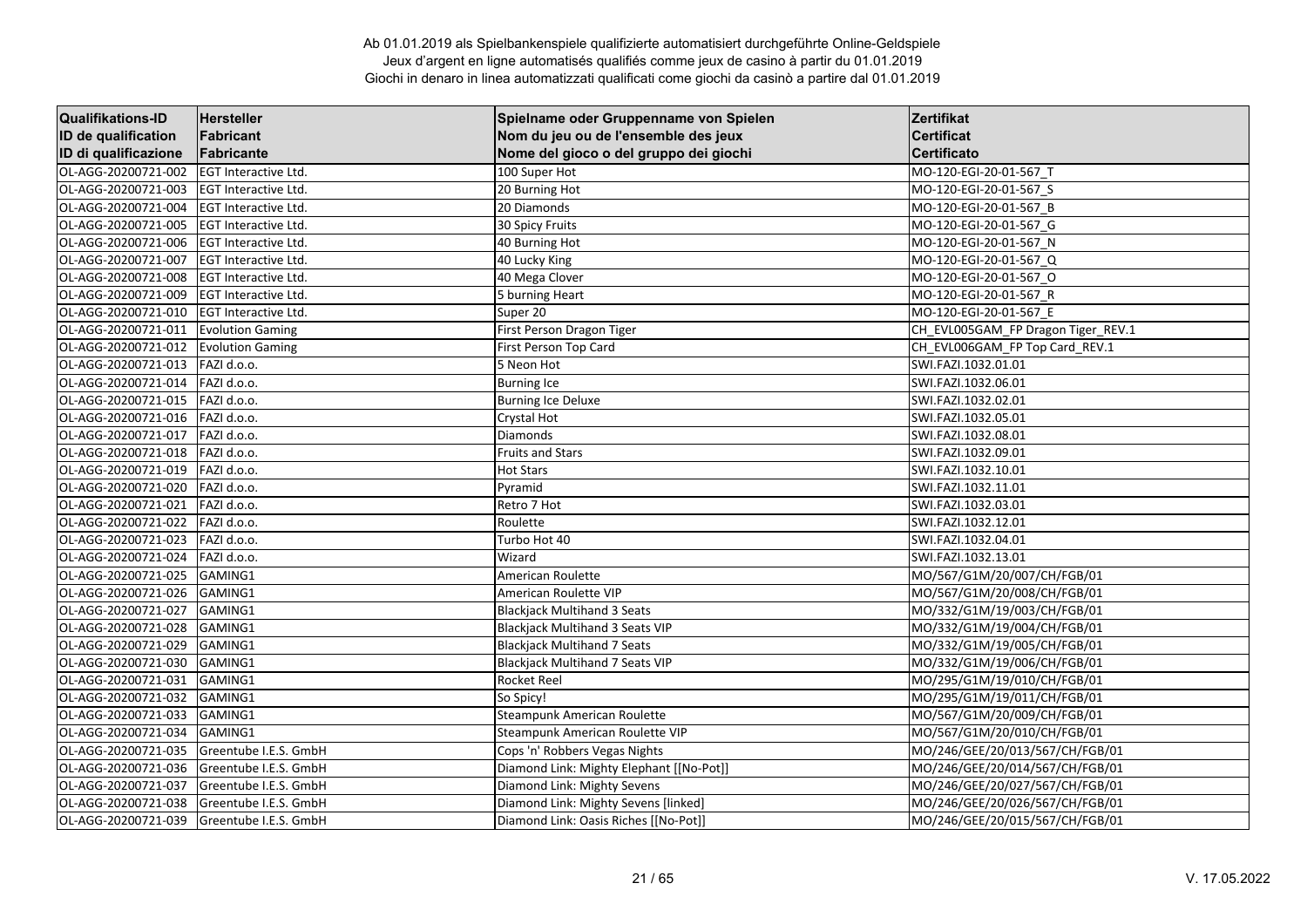Ab 01.01.2019 als Spielbankenspiele qualifizierte automatisiert durchgeführte Online-Geldspiele
Jeux d'argent en ligne automatisés qualifiés comme jeux de casino à partir du 01.01.2019
Giochi in denaro in linea automatizzati qualificati come giochi da casinò a partire dal 01.01.2019

| Qualifikations-ID<br>ID de qualification<br>ID di qualificazione | Hersteller<br>Fabricant<br>Fabricante | Spielname oder Gruppenname von Spielen<br>Nom du jeu ou de l'ensemble des jeux<br>Nome del gioco o del gruppo dei giochi | Zertifikat<br>Certificat<br>Certificato |
|---|---|---|---|
| OL-AGG-20200721-002 | EGT Interactive Ltd. | 100 Super Hot | MO-120-EGI-20-01-567_T |
| OL-AGG-20200721-003 | EGT Interactive Ltd. | 20 Burning Hot | MO-120-EGI-20-01-567_S |
| OL-AGG-20200721-004 | EGT Interactive Ltd. | 20 Diamonds | MO-120-EGI-20-01-567_B |
| OL-AGG-20200721-005 | EGT Interactive Ltd. | 30 Spicy Fruits | MO-120-EGI-20-01-567_G |
| OL-AGG-20200721-006 | EGT Interactive Ltd. | 40 Burning Hot | MO-120-EGI-20-01-567_N |
| OL-AGG-20200721-007 | EGT Interactive Ltd. | 40 Lucky King | MO-120-EGI-20-01-567_Q |
| OL-AGG-20200721-008 | EGT Interactive Ltd. | 40 Mega Clover | MO-120-EGI-20-01-567_O |
| OL-AGG-20200721-009 | EGT Interactive Ltd. | 5 burning Heart | MO-120-EGI-20-01-567_R |
| OL-AGG-20200721-010 | EGT Interactive Ltd. | Super 20 | MO-120-EGI-20-01-567_E |
| OL-AGG-20200721-011 | Evolution Gaming | First Person Dragon Tiger | CH_EVL005GAM_FP Dragon Tiger_REV.1 |
| OL-AGG-20200721-012 | Evolution Gaming | First Person Top Card | CH_EVL006GAM_FP Top Card_REV.1 |
| OL-AGG-20200721-013 | FAZI d.o.o. | 5 Neon Hot | SWI.FAZI.1032.01.01 |
| OL-AGG-20200721-014 | FAZI d.o.o. | Burning Ice | SWI.FAZI.1032.06.01 |
| OL-AGG-20200721-015 | FAZI d.o.o. | Burning Ice Deluxe | SWI.FAZI.1032.02.01 |
| OL-AGG-20200721-016 | FAZI d.o.o. | Crystal Hot | SWI.FAZI.1032.05.01 |
| OL-AGG-20200721-017 | FAZI d.o.o. | Diamonds | SWI.FAZI.1032.08.01 |
| OL-AGG-20200721-018 | FAZI d.o.o. | Fruits and Stars | SWI.FAZI.1032.09.01 |
| OL-AGG-20200721-019 | FAZI d.o.o. | Hot Stars | SWI.FAZI.1032.10.01 |
| OL-AGG-20200721-020 | FAZI d.o.o. | Pyramid | SWI.FAZI.1032.11.01 |
| OL-AGG-20200721-021 | FAZI d.o.o. | Retro 7 Hot | SWI.FAZI.1032.03.01 |
| OL-AGG-20200721-022 | FAZI d.o.o. | Roulette | SWI.FAZI.1032.12.01 |
| OL-AGG-20200721-023 | FAZI d.o.o. | Turbo Hot 40 | SWI.FAZI.1032.04.01 |
| OL-AGG-20200721-024 | FAZI d.o.o. | Wizard | SWI.FAZI.1032.13.01 |
| OL-AGG-20200721-025 | GAMING1 | American Roulette | MO/567/G1M/20/007/CH/FGB/01 |
| OL-AGG-20200721-026 | GAMING1 | American Roulette VIP | MO/567/G1M/20/008/CH/FGB/01 |
| OL-AGG-20200721-027 | GAMING1 | Blackjack Multihand 3 Seats | MO/332/G1M/19/003/CH/FGB/01 |
| OL-AGG-20200721-028 | GAMING1 | Blackjack Multihand 3 Seats VIP | MO/332/G1M/19/004/CH/FGB/01 |
| OL-AGG-20200721-029 | GAMING1 | Blackjack Multihand 7 Seats | MO/332/G1M/19/005/CH/FGB/01 |
| OL-AGG-20200721-030 | GAMING1 | Blackjack Multihand 7 Seats VIP | MO/332/G1M/19/006/CH/FGB/01 |
| OL-AGG-20200721-031 | GAMING1 | Rocket Reel | MO/295/G1M/19/010/CH/FGB/01 |
| OL-AGG-20200721-032 | GAMING1 | So Spicy! | MO/295/G1M/19/011/CH/FGB/01 |
| OL-AGG-20200721-033 | GAMING1 | Steampunk American Roulette | MO/567/G1M/20/009/CH/FGB/01 |
| OL-AGG-20200721-034 | GAMING1 | Steampunk American Roulette VIP | MO/567/G1M/20/010/CH/FGB/01 |
| OL-AGG-20200721-035 | Greentube I.E.S. GmbH | Cops 'n' Robbers Vegas Nights | MO/246/GEE/20/013/567/CH/FGB/01 |
| OL-AGG-20200721-036 | Greentube I.E.S. GmbH | Diamond Link: Mighty Elephant [[No-Pot]] | MO/246/GEE/20/014/567/CH/FGB/01 |
| OL-AGG-20200721-037 | Greentube I.E.S. GmbH | Diamond Link: Mighty Sevens | MO/246/GEE/20/027/567/CH/FGB/01 |
| OL-AGG-20200721-038 | Greentube I.E.S. GmbH | Diamond Link: Mighty Sevens [linked] | MO/246/GEE/20/026/567/CH/FGB/01 |
| OL-AGG-20200721-039 | Greentube I.E.S. GmbH | Diamond Link: Oasis Riches [[No-Pot]] | MO/246/GEE/20/015/567/CH/FGB/01 |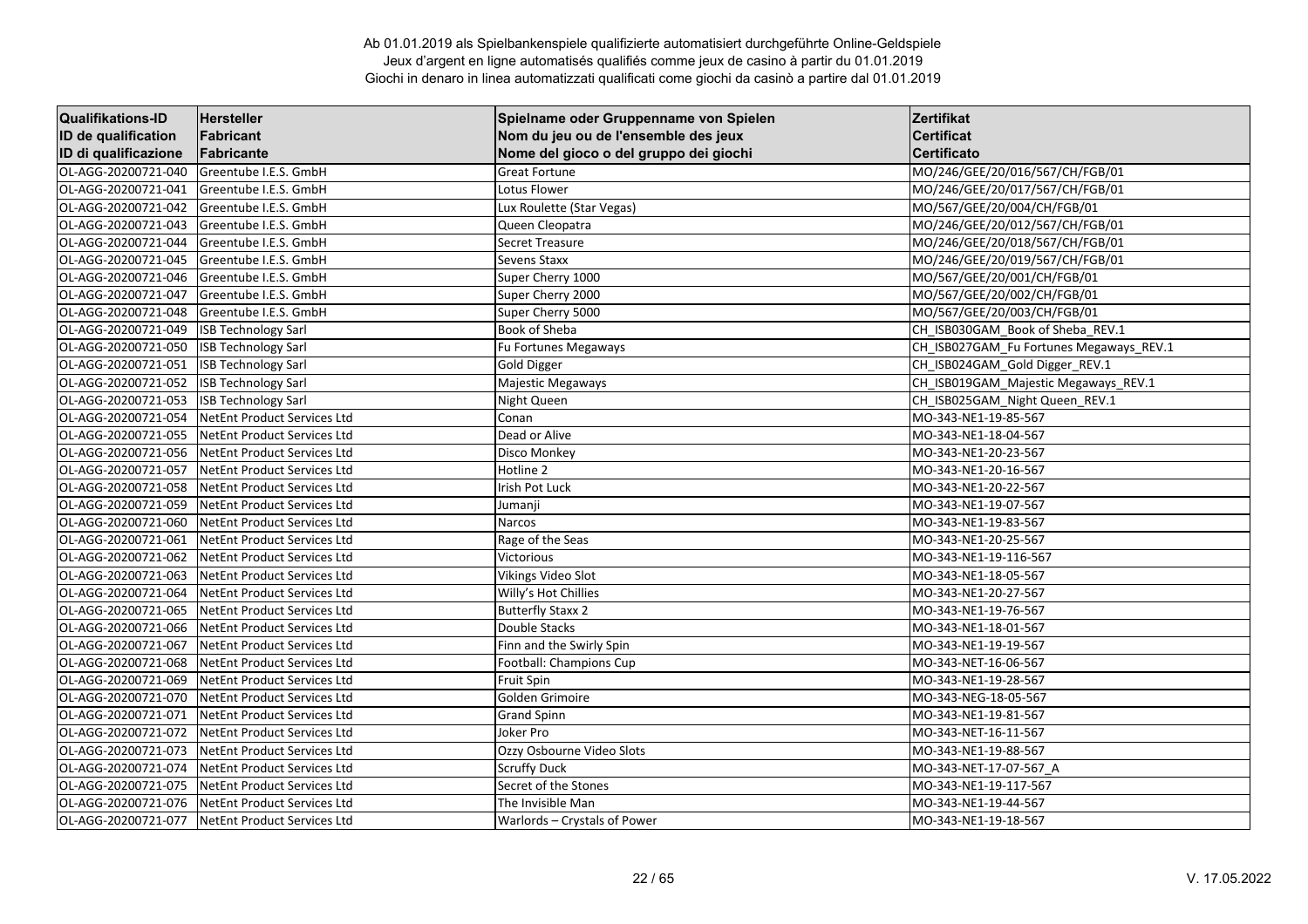Ab 01.01.2019 als Spielbankenspiele qualifizierte automatisiert durchgeführte Online-Geldspiele
Jeux d'argent en ligne automatisés qualifiés comme jeux de casino à partir du 01.01.2019
Giochi in denaro in linea automatizzati qualificati come giochi da casinò a partire dal 01.01.2019

| Qualifikations-ID<br>ID de qualification<br>ID di qualificazione | Hersteller<br>Fabricant<br>Fabricante | Spielname oder Gruppenname von Spielen<br>Nom du jeu ou de l'ensemble des jeux<br>Nome del gioco o del gruppo dei giochi | Zertifikat<br>Certificat<br>Certificato |
|---|---|---|---|
| OL-AGG-20200721-040 | Greentube I.E.S. GmbH | Great Fortune | MO/246/GEE/20/016/567/CH/FGB/01 |
| OL-AGG-20200721-041 | Greentube I.E.S. GmbH | Lotus Flower | MO/246/GEE/20/017/567/CH/FGB/01 |
| OL-AGG-20200721-042 | Greentube I.E.S. GmbH | Lux Roulette (Star Vegas) | MO/567/GEE/20/004/CH/FGB/01 |
| OL-AGG-20200721-043 | Greentube I.E.S. GmbH | Queen Cleopatra | MO/246/GEE/20/012/567/CH/FGB/01 |
| OL-AGG-20200721-044 | Greentube I.E.S. GmbH | Secret Treasure | MO/246/GEE/20/018/567/CH/FGB/01 |
| OL-AGG-20200721-045 | Greentube I.E.S. GmbH | Sevens Staxx | MO/246/GEE/20/019/567/CH/FGB/01 |
| OL-AGG-20200721-046 | Greentube I.E.S. GmbH | Super Cherry 1000 | MO/567/GEE/20/001/CH/FGB/01 |
| OL-AGG-20200721-047 | Greentube I.E.S. GmbH | Super Cherry 2000 | MO/567/GEE/20/002/CH/FGB/01 |
| OL-AGG-20200721-048 | Greentube I.E.S. GmbH | Super Cherry 5000 | MO/567/GEE/20/003/CH/FGB/01 |
| OL-AGG-20200721-049 | ISB Technology Sarl | Book of Sheba | CH_ISB030GAM_Book of Sheba_REV.1 |
| OL-AGG-20200721-050 | ISB Technology Sarl | Fu Fortunes Megaways | CH_ISB027GAM_Fu Fortunes Megaways_REV.1 |
| OL-AGG-20200721-051 | ISB Technology Sarl | Gold Digger | CH_ISB024GAM_Gold Digger_REV.1 |
| OL-AGG-20200721-052 | ISB Technology Sarl | Majestic Megaways | CH_ISB019GAM_Majestic Megaways_REV.1 |
| OL-AGG-20200721-053 | ISB Technology Sarl | Night Queen | CH_ISB025GAM_Night Queen_REV.1 |
| OL-AGG-20200721-054 | NetEnt Product Services Ltd | Conan | MO-343-NE1-19-85-567 |
| OL-AGG-20200721-055 | NetEnt Product Services Ltd | Dead or Alive | MO-343-NE1-18-04-567 |
| OL-AGG-20200721-056 | NetEnt Product Services Ltd | Disco Monkey | MO-343-NE1-20-23-567 |
| OL-AGG-20200721-057 | NetEnt Product Services Ltd | Hotline 2 | MO-343-NE1-20-16-567 |
| OL-AGG-20200721-058 | NetEnt Product Services Ltd | Irish Pot Luck | MO-343-NE1-20-22-567 |
| OL-AGG-20200721-059 | NetEnt Product Services Ltd | Jumanji | MO-343-NE1-19-07-567 |
| OL-AGG-20200721-060 | NetEnt Product Services Ltd | Narcos | MO-343-NE1-19-83-567 |
| OL-AGG-20200721-061 | NetEnt Product Services Ltd | Rage of the Seas | MO-343-NE1-20-25-567 |
| OL-AGG-20200721-062 | NetEnt Product Services Ltd | Victorious | MO-343-NE1-19-116-567 |
| OL-AGG-20200721-063 | NetEnt Product Services Ltd | Vikings Video Slot | MO-343-NE1-18-05-567 |
| OL-AGG-20200721-064 | NetEnt Product Services Ltd | Willy's Hot Chillies | MO-343-NE1-20-27-567 |
| OL-AGG-20200721-065 | NetEnt Product Services Ltd | Butterfly Staxx 2 | MO-343-NE1-19-76-567 |
| OL-AGG-20200721-066 | NetEnt Product Services Ltd | Double Stacks | MO-343-NE1-18-01-567 |
| OL-AGG-20200721-067 | NetEnt Product Services Ltd | Finn and the Swirly Spin | MO-343-NE1-19-19-567 |
| OL-AGG-20200721-068 | NetEnt Product Services Ltd | Football: Champions Cup | MO-343-NET-16-06-567 |
| OL-AGG-20200721-069 | NetEnt Product Services Ltd | Fruit Spin | MO-343-NE1-19-28-567 |
| OL-AGG-20200721-070 | NetEnt Product Services Ltd | Golden Grimoire | MO-343-NEG-18-05-567 |
| OL-AGG-20200721-071 | NetEnt Product Services Ltd | Grand Spinn | MO-343-NE1-19-81-567 |
| OL-AGG-20200721-072 | NetEnt Product Services Ltd | Joker Pro | MO-343-NET-16-11-567 |
| OL-AGG-20200721-073 | NetEnt Product Services Ltd | Ozzy Osbourne Video Slots | MO-343-NE1-19-88-567 |
| OL-AGG-20200721-074 | NetEnt Product Services Ltd | Scruffy Duck | MO-343-NET-17-07-567_A |
| OL-AGG-20200721-075 | NetEnt Product Services Ltd | Secret of the Stones | MO-343-NE1-19-117-567 |
| OL-AGG-20200721-076 | NetEnt Product Services Ltd | The Invisible Man | MO-343-NE1-19-44-567 |
| OL-AGG-20200721-077 | NetEnt Product Services Ltd | Warlords – Crystals of Power | MO-343-NE1-19-18-567 |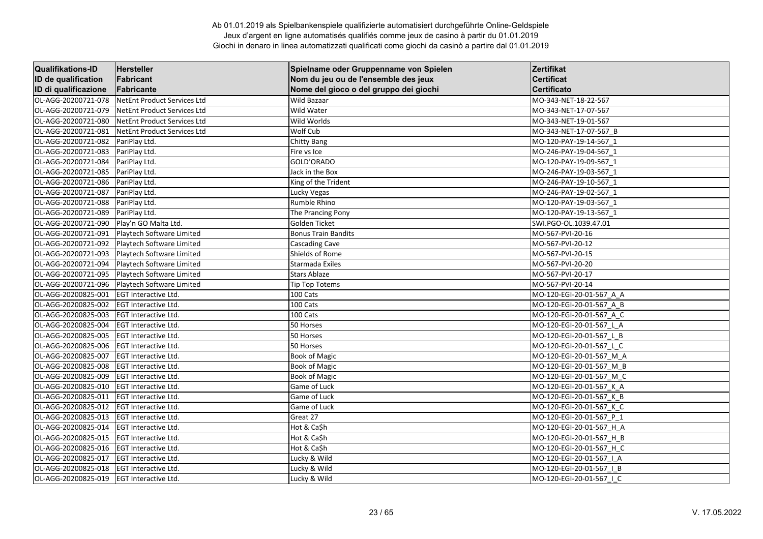Ab 01.01.2019 als Spielbankenspiele qualifizierte automatisiert durchgeführte Online-Geldspiele
Jeux d'argent en ligne automatisés qualifiés comme jeux de casino à partir du 01.01.2019
Giochi in denaro in linea automatizzati qualificati come giochi da casinò a partire dal 01.01.2019

| Qualifikations-ID<br>ID de qualification<br>ID di qualificazione | Hersteller<br>Fabricant<br>Fabricante | Spielname oder Gruppenname von Spielen<br>Nom du jeu ou de l'ensemble des jeux<br>Nome del gioco o del gruppo dei giochi | Zertifikat<br>Certificat<br>Certificato |
|---|---|---|---|
| OL-AGG-20200721-078 | NetEnt Product Services Ltd | Wild Bazaar | MO-343-NET-18-22-567 |
| OL-AGG-20200721-079 | NetEnt Product Services Ltd | Wild Water | MO-343-NET-17-07-567 |
| OL-AGG-20200721-080 | NetEnt Product Services Ltd | Wild Worlds | MO-343-NET-19-01-567 |
| OL-AGG-20200721-081 | NetEnt Product Services Ltd | Wolf Cub | MO-343-NET-17-07-567_B |
| OL-AGG-20200721-082 | PariPlay Ltd. | Chitty Bang | MO-120-PAY-19-14-567_1 |
| OL-AGG-20200721-083 | PariPlay Ltd. | Fire vs Ice | MO-246-PAY-19-04-567_1 |
| OL-AGG-20200721-084 | PariPlay Ltd. | GOLD'ORADO | MO-120-PAY-19-09-567_1 |
| OL-AGG-20200721-085 | PariPlay Ltd. | Jack in the Box | MO-246-PAY-19-03-567_1 |
| OL-AGG-20200721-086 | PariPlay Ltd. | King of the Trident | MO-246-PAY-19-10-567_1 |
| OL-AGG-20200721-087 | PariPlay Ltd. | Lucky Vegas | MO-246-PAY-19-02-567_1 |
| OL-AGG-20200721-088 | PariPlay Ltd. | Rumble Rhino | MO-120-PAY-19-03-567_1 |
| OL-AGG-20200721-089 | PariPlay Ltd. | The Prancing Pony | MO-120-PAY-19-13-567_1 |
| OL-AGG-20200721-090 | Play'n GO Malta Ltd. | Golden Ticket | SWI.PGO-OL.1039.47.01 |
| OL-AGG-20200721-091 | Playtech Software Limited | Bonus Train Bandits | MO-567-PVI-20-16 |
| OL-AGG-20200721-092 | Playtech Software Limited | Cascading Cave | MO-567-PVI-20-12 |
| OL-AGG-20200721-093 | Playtech Software Limited | Shields of Rome | MO-567-PVI-20-15 |
| OL-AGG-20200721-094 | Playtech Software Limited | Starmada Exiles | MO-567-PVI-20-20 |
| OL-AGG-20200721-095 | Playtech Software Limited | Stars Ablaze | MO-567-PVI-20-17 |
| OL-AGG-20200721-096 | Playtech Software Limited | Tip Top Totems | MO-567-PVI-20-14 |
| OL-AGG-20200825-001 | EGT Interactive Ltd. | 100 Cats | MO-120-EGI-20-01-567_A_A |
| OL-AGG-20200825-002 | EGT Interactive Ltd. | 100 Cats | MO-120-EGI-20-01-567_A_B |
| OL-AGG-20200825-003 | EGT Interactive Ltd. | 100 Cats | MO-120-EGI-20-01-567_A_C |
| OL-AGG-20200825-004 | EGT Interactive Ltd. | 50 Horses | MO-120-EGI-20-01-567_L_A |
| OL-AGG-20200825-005 | EGT Interactive Ltd. | 50 Horses | MO-120-EGI-20-01-567_L_B |
| OL-AGG-20200825-006 | EGT Interactive Ltd. | 50 Horses | MO-120-EGI-20-01-567_L_C |
| OL-AGG-20200825-007 | EGT Interactive Ltd. | Book of Magic | MO-120-EGI-20-01-567_M_A |
| OL-AGG-20200825-008 | EGT Interactive Ltd. | Book of Magic | MO-120-EGI-20-01-567_M_B |
| OL-AGG-20200825-009 | EGT Interactive Ltd. | Book of Magic | MO-120-EGI-20-01-567_M_C |
| OL-AGG-20200825-010 | EGT Interactive Ltd. | Game of Luck | MO-120-EGI-20-01-567_K_A |
| OL-AGG-20200825-011 | EGT Interactive Ltd. | Game of Luck | MO-120-EGI-20-01-567_K_B |
| OL-AGG-20200825-012 | EGT Interactive Ltd. | Game of Luck | MO-120-EGI-20-01-567_K_C |
| OL-AGG-20200825-013 | EGT Interactive Ltd. | Great 27 | MO-120-EGI-20-01-567_P_1 |
| OL-AGG-20200825-014 | EGT Interactive Ltd. | Hot & Ca$h | MO-120-EGI-20-01-567_H_A |
| OL-AGG-20200825-015 | EGT Interactive Ltd. | Hot & Ca$h | MO-120-EGI-20-01-567_H_B |
| OL-AGG-20200825-016 | EGT Interactive Ltd. | Hot & Ca$h | MO-120-EGI-20-01-567_H_C |
| OL-AGG-20200825-017 | EGT Interactive Ltd. | Lucky & Wild | MO-120-EGI-20-01-567_I_A |
| OL-AGG-20200825-018 | EGT Interactive Ltd. | Lucky & Wild | MO-120-EGI-20-01-567_I_B |
| OL-AGG-20200825-019 | EGT Interactive Ltd. | Lucky & Wild | MO-120-EGI-20-01-567_I_C |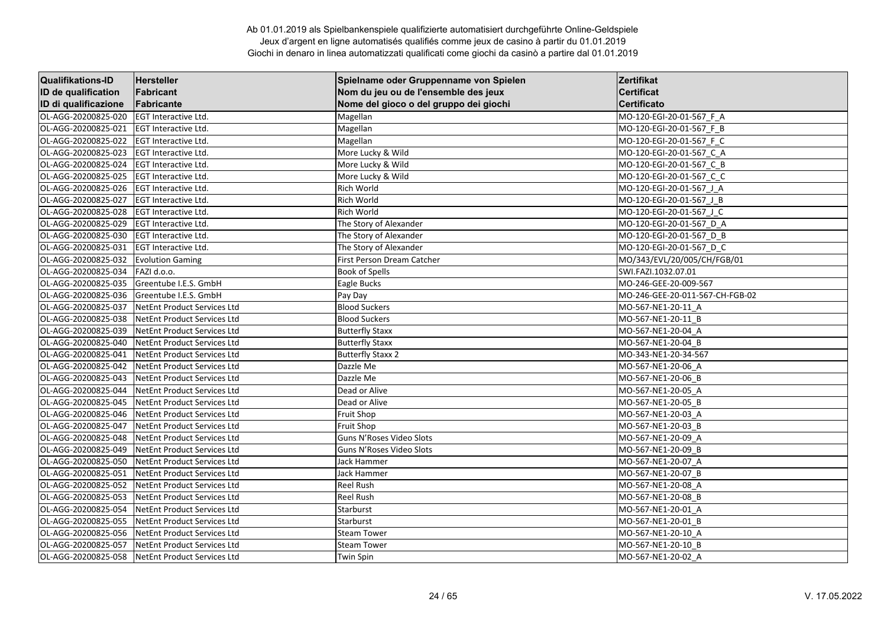Ab 01.01.2019 als Spielbankenspiele qualifizierte automatisiert durchgeführte Online-Geldspiele
Jeux d'argent en ligne automatisés qualifiés comme jeux de casino à partir du 01.01.2019
Giochi in denaro in linea automatizzati qualificati come giochi da casinò a partire dal 01.01.2019

| **Qualifikations-ID**<br>**ID de qualification**<br>**ID di qualificazione** | **Hersteller**<br>**Fabricant**<br>**Fabricante** | **Spielname oder Gruppenname von Spielen**<br>**Nom du jeu ou de l'ensemble des jeux**<br>**Nome del gioco o del gruppo dei giochi** | **Zertifikat**<br>**Certificat**<br>**Certificato** |
|---|---|---|---|
| OL-AGG-20200825-020 | EGT Interactive Ltd. | Magellan | MO-120-EGI-20-01-567_F_A |
| OL-AGG-20200825-021 | EGT Interactive Ltd. | Magellan | MO-120-EGI-20-01-567_F_B |
| OL-AGG-20200825-022 | EGT Interactive Ltd. | Magellan | MO-120-EGI-20-01-567_F_C |
| OL-AGG-20200825-023 | EGT Interactive Ltd. | More Lucky & Wild | MO-120-EGI-20-01-567_C_A |
| OL-AGG-20200825-024 | EGT Interactive Ltd. | More Lucky & Wild | MO-120-EGI-20-01-567_C_B |
| OL-AGG-20200825-025 | EGT Interactive Ltd. | More Lucky & Wild | MO-120-EGI-20-01-567_C_C |
| OL-AGG-20200825-026 | EGT Interactive Ltd. | Rich World | MO-120-EGI-20-01-567_J_A |
| OL-AGG-20200825-027 | EGT Interactive Ltd. | Rich World | MO-120-EGI-20-01-567_J_B |
| OL-AGG-20200825-028 | EGT Interactive Ltd. | Rich World | MO-120-EGI-20-01-567_J_C |
| OL-AGG-20200825-029 | EGT Interactive Ltd. | The Story of Alexander | MO-120-EGI-20-01-567_D_A |
| OL-AGG-20200825-030 | EGT Interactive Ltd. | The Story of Alexander | MO-120-EGI-20-01-567_D_B |
| OL-AGG-20200825-031 | EGT Interactive Ltd. | The Story of Alexander | MO-120-EGI-20-01-567_D_C |
| OL-AGG-20200825-032 | Evolution Gaming | First Person Dream Catcher | MO/343/EVL/20/005/CH/FGB/01 |
| OL-AGG-20200825-034 | FAZI d.o.o. | Book of Spells | SWI.FAZI.1032.07.01 |
| OL-AGG-20200825-035 | Greentube I.E.S. GmbH | Eagle Bucks | MO-246-GEE-20-009-567 |
| OL-AGG-20200825-036 | Greentube I.E.S. GmbH | Pay Day | MO-246-GEE-20-011-567-CH-FGB-02 |
| OL-AGG-20200825-037 | NetEnt Product Services Ltd | Blood Suckers | MO-567-NE1-20-11_A |
| OL-AGG-20200825-038 | NetEnt Product Services Ltd | Blood Suckers | MO-567-NE1-20-11_B |
| OL-AGG-20200825-039 | NetEnt Product Services Ltd | Butterfly Staxx | MO-567-NE1-20-04_A |
| OL-AGG-20200825-040 | NetEnt Product Services Ltd | Butterfly Staxx | MO-567-NE1-20-04_B |
| OL-AGG-20200825-041 | NetEnt Product Services Ltd | Butterfly Staxx 2 | MO-343-NE1-20-34-567 |
| OL-AGG-20200825-042 | NetEnt Product Services Ltd | Dazzle Me | MO-567-NE1-20-06_A |
| OL-AGG-20200825-043 | NetEnt Product Services Ltd | Dazzle Me | MO-567-NE1-20-06_B |
| OL-AGG-20200825-044 | NetEnt Product Services Ltd | Dead or Alive | MO-567-NE1-20-05_A |
| OL-AGG-20200825-045 | NetEnt Product Services Ltd | Dead or Alive | MO-567-NE1-20-05_B |
| OL-AGG-20200825-046 | NetEnt Product Services Ltd | Fruit Shop | MO-567-NE1-20-03_A |
| OL-AGG-20200825-047 | NetEnt Product Services Ltd | Fruit Shop | MO-567-NE1-20-03_B |
| OL-AGG-20200825-048 | NetEnt Product Services Ltd | Guns N'Roses Video Slots | MO-567-NE1-20-09_A |
| OL-AGG-20200825-049 | NetEnt Product Services Ltd | Guns N'Roses Video Slots | MO-567-NE1-20-09_B |
| OL-AGG-20200825-050 | NetEnt Product Services Ltd | Jack Hammer | MO-567-NE1-20-07_A |
| OL-AGG-20200825-051 | NetEnt Product Services Ltd | Jack Hammer | MO-567-NE1-20-07_B |
| OL-AGG-20200825-052 | NetEnt Product Services Ltd | Reel Rush | MO-567-NE1-20-08_A |
| OL-AGG-20200825-053 | NetEnt Product Services Ltd | Reel Rush | MO-567-NE1-20-08_B |
| OL-AGG-20200825-054 | NetEnt Product Services Ltd | Starburst | MO-567-NE1-20-01_A |
| OL-AGG-20200825-055 | NetEnt Product Services Ltd | Starburst | MO-567-NE1-20-01_B |
| OL-AGG-20200825-056 | NetEnt Product Services Ltd | Steam Tower | MO-567-NE1-20-10_A |
| OL-AGG-20200825-057 | NetEnt Product Services Ltd | Steam Tower | MO-567-NE1-20-10_B |
| OL-AGG-20200825-058 | NetEnt Product Services Ltd | Twin Spin | MO-567-NE1-20-02_A |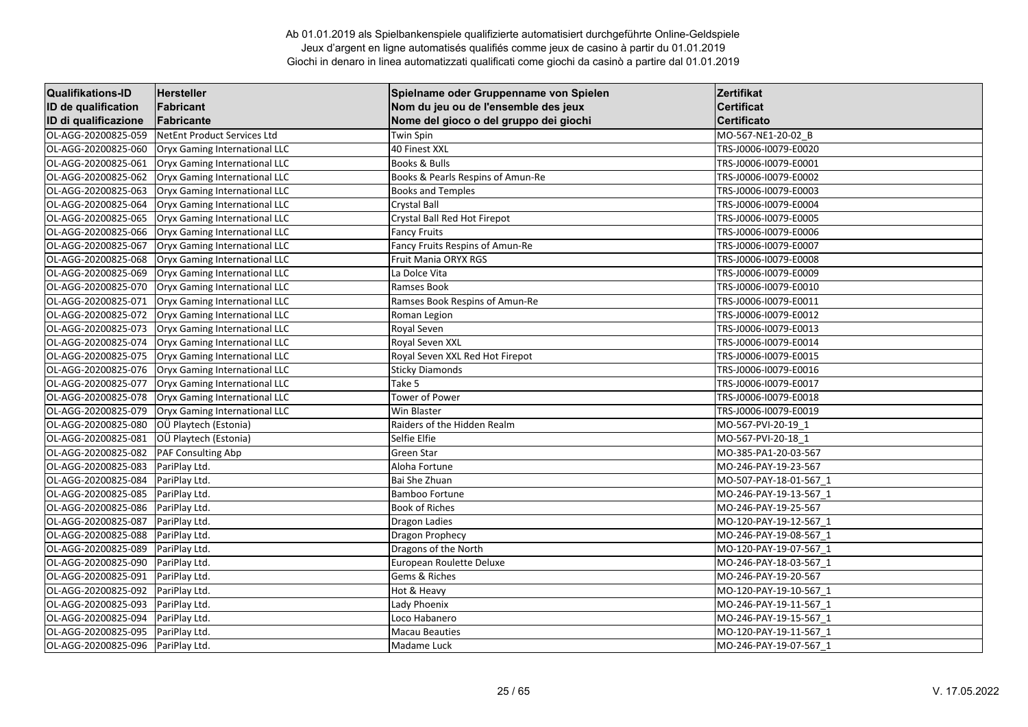Ab 01.01.2019 als Spielbankenspiele qualifizierte automatisiert durchgeführte Online-Geldspiele
Jeux d'argent en ligne automatisés qualifiés comme jeux de casino à partir du 01.01.2019
Giochi in denaro in linea automatizzati qualificati come giochi da casinò a partire dal 01.01.2019

| Qualifikations-ID<br>ID de qualification<br>ID di qualificazione | Hersteller<br>Fabricant<br>Fabricante | Spielname oder Gruppenname von Spielen<br>Nom du jeu ou de l'ensemble des jeux<br>Nome del gioco o del gruppo dei giochi | Zertifikat<br>Certificat<br>Certificato |
|---|---|---|---|
| OL-AGG-20200825-059 | NetEnt Product Services Ltd | Twin Spin | MO-567-NE1-20-02_B |
| OL-AGG-20200825-060 | Oryx Gaming International LLC | 40 Finest XXL | TRS-J0006-I0079-E0020 |
| OL-AGG-20200825-061 | Oryx Gaming International LLC | Books & Bulls | TRS-J0006-I0079-E0001 |
| OL-AGG-20200825-062 | Oryx Gaming International LLC | Books & Pearls Respins of Amun-Re | TRS-J0006-I0079-E0002 |
| OL-AGG-20200825-063 | Oryx Gaming International LLC | Books and Temples | TRS-J0006-I0079-E0003 |
| OL-AGG-20200825-064 | Oryx Gaming International LLC | Crystal Ball | TRS-J0006-I0079-E0004 |
| OL-AGG-20200825-065 | Oryx Gaming International LLC | Crystal Ball Red Hot Firepot | TRS-J0006-I0079-E0005 |
| OL-AGG-20200825-066 | Oryx Gaming International LLC | Fancy Fruits | TRS-J0006-I0079-E0006 |
| OL-AGG-20200825-067 | Oryx Gaming International LLC | Fancy Fruits Respins of Amun-Re | TRS-J0006-I0079-E0007 |
| OL-AGG-20200825-068 | Oryx Gaming International LLC | Fruit Mania ORYX RGS | TRS-J0006-I0079-E0008 |
| OL-AGG-20200825-069 | Oryx Gaming International LLC | La Dolce Vita | TRS-J0006-I0079-E0009 |
| OL-AGG-20200825-070 | Oryx Gaming International LLC | Ramses Book | TRS-J0006-I0079-E0010 |
| OL-AGG-20200825-071 | Oryx Gaming International LLC | Ramses Book Respins of Amun-Re | TRS-J0006-I0079-E0011 |
| OL-AGG-20200825-072 | Oryx Gaming International LLC | Roman Legion | TRS-J0006-I0079-E0012 |
| OL-AGG-20200825-073 | Oryx Gaming International LLC | Royal Seven | TRS-J0006-I0079-E0013 |
| OL-AGG-20200825-074 | Oryx Gaming International LLC | Royal Seven XXL | TRS-J0006-I0079-E0014 |
| OL-AGG-20200825-075 | Oryx Gaming International LLC | Royal Seven XXL Red Hot Firepot | TRS-J0006-I0079-E0015 |
| OL-AGG-20200825-076 | Oryx Gaming International LLC | Sticky Diamonds | TRS-J0006-I0079-E0016 |
| OL-AGG-20200825-077 | Oryx Gaming International LLC | Take 5 | TRS-J0006-I0079-E0017 |
| OL-AGG-20200825-078 | Oryx Gaming International LLC | Tower of Power | TRS-J0006-I0079-E0018 |
| OL-AGG-20200825-079 | Oryx Gaming International LLC | Win Blaster | TRS-J0006-I0079-E0019 |
| OL-AGG-20200825-080 | OÜ Playtech (Estonia) | Raiders of the Hidden Realm | MO-567-PVI-20-19_1 |
| OL-AGG-20200825-081 | OÜ Playtech (Estonia) | Selfie Elfie | MO-567-PVI-20-18_1 |
| OL-AGG-20200825-082 | PAF Consulting Abp | Green Star | MO-385-PA1-20-03-567 |
| OL-AGG-20200825-083 | PariPlay Ltd. | Aloha Fortune | MO-246-PAY-19-23-567 |
| OL-AGG-20200825-084 | PariPlay Ltd. | Bai She Zhuan | MO-507-PAY-18-01-567_1 |
| OL-AGG-20200825-085 | PariPlay Ltd. | Bamboo Fortune | MO-246-PAY-19-13-567_1 |
| OL-AGG-20200825-086 | PariPlay Ltd. | Book of Riches | MO-246-PAY-19-25-567 |
| OL-AGG-20200825-087 | PariPlay Ltd. | Dragon Ladies | MO-120-PAY-19-12-567_1 |
| OL-AGG-20200825-088 | PariPlay Ltd. | Dragon Prophecy | MO-246-PAY-19-08-567_1 |
| OL-AGG-20200825-089 | PariPlay Ltd. | Dragons of the North | MO-120-PAY-19-07-567_1 |
| OL-AGG-20200825-090 | PariPlay Ltd. | European Roulette Deluxe | MO-246-PAY-18-03-567_1 |
| OL-AGG-20200825-091 | PariPlay Ltd. | Gems & Riches | MO-246-PAY-19-20-567 |
| OL-AGG-20200825-092 | PariPlay Ltd. | Hot & Heavy | MO-120-PAY-19-10-567_1 |
| OL-AGG-20200825-093 | PariPlay Ltd. | Lady Phoenix | MO-246-PAY-19-11-567_1 |
| OL-AGG-20200825-094 | PariPlay Ltd. | Loco Habanero | MO-246-PAY-19-15-567_1 |
| OL-AGG-20200825-095 | PariPlay Ltd. | Macau Beauties | MO-120-PAY-19-11-567_1 |
| OL-AGG-20200825-096 | PariPlay Ltd. | Madame Luck | MO-246-PAY-19-07-567_1 |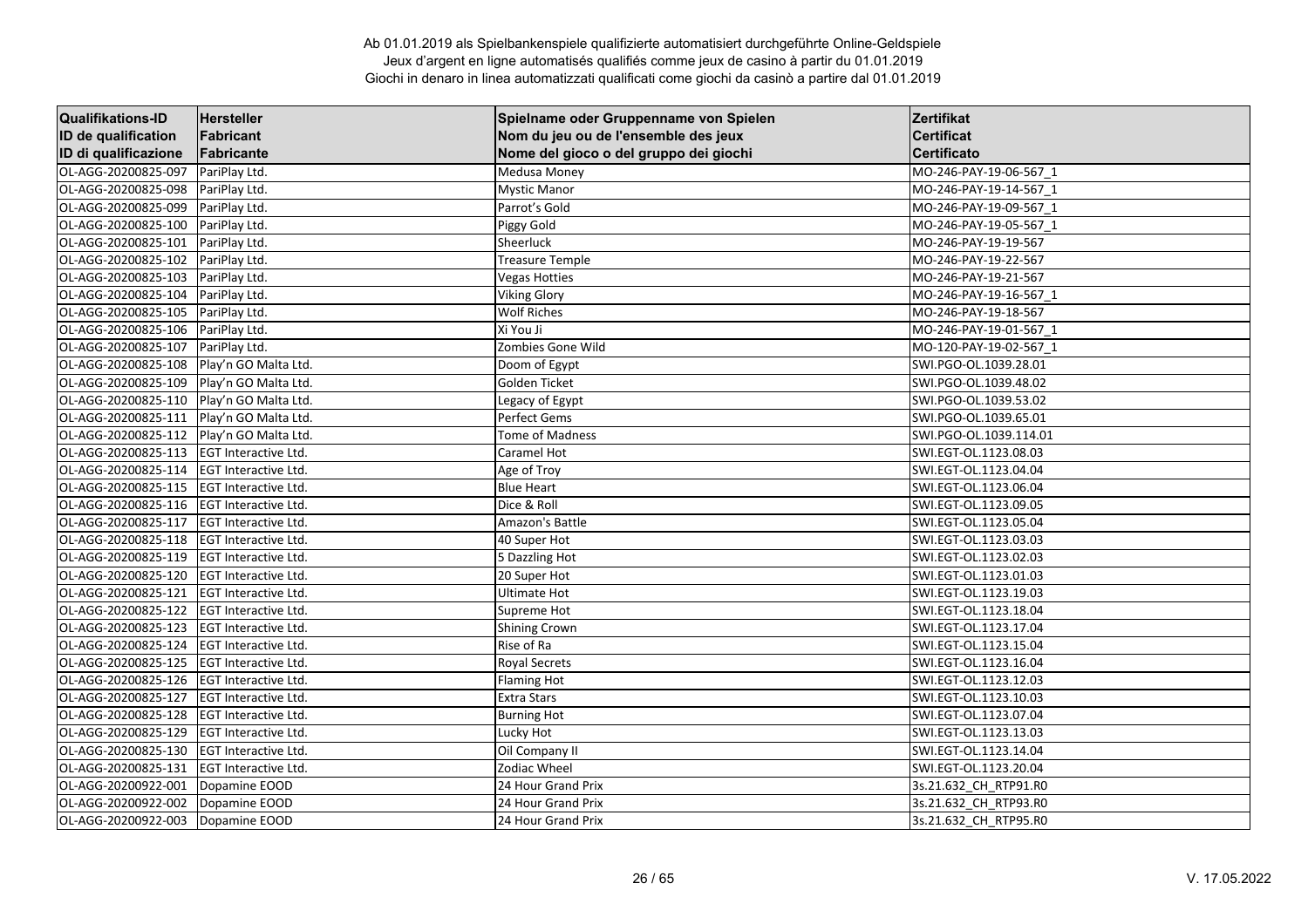Ab 01.01.2019 als Spielbankenspiele qualifizierte automatisiert durchgeführte Online-Geldspiele
Jeux d'argent en ligne automatisés qualifiés comme jeux de casino à partir du 01.01.2019
Giochi in denaro in linea automatizzati qualificati come giochi da casinò a partire dal 01.01.2019

| Qualifikations-ID<br>ID de qualification<br>ID di qualificazione | Hersteller<br>Fabricant<br>Fabricante | Spielname oder Gruppenname von Spielen<br>Nom du jeu ou de l'ensemble des jeux<br>Nome del gioco o del gruppo dei giochi | Zertifikat<br>Certificat<br>Certificato |
|---|---|---|---|
| OL-AGG-20200825-097 | PariPlay Ltd. | Medusa Money | MO-246-PAY-19-06-567_1 |
| OL-AGG-20200825-098 | PariPlay Ltd. | Mystic Manor | MO-246-PAY-19-14-567_1 |
| OL-AGG-20200825-099 | PariPlay Ltd. | Parrot's Gold | MO-246-PAY-19-09-567_1 |
| OL-AGG-20200825-100 | PariPlay Ltd. | Piggy Gold | MO-246-PAY-19-05-567_1 |
| OL-AGG-20200825-101 | PariPlay Ltd. | Sheerluck | MO-246-PAY-19-19-567 |
| OL-AGG-20200825-102 | PariPlay Ltd. | Treasure Temple | MO-246-PAY-19-22-567 |
| OL-AGG-20200825-103 | PariPlay Ltd. | Vegas Hotties | MO-246-PAY-19-21-567 |
| OL-AGG-20200825-104 | PariPlay Ltd. | Viking Glory | MO-246-PAY-19-16-567_1 |
| OL-AGG-20200825-105 | PariPlay Ltd. | Wolf Riches | MO-246-PAY-19-18-567 |
| OL-AGG-20200825-106 | PariPlay Ltd. | Xi You Ji | MO-246-PAY-19-01-567_1 |
| OL-AGG-20200825-107 | PariPlay Ltd. | Zombies Gone Wild | MO-120-PAY-19-02-567_1 |
| OL-AGG-20200825-108 | Play'n GO Malta Ltd. | Doom of Egypt | SWI.PGO-OL.1039.28.01 |
| OL-AGG-20200825-109 | Play'n GO Malta Ltd. | Golden Ticket | SWI.PGO-OL.1039.48.02 |
| OL-AGG-20200825-110 | Play'n GO Malta Ltd. | Legacy of Egypt | SWI.PGO-OL.1039.53.02 |
| OL-AGG-20200825-111 | Play'n GO Malta Ltd. | Perfect Gems | SWI.PGO-OL.1039.65.01 |
| OL-AGG-20200825-112 | Play'n GO Malta Ltd. | Tome of Madness | SWI.PGO-OL.1039.114.01 |
| OL-AGG-20200825-113 | EGT Interactive Ltd. | Caramel Hot | SWI.EGT-OL.1123.08.03 |
| OL-AGG-20200825-114 | EGT Interactive Ltd. | Age of Troy | SWI.EGT-OL.1123.04.04 |
| OL-AGG-20200825-115 | EGT Interactive Ltd. | Blue Heart | SWI.EGT-OL.1123.06.04 |
| OL-AGG-20200825-116 | EGT Interactive Ltd. | Dice & Roll | SWI.EGT-OL.1123.09.05 |
| OL-AGG-20200825-117 | EGT Interactive Ltd. | Amazon's Battle | SWI.EGT-OL.1123.05.04 |
| OL-AGG-20200825-118 | EGT Interactive Ltd. | 40 Super Hot | SWI.EGT-OL.1123.03.03 |
| OL-AGG-20200825-119 | EGT Interactive Ltd. | 5 Dazzling Hot | SWI.EGT-OL.1123.02.03 |
| OL-AGG-20200825-120 | EGT Interactive Ltd. | 20 Super Hot | SWI.EGT-OL.1123.01.03 |
| OL-AGG-20200825-121 | EGT Interactive Ltd. | Ultimate Hot | SWI.EGT-OL.1123.19.03 |
| OL-AGG-20200825-122 | EGT Interactive Ltd. | Supreme Hot | SWI.EGT-OL.1123.18.04 |
| OL-AGG-20200825-123 | EGT Interactive Ltd. | Shining Crown | SWI.EGT-OL.1123.17.04 |
| OL-AGG-20200825-124 | EGT Interactive Ltd. | Rise of Ra | SWI.EGT-OL.1123.15.04 |
| OL-AGG-20200825-125 | EGT Interactive Ltd. | Royal Secrets | SWI.EGT-OL.1123.16.04 |
| OL-AGG-20200825-126 | EGT Interactive Ltd. | Flaming Hot | SWI.EGT-OL.1123.12.03 |
| OL-AGG-20200825-127 | EGT Interactive Ltd. | Extra Stars | SWI.EGT-OL.1123.10.03 |
| OL-AGG-20200825-128 | EGT Interactive Ltd. | Burning Hot | SWI.EGT-OL.1123.07.04 |
| OL-AGG-20200825-129 | EGT Interactive Ltd. | Lucky Hot | SWI.EGT-OL.1123.13.03 |
| OL-AGG-20200825-130 | EGT Interactive Ltd. | Oil Company II | SWI.EGT-OL.1123.14.04 |
| OL-AGG-20200825-131 | EGT Interactive Ltd. | Zodiac Wheel | SWI.EGT-OL.1123.20.04 |
| OL-AGG-20200922-001 | Dopamine EOOD | 24 Hour Grand Prix | 3s.21.632_CH_RTP91.R0 |
| OL-AGG-20200922-002 | Dopamine EOOD | 24 Hour Grand Prix | 3s.21.632_CH_RTP93.R0 |
| OL-AGG-20200922-003 | Dopamine EOOD | 24 Hour Grand Prix | 3s.21.632_CH_RTP95.R0 |

V. 17.05.2022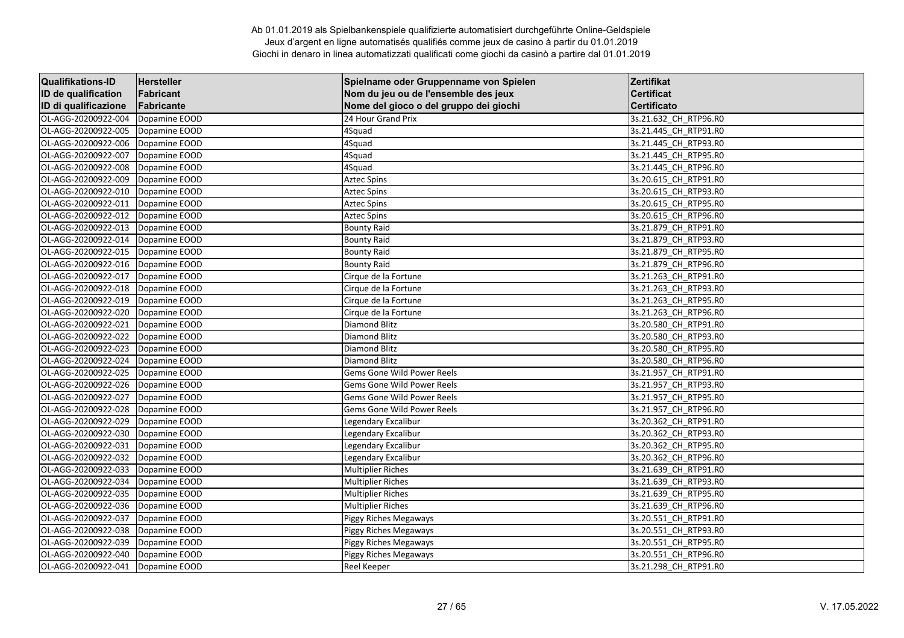Ab 01.01.2019 als Spielbankenspiele qualifizierte automatisiert durchgeführte Online-Geldspiele
Jeux d'argent en ligne automatisés qualifiés comme jeux de casino à partir du 01.01.2019
Giochi in denaro in linea automatizzati qualificati come giochi da casinò a partire dal 01.01.2019

| Qualifikations-ID<br>ID de qualification<br>ID di qualificazione | Hersteller<br>Fabricant<br>Fabricante | Spielname oder Gruppenname von Spielen<br>Nom du jeu ou de l'ensemble des jeux<br>Nome del gioco o del gruppo dei giochi | Zertifikat<br>Certificat<br>Certificato |
|---|---|---|---|
| OL-AGG-20200922-004 | Dopamine EOOD | 24 Hour Grand Prix | 3s.21.632_CH_RTP96.R0 |
| OL-AGG-20200922-005 | Dopamine EOOD | 4Squad | 3s.21.445_CH_RTP91.R0 |
| OL-AGG-20200922-006 | Dopamine EOOD | 4Squad | 3s.21.445_CH_RTP93.R0 |
| OL-AGG-20200922-007 | Dopamine EOOD | 4Squad | 3s.21.445_CH_RTP95.R0 |
| OL-AGG-20200922-008 | Dopamine EOOD | 4Squad | 3s.21.445_CH_RTP96.R0 |
| OL-AGG-20200922-009 | Dopamine EOOD | Aztec Spins | 3s.20.615_CH_RTP91.R0 |
| OL-AGG-20200922-010 | Dopamine EOOD | Aztec Spins | 3s.20.615_CH_RTP93.R0 |
| OL-AGG-20200922-011 | Dopamine EOOD | Aztec Spins | 3s.20.615_CH_RTP95.R0 |
| OL-AGG-20200922-012 | Dopamine EOOD | Aztec Spins | 3s.20.615_CH_RTP96.R0 |
| OL-AGG-20200922-013 | Dopamine EOOD | Bounty Raid | 3s.21.879_CH_RTP91.R0 |
| OL-AGG-20200922-014 | Dopamine EOOD | Bounty Raid | 3s.21.879_CH_RTP93.R0 |
| OL-AGG-20200922-015 | Dopamine EOOD | Bounty Raid | 3s.21.879_CH_RTP95.R0 |
| OL-AGG-20200922-016 | Dopamine EOOD | Bounty Raid | 3s.21.879_CH_RTP96.R0 |
| OL-AGG-20200922-017 | Dopamine EOOD | Cirque de la Fortune | 3s.21.263_CH_RTP91.R0 |
| OL-AGG-20200922-018 | Dopamine EOOD | Cirque de la Fortune | 3s.21.263_CH_RTP93.R0 |
| OL-AGG-20200922-019 | Dopamine EOOD | Cirque de la Fortune | 3s.21.263_CH_RTP95.R0 |
| OL-AGG-20200922-020 | Dopamine EOOD | Cirque de la Fortune | 3s.21.263_CH_RTP96.R0 |
| OL-AGG-20200922-021 | Dopamine EOOD | Diamond Blitz | 3s.20.580_CH_RTP91.R0 |
| OL-AGG-20200922-022 | Dopamine EOOD | Diamond Blitz | 3s.20.580_CH_RTP93.R0 |
| OL-AGG-20200922-023 | Dopamine EOOD | Diamond Blitz | 3s.20.580_CH_RTP95.R0 |
| OL-AGG-20200922-024 | Dopamine EOOD | Diamond Blitz | 3s.20.580_CH_RTP96.R0 |
| OL-AGG-20200922-025 | Dopamine EOOD | Gems Gone Wild Power Reels | 3s.21.957_CH_RTP91.R0 |
| OL-AGG-20200922-026 | Dopamine EOOD | Gems Gone Wild Power Reels | 3s.21.957_CH_RTP93.R0 |
| OL-AGG-20200922-027 | Dopamine EOOD | Gems Gone Wild Power Reels | 3s.21.957_CH_RTP95.R0 |
| OL-AGG-20200922-028 | Dopamine EOOD | Gems Gone Wild Power Reels | 3s.21.957_CH_RTP96.R0 |
| OL-AGG-20200922-029 | Dopamine EOOD | Legendary Excalibur | 3s.20.362_CH_RTP91.R0 |
| OL-AGG-20200922-030 | Dopamine EOOD | Legendary Excalibur | 3s.20.362_CH_RTP93.R0 |
| OL-AGG-20200922-031 | Dopamine EOOD | Legendary Excalibur | 3s.20.362_CH_RTP95.R0 |
| OL-AGG-20200922-032 | Dopamine EOOD | Legendary Excalibur | 3s.20.362_CH_RTP96.R0 |
| OL-AGG-20200922-033 | Dopamine EOOD | Multiplier Riches | 3s.21.639_CH_RTP91.R0 |
| OL-AGG-20200922-034 | Dopamine EOOD | Multiplier Riches | 3s.21.639_CH_RTP93.R0 |
| OL-AGG-20200922-035 | Dopamine EOOD | Multiplier Riches | 3s.21.639_CH_RTP95.R0 |
| OL-AGG-20200922-036 | Dopamine EOOD | Multiplier Riches | 3s.21.639_CH_RTP96.R0 |
| OL-AGG-20200922-037 | Dopamine EOOD | Piggy Riches Megaways | 3s.20.551_CH_RTP91.R0 |
| OL-AGG-20200922-038 | Dopamine EOOD | Piggy Riches Megaways | 3s.20.551_CH_RTP93.R0 |
| OL-AGG-20200922-039 | Dopamine EOOD | Piggy Riches Megaways | 3s.20.551_CH_RTP95.R0 |
| OL-AGG-20200922-040 | Dopamine EOOD | Piggy Riches Megaways | 3s.20.551_CH_RTP96.R0 |
| OL-AGG-20200922-041 | Dopamine EOOD | Reel Keeper | 3s.21.298_CH_RTP91.R0 |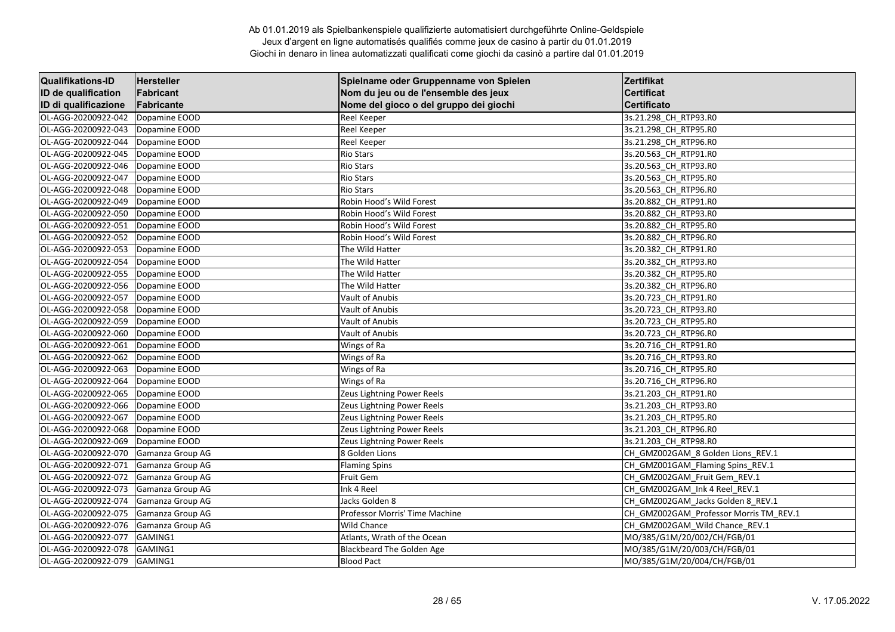Ab 01.01.2019 als Spielbankenspiele qualifizierte automatisiert durchgeführte Online-Geldspiele
Jeux d'argent en ligne automatisés qualifiés comme jeux de casino à partir du 01.01.2019
Giochi in denaro in linea automatizzati qualificati come giochi da casinò a partire dal 01.01.2019

| Qualifikations-ID<br>ID de qualification<br>ID di qualificazione | Hersteller<br>Fabricant<br>Fabricante | Spielname oder Gruppenname von Spielen<br>Nom du jeu ou de l'ensemble des jeux<br>Nome del gioco o del gruppo dei giochi | Zertifikat<br>Certificat<br>Certificato |
|---|---|---|---|
| OL-AGG-20200922-042 | Dopamine EOOD | Reel Keeper | 3s.21.298_CH_RTP93.R0 |
| OL-AGG-20200922-043 | Dopamine EOOD | Reel Keeper | 3s.21.298_CH_RTP95.R0 |
| OL-AGG-20200922-044 | Dopamine EOOD | Reel Keeper | 3s.21.298_CH_RTP96.R0 |
| OL-AGG-20200922-045 | Dopamine EOOD | Rio Stars | 3s.20.563_CH_RTP91.R0 |
| OL-AGG-20200922-046 | Dopamine EOOD | Rio Stars | 3s.20.563_CH_RTP93.R0 |
| OL-AGG-20200922-047 | Dopamine EOOD | Rio Stars | 3s.20.563_CH_RTP95.R0 |
| OL-AGG-20200922-048 | Dopamine EOOD | Rio Stars | 3s.20.563_CH_RTP96.R0 |
| OL-AGG-20200922-049 | Dopamine EOOD | Robin Hood's Wild Forest | 3s.20.882_CH_RTP91.R0 |
| OL-AGG-20200922-050 | Dopamine EOOD | Robin Hood's Wild Forest | 3s.20.882_CH_RTP93.R0 |
| OL-AGG-20200922-051 | Dopamine EOOD | Robin Hood's Wild Forest | 3s.20.882_CH_RTP95.R0 |
| OL-AGG-20200922-052 | Dopamine EOOD | Robin Hood's Wild Forest | 3s.20.882_CH_RTP96.R0 |
| OL-AGG-20200922-053 | Dopamine EOOD | The Wild Hatter | 3s.20.382_CH_RTP91.R0 |
| OL-AGG-20200922-054 | Dopamine EOOD | The Wild Hatter | 3s.20.382_CH_RTP93.R0 |
| OL-AGG-20200922-055 | Dopamine EOOD | The Wild Hatter | 3s.20.382_CH_RTP95.R0 |
| OL-AGG-20200922-056 | Dopamine EOOD | The Wild Hatter | 3s.20.382_CH_RTP96.R0 |
| OL-AGG-20200922-057 | Dopamine EOOD | Vault of Anubis | 3s.20.723_CH_RTP91.R0 |
| OL-AGG-20200922-058 | Dopamine EOOD | Vault of Anubis | 3s.20.723_CH_RTP93.R0 |
| OL-AGG-20200922-059 | Dopamine EOOD | Vault of Anubis | 3s.20.723_CH_RTP95.R0 |
| OL-AGG-20200922-060 | Dopamine EOOD | Vault of Anubis | 3s.20.723_CH_RTP96.R0 |
| OL-AGG-20200922-061 | Dopamine EOOD | Wings of Ra | 3s.20.716_CH_RTP91.R0 |
| OL-AGG-20200922-062 | Dopamine EOOD | Wings of Ra | 3s.20.716_CH_RTP93.R0 |
| OL-AGG-20200922-063 | Dopamine EOOD | Wings of Ra | 3s.20.716_CH_RTP95.R0 |
| OL-AGG-20200922-064 | Dopamine EOOD | Wings of Ra | 3s.20.716_CH_RTP96.R0 |
| OL-AGG-20200922-065 | Dopamine EOOD | Zeus Lightning Power Reels | 3s.21.203_CH_RTP91.R0 |
| OL-AGG-20200922-066 | Dopamine EOOD | Zeus Lightning Power Reels | 3s.21.203_CH_RTP93.R0 |
| OL-AGG-20200922-067 | Dopamine EOOD | Zeus Lightning Power Reels | 3s.21.203_CH_RTP95.R0 |
| OL-AGG-20200922-068 | Dopamine EOOD | Zeus Lightning Power Reels | 3s.21.203_CH_RTP96.R0 |
| OL-AGG-20200922-069 | Dopamine EOOD | Zeus Lightning Power Reels | 3s.21.203_CH_RTP98.R0 |
| OL-AGG-20200922-070 | Gamanza Group AG | 8 Golden Lions | CH_GMZ002GAM_8 Golden Lions_REV.1 |
| OL-AGG-20200922-071 | Gamanza Group AG | Flaming Spins | CH_GMZ001GAM_Flaming Spins_REV.1 |
| OL-AGG-20200922-072 | Gamanza Group AG | Fruit Gem | CH_GMZ002GAM_Fruit Gem_REV.1 |
| OL-AGG-20200922-073 | Gamanza Group AG | Ink 4 Reel | CH_GMZ002GAM_Ink 4 Reel_REV.1 |
| OL-AGG-20200922-074 | Gamanza Group AG | Jacks Golden 8 | CH_GMZ002GAM_Jacks Golden 8_REV.1 |
| OL-AGG-20200922-075 | Gamanza Group AG | Professor Morris' Time Machine | CH_GMZ002GAM_Professor Morris TM_REV.1 |
| OL-AGG-20200922-076 | Gamanza Group AG | Wild Chance | CH_GMZ002GAM_Wild Chance_REV.1 |
| OL-AGG-20200922-077 | GAMING1 | Atlants, Wrath of the Ocean | MO/385/G1M/20/002/CH/FGB/01 |
| OL-AGG-20200922-078 | GAMING1 | Blackbeard The Golden Age | MO/385/G1M/20/003/CH/FGB/01 |
| OL-AGG-20200922-079 | GAMING1 | Blood Pact | MO/385/G1M/20/004/CH/FGB/01 |

V. 17.05.2022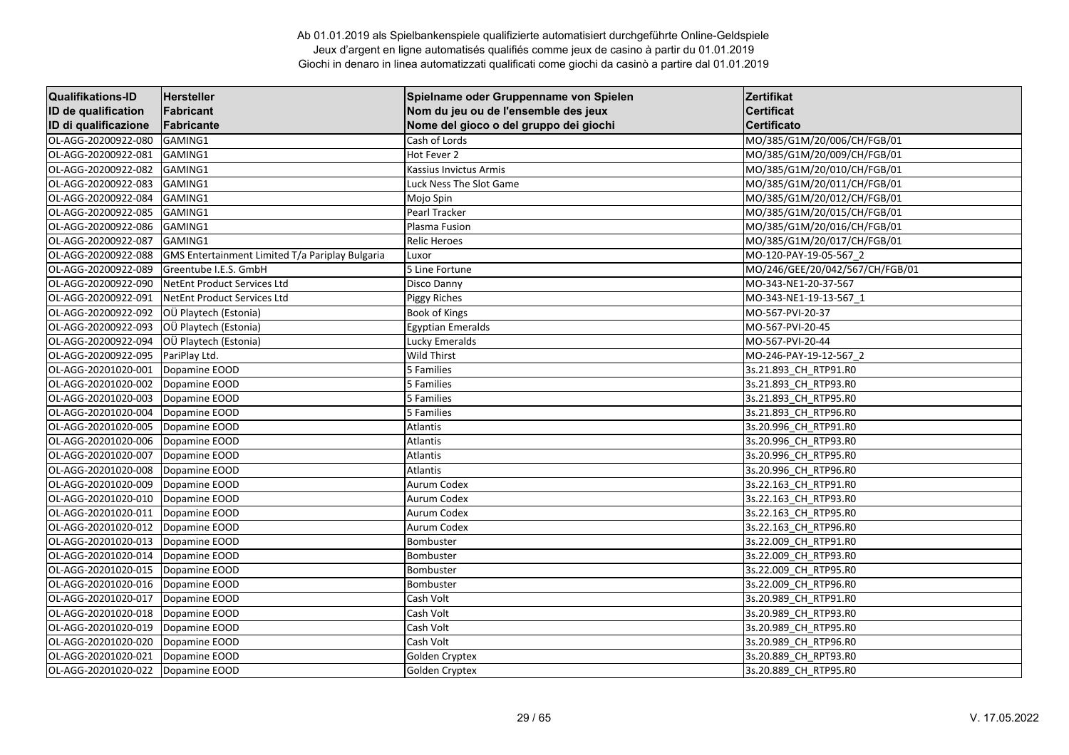Ab 01.01.2019 als Spielbankenspiele qualifizierte automatisiert durchgeführte Online-Geldspiele
Jeux d'argent en ligne automatisés qualifiés comme jeux de casino à partir du 01.01.2019
Giochi in denaro in linea automatizzati qualificati come giochi da casinò a partire dal 01.01.2019

| Qualifikations-ID<br>ID de qualification<br>ID di qualificazione | Hersteller<br>Fabricant<br>Fabricante | Spielname oder Gruppenname von Spielen<br>Nom du jeu ou de l'ensemble des jeux<br>Nome del gioco o del gruppo dei giochi | Zertifikat<br>Certificat<br>Certificato |
|---|---|---|---|
| OL-AGG-20200922-080 | GAMING1 | Cash of Lords | MO/385/G1M/20/006/CH/FGB/01 |
| OL-AGG-20200922-081 | GAMING1 | Hot Fever 2 | MO/385/G1M/20/009/CH/FGB/01 |
| OL-AGG-20200922-082 | GAMING1 | Kassius Invictus Armis | MO/385/G1M/20/010/CH/FGB/01 |
| OL-AGG-20200922-083 | GAMING1 | Luck Ness The Slot Game | MO/385/G1M/20/011/CH/FGB/01 |
| OL-AGG-20200922-084 | GAMING1 | Mojo Spin | MO/385/G1M/20/012/CH/FGB/01 |
| OL-AGG-20200922-085 | GAMING1 | Pearl Tracker | MO/385/G1M/20/015/CH/FGB/01 |
| OL-AGG-20200922-086 | GAMING1 | Plasma Fusion | MO/385/G1M/20/016/CH/FGB/01 |
| OL-AGG-20200922-087 | GAMING1 | Relic Heroes | MO/385/G1M/20/017/CH/FGB/01 |
| OL-AGG-20200922-088 | GMS Entertainment Limited T/a Pariplay Bulgaria | Luxor | MO-120-PAY-19-05-567_2 |
| OL-AGG-20200922-089 | Greentube I.E.S. GmbH | 5 Line Fortune | MO/246/GEE/20/042/567/CH/FGB/01 |
| OL-AGG-20200922-090 | NetEnt Product Services Ltd | Disco Danny | MO-343-NE1-20-37-567 |
| OL-AGG-20200922-091 | NetEnt Product Services Ltd | Piggy Riches | MO-343-NE1-19-13-567_1 |
| OL-AGG-20200922-092 | OÜ Playtech (Estonia) | Book of Kings | MO-567-PVI-20-37 |
| OL-AGG-20200922-093 | OÜ Playtech (Estonia) | Egyptian Emeralds | MO-567-PVI-20-45 |
| OL-AGG-20200922-094 | OÜ Playtech (Estonia) | Lucky Emeralds | MO-567-PVI-20-44 |
| OL-AGG-20200922-095 | PariPlay Ltd. | Wild Thirst | MO-246-PAY-19-12-567_2 |
| OL-AGG-20201020-001 | Dopamine EOOD | 5 Families | 3s.21.893_CH_RTP91.R0 |
| OL-AGG-20201020-002 | Dopamine EOOD | 5 Families | 3s.21.893_CH_RTP93.R0 |
| OL-AGG-20201020-003 | Dopamine EOOD | 5 Families | 3s.21.893_CH_RTP95.R0 |
| OL-AGG-20201020-004 | Dopamine EOOD | 5 Families | 3s.21.893_CH_RTP96.R0 |
| OL-AGG-20201020-005 | Dopamine EOOD | Atlantis | 3s.20.996_CH_RTP91.R0 |
| OL-AGG-20201020-006 | Dopamine EOOD | Atlantis | 3s.20.996_CH_RTP93.R0 |
| OL-AGG-20201020-007 | Dopamine EOOD | Atlantis | 3s.20.996_CH_RTP95.R0 |
| OL-AGG-20201020-008 | Dopamine EOOD | Atlantis | 3s.20.996_CH_RTP96.R0 |
| OL-AGG-20201020-009 | Dopamine EOOD | Aurum Codex | 3s.22.163_CH_RTP91.R0 |
| OL-AGG-20201020-010 | Dopamine EOOD | Aurum Codex | 3s.22.163_CH_RTP93.R0 |
| OL-AGG-20201020-011 | Dopamine EOOD | Aurum Codex | 3s.22.163_CH_RTP95.R0 |
| OL-AGG-20201020-012 | Dopamine EOOD | Aurum Codex | 3s.22.163_CH_RTP96.R0 |
| OL-AGG-20201020-013 | Dopamine EOOD | Bombuster | 3s.22.009_CH_RTP91.R0 |
| OL-AGG-20201020-014 | Dopamine EOOD | Bombuster | 3s.22.009_CH_RTP93.R0 |
| OL-AGG-20201020-015 | Dopamine EOOD | Bombuster | 3s.22.009_CH_RTP95.R0 |
| OL-AGG-20201020-016 | Dopamine EOOD | Bombuster | 3s.22.009_CH_RTP96.R0 |
| OL-AGG-20201020-017 | Dopamine EOOD | Cash Volt | 3s.20.989_CH_RTP91.R0 |
| OL-AGG-20201020-018 | Dopamine EOOD | Cash Volt | 3s.20.989_CH_RTP93.R0 |
| OL-AGG-20201020-019 | Dopamine EOOD | Cash Volt | 3s.20.989_CH_RTP95.R0 |
| OL-AGG-20201020-020 | Dopamine EOOD | Cash Volt | 3s.20.989_CH_RTP96.R0 |
| OL-AGG-20201020-021 | Dopamine EOOD | Golden Cryptex | 3s.20.889_CH_RPT93.R0 |
| OL-AGG-20201020-022 | Dopamine EOOD | Golden Cryptex | 3s.20.889_CH_RTP95.R0 |

V. 17.05.2022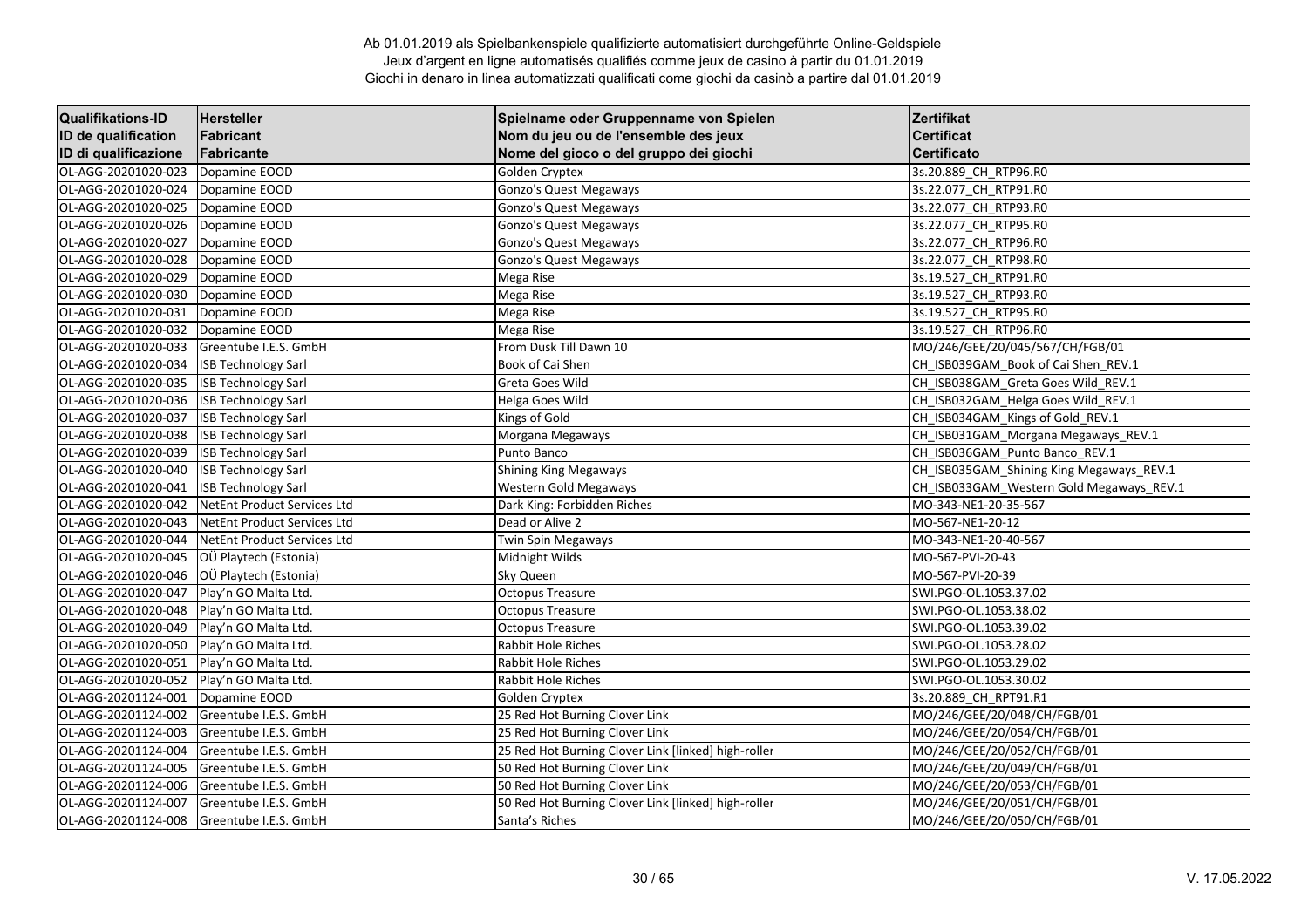Ab 01.01.2019 als Spielbankenspiele qualifizierte automatisiert durchgeführte Online-Geldspiele
Jeux d'argent en ligne automatisés qualifiés comme jeux de casino à partir du 01.01.2019
Giochi in denaro in linea automatizzati qualificati come giochi da casinò a partire dal 01.01.2019

| Qualifikations-ID<br>ID de qualification<br>ID di qualificazione | Hersteller<br>Fabricant<br>Fabricante | Spielname oder Gruppenname von Spielen<br>Nom du jeu ou de l'ensemble des jeux<br>Nome del gioco o del gruppo dei giochi | Zertifikat<br>Certificat<br>Certificato |
|---|---|---|---|
| OL-AGG-20201020-023 | Dopamine EOOD | Golden Cryptex | 3s.20.889_CH_RTP96.R0 |
| OL-AGG-20201020-024 | Dopamine EOOD | Gonzo's Quest Megaways | 3s.22.077_CH_RTP91.R0 |
| OL-AGG-20201020-025 | Dopamine EOOD | Gonzo's Quest Megaways | 3s.22.077_CH_RTP93.R0 |
| OL-AGG-20201020-026 | Dopamine EOOD | Gonzo's Quest Megaways | 3s.22.077_CH_RTP95.R0 |
| OL-AGG-20201020-027 | Dopamine EOOD | Gonzo's Quest Megaways | 3s.22.077_CH_RTP96.R0 |
| OL-AGG-20201020-028 | Dopamine EOOD | Gonzo's Quest Megaways | 3s.22.077_CH_RTP98.R0 |
| OL-AGG-20201020-029 | Dopamine EOOD | Mega Rise | 3s.19.527_CH_RTP91.R0 |
| OL-AGG-20201020-030 | Dopamine EOOD | Mega Rise | 3s.19.527_CH_RTP93.R0 |
| OL-AGG-20201020-031 | Dopamine EOOD | Mega Rise | 3s.19.527_CH_RTP95.R0 |
| OL-AGG-20201020-032 | Dopamine EOOD | Mega Rise | 3s.19.527_CH_RTP96.R0 |
| OL-AGG-20201020-033 | Greentube I.E.S. GmbH | From Dusk Till Dawn 10 | MO/246/GEE/20/045/567/CH/FGB/01 |
| OL-AGG-20201020-034 | ISB Technology Sarl | Book of Cai Shen | CH_ISB039GAM_Book of Cai Shen_REV.1 |
| OL-AGG-20201020-035 | ISB Technology Sarl | Greta Goes Wild | CH_ISB038GAM_Greta Goes Wild_REV.1 |
| OL-AGG-20201020-036 | ISB Technology Sarl | Helga Goes Wild | CH_ISB032GAM_Helga Goes Wild_REV.1 |
| OL-AGG-20201020-037 | ISB Technology Sarl | Kings of Gold | CH_ISB034GAM_Kings of Gold_REV.1 |
| OL-AGG-20201020-038 | ISB Technology Sarl | Morgana Megaways | CH_ISB031GAM_Morgana Megaways_REV.1 |
| OL-AGG-20201020-039 | ISB Technology Sarl | Punto Banco | CH_ISB036GAM_Punto Banco_REV.1 |
| OL-AGG-20201020-040 | ISB Technology Sarl | Shining King Megaways | CH_ISB035GAM_Shining King Megaways_REV.1 |
| OL-AGG-20201020-041 | ISB Technology Sarl | Western Gold Megaways | CH_ISB033GAM_Western Gold Megaways_REV.1 |
| OL-AGG-20201020-042 | NetEnt Product Services Ltd | Dark King: Forbidden Riches | MO-343-NE1-20-35-567 |
| OL-AGG-20201020-043 | NetEnt Product Services Ltd | Dead or Alive 2 | MO-567-NE1-20-12 |
| OL-AGG-20201020-044 | NetEnt Product Services Ltd | Twin Spin Megaways | MO-343-NE1-20-40-567 |
| OL-AGG-20201020-045 | OÜ Playtech (Estonia) | Midnight Wilds | MO-567-PVI-20-43 |
| OL-AGG-20201020-046 | OÜ Playtech (Estonia) | Sky Queen | MO-567-PVI-20-39 |
| OL-AGG-20201020-047 | Play'n GO Malta Ltd. | Octopus Treasure | SWI.PGO-OL.1053.37.02 |
| OL-AGG-20201020-048 | Play'n GO Malta Ltd. | Octopus Treasure | SWI.PGO-OL.1053.38.02 |
| OL-AGG-20201020-049 | Play'n GO Malta Ltd. | Octopus Treasure | SWI.PGO-OL.1053.39.02 |
| OL-AGG-20201020-050 | Play'n GO Malta Ltd. | Rabbit Hole Riches | SWI.PGO-OL.1053.28.02 |
| OL-AGG-20201020-051 | Play'n GO Malta Ltd. | Rabbit Hole Riches | SWI.PGO-OL.1053.29.02 |
| OL-AGG-20201020-052 | Play'n GO Malta Ltd. | Rabbit Hole Riches | SWI.PGO-OL.1053.30.02 |
| OL-AGG-20201124-001 | Dopamine EOOD | Golden Cryptex | 3s.20.889_CH_RPT91.R1 |
| OL-AGG-20201124-002 | Greentube I.E.S. GmbH | 25 Red Hot Burning Clover Link | MO/246/GEE/20/048/CH/FGB/01 |
| OL-AGG-20201124-003 | Greentube I.E.S. GmbH | 25 Red Hot Burning Clover Link | MO/246/GEE/20/054/CH/FGB/01 |
| OL-AGG-20201124-004 | Greentube I.E.S. GmbH | 25 Red Hot Burning Clover Link [linked] high-roller | MO/246/GEE/20/052/CH/FGB/01 |
| OL-AGG-20201124-005 | Greentube I.E.S. GmbH | 50 Red Hot Burning Clover Link | MO/246/GEE/20/049/CH/FGB/01 |
| OL-AGG-20201124-006 | Greentube I.E.S. GmbH | 50 Red Hot Burning Clover Link | MO/246/GEE/20/053/CH/FGB/01 |
| OL-AGG-20201124-007 | Greentube I.E.S. GmbH | 50 Red Hot Burning Clover Link [linked] high-roller | MO/246/GEE/20/051/CH/FGB/01 |
| OL-AGG-20201124-008 | Greentube I.E.S. GmbH | Santa's Riches | MO/246/GEE/20/050/CH/FGB/01 |

V. 17.05.2022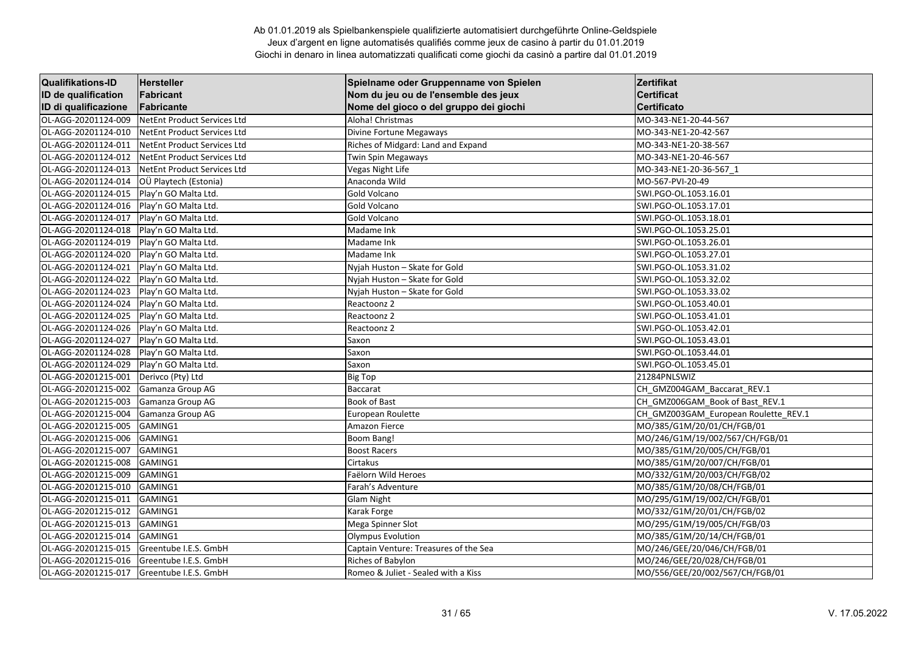Ab 01.01.2019 als Spielbankenspiele qualifizierte automatisiert durchgeführte Online-Geldspiele
Jeux d'argent en ligne automatisés qualifiés comme jeux de casino à partir du 01.01.2019
Giochi in denaro in linea automatizzati qualificati come giochi da casinò a partire dal 01.01.2019

| Qualifikations-ID<br>ID de qualification<br>ID di qualificazione | Hersteller<br>Fabricant<br>Fabricante | Spielname oder Gruppenname von Spielen<br>Nom du jeu ou de l'ensemble des jeux<br>Nome del gioco o del gruppo dei giochi | Zertifikat<br>Certificat<br>Certificato |
|---|---|---|---|
| OL-AGG-20201124-009 | NetEnt Product Services Ltd | Aloha! Christmas | MO-343-NE1-20-44-567 |
| OL-AGG-20201124-010 | NetEnt Product Services Ltd | Divine Fortune Megaways | MO-343-NE1-20-42-567 |
| OL-AGG-20201124-011 | NetEnt Product Services Ltd | Riches of Midgard: Land and Expand | MO-343-NE1-20-38-567 |
| OL-AGG-20201124-012 | NetEnt Product Services Ltd | Twin Spin Megaways | MO-343-NE1-20-46-567 |
| OL-AGG-20201124-013 | NetEnt Product Services Ltd | Vegas Night Life | MO-343-NE1-20-36-567_1 |
| OL-AGG-20201124-014 | OÜ Playtech (Estonia) | Anaconda Wild | MO-567-PVI-20-49 |
| OL-AGG-20201124-015 | Play'n GO Malta Ltd. | Gold Volcano | SWI.PGO-OL.1053.16.01 |
| OL-AGG-20201124-016 | Play'n GO Malta Ltd. | Gold Volcano | SWI.PGO-OL.1053.17.01 |
| OL-AGG-20201124-017 | Play'n GO Malta Ltd. | Gold Volcano | SWI.PGO-OL.1053.18.01 |
| OL-AGG-20201124-018 | Play'n GO Malta Ltd. | Madame Ink | SWI.PGO-OL.1053.25.01 |
| OL-AGG-20201124-019 | Play'n GO Malta Ltd. | Madame Ink | SWI.PGO-OL.1053.26.01 |
| OL-AGG-20201124-020 | Play'n GO Malta Ltd. | Madame Ink | SWI.PGO-OL.1053.27.01 |
| OL-AGG-20201124-021 | Play'n GO Malta Ltd. | Nyjah Huston – Skate for Gold | SWI.PGO-OL.1053.31.02 |
| OL-AGG-20201124-022 | Play'n GO Malta Ltd. | Nyjah Huston – Skate for Gold | SWI.PGO-OL.1053.32.02 |
| OL-AGG-20201124-023 | Play'n GO Malta Ltd. | Nyjah Huston – Skate for Gold | SWI.PGO-OL.1053.33.02 |
| OL-AGG-20201124-024 | Play'n GO Malta Ltd. | Reactoonz 2 | SWI.PGO-OL.1053.40.01 |
| OL-AGG-20201124-025 | Play'n GO Malta Ltd. | Reactoonz 2 | SWI.PGO-OL.1053.41.01 |
| OL-AGG-20201124-026 | Play'n GO Malta Ltd. | Reactoonz 2 | SWI.PGO-OL.1053.42.01 |
| OL-AGG-20201124-027 | Play'n GO Malta Ltd. | Saxon | SWI.PGO-OL.1053.43.01 |
| OL-AGG-20201124-028 | Play'n GO Malta Ltd. | Saxon | SWI.PGO-OL.1053.44.01 |
| OL-AGG-20201124-029 | Play'n GO Malta Ltd. | Saxon | SWI.PGO-OL.1053.45.01 |
| OL-AGG-20201215-001 | Derivco (Pty) Ltd | Big Top | 21284PNLSWIZ |
| OL-AGG-20201215-002 | Gamanza Group AG | Baccarat | CH_GMZ004GAM_Baccarat_REV.1 |
| OL-AGG-20201215-003 | Gamanza Group AG | Book of Bast | CH_GMZ006GAM_Book of Bast_REV.1 |
| OL-AGG-20201215-004 | Gamanza Group AG | European Roulette | CH_GMZ003GAM_European Roulette_REV.1 |
| OL-AGG-20201215-005 | GAMING1 | Amazon Fierce | MO/385/G1M/20/01/CH/FGB/01 |
| OL-AGG-20201215-006 | GAMING1 | Boom Bang! | MO/246/G1M/19/002/567/CH/FGB/01 |
| OL-AGG-20201215-007 | GAMING1 | Boost Racers | MO/385/G1M/20/005/CH/FGB/01 |
| OL-AGG-20201215-008 | GAMING1 | Cirtakus | MO/385/G1M/20/007/CH/FGB/01 |
| OL-AGG-20201215-009 | GAMING1 | Faëlorn Wild Heroes | MO/332/G1M/20/003/CH/FGB/02 |
| OL-AGG-20201215-010 | GAMING1 | Farah's Adventure | MO/385/G1M/20/08/CH/FGB/01 |
| OL-AGG-20201215-011 | GAMING1 | Glam Night | MO/295/G1M/19/002/CH/FGB/01 |
| OL-AGG-20201215-012 | GAMING1 | Karak Forge | MO/332/G1M/20/01/CH/FGB/02 |
| OL-AGG-20201215-013 | GAMING1 | Mega Spinner Slot | MO/295/G1M/19/005/CH/FGB/03 |
| OL-AGG-20201215-014 | GAMING1 | Olympus Evolution | MO/385/G1M/20/14/CH/FGB/01 |
| OL-AGG-20201215-015 | Greentube I.E.S. GmbH | Captain Venture: Treasures of the Sea | MO/246/GEE/20/046/CH/FGB/01 |
| OL-AGG-20201215-016 | Greentube I.E.S. GmbH | Riches of Babylon | MO/246/GEE/20/028/CH/FGB/01 |
| OL-AGG-20201215-017 | Greentube I.E.S. GmbH | Romeo & Juliet - Sealed with a Kiss | MO/556/GEE/20/002/567/CH/FGB/01 |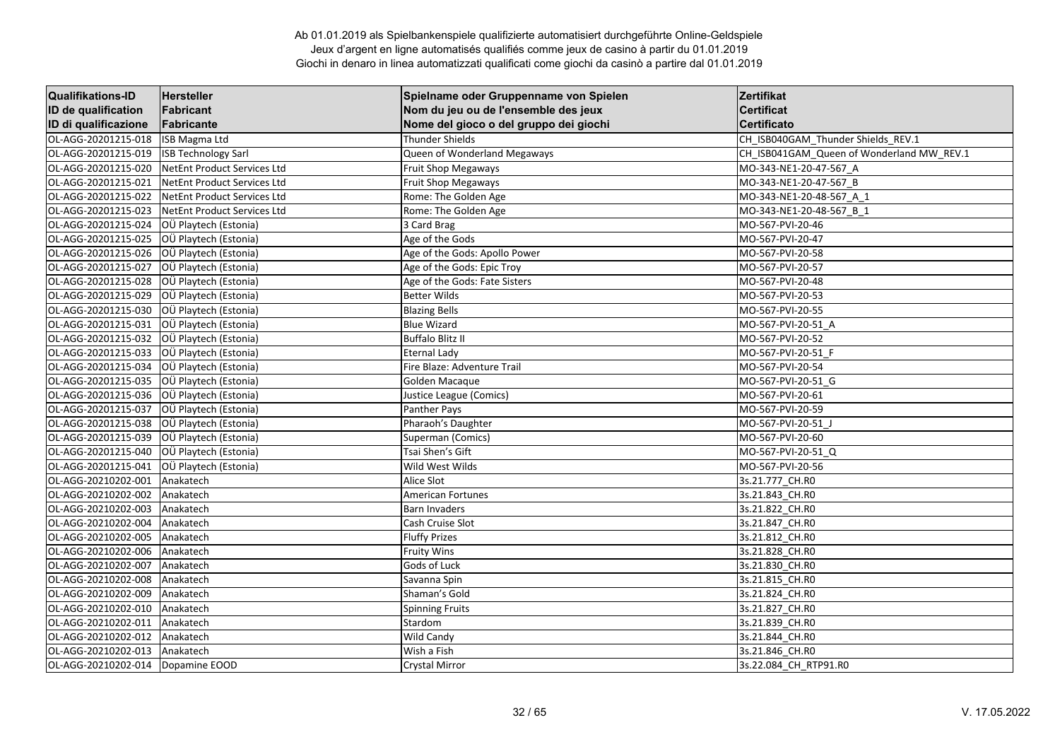Ab 01.01.2019 als Spielbankenspiele qualifizierte automatisiert durchgeführte Online-Geldspiele
Jeux d'argent en ligne automatisés qualifiés comme jeux de casino à partir du 01.01.2019
Giochi in denaro in linea automatizzati qualificati come giochi da casinò a partire dal 01.01.2019

| Qualifikations-ID<br>ID de qualification<br>ID di qualificazione | Hersteller<br>Fabricant<br>Fabricante | Spielname oder Gruppenname von Spielen<br>Nom du jeu ou de l'ensemble des jeux<br>Nome del gioco o del gruppo dei giochi | Zertifikat<br>Certificat<br>Certificato |
|---|---|---|---|
| OL-AGG-20201215-018 | ISB Magma Ltd | Thunder Shields | CH_ISB040GAM_Thunder Shields_REV.1 |
| OL-AGG-20201215-019 | ISB Technology Sarl | Queen of Wonderland Megaways | CH_ISB041GAM_Queen of Wonderland MW_REV.1 |
| OL-AGG-20201215-020 | NetEnt Product Services Ltd | Fruit Shop Megaways | MO-343-NE1-20-47-567_A |
| OL-AGG-20201215-021 | NetEnt Product Services Ltd | Fruit Shop Megaways | MO-343-NE1-20-47-567_B |
| OL-AGG-20201215-022 | NetEnt Product Services Ltd | Rome: The Golden Age | MO-343-NE1-20-48-567_A_1 |
| OL-AGG-20201215-023 | NetEnt Product Services Ltd | Rome: The Golden Age | MO-343-NE1-20-48-567_B_1 |
| OL-AGG-20201215-024 | OÜ Playtech (Estonia) | 3 Card Brag | MO-567-PVI-20-46 |
| OL-AGG-20201215-025 | OÜ Playtech (Estonia) | Age of the Gods | MO-567-PVI-20-47 |
| OL-AGG-20201215-026 | OÜ Playtech (Estonia) | Age of the Gods: Apollo Power | MO-567-PVI-20-58 |
| OL-AGG-20201215-027 | OÜ Playtech (Estonia) | Age of the Gods: Epic Troy | MO-567-PVI-20-57 |
| OL-AGG-20201215-028 | OÜ Playtech (Estonia) | Age of the Gods: Fate Sisters | MO-567-PVI-20-48 |
| OL-AGG-20201215-029 | OÜ Playtech (Estonia) | Better Wilds | MO-567-PVI-20-53 |
| OL-AGG-20201215-030 | OÜ Playtech (Estonia) | Blazing Bells | MO-567-PVI-20-55 |
| OL-AGG-20201215-031 | OÜ Playtech (Estonia) | Blue Wizard | MO-567-PVI-20-51_A |
| OL-AGG-20201215-032 | OÜ Playtech (Estonia) | Buffalo Blitz II | MO-567-PVI-20-52 |
| OL-AGG-20201215-033 | OÜ Playtech (Estonia) | Eternal Lady | MO-567-PVI-20-51_F |
| OL-AGG-20201215-034 | OÜ Playtech (Estonia) | Fire Blaze: Adventure Trail | MO-567-PVI-20-54 |
| OL-AGG-20201215-035 | OÜ Playtech (Estonia) | Golden Macaque | MO-567-PVI-20-51_G |
| OL-AGG-20201215-036 | OÜ Playtech (Estonia) | Justice League (Comics) | MO-567-PVI-20-61 |
| OL-AGG-20201215-037 | OÜ Playtech (Estonia) | Panther Pays | MO-567-PVI-20-59 |
| OL-AGG-20201215-038 | OÜ Playtech (Estonia) | Pharaoh's Daughter | MO-567-PVI-20-51_J |
| OL-AGG-20201215-039 | OÜ Playtech (Estonia) | Superman (Comics) | MO-567-PVI-20-60 |
| OL-AGG-20201215-040 | OÜ Playtech (Estonia) | Tsai Shen's Gift | MO-567-PVI-20-51_Q |
| OL-AGG-20201215-041 | OÜ Playtech (Estonia) | Wild West Wilds | MO-567-PVI-20-56 |
| OL-AGG-20210202-001 | Anakatech | Alice Slot | 3s.21.777_CH.R0 |
| OL-AGG-20210202-002 | Anakatech | American Fortunes | 3s.21.843_CH.R0 |
| OL-AGG-20210202-003 | Anakatech | Barn Invaders | 3s.21.822_CH.R0 |
| OL-AGG-20210202-004 | Anakatech | Cash Cruise Slot | 3s.21.847_CH.R0 |
| OL-AGG-20210202-005 | Anakatech | Fluffy Prizes | 3s.21.812_CH.R0 |
| OL-AGG-20210202-006 | Anakatech | Fruity Wins | 3s.21.828_CH.R0 |
| OL-AGG-20210202-007 | Anakatech | Gods of Luck | 3s.21.830_CH.R0 |
| OL-AGG-20210202-008 | Anakatech | Savanna Spin | 3s.21.815_CH.R0 |
| OL-AGG-20210202-009 | Anakatech | Shaman's Gold | 3s.21.824_CH.R0 |
| OL-AGG-20210202-010 | Anakatech | Spinning Fruits | 3s.21.827_CH.R0 |
| OL-AGG-20210202-011 | Anakatech | Stardom | 3s.21.839_CH.R0 |
| OL-AGG-20210202-012 | Anakatech | Wild Candy | 3s.21.844_CH.R0 |
| OL-AGG-20210202-013 | Anakatech | Wish a Fish | 3s.21.846_CH.R0 |
| OL-AGG-20210202-014 | Dopamine EOOD | Crystal Mirror | 3s.22.084_CH_RTP91.R0 |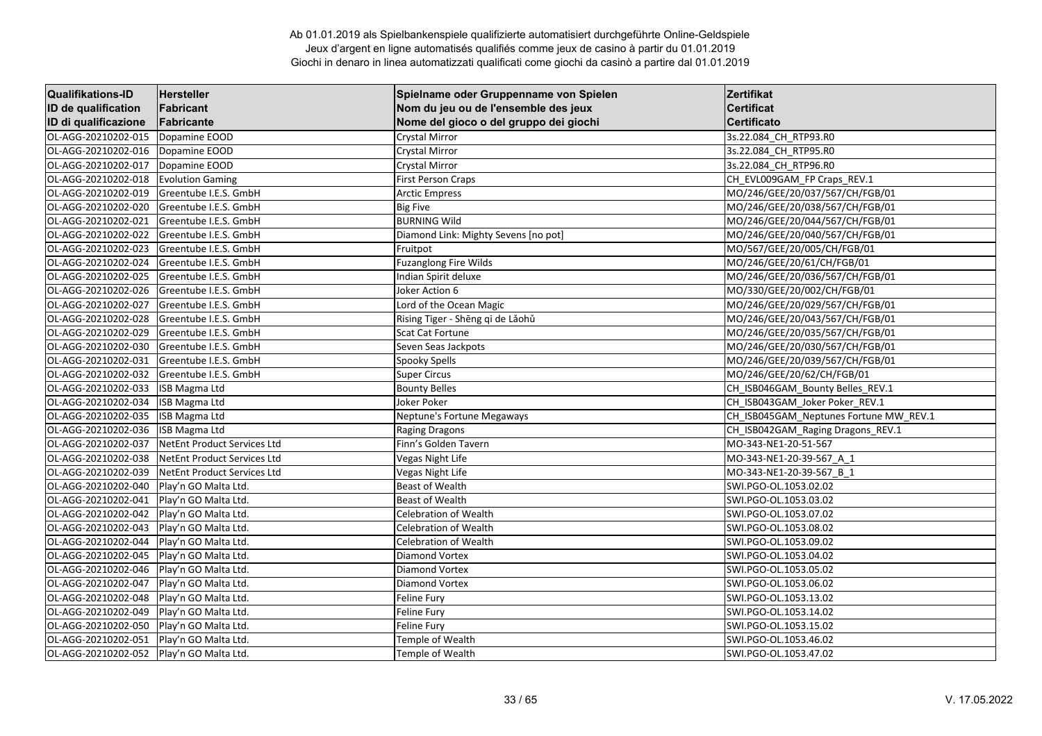Ab 01.01.2019 als Spielbankenspiele qualifizierte automatisiert durchgeführte Online-Geldspiele
Jeux d'argent en ligne automatisés qualifiés comme jeux de casino à partir du 01.01.2019
Giochi in denaro in linea automatizzati qualificati come giochi da casinò a partire dal 01.01.2019

| Qualifikations-ID<br>ID de qualification<br>ID di qualificazione | Hersteller<br>Fabricant<br>Fabricante | Spielname oder Gruppenname von Spielen<br>Nom du jeu ou de l'ensemble des jeux<br>Nome del gioco o del gruppo dei giochi | Zertifikat<br>Certificat<br>Certificato |
|---|---|---|---|
| OL-AGG-20210202-015 | Dopamine EOOD | Crystal Mirror | 3s.22.084_CH_RTP93.R0 |
| OL-AGG-20210202-016 | Dopamine EOOD | Crystal Mirror | 3s.22.084_CH_RTP95.R0 |
| OL-AGG-20210202-017 | Dopamine EOOD | Crystal Mirror | 3s.22.084_CH_RTP96.R0 |
| OL-AGG-20210202-018 | Evolution Gaming | First Person Craps | CH_EVL009GAM_FP Craps_REV.1 |
| OL-AGG-20210202-019 | Greentube I.E.S. GmbH | Arctic Empress | MO/246/GEE/20/037/567/CH/FGB/01 |
| OL-AGG-20210202-020 | Greentube I.E.S. GmbH | Big Five | MO/246/GEE/20/038/567/CH/FGB/01 |
| OL-AGG-20210202-021 | Greentube I.E.S. GmbH | BURNING Wild | MO/246/GEE/20/044/567/CH/FGB/01 |
| OL-AGG-20210202-022 | Greentube I.E.S. GmbH | Diamond Link: Mighty Sevens [no pot] | MO/246/GEE/20/040/567/CH/FGB/01 |
| OL-AGG-20210202-023 | Greentube I.E.S. GmbH | Fruitpot | MO/567/GEE/20/005/CH/FGB/01 |
| OL-AGG-20210202-024 | Greentube I.E.S. GmbH | Fuzanglong Fire Wilds | MO/246/GEE/20/61/CH/FGB/01 |
| OL-AGG-20210202-025 | Greentube I.E.S. GmbH | Indian Spirit deluxe | MO/246/GEE/20/036/567/CH/FGB/01 |
| OL-AGG-20210202-026 | Greentube I.E.S. GmbH | Joker Action 6 | MO/330/GEE/20/002/CH/FGB/01 |
| OL-AGG-20210202-027 | Greentube I.E.S. GmbH | Lord of the Ocean Magic | MO/246/GEE/20/029/567/CH/FGB/01 |
| OL-AGG-20210202-028 | Greentube I.E.S. GmbH | Rising Tiger - Shēng qi de Lǎohǔ | MO/246/GEE/20/043/567/CH/FGB/01 |
| OL-AGG-20210202-029 | Greentube I.E.S. GmbH | Scat Cat Fortune | MO/246/GEE/20/035/567/CH/FGB/01 |
| OL-AGG-20210202-030 | Greentube I.E.S. GmbH | Seven Seas Jackpots | MO/246/GEE/20/030/567/CH/FGB/01 |
| OL-AGG-20210202-031 | Greentube I.E.S. GmbH | Spooky Spells | MO/246/GEE/20/039/567/CH/FGB/01 |
| OL-AGG-20210202-032 | Greentube I.E.S. GmbH | Super Circus | MO/246/GEE/20/62/CH/FGB/01 |
| OL-AGG-20210202-033 | ISB Magma Ltd | Bounty Belles | CH_ISB046GAM_Bounty Belles_REV.1 |
| OL-AGG-20210202-034 | ISB Magma Ltd | Joker Poker | CH_ISB043GAM_Joker Poker_REV.1 |
| OL-AGG-20210202-035 | ISB Magma Ltd | Neptune's Fortune Megaways | CH_ISB045GAM_Neptunes Fortune MW_REV.1 |
| OL-AGG-20210202-036 | ISB Magma Ltd | Raging Dragons | CH_ISB042GAM_Raging Dragons_REV.1 |
| OL-AGG-20210202-037 | NetEnt Product Services Ltd | Finn's Golden Tavern | MO-343-NE1-20-51-567 |
| OL-AGG-20210202-038 | NetEnt Product Services Ltd | Vegas Night Life | MO-343-NE1-20-39-567_A_1 |
| OL-AGG-20210202-039 | NetEnt Product Services Ltd | Vegas Night Life | MO-343-NE1-20-39-567_B_1 |
| OL-AGG-20210202-040 | Play'n GO Malta Ltd. | Beast of Wealth | SWI.PGO-OL.1053.02.02 |
| OL-AGG-20210202-041 | Play'n GO Malta Ltd. | Beast of Wealth | SWI.PGO-OL.1053.03.02 |
| OL-AGG-20210202-042 | Play'n GO Malta Ltd. | Celebration of Wealth | SWI.PGO-OL.1053.07.02 |
| OL-AGG-20210202-043 | Play'n GO Malta Ltd. | Celebration of Wealth | SWI.PGO-OL.1053.08.02 |
| OL-AGG-20210202-044 | Play'n GO Malta Ltd. | Celebration of Wealth | SWI.PGO-OL.1053.09.02 |
| OL-AGG-20210202-045 | Play'n GO Malta Ltd. | Diamond Vortex | SWI.PGO-OL.1053.04.02 |
| OL-AGG-20210202-046 | Play'n GO Malta Ltd. | Diamond Vortex | SWI.PGO-OL.1053.05.02 |
| OL-AGG-20210202-047 | Play'n GO Malta Ltd. | Diamond Vortex | SWI.PGO-OL.1053.06.02 |
| OL-AGG-20210202-048 | Play'n GO Malta Ltd. | Feline Fury | SWI.PGO-OL.1053.13.02 |
| OL-AGG-20210202-049 | Play'n GO Malta Ltd. | Feline Fury | SWI.PGO-OL.1053.14.02 |
| OL-AGG-20210202-050 | Play'n GO Malta Ltd. | Feline Fury | SWI.PGO-OL.1053.15.02 |
| OL-AGG-20210202-051 | Play'n GO Malta Ltd. | Temple of Wealth | SWI.PGO-OL.1053.46.02 |
| OL-AGG-20210202-052 | Play'n GO Malta Ltd. | Temple of Wealth | SWI.PGO-OL.1053.47.02 |

V. 17.05.2022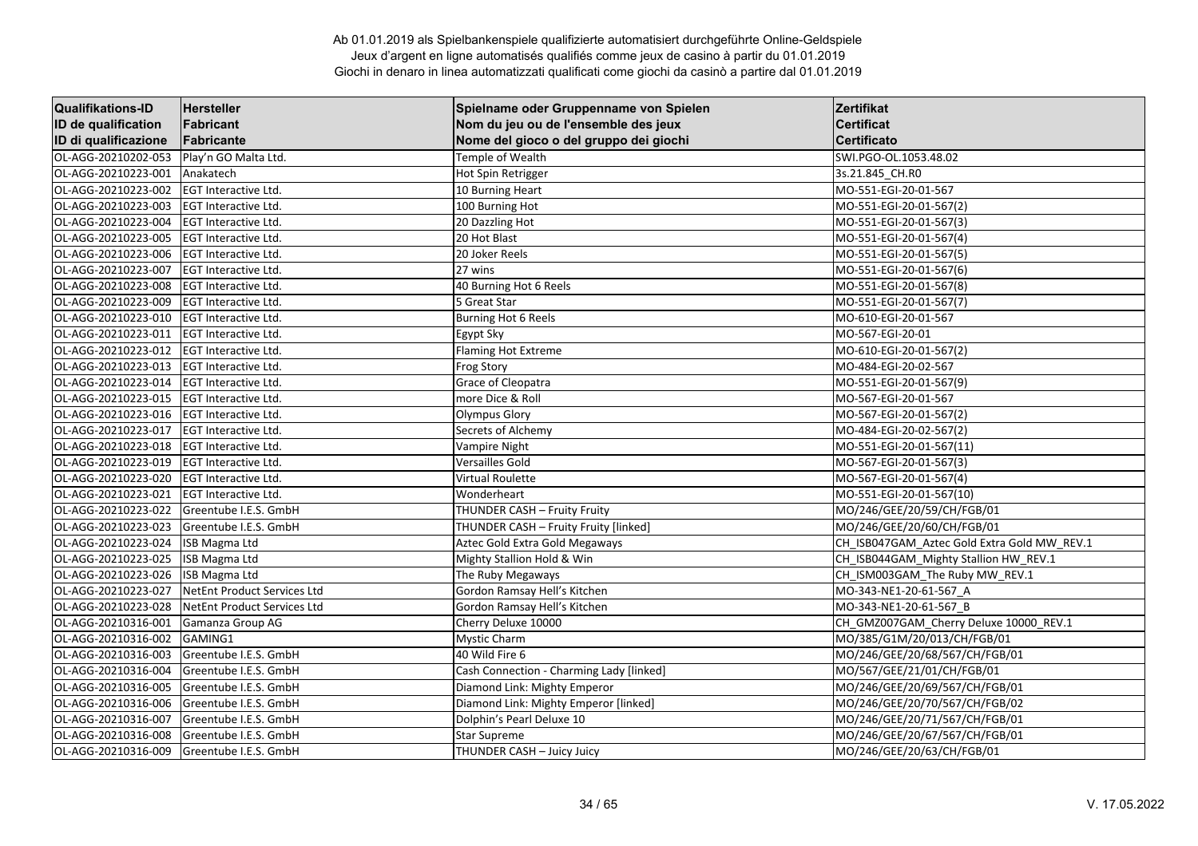Ab 01.01.2019 als Spielbankenspiele qualifizierte automatisiert durchgeführte Online-Geldspiele
Jeux d'argent en ligne automatisés qualifiés comme jeux de casino à partir du 01.01.2019
Giochi in denaro in linea automatizzati qualificati come giochi da casinò a partire dal 01.01.2019

| Qualifikations-ID<br>ID de qualification<br>ID di qualificazione | Hersteller<br>Fabricant<br>Fabricante | Spielname oder Gruppenname von Spielen<br>Nom du jeu ou de l'ensemble des jeux<br>Nome del gioco o del gruppo dei giochi | Zertifikat<br>Certificat<br>Certificato |
|---|---|---|---|
| OL-AGG-20210202-053 | Play'n GO Malta Ltd. | Temple of Wealth | SWI.PGO-OL.1053.48.02 |
| OL-AGG-20210223-001 | Anakatech | Hot Spin Retrigger | 3s.21.845_CH.R0 |
| OL-AGG-20210223-002 | EGT Interactive Ltd. | 10 Burning Heart | MO-551-EGI-20-01-567 |
| OL-AGG-20210223-003 | EGT Interactive Ltd. | 100 Burning Hot | MO-551-EGI-20-01-567(2) |
| OL-AGG-20210223-004 | EGT Interactive Ltd. | 20 Dazzling Hot | MO-551-EGI-20-01-567(3) |
| OL-AGG-20210223-005 | EGT Interactive Ltd. | 20 Hot Blast | MO-551-EGI-20-01-567(4) |
| OL-AGG-20210223-006 | EGT Interactive Ltd. | 20 Joker Reels | MO-551-EGI-20-01-567(5) |
| OL-AGG-20210223-007 | EGT Interactive Ltd. | 27 wins | MO-551-EGI-20-01-567(6) |
| OL-AGG-20210223-008 | EGT Interactive Ltd. | 40 Burning Hot 6 Reels | MO-551-EGI-20-01-567(8) |
| OL-AGG-20210223-009 | EGT Interactive Ltd. | 5 Great Star | MO-551-EGI-20-01-567(7) |
| OL-AGG-20210223-010 | EGT Interactive Ltd. | Burning Hot 6 Reels | MO-610-EGI-20-01-567 |
| OL-AGG-20210223-011 | EGT Interactive Ltd. | Egypt Sky | MO-567-EGI-20-01 |
| OL-AGG-20210223-012 | EGT Interactive Ltd. | Flaming Hot Extreme | MO-610-EGI-20-01-567(2) |
| OL-AGG-20210223-013 | EGT Interactive Ltd. | Frog Story | MO-484-EGI-20-02-567 |
| OL-AGG-20210223-014 | EGT Interactive Ltd. | Grace of Cleopatra | MO-551-EGI-20-01-567(9) |
| OL-AGG-20210223-015 | EGT Interactive Ltd. | more Dice & Roll | MO-567-EGI-20-01-567 |
| OL-AGG-20210223-016 | EGT Interactive Ltd. | Olympus Glory | MO-567-EGI-20-01-567(2) |
| OL-AGG-20210223-017 | EGT Interactive Ltd. | Secrets of Alchemy | MO-484-EGI-20-02-567(2) |
| OL-AGG-20210223-018 | EGT Interactive Ltd. | Vampire Night | MO-551-EGI-20-01-567(11) |
| OL-AGG-20210223-019 | EGT Interactive Ltd. | Versailles Gold | MO-567-EGI-20-01-567(3) |
| OL-AGG-20210223-020 | EGT Interactive Ltd. | Virtual Roulette | MO-567-EGI-20-01-567(4) |
| OL-AGG-20210223-021 | EGT Interactive Ltd. | Wonderheart | MO-551-EGI-20-01-567(10) |
| OL-AGG-20210223-022 | Greentube I.E.S. GmbH | THUNDER CASH – Fruity Fruity | MO/246/GEE/20/59/CH/FGB/01 |
| OL-AGG-20210223-023 | Greentube I.E.S. GmbH | THUNDER CASH – Fruity Fruity [linked] | MO/246/GEE/20/60/CH/FGB/01 |
| OL-AGG-20210223-024 | ISB Magma Ltd | Aztec Gold Extra Gold Megaways | CH_ISB047GAM_Aztec Gold Extra Gold MW_REV.1 |
| OL-AGG-20210223-025 | ISB Magma Ltd | Mighty Stallion Hold & Win | CH_ISB044GAM_Mighty Stallion HW_REV.1 |
| OL-AGG-20210223-026 | ISB Magma Ltd | The Ruby Megaways | CH_ISM003GAM_The Ruby MW_REV.1 |
| OL-AGG-20210223-027 | NetEnt Product Services Ltd | Gordon Ramsay Hell's Kitchen | MO-343-NE1-20-61-567_A |
| OL-AGG-20210223-028 | NetEnt Product Services Ltd | Gordon Ramsay Hell's Kitchen | MO-343-NE1-20-61-567_B |
| OL-AGG-20210316-001 | Gamanza Group AG | Cherry Deluxe 10000 | CH_GMZ007GAM_Cherry Deluxe 10000_REV.1 |
| OL-AGG-20210316-002 | GAMING1 | Mystic Charm | MO/385/G1M/20/013/CH/FGB/01 |
| OL-AGG-20210316-003 | Greentube I.E.S. GmbH | 40 Wild Fire 6 | MO/246/GEE/20/68/567/CH/FGB/01 |
| OL-AGG-20210316-004 | Greentube I.E.S. GmbH | Cash Connection - Charming Lady [linked] | MO/567/GEE/21/01/CH/FGB/01 |
| OL-AGG-20210316-005 | Greentube I.E.S. GmbH | Diamond Link: Mighty Emperor | MO/246/GEE/20/69/567/CH/FGB/01 |
| OL-AGG-20210316-006 | Greentube I.E.S. GmbH | Diamond Link: Mighty Emperor [linked] | MO/246/GEE/20/70/567/CH/FGB/02 |
| OL-AGG-20210316-007 | Greentube I.E.S. GmbH | Dolphin's Pearl Deluxe 10 | MO/246/GEE/20/71/567/CH/FGB/01 |
| OL-AGG-20210316-008 | Greentube I.E.S. GmbH | Star Supreme | MO/246/GEE/20/67/567/CH/FGB/01 |
| OL-AGG-20210316-009 | Greentube I.E.S. GmbH | THUNDER CASH – Juicy Juicy | MO/246/GEE/20/63/CH/FGB/01 |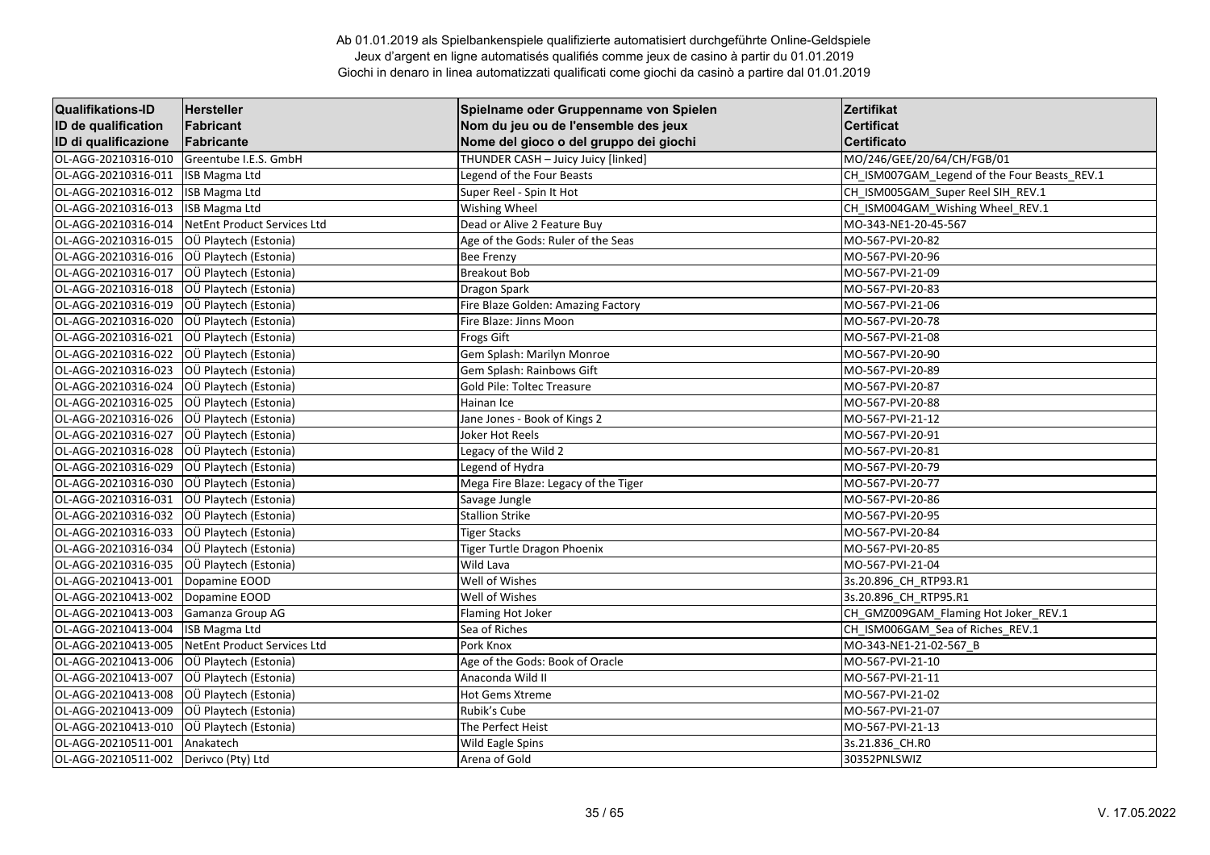Ab 01.01.2019 als Spielbankenspiele qualifizierte automatisiert durchgeführte Online-Geldspiele
Jeux d'argent en ligne automatisés qualifiés comme jeux de casino à partir du 01.01.2019
Giochi in denaro in linea automatizzati qualificati come giochi da casinò a partire dal 01.01.2019

| Qualifikations-ID<br>ID de qualification<br>ID di qualificazione | Hersteller<br>Fabricant<br>Fabricante | Spielname oder Gruppenname von Spielen<br>Nom du jeu ou de l'ensemble des jeux<br>Nome del gioco o del gruppo dei giochi | Zertifikat<br>Certificat<br>Certificato |
|---|---|---|---|
| OL-AGG-20210316-010 | Greentube I.E.S. GmbH | THUNDER CASH – Juicy Juicy [linked] | MO/246/GEE/20/64/CH/FGB/01 |
| OL-AGG-20210316-011 | ISB Magma Ltd | Legend of the Four Beasts | CH_ISM007GAM_Legend of the Four Beasts_REV.1 |
| OL-AGG-20210316-012 | ISB Magma Ltd | Super Reel - Spin It Hot | CH_ISM005GAM_Super Reel SIH_REV.1 |
| OL-AGG-20210316-013 | ISB Magma Ltd | Wishing Wheel | CH_ISM004GAM_Wishing Wheel_REV.1 |
| OL-AGG-20210316-014 | NetEnt Product Services Ltd | Dead or Alive 2 Feature Buy | MO-343-NE1-20-45-567 |
| OL-AGG-20210316-015 | OÜ Playtech (Estonia) | Age of the Gods: Ruler of the Seas | MO-567-PVI-20-82 |
| OL-AGG-20210316-016 | OÜ Playtech (Estonia) | Bee Frenzy | MO-567-PVI-20-96 |
| OL-AGG-20210316-017 | OÜ Playtech (Estonia) | Breakout Bob | MO-567-PVI-21-09 |
| OL-AGG-20210316-018 | OÜ Playtech (Estonia) | Dragon Spark | MO-567-PVI-20-83 |
| OL-AGG-20210316-019 | OÜ Playtech (Estonia) | Fire Blaze Golden: Amazing Factory | MO-567-PVI-21-06 |
| OL-AGG-20210316-020 | OÜ Playtech (Estonia) | Fire Blaze: Jinns Moon | MO-567-PVI-20-78 |
| OL-AGG-20210316-021 | OÜ Playtech (Estonia) | Frogs Gift | MO-567-PVI-21-08 |
| OL-AGG-20210316-022 | OÜ Playtech (Estonia) | Gem Splash: Marilyn Monroe | MO-567-PVI-20-90 |
| OL-AGG-20210316-023 | OÜ Playtech (Estonia) | Gem Splash: Rainbows Gift | MO-567-PVI-20-89 |
| OL-AGG-20210316-024 | OÜ Playtech (Estonia) | Gold Pile: Toltec Treasure | MO-567-PVI-20-87 |
| OL-AGG-20210316-025 | OÜ Playtech (Estonia) | Hainan Ice | MO-567-PVI-20-88 |
| OL-AGG-20210316-026 | OÜ Playtech (Estonia) | Jane Jones - Book of Kings 2 | MO-567-PVI-21-12 |
| OL-AGG-20210316-027 | OÜ Playtech (Estonia) | Joker Hot Reels | MO-567-PVI-20-91 |
| OL-AGG-20210316-028 | OÜ Playtech (Estonia) | Legacy of the Wild 2 | MO-567-PVI-20-81 |
| OL-AGG-20210316-029 | OÜ Playtech (Estonia) | Legend of Hydra | MO-567-PVI-20-79 |
| OL-AGG-20210316-030 | OÜ Playtech (Estonia) | Mega Fire Blaze: Legacy of the Tiger | MO-567-PVI-20-77 |
| OL-AGG-20210316-031 | OÜ Playtech (Estonia) | Savage Jungle | MO-567-PVI-20-86 |
| OL-AGG-20210316-032 | OÜ Playtech (Estonia) | Stallion Strike | MO-567-PVI-20-95 |
| OL-AGG-20210316-033 | OÜ Playtech (Estonia) | Tiger Stacks | MO-567-PVI-20-84 |
| OL-AGG-20210316-034 | OÜ Playtech (Estonia) | Tiger Turtle Dragon Phoenix | MO-567-PVI-20-85 |
| OL-AGG-20210316-035 | OÜ Playtech (Estonia) | Wild Lava | MO-567-PVI-21-04 |
| OL-AGG-20210413-001 | Dopamine EOOD | Well of Wishes | 3s.20.896_CH_RTP93.R1 |
| OL-AGG-20210413-002 | Dopamine EOOD | Well of Wishes | 3s.20.896_CH_RTP95.R1 |
| OL-AGG-20210413-003 | Gamanza Group AG | Flaming Hot Joker | CH_GMZ009GAM_Flaming Hot Joker_REV.1 |
| OL-AGG-20210413-004 | ISB Magma Ltd | Sea of Riches | CH_ISM006GAM_Sea of Riches_REV.1 |
| OL-AGG-20210413-005 | NetEnt Product Services Ltd | Pork Knox | MO-343-NE1-21-02-567_B |
| OL-AGG-20210413-006 | OÜ Playtech (Estonia) | Age of the Gods: Book of Oracle | MO-567-PVI-21-10 |
| OL-AGG-20210413-007 | OÜ Playtech (Estonia) | Anaconda Wild II | MO-567-PVI-21-11 |
| OL-AGG-20210413-008 | OÜ Playtech (Estonia) | Hot Gems Xtreme | MO-567-PVI-21-02 |
| OL-AGG-20210413-009 | OÜ Playtech (Estonia) | Rubik's Cube | MO-567-PVI-21-07 |
| OL-AGG-20210413-010 | OÜ Playtech (Estonia) | The Perfect Heist | MO-567-PVI-21-13 |
| OL-AGG-20210511-001 | Anakatech | Wild Eagle Spins | 3s.21.836_CH.R0 |
| OL-AGG-20210511-002 | Derivco (Pty) Ltd | Arena of Gold | 30352PNLSWIZ |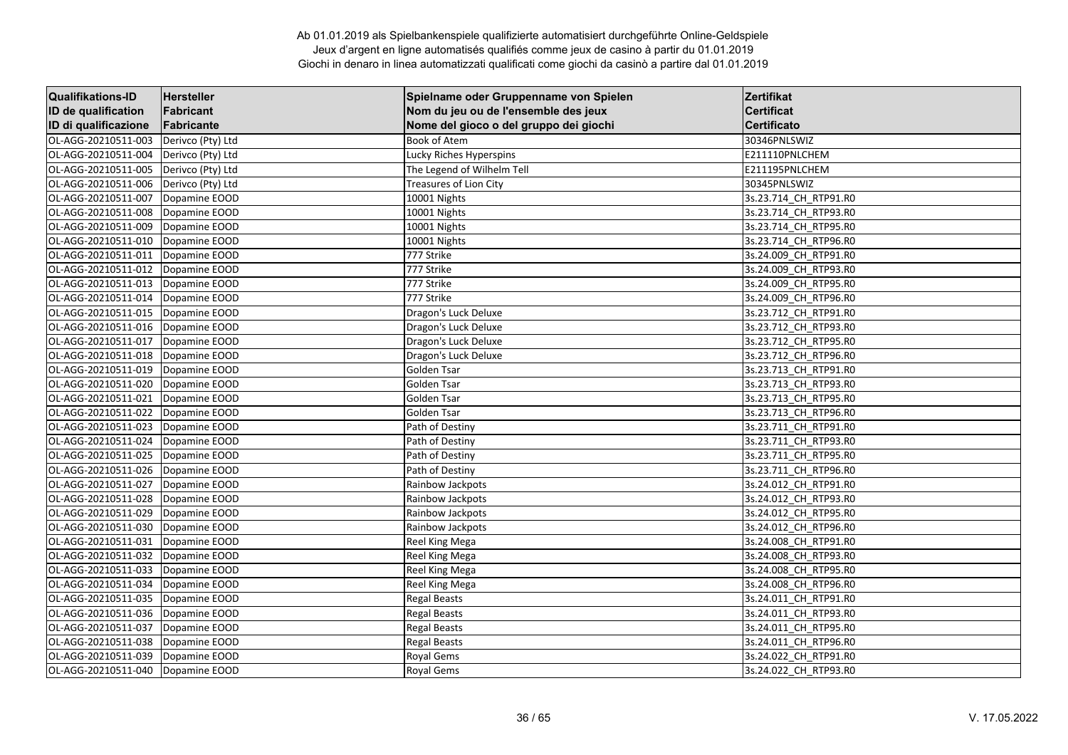Ab 01.01.2019 als Spielbankenspiele qualifizierte automatisiert durchgeführte Online-Geldspiele
Jeux d'argent en ligne automatisés qualifiés comme jeux de casino à partir du 01.01.2019
Giochi in denaro in linea automatizzati qualificati come giochi da casinò a partire dal 01.01.2019

| Qualifikations-ID<br>ID de qualification<br>ID di qualificazione | Hersteller<br>Fabricant<br>Fabricante | Spielname oder Gruppenname von Spielen<br>Nom du jeu ou de l'ensemble des jeux<br>Nome del gioco o del gruppo dei giochi | Zertifikat<br>Certificat<br>Certificato |
|---|---|---|---|
| OL-AGG-20210511-003 | Derivco (Pty) Ltd | Book of Atem | 30346PNLSWIZ |
| OL-AGG-20210511-004 | Derivco (Pty) Ltd | Lucky Riches Hyperspins | E211110PNLCHEM |
| OL-AGG-20210511-005 | Derivco (Pty) Ltd | The Legend of Wilhelm Tell | E211195PNLCHEM |
| OL-AGG-20210511-006 | Derivco (Pty) Ltd | Treasures of Lion City | 30345PNLSWIZ |
| OL-AGG-20210511-007 | Dopamine EOOD | 10001 Nights | 3s.23.714_CH_RTP91.R0 |
| OL-AGG-20210511-008 | Dopamine EOOD | 10001 Nights | 3s.23.714_CH_RTP93.R0 |
| OL-AGG-20210511-009 | Dopamine EOOD | 10001 Nights | 3s.23.714_CH_RTP95.R0 |
| OL-AGG-20210511-010 | Dopamine EOOD | 10001 Nights | 3s.23.714_CH_RTP96.R0 |
| OL-AGG-20210511-011 | Dopamine EOOD | 777 Strike | 3s.24.009_CH_RTP91.R0 |
| OL-AGG-20210511-012 | Dopamine EOOD | 777 Strike | 3s.24.009_CH_RTP93.R0 |
| OL-AGG-20210511-013 | Dopamine EOOD | 777 Strike | 3s.24.009_CH_RTP95.R0 |
| OL-AGG-20210511-014 | Dopamine EOOD | 777 Strike | 3s.24.009_CH_RTP96.R0 |
| OL-AGG-20210511-015 | Dopamine EOOD | Dragon's Luck Deluxe | 3s.23.712_CH_RTP91.R0 |
| OL-AGG-20210511-016 | Dopamine EOOD | Dragon's Luck Deluxe | 3s.23.712_CH_RTP93.R0 |
| OL-AGG-20210511-017 | Dopamine EOOD | Dragon's Luck Deluxe | 3s.23.712_CH_RTP95.R0 |
| OL-AGG-20210511-018 | Dopamine EOOD | Dragon's Luck Deluxe | 3s.23.712_CH_RTP96.R0 |
| OL-AGG-20210511-019 | Dopamine EOOD | Golden Tsar | 3s.23.713_CH_RTP91.R0 |
| OL-AGG-20210511-020 | Dopamine EOOD | Golden Tsar | 3s.23.713_CH_RTP93.R0 |
| OL-AGG-20210511-021 | Dopamine EOOD | Golden Tsar | 3s.23.713_CH_RTP95.R0 |
| OL-AGG-20210511-022 | Dopamine EOOD | Golden Tsar | 3s.23.713_CH_RTP96.R0 |
| OL-AGG-20210511-023 | Dopamine EOOD | Path of Destiny | 3s.23.711_CH_RTP91.R0 |
| OL-AGG-20210511-024 | Dopamine EOOD | Path of Destiny | 3s.23.711_CH_RTP93.R0 |
| OL-AGG-20210511-025 | Dopamine EOOD | Path of Destiny | 3s.23.711_CH_RTP95.R0 |
| OL-AGG-20210511-026 | Dopamine EOOD | Path of Destiny | 3s.23.711_CH_RTP96.R0 |
| OL-AGG-20210511-027 | Dopamine EOOD | Rainbow Jackpots | 3s.24.012_CH_RTP91.R0 |
| OL-AGG-20210511-028 | Dopamine EOOD | Rainbow Jackpots | 3s.24.012_CH_RTP93.R0 |
| OL-AGG-20210511-029 | Dopamine EOOD | Rainbow Jackpots | 3s.24.012_CH_RTP95.R0 |
| OL-AGG-20210511-030 | Dopamine EOOD | Rainbow Jackpots | 3s.24.012_CH_RTP96.R0 |
| OL-AGG-20210511-031 | Dopamine EOOD | Reel King Mega | 3s.24.008_CH_RTP91.R0 |
| OL-AGG-20210511-032 | Dopamine EOOD | Reel King Mega | 3s.24.008_CH_RTP93.R0 |
| OL-AGG-20210511-033 | Dopamine EOOD | Reel King Mega | 3s.24.008_CH_RTP95.R0 |
| OL-AGG-20210511-034 | Dopamine EOOD | Reel King Mega | 3s.24.008_CH_RTP96.R0 |
| OL-AGG-20210511-035 | Dopamine EOOD | Regal Beasts | 3s.24.011_CH_RTP91.R0 |
| OL-AGG-20210511-036 | Dopamine EOOD | Regal Beasts | 3s.24.011_CH_RTP93.R0 |
| OL-AGG-20210511-037 | Dopamine EOOD | Regal Beasts | 3s.24.011_CH_RTP95.R0 |
| OL-AGG-20210511-038 | Dopamine EOOD | Regal Beasts | 3s.24.011_CH_RTP96.R0 |
| OL-AGG-20210511-039 | Dopamine EOOD | Royal Gems | 3s.24.022_CH_RTP91.R0 |
| OL-AGG-20210511-040 | Dopamine EOOD | Royal Gems | 3s.24.022_CH_RTP93.R0 |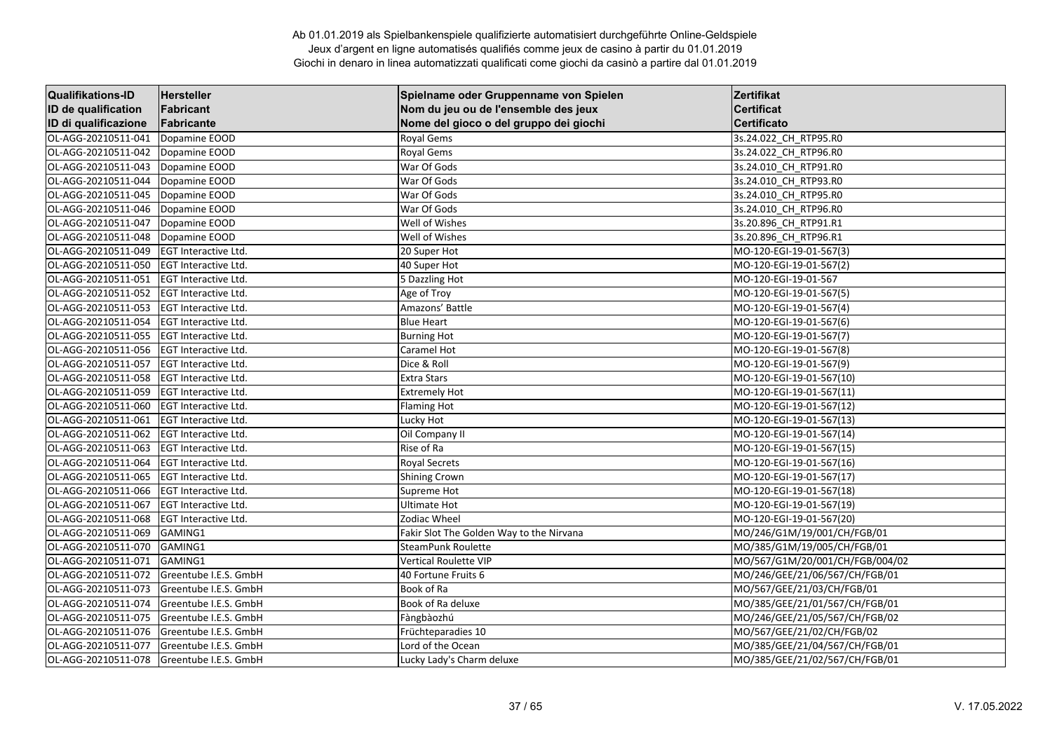Ab 01.01.2019 als Spielbankenspiele qualifizierte automatisiert durchgeführte Online-Geldspiele
Jeux d'argent en ligne automatisés qualifiés comme jeux de casino à partir du 01.01.2019
Giochi in denaro in linea automatizzati qualificati come giochi da casinò a partire dal 01.01.2019

| Qualifikations-ID<br>ID de qualification<br>ID di qualificazione | Hersteller<br>Fabricant<br>Fabricante | Spielname oder Gruppenname von Spielen<br>Nom du jeu ou de l'ensemble des jeux<br>Nome del gioco o del gruppo dei giochi | Zertifikat<br>Certificat<br>Certificato |
|---|---|---|---|
| OL-AGG-20210511-041 | Dopamine EOOD | Royal Gems | 3s.24.022_CH_RTP95.R0 |
| OL-AGG-20210511-042 | Dopamine EOOD | Royal Gems | 3s.24.022_CH_RTP96.R0 |
| OL-AGG-20210511-043 | Dopamine EOOD | War Of Gods | 3s.24.010_CH_RTP91.R0 |
| OL-AGG-20210511-044 | Dopamine EOOD | War Of Gods | 3s.24.010_CH_RTP93.R0 |
| OL-AGG-20210511-045 | Dopamine EOOD | War Of Gods | 3s.24.010_CH_RTP95.R0 |
| OL-AGG-20210511-046 | Dopamine EOOD | War Of Gods | 3s.24.010_CH_RTP96.R0 |
| OL-AGG-20210511-047 | Dopamine EOOD | Well of Wishes | 3s.20.896_CH_RTP91.R1 |
| OL-AGG-20210511-048 | Dopamine EOOD | Well of Wishes | 3s.20.896_CH_RTP96.R1 |
| OL-AGG-20210511-049 | EGT Interactive Ltd. | 20 Super Hot | MO-120-EGI-19-01-567(3) |
| OL-AGG-20210511-050 | EGT Interactive Ltd. | 40 Super Hot | MO-120-EGI-19-01-567(2) |
| OL-AGG-20210511-051 | EGT Interactive Ltd. | 5 Dazzling Hot | MO-120-EGI-19-01-567 |
| OL-AGG-20210511-052 | EGT Interactive Ltd. | Age of Troy | MO-120-EGI-19-01-567(5) |
| OL-AGG-20210511-053 | EGT Interactive Ltd. | Amazons' Battle | MO-120-EGI-19-01-567(4) |
| OL-AGG-20210511-054 | EGT Interactive Ltd. | Blue Heart | MO-120-EGI-19-01-567(6) |
| OL-AGG-20210511-055 | EGT Interactive Ltd. | Burning Hot | MO-120-EGI-19-01-567(7) |
| OL-AGG-20210511-056 | EGT Interactive Ltd. | Caramel Hot | MO-120-EGI-19-01-567(8) |
| OL-AGG-20210511-057 | EGT Interactive Ltd. | Dice & Roll | MO-120-EGI-19-01-567(9) |
| OL-AGG-20210511-058 | EGT Interactive Ltd. | Extra Stars | MO-120-EGI-19-01-567(10) |
| OL-AGG-20210511-059 | EGT Interactive Ltd. | Extremely Hot | MO-120-EGI-19-01-567(11) |
| OL-AGG-20210511-060 | EGT Interactive Ltd. | Flaming Hot | MO-120-EGI-19-01-567(12) |
| OL-AGG-20210511-061 | EGT Interactive Ltd. | Lucky Hot | MO-120-EGI-19-01-567(13) |
| OL-AGG-20210511-062 | EGT Interactive Ltd. | Oil Company II | MO-120-EGI-19-01-567(14) |
| OL-AGG-20210511-063 | EGT Interactive Ltd. | Rise of Ra | MO-120-EGI-19-01-567(15) |
| OL-AGG-20210511-064 | EGT Interactive Ltd. | Royal Secrets | MO-120-EGI-19-01-567(16) |
| OL-AGG-20210511-065 | EGT Interactive Ltd. | Shining Crown | MO-120-EGI-19-01-567(17) |
| OL-AGG-20210511-066 | EGT Interactive Ltd. | Supreme Hot | MO-120-EGI-19-01-567(18) |
| OL-AGG-20210511-067 | EGT Interactive Ltd. | Ultimate Hot | MO-120-EGI-19-01-567(19) |
| OL-AGG-20210511-068 | EGT Interactive Ltd. | Zodiac Wheel | MO-120-EGI-19-01-567(20) |
| OL-AGG-20210511-069 | GAMING1 | Fakir Slot The Golden Way to the Nirvana | MO/246/G1M/19/001/CH/FGB/01 |
| OL-AGG-20210511-070 | GAMING1 | SteamPunk Roulette | MO/385/G1M/19/005/CH/FGB/01 |
| OL-AGG-20210511-071 | GAMING1 | Vertical Roulette VIP | MO/567/G1M/20/001/CH/FGB/004/02 |
| OL-AGG-20210511-072 | Greentube I.E.S. GmbH | 40 Fortune Fruits 6 | MO/246/GEE/21/06/567/CH/FGB/01 |
| OL-AGG-20210511-073 | Greentube I.E.S. GmbH | Book of Ra | MO/567/GEE/21/03/CH/FGB/01 |
| OL-AGG-20210511-074 | Greentube I.E.S. GmbH | Book of Ra deluxe | MO/385/GEE/21/01/567/CH/FGB/01 |
| OL-AGG-20210511-075 | Greentube I.E.S. GmbH | Fàngbàozhú | MO/246/GEE/21/05/567/CH/FGB/02 |
| OL-AGG-20210511-076 | Greentube I.E.S. GmbH | Früchteparadies 10 | MO/567/GEE/21/02/CH/FGB/02 |
| OL-AGG-20210511-077 | Greentube I.E.S. GmbH | Lord of the Ocean | MO/385/GEE/21/04/567/CH/FGB/01 |
| OL-AGG-20210511-078 | Greentube I.E.S. GmbH | Lucky Lady's Charm deluxe | MO/385/GEE/21/02/567/CH/FGB/01 |

V. 17.05.2022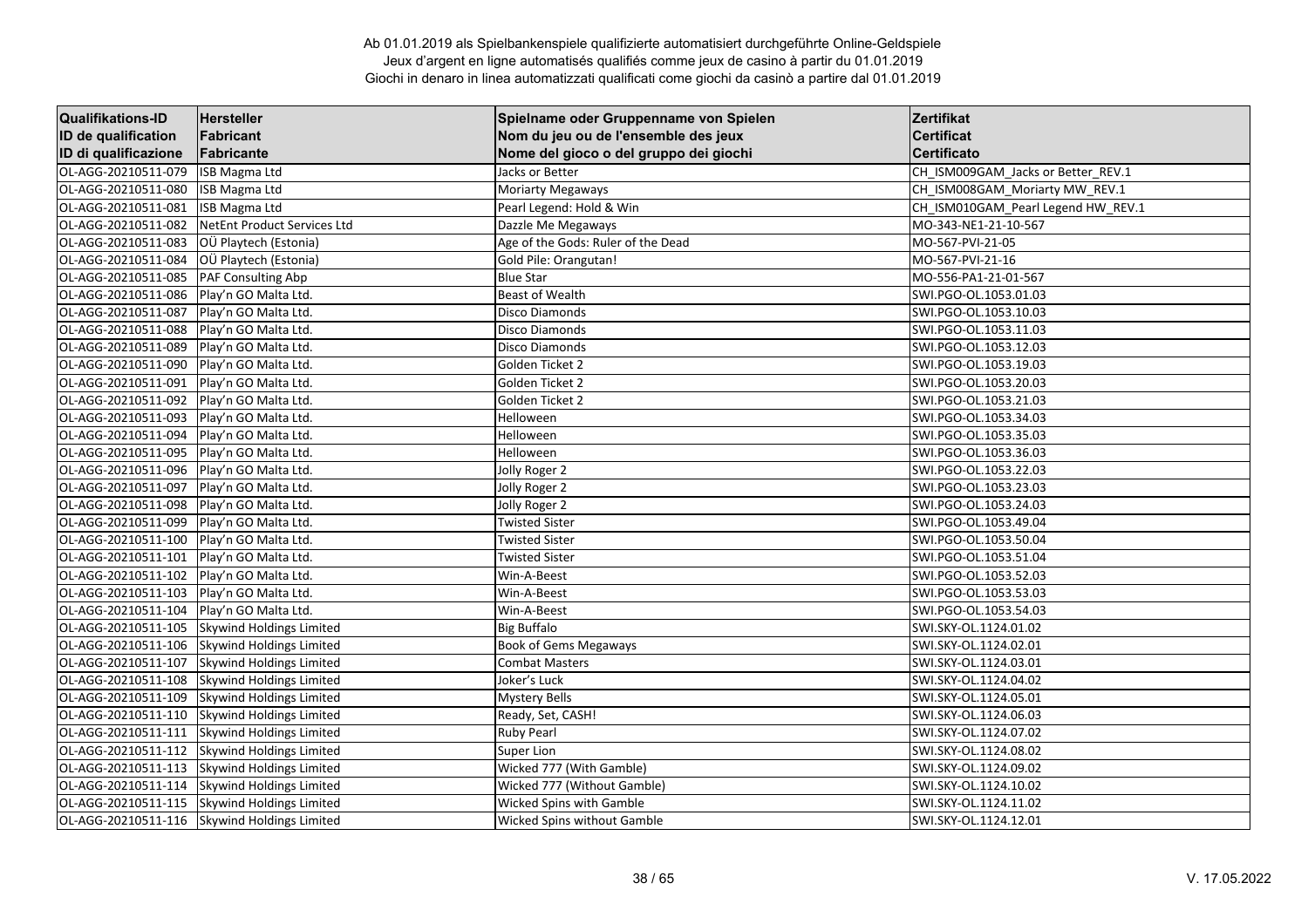Ab 01.01.2019 als Spielbankenspiele qualifizierte automatisiert durchgeführte Online-Geldspiele
Jeux d'argent en ligne automatisés qualifiés comme jeux de casino à partir du 01.01.2019
Giochi in denaro in linea automatizzati qualificati come giochi da casinò a partire dal 01.01.2019

| Qualifikations-ID<br>ID de qualification<br>ID di qualificazione | Hersteller<br>Fabricant<br>Fabricante | Spielname oder Gruppenname von Spielen<br>Nom du jeu ou de l'ensemble des jeux<br>Nome del gioco o del gruppo dei giochi | Zertifikat<br>Certificat<br>Certificato |
|---|---|---|---|
| OL-AGG-20210511-079 | ISB Magma Ltd | Jacks or Better | CH_ISM009GAM_Jacks or Better_REV.1 |
| OL-AGG-20210511-080 | ISB Magma Ltd | Moriarty Megaways | CH_ISM008GAM_Moriarty MW_REV.1 |
| OL-AGG-20210511-081 | ISB Magma Ltd | Pearl Legend: Hold & Win | CH_ISM010GAM_Pearl Legend HW_REV.1 |
| OL-AGG-20210511-082 | NetEnt Product Services Ltd | Dazzle Me Megaways | MO-343-NE1-21-10-567 |
| OL-AGG-20210511-083 | OÜ Playtech (Estonia) | Age of the Gods: Ruler of the Dead | MO-567-PVI-21-05 |
| OL-AGG-20210511-084 | OÜ Playtech (Estonia) | Gold Pile: Orangutan! | MO-567-PVI-21-16 |
| OL-AGG-20210511-085 | PAF Consulting Abp | Blue Star | MO-556-PA1-21-01-567 |
| OL-AGG-20210511-086 | Play'n GO Malta Ltd. | Beast of Wealth | SWI.PGO-OL.1053.01.03 |
| OL-AGG-20210511-087 | Play'n GO Malta Ltd. | Disco Diamonds | SWI.PGO-OL.1053.10.03 |
| OL-AGG-20210511-088 | Play'n GO Malta Ltd. | Disco Diamonds | SWI.PGO-OL.1053.11.03 |
| OL-AGG-20210511-089 | Play'n GO Malta Ltd. | Disco Diamonds | SWI.PGO-OL.1053.12.03 |
| OL-AGG-20210511-090 | Play'n GO Malta Ltd. | Golden Ticket 2 | SWI.PGO-OL.1053.19.03 |
| OL-AGG-20210511-091 | Play'n GO Malta Ltd. | Golden Ticket 2 | SWI.PGO-OL.1053.20.03 |
| OL-AGG-20210511-092 | Play'n GO Malta Ltd. | Golden Ticket 2 | SWI.PGO-OL.1053.21.03 |
| OL-AGG-20210511-093 | Play'n GO Malta Ltd. | Helloween | SWI.PGO-OL.1053.34.03 |
| OL-AGG-20210511-094 | Play'n GO Malta Ltd. | Helloween | SWI.PGO-OL.1053.35.03 |
| OL-AGG-20210511-095 | Play'n GO Malta Ltd. | Helloween | SWI.PGO-OL.1053.36.03 |
| OL-AGG-20210511-096 | Play'n GO Malta Ltd. | Jolly Roger 2 | SWI.PGO-OL.1053.22.03 |
| OL-AGG-20210511-097 | Play'n GO Malta Ltd. | Jolly Roger 2 | SWI.PGO-OL.1053.23.03 |
| OL-AGG-20210511-098 | Play'n GO Malta Ltd. | Jolly Roger 2 | SWI.PGO-OL.1053.24.03 |
| OL-AGG-20210511-099 | Play'n GO Malta Ltd. | Twisted Sister | SWI.PGO-OL.1053.49.04 |
| OL-AGG-20210511-100 | Play'n GO Malta Ltd. | Twisted Sister | SWI.PGO-OL.1053.50.04 |
| OL-AGG-20210511-101 | Play'n GO Malta Ltd. | Twisted Sister | SWI.PGO-OL.1053.51.04 |
| OL-AGG-20210511-102 | Play'n GO Malta Ltd. | Win-A-Beest | SWI.PGO-OL.1053.52.03 |
| OL-AGG-20210511-103 | Play'n GO Malta Ltd. | Win-A-Beest | SWI.PGO-OL.1053.53.03 |
| OL-AGG-20210511-104 | Play'n GO Malta Ltd. | Win-A-Beest | SWI.PGO-OL.1053.54.03 |
| OL-AGG-20210511-105 | Skywind Holdings Limited | Big Buffalo | SWI.SKY-OL.1124.01.02 |
| OL-AGG-20210511-106 | Skywind Holdings Limited | Book of Gems Megaways | SWI.SKY-OL.1124.02.01 |
| OL-AGG-20210511-107 | Skywind Holdings Limited | Combat Masters | SWI.SKY-OL.1124.03.01 |
| OL-AGG-20210511-108 | Skywind Holdings Limited | Joker's Luck | SWI.SKY-OL.1124.04.02 |
| OL-AGG-20210511-109 | Skywind Holdings Limited | Mystery Bells | SWI.SKY-OL.1124.05.01 |
| OL-AGG-20210511-110 | Skywind Holdings Limited | Ready, Set, CASH! | SWI.SKY-OL.1124.06.03 |
| OL-AGG-20210511-111 | Skywind Holdings Limited | Ruby Pearl | SWI.SKY-OL.1124.07.02 |
| OL-AGG-20210511-112 | Skywind Holdings Limited | Super Lion | SWI.SKY-OL.1124.08.02 |
| OL-AGG-20210511-113 | Skywind Holdings Limited | Wicked 777 (With Gamble) | SWI.SKY-OL.1124.09.02 |
| OL-AGG-20210511-114 | Skywind Holdings Limited | Wicked 777 (Without Gamble) | SWI.SKY-OL.1124.10.02 |
| OL-AGG-20210511-115 | Skywind Holdings Limited | Wicked Spins with Gamble | SWI.SKY-OL.1124.11.02 |
| OL-AGG-20210511-116 | Skywind Holdings Limited | Wicked Spins without Gamble | SWI.SKY-OL.1124.12.01 |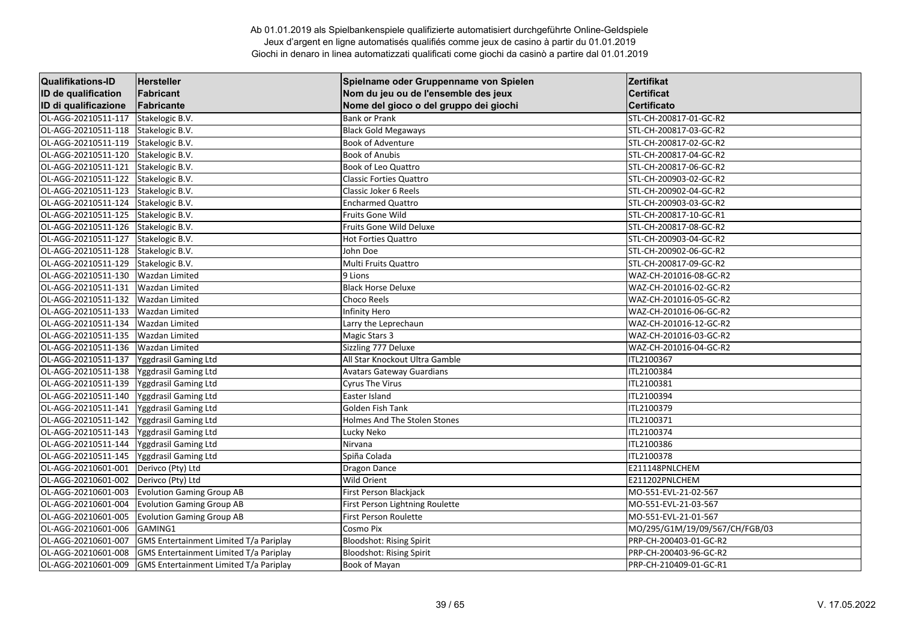Ab 01.01.2019 als Spielbankenspiele qualifizierte automatisiert durchgeführte Online-Geldspiele
Jeux d'argent en ligne automatisés qualifiés comme jeux de casino à partir du 01.01.2019
Giochi in denaro in linea automatizzati qualificati come giochi da casinò a partire dal 01.01.2019

| Qualifikations-ID<br>ID de qualification<br>ID di qualificazione | Hersteller<br>Fabricant<br>Fabricante | Spielname oder Gruppenname von Spielen<br>Nom du jeu ou de l'ensemble des jeux<br>Nome del gioco o del gruppo dei giochi | Zertifikat<br>Certificat<br>Certificato |
|---|---|---|---|
| OL-AGG-20210511-117 | Stakelogic B.V. | Bank or Prank | STL-CH-200817-01-GC-R2 |
| OL-AGG-20210511-118 | Stakelogic B.V. | Black Gold Megaways | STL-CH-200817-03-GC-R2 |
| OL-AGG-20210511-119 | Stakelogic B.V. | Book of Adventure | STL-CH-200817-02-GC-R2 |
| OL-AGG-20210511-120 | Stakelogic B.V. | Book of Anubis | STL-CH-200817-04-GC-R2 |
| OL-AGG-20210511-121 | Stakelogic B.V. | Book of Leo Quattro | STL-CH-200817-06-GC-R2 |
| OL-AGG-20210511-122 | Stakelogic B.V. | Classic Forties Quattro | STL-CH-200903-02-GC-R2 |
| OL-AGG-20210511-123 | Stakelogic B.V. | Classic Joker 6 Reels | STL-CH-200902-04-GC-R2 |
| OL-AGG-20210511-124 | Stakelogic B.V. | Encharmed Quattro | STL-CH-200903-03-GC-R2 |
| OL-AGG-20210511-125 | Stakelogic B.V. | Fruits Gone Wild | STL-CH-200817-10-GC-R1 |
| OL-AGG-20210511-126 | Stakelogic B.V. | Fruits Gone Wild Deluxe | STL-CH-200817-08-GC-R2 |
| OL-AGG-20210511-127 | Stakelogic B.V. | Hot Forties Quattro | STL-CH-200903-04-GC-R2 |
| OL-AGG-20210511-128 | Stakelogic B.V. | John Doe | STL-CH-200902-06-GC-R2 |
| OL-AGG-20210511-129 | Stakelogic B.V. | Multi Fruits Quattro | STL-CH-200817-09-GC-R2 |
| OL-AGG-20210511-130 | Wazdan Limited | 9 Lions | WAZ-CH-201016-08-GC-R2 |
| OL-AGG-20210511-131 | Wazdan Limited | Black Horse Deluxe | WAZ-CH-201016-02-GC-R2 |
| OL-AGG-20210511-132 | Wazdan Limited | Choco Reels | WAZ-CH-201016-05-GC-R2 |
| OL-AGG-20210511-133 | Wazdan Limited | Infinity Hero | WAZ-CH-201016-06-GC-R2 |
| OL-AGG-20210511-134 | Wazdan Limited | Larry the Leprechaun | WAZ-CH-201016-12-GC-R2 |
| OL-AGG-20210511-135 | Wazdan Limited | Magic Stars 3 | WAZ-CH-201016-03-GC-R2 |
| OL-AGG-20210511-136 | Wazdan Limited | Sizzling 777 Deluxe | WAZ-CH-201016-04-GC-R2 |
| OL-AGG-20210511-137 | Yggdrasil Gaming Ltd | All Star Knockout Ultra Gamble | ITL2100367 |
| OL-AGG-20210511-138 | Yggdrasil Gaming Ltd | Avatars Gateway Guardians | ITL2100384 |
| OL-AGG-20210511-139 | Yggdrasil Gaming Ltd | Cyrus The Virus | ITL2100381 |
| OL-AGG-20210511-140 | Yggdrasil Gaming Ltd | Easter Island | ITL2100394 |
| OL-AGG-20210511-141 | Yggdrasil Gaming Ltd | Golden Fish Tank | ITL2100379 |
| OL-AGG-20210511-142 | Yggdrasil Gaming Ltd | Holmes And The Stolen Stones | ITL2100371 |
| OL-AGG-20210511-143 | Yggdrasil Gaming Ltd | Lucky Neko | ITL2100374 |
| OL-AGG-20210511-144 | Yggdrasil Gaming Ltd | Nirvana | ITL2100386 |
| OL-AGG-20210511-145 | Yggdrasil Gaming Ltd | Spiña Colada | ITL2100378 |
| OL-AGG-20210601-001 | Derivco (Pty) Ltd | Dragon Dance | E211148PNLCHEM |
| OL-AGG-20210601-002 | Derivco (Pty) Ltd | Wild Orient | E211202PNLCHEM |
| OL-AGG-20210601-003 | Evolution Gaming Group AB | First Person Blackjack | MO-551-EVL-21-02-567 |
| OL-AGG-20210601-004 | Evolution Gaming Group AB | First Person Lightning Roulette | MO-551-EVL-21-03-567 |
| OL-AGG-20210601-005 | Evolution Gaming Group AB | First Person Roulette | MO-551-EVL-21-01-567 |
| OL-AGG-20210601-006 | GAMING1 | Cosmo Pix | MO/295/G1M/19/09/567/CH/FGB/03 |
| OL-AGG-20210601-007 | GMS Entertainment Limited T/a Pariplay | Bloodshot: Rising Spirit | PRP-CH-200403-01-GC-R2 |
| OL-AGG-20210601-008 | GMS Entertainment Limited T/a Pariplay | Bloodshot: Rising Spirit | PRP-CH-200403-96-GC-R2 |
| OL-AGG-20210601-009 | GMS Entertainment Limited T/a Pariplay | Book of Mayan | PRP-CH-210409-01-GC-R1 |

V. 17.05.2022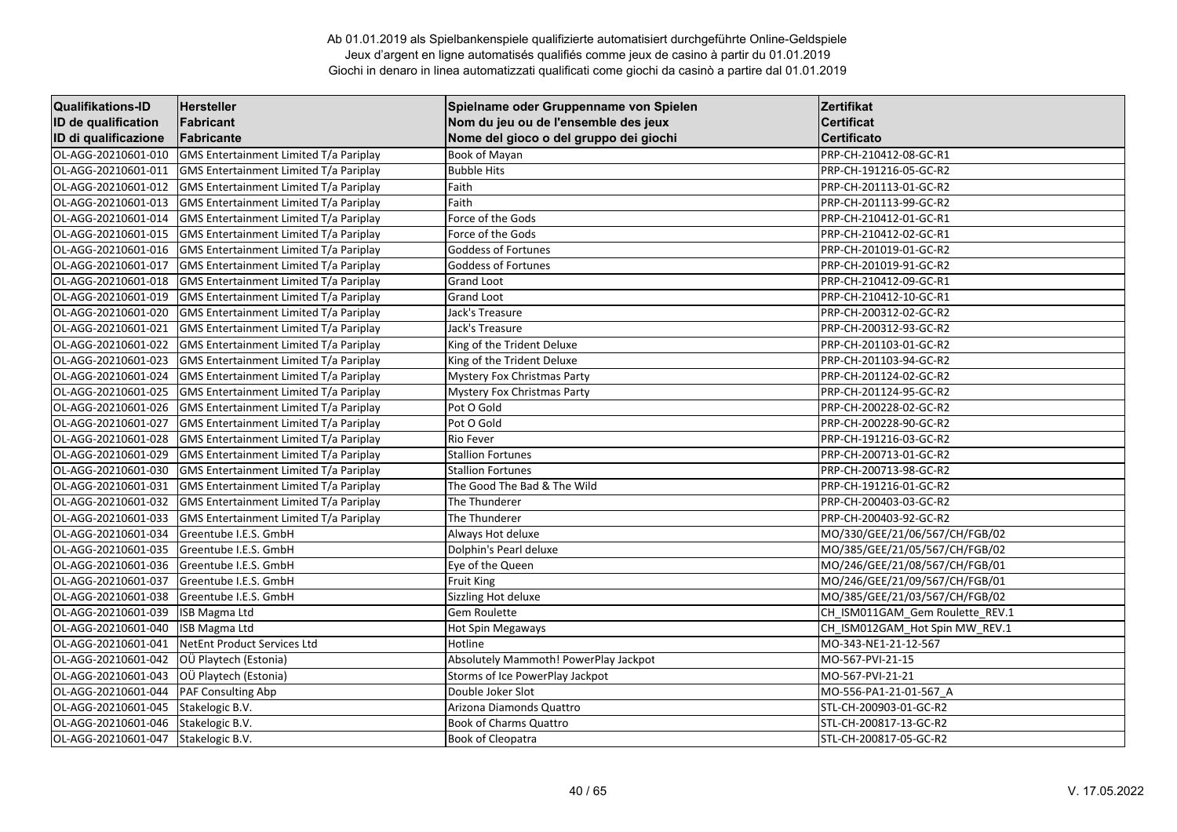Ab 01.01.2019 als Spielbankenspiele qualifizierte automatisiert durchgeführte Online-Geldspiele
Jeux d'argent en ligne automatisés qualifiés comme jeux de casino à partir du 01.01.2019
Giochi in denaro in linea automatizzati qualificati come giochi da casinò a partire dal 01.01.2019

| Qualifikations-ID<br>ID de qualification<br>ID di qualificazione | Hersteller<br>Fabricant<br>Fabricante | Spielname oder Gruppenname von Spielen<br>Nom du jeu ou de l'ensemble des jeux<br>Nome del gioco o del gruppo dei giochi | Zertifikat<br>Certificat<br>Certificato |
|---|---|---|---|
| OL-AGG-20210601-010 | GMS Entertainment Limited T/a Pariplay | Book of Mayan | PRP-CH-210412-08-GC-R1 |
| OL-AGG-20210601-011 | GMS Entertainment Limited T/a Pariplay | Bubble Hits | PRP-CH-191216-05-GC-R2 |
| OL-AGG-20210601-012 | GMS Entertainment Limited T/a Pariplay | Faith | PRP-CH-201113-01-GC-R2 |
| OL-AGG-20210601-013 | GMS Entertainment Limited T/a Pariplay | Faith | PRP-CH-201113-99-GC-R2 |
| OL-AGG-20210601-014 | GMS Entertainment Limited T/a Pariplay | Force of the Gods | PRP-CH-210412-01-GC-R1 |
| OL-AGG-20210601-015 | GMS Entertainment Limited T/a Pariplay | Force of the Gods | PRP-CH-210412-02-GC-R1 |
| OL-AGG-20210601-016 | GMS Entertainment Limited T/a Pariplay | Goddess of Fortunes | PRP-CH-201019-01-GC-R2 |
| OL-AGG-20210601-017 | GMS Entertainment Limited T/a Pariplay | Goddess of Fortunes | PRP-CH-201019-91-GC-R2 |
| OL-AGG-20210601-018 | GMS Entertainment Limited T/a Pariplay | Grand Loot | PRP-CH-210412-09-GC-R1 |
| OL-AGG-20210601-019 | GMS Entertainment Limited T/a Pariplay | Grand Loot | PRP-CH-210412-10-GC-R1 |
| OL-AGG-20210601-020 | GMS Entertainment Limited T/a Pariplay | Jack's Treasure | PRP-CH-200312-02-GC-R2 |
| OL-AGG-20210601-021 | GMS Entertainment Limited T/a Pariplay | Jack's Treasure | PRP-CH-200312-93-GC-R2 |
| OL-AGG-20210601-022 | GMS Entertainment Limited T/a Pariplay | King of the Trident Deluxe | PRP-CH-201103-01-GC-R2 |
| OL-AGG-20210601-023 | GMS Entertainment Limited T/a Pariplay | King of the Trident Deluxe | PRP-CH-201103-94-GC-R2 |
| OL-AGG-20210601-024 | GMS Entertainment Limited T/a Pariplay | Mystery Fox Christmas Party | PRP-CH-201124-02-GC-R2 |
| OL-AGG-20210601-025 | GMS Entertainment Limited T/a Pariplay | Mystery Fox Christmas Party | PRP-CH-201124-95-GC-R2 |
| OL-AGG-20210601-026 | GMS Entertainment Limited T/a Pariplay | Pot O Gold | PRP-CH-200228-02-GC-R2 |
| OL-AGG-20210601-027 | GMS Entertainment Limited T/a Pariplay | Pot O Gold | PRP-CH-200228-90-GC-R2 |
| OL-AGG-20210601-028 | GMS Entertainment Limited T/a Pariplay | Rio Fever | PRP-CH-191216-03-GC-R2 |
| OL-AGG-20210601-029 | GMS Entertainment Limited T/a Pariplay | Stallion Fortunes | PRP-CH-200713-01-GC-R2 |
| OL-AGG-20210601-030 | GMS Entertainment Limited T/a Pariplay | Stallion Fortunes | PRP-CH-200713-98-GC-R2 |
| OL-AGG-20210601-031 | GMS Entertainment Limited T/a Pariplay | The Good The Bad & The Wild | PRP-CH-191216-01-GC-R2 |
| OL-AGG-20210601-032 | GMS Entertainment Limited T/a Pariplay | The Thunderer | PRP-CH-200403-03-GC-R2 |
| OL-AGG-20210601-033 | GMS Entertainment Limited T/a Pariplay | The Thunderer | PRP-CH-200403-92-GC-R2 |
| OL-AGG-20210601-034 | Greentube I.E.S. GmbH | Always Hot deluxe | MO/330/GEE/21/06/567/CH/FGB/02 |
| OL-AGG-20210601-035 | Greentube I.E.S. GmbH | Dolphin's Pearl deluxe | MO/385/GEE/21/05/567/CH/FGB/02 |
| OL-AGG-20210601-036 | Greentube I.E.S. GmbH | Eye of the Queen | MO/246/GEE/21/08/567/CH/FGB/01 |
| OL-AGG-20210601-037 | Greentube I.E.S. GmbH | Fruit King | MO/246/GEE/21/09/567/CH/FGB/01 |
| OL-AGG-20210601-038 | Greentube I.E.S. GmbH | Sizzling Hot deluxe | MO/385/GEE/21/03/567/CH/FGB/02 |
| OL-AGG-20210601-039 | ISB Magma Ltd | Gem Roulette | CH_ISM011GAM_Gem Roulette_REV.1 |
| OL-AGG-20210601-040 | ISB Magma Ltd | Hot Spin Megaways | CH_ISM012GAM_Hot Spin MW_REV.1 |
| OL-AGG-20210601-041 | NetEnt Product Services Ltd | Hotline | MO-343-NE1-21-12-567 |
| OL-AGG-20210601-042 | OÜ Playtech (Estonia) | Absolutely Mammoth! PowerPlay Jackpot | MO-567-PVI-21-15 |
| OL-AGG-20210601-043 | OÜ Playtech (Estonia) | Storms of Ice PowerPlay Jackpot | MO-567-PVI-21-21 |
| OL-AGG-20210601-044 | PAF Consulting Abp | Double Joker Slot | MO-556-PA1-21-01-567_A |
| OL-AGG-20210601-045 | Stakelogic B.V. | Arizona Diamonds Quattro | STL-CH-200903-01-GC-R2 |
| OL-AGG-20210601-046 | Stakelogic B.V. | Book of Charms Quattro | STL-CH-200817-13-GC-R2 |
| OL-AGG-20210601-047 | Stakelogic B.V. | Book of Cleopatra | STL-CH-200817-05-GC-R2 |

V. 17.05.2022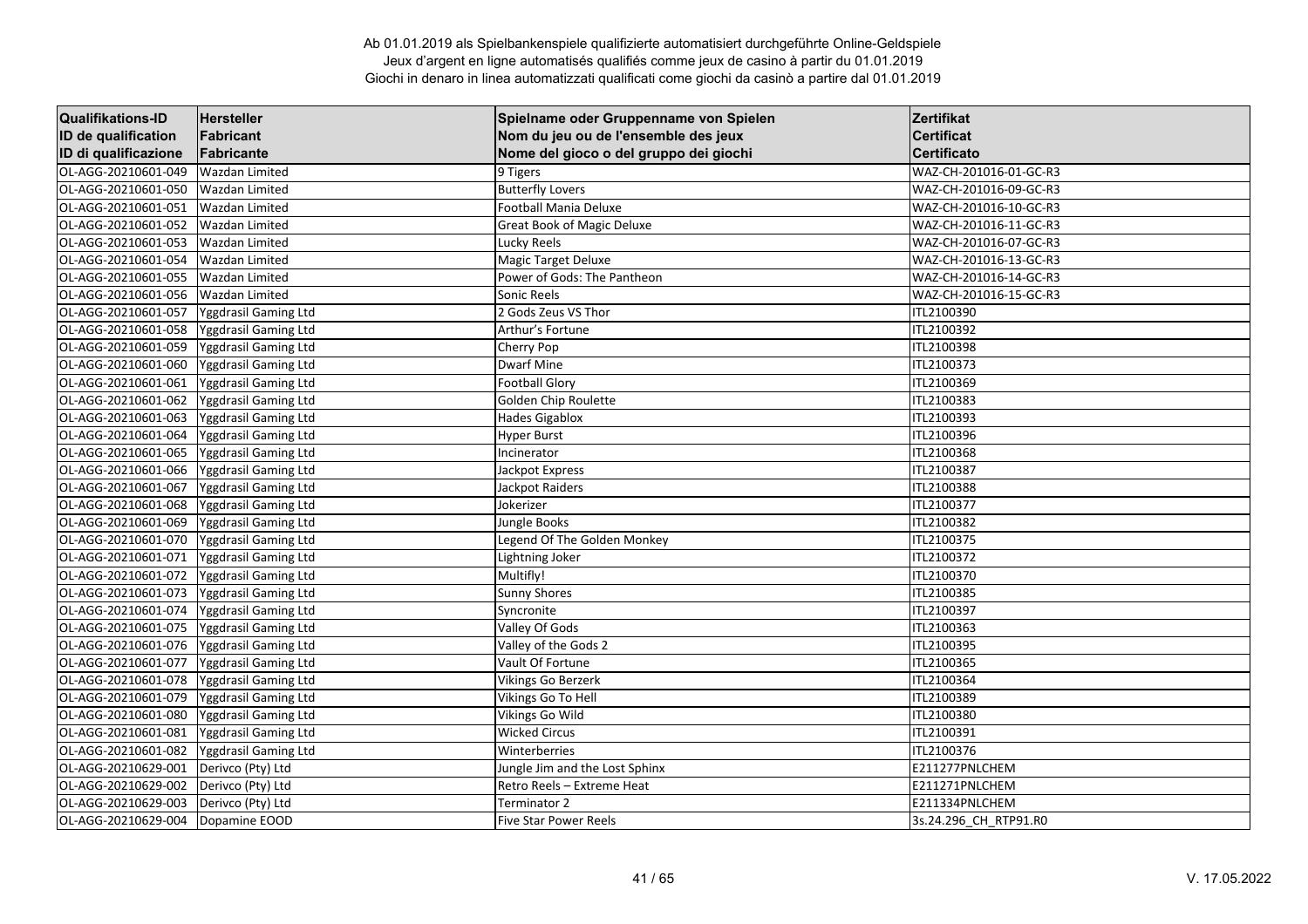Ab 01.01.2019 als Spielbankenspiele qualifizierte automatisiert durchgeführte Online-Geldspiele
Jeux d'argent en ligne automatisés qualifiés comme jeux de casino à partir du 01.01.2019
Giochi in denaro in linea automatizzati qualificati come giochi da casinò a partire dal 01.01.2019

| Qualifikations-ID<br>ID de qualification<br>ID di qualificazione | Hersteller<br>Fabricant<br>Fabricante | Spielname oder Gruppenname von Spielen<br>Nom du jeu ou de l'ensemble des jeux<br>Nome del gioco o del gruppo dei giochi | Zertifikat<br>Certificat<br>Certificato |
|---|---|---|---|
| OL-AGG-20210601-049 | Wazdan Limited | 9 Tigers | WAZ-CH-201016-01-GC-R3 |
| OL-AGG-20210601-050 | Wazdan Limited | Butterfly Lovers | WAZ-CH-201016-09-GC-R3 |
| OL-AGG-20210601-051 | Wazdan Limited | Football Mania Deluxe | WAZ-CH-201016-10-GC-R3 |
| OL-AGG-20210601-052 | Wazdan Limited | Great Book of Magic Deluxe | WAZ-CH-201016-11-GC-R3 |
| OL-AGG-20210601-053 | Wazdan Limited | Lucky Reels | WAZ-CH-201016-07-GC-R3 |
| OL-AGG-20210601-054 | Wazdan Limited | Magic Target Deluxe | WAZ-CH-201016-13-GC-R3 |
| OL-AGG-20210601-055 | Wazdan Limited | Power of Gods: The Pantheon | WAZ-CH-201016-14-GC-R3 |
| OL-AGG-20210601-056 | Wazdan Limited | Sonic Reels | WAZ-CH-201016-15-GC-R3 |
| OL-AGG-20210601-057 | Yggdrasil Gaming Ltd | 2 Gods Zeus VS Thor | ITL2100390 |
| OL-AGG-20210601-058 | Yggdrasil Gaming Ltd | Arthur's Fortune | ITL2100392 |
| OL-AGG-20210601-059 | Yggdrasil Gaming Ltd | Cherry Pop | ITL2100398 |
| OL-AGG-20210601-060 | Yggdrasil Gaming Ltd | Dwarf Mine | ITL2100373 |
| OL-AGG-20210601-061 | Yggdrasil Gaming Ltd | Football Glory | ITL2100369 |
| OL-AGG-20210601-062 | Yggdrasil Gaming Ltd | Golden Chip Roulette | ITL2100383 |
| OL-AGG-20210601-063 | Yggdrasil Gaming Ltd | Hades Gigablox | ITL2100393 |
| OL-AGG-20210601-064 | Yggdrasil Gaming Ltd | Hyper Burst | ITL2100396 |
| OL-AGG-20210601-065 | Yggdrasil Gaming Ltd | Incinerator | ITL2100368 |
| OL-AGG-20210601-066 | Yggdrasil Gaming Ltd | Jackpot Express | ITL2100387 |
| OL-AGG-20210601-067 | Yggdrasil Gaming Ltd | Jackpot Raiders | ITL2100388 |
| OL-AGG-20210601-068 | Yggdrasil Gaming Ltd | Jokerizer | ITL2100377 |
| OL-AGG-20210601-069 | Yggdrasil Gaming Ltd | Jungle Books | ITL2100382 |
| OL-AGG-20210601-070 | Yggdrasil Gaming Ltd | Legend Of The Golden Monkey | ITL2100375 |
| OL-AGG-20210601-071 | Yggdrasil Gaming Ltd | Lightning Joker | ITL2100372 |
| OL-AGG-20210601-072 | Yggdrasil Gaming Ltd | Multifly! | ITL2100370 |
| OL-AGG-20210601-073 | Yggdrasil Gaming Ltd | Sunny Shores | ITL2100385 |
| OL-AGG-20210601-074 | Yggdrasil Gaming Ltd | Syncronite | ITL2100397 |
| OL-AGG-20210601-075 | Yggdrasil Gaming Ltd | Valley Of Gods | ITL2100363 |
| OL-AGG-20210601-076 | Yggdrasil Gaming Ltd | Valley of the Gods 2 | ITL2100395 |
| OL-AGG-20210601-077 | Yggdrasil Gaming Ltd | Vault Of Fortune | ITL2100365 |
| OL-AGG-20210601-078 | Yggdrasil Gaming Ltd | Vikings Go Berzerk | ITL2100364 |
| OL-AGG-20210601-079 | Yggdrasil Gaming Ltd | Vikings Go To Hell | ITL2100389 |
| OL-AGG-20210601-080 | Yggdrasil Gaming Ltd | Vikings Go Wild | ITL2100380 |
| OL-AGG-20210601-081 | Yggdrasil Gaming Ltd | Wicked Circus | ITL2100391 |
| OL-AGG-20210601-082 | Yggdrasil Gaming Ltd | Winterberries | ITL2100376 |
| OL-AGG-20210629-001 | Derivco (Pty) Ltd | Jungle Jim and the Lost Sphinx | E211277PNLCHEM |
| OL-AGG-20210629-002 | Derivco (Pty) Ltd | Retro Reels – Extreme Heat | E211271PNLCHEM |
| OL-AGG-20210629-003 | Derivco (Pty) Ltd | Terminator 2 | E211334PNLCHEM |
| OL-AGG-20210629-004 | Dopamine EOOD | Five Star Power Reels | 3s.24.296_CH_RTP91.R0 |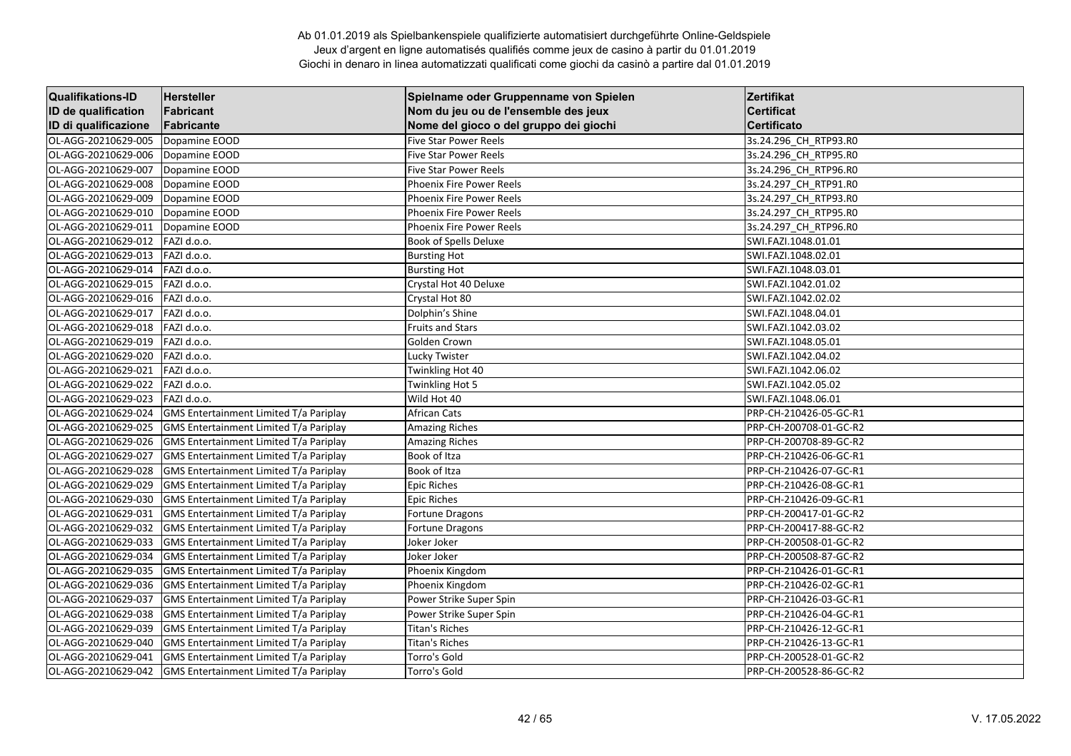Ab 01.01.2019 als Spielbankenspiele qualifizierte automatisiert durchgeführte Online-Geldspiele
Jeux d'argent en ligne automatisés qualifiés comme jeux de casino à partir du 01.01.2019
Giochi in denaro in linea automatizzati qualificati come giochi da casinò a partire dal 01.01.2019

| Qualifikations-ID<br>ID de qualification<br>ID di qualificazione | Hersteller<br>Fabricant<br>Fabricante | Spielname oder Gruppenname von Spielen<br>Nom du jeu ou de l'ensemble des jeux<br>Nome del gioco o del gruppo dei giochi | Zertifikat<br>Certificat<br>Certificato |
|---|---|---|---|
| OL-AGG-20210629-005 | Dopamine EOOD | Five Star Power Reels | 3s.24.296_CH_RTP93.R0 |
| OL-AGG-20210629-006 | Dopamine EOOD | Five Star Power Reels | 3s.24.296_CH_RTP95.R0 |
| OL-AGG-20210629-007 | Dopamine EOOD | Five Star Power Reels | 3s.24.296_CH_RTP96.R0 |
| OL-AGG-20210629-008 | Dopamine EOOD | Phoenix Fire Power Reels | 3s.24.297_CH_RTP91.R0 |
| OL-AGG-20210629-009 | Dopamine EOOD | Phoenix Fire Power Reels | 3s.24.297_CH_RTP93.R0 |
| OL-AGG-20210629-010 | Dopamine EOOD | Phoenix Fire Power Reels | 3s.24.297_CH_RTP95.R0 |
| OL-AGG-20210629-011 | Dopamine EOOD | Phoenix Fire Power Reels | 3s.24.297_CH_RTP96.R0 |
| OL-AGG-20210629-012 | FAZI d.o.o. | Book of Spells Deluxe | SWI.FAZI.1048.01.01 |
| OL-AGG-20210629-013 | FAZI d.o.o. | Bursting Hot | SWI.FAZI.1048.02.01 |
| OL-AGG-20210629-014 | FAZI d.o.o. | Bursting Hot | SWI.FAZI.1048.03.01 |
| OL-AGG-20210629-015 | FAZI d.o.o. | Crystal Hot 40 Deluxe | SWI.FAZI.1042.01.02 |
| OL-AGG-20210629-016 | FAZI d.o.o. | Crystal Hot 80 | SWI.FAZI.1042.02.02 |
| OL-AGG-20210629-017 | FAZI d.o.o. | Dolphin's Shine | SWI.FAZI.1048.04.01 |
| OL-AGG-20210629-018 | FAZI d.o.o. | Fruits and Stars | SWI.FAZI.1042.03.02 |
| OL-AGG-20210629-019 | FAZI d.o.o. | Golden Crown | SWI.FAZI.1048.05.01 |
| OL-AGG-20210629-020 | FAZI d.o.o. | Lucky Twister | SWI.FAZI.1042.04.02 |
| OL-AGG-20210629-021 | FAZI d.o.o. | Twinkling Hot 40 | SWI.FAZI.1042.06.02 |
| OL-AGG-20210629-022 | FAZI d.o.o. | Twinkling Hot 5 | SWI.FAZI.1042.05.02 |
| OL-AGG-20210629-023 | FAZI d.o.o. | Wild Hot 40 | SWI.FAZI.1048.06.01 |
| OL-AGG-20210629-024 | GMS Entertainment Limited T/a Pariplay | African Cats | PRP-CH-210426-05-GC-R1 |
| OL-AGG-20210629-025 | GMS Entertainment Limited T/a Pariplay | Amazing Riches | PRP-CH-200708-01-GC-R2 |
| OL-AGG-20210629-026 | GMS Entertainment Limited T/a Pariplay | Amazing Riches | PRP-CH-200708-89-GC-R2 |
| OL-AGG-20210629-027 | GMS Entertainment Limited T/a Pariplay | Book of Itza | PRP-CH-210426-06-GC-R1 |
| OL-AGG-20210629-028 | GMS Entertainment Limited T/a Pariplay | Book of Itza | PRP-CH-210426-07-GC-R1 |
| OL-AGG-20210629-029 | GMS Entertainment Limited T/a Pariplay | Epic Riches | PRP-CH-210426-08-GC-R1 |
| OL-AGG-20210629-030 | GMS Entertainment Limited T/a Pariplay | Epic Riches | PRP-CH-210426-09-GC-R1 |
| OL-AGG-20210629-031 | GMS Entertainment Limited T/a Pariplay | Fortune Dragons | PRP-CH-200417-01-GC-R2 |
| OL-AGG-20210629-032 | GMS Entertainment Limited T/a Pariplay | Fortune Dragons | PRP-CH-200417-88-GC-R2 |
| OL-AGG-20210629-033 | GMS Entertainment Limited T/a Pariplay | Joker Joker | PRP-CH-200508-01-GC-R2 |
| OL-AGG-20210629-034 | GMS Entertainment Limited T/a Pariplay | Joker Joker | PRP-CH-200508-87-GC-R2 |
| OL-AGG-20210629-035 | GMS Entertainment Limited T/a Pariplay | Phoenix Kingdom | PRP-CH-210426-01-GC-R1 |
| OL-AGG-20210629-036 | GMS Entertainment Limited T/a Pariplay | Phoenix Kingdom | PRP-CH-210426-02-GC-R1 |
| OL-AGG-20210629-037 | GMS Entertainment Limited T/a Pariplay | Power Strike Super Spin | PRP-CH-210426-03-GC-R1 |
| OL-AGG-20210629-038 | GMS Entertainment Limited T/a Pariplay | Power Strike Super Spin | PRP-CH-210426-04-GC-R1 |
| OL-AGG-20210629-039 | GMS Entertainment Limited T/a Pariplay | Titan's Riches | PRP-CH-210426-12-GC-R1 |
| OL-AGG-20210629-040 | GMS Entertainment Limited T/a Pariplay | Titan's Riches | PRP-CH-210426-13-GC-R1 |
| OL-AGG-20210629-041 | GMS Entertainment Limited T/a Pariplay | Torro's Gold | PRP-CH-200528-01-GC-R2 |
| OL-AGG-20210629-042 | GMS Entertainment Limited T/a Pariplay | Torro's Gold | PRP-CH-200528-86-GC-R2 |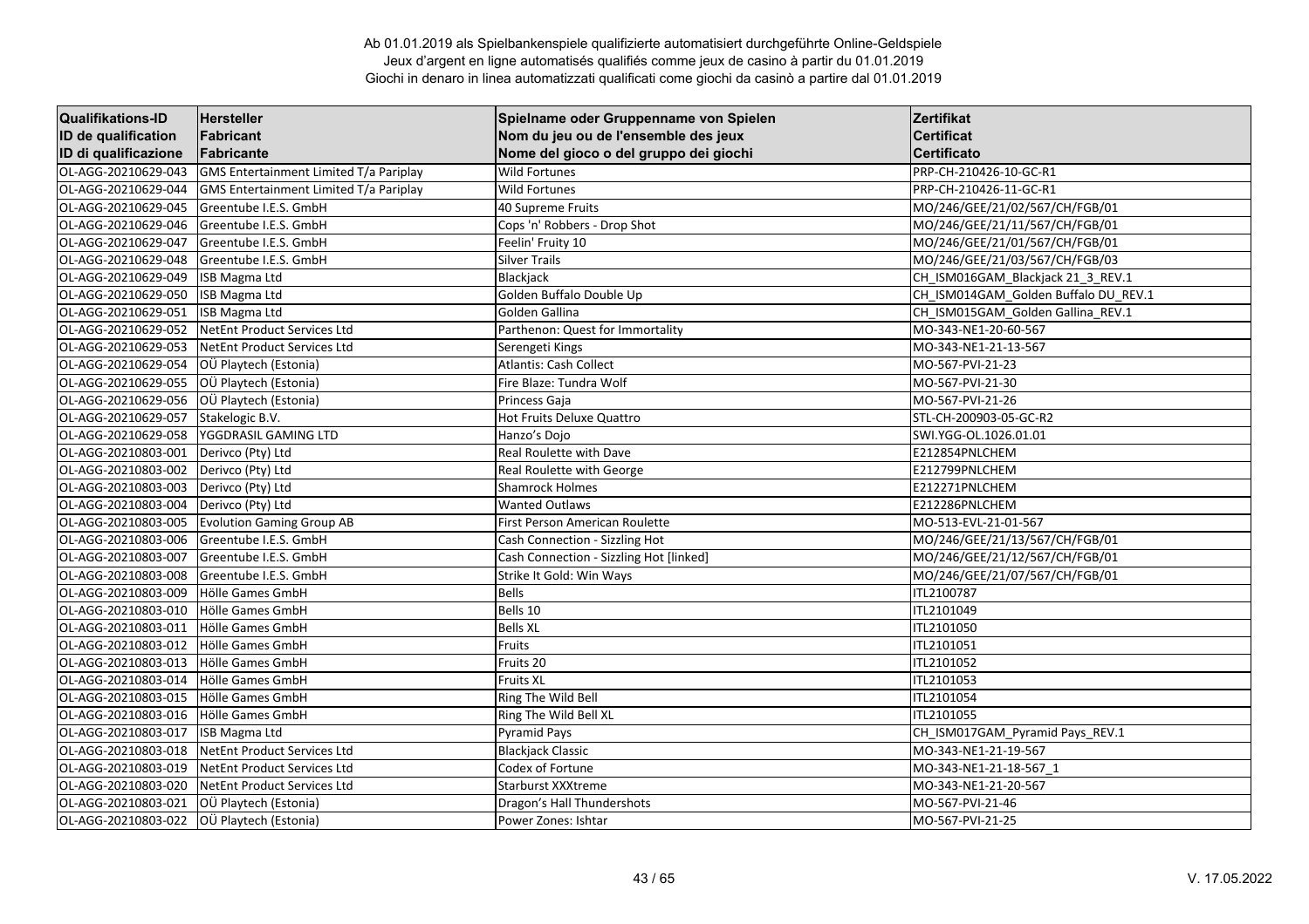Ab 01.01.2019 als Spielbankenspiele qualifizierte automatisiert durchgeführte Online-Geldspiele
Jeux d'argent en ligne automatisés qualifiés comme jeux de casino à partir du 01.01.2019
Giochi in denaro in linea automatizzati qualificati come giochi da casinò a partire dal 01.01.2019

| Qualifikations-ID<br>ID de qualification<br>ID di qualificazione | Hersteller<br>Fabricant<br>Fabricante | Spielname oder Gruppenname von Spielen<br>Nom du jeu ou de l'ensemble des jeux<br>Nome del gioco o del gruppo dei giochi | Zertifikat<br>Certificat<br>Certificato |
|---|---|---|---|
| OL-AGG-20210629-043 | GMS Entertainment Limited T/a Pariplay | Wild Fortunes | PRP-CH-210426-10-GC-R1 |
| OL-AGG-20210629-044 | GMS Entertainment Limited T/a Pariplay | Wild Fortunes | PRP-CH-210426-11-GC-R1 |
| OL-AGG-20210629-045 | Greentube I.E.S. GmbH | 40 Supreme Fruits | MO/246/GEE/21/02/567/CH/FGB/01 |
| OL-AGG-20210629-046 | Greentube I.E.S. GmbH | Cops 'n' Robbers - Drop Shot | MO/246/GEE/21/11/567/CH/FGB/01 |
| OL-AGG-20210629-047 | Greentube I.E.S. GmbH | Feelin' Fruity 10 | MO/246/GEE/21/01/567/CH/FGB/01 |
| OL-AGG-20210629-048 | Greentube I.E.S. GmbH | Silver Trails | MO/246/GEE/21/03/567/CH/FGB/03 |
| OL-AGG-20210629-049 | ISB Magma Ltd | Blackjack | CH_ISM016GAM_Blackjack 21_3_REV.1 |
| OL-AGG-20210629-050 | ISB Magma Ltd | Golden Buffalo Double Up | CH_ISM014GAM_Golden Buffalo DU_REV.1 |
| OL-AGG-20210629-051 | ISB Magma Ltd | Golden Gallina | CH_ISM015GAM_Golden Gallina_REV.1 |
| OL-AGG-20210629-052 | NetEnt Product Services Ltd | Parthenon: Quest for Immortality | MO-343-NE1-20-60-567 |
| OL-AGG-20210629-053 | NetEnt Product Services Ltd | Serengeti Kings | MO-343-NE1-21-13-567 |
| OL-AGG-20210629-054 | OÜ Playtech (Estonia) | Atlantis: Cash Collect | MO-567-PVI-21-23 |
| OL-AGG-20210629-055 | OÜ Playtech (Estonia) | Fire Blaze: Tundra Wolf | MO-567-PVI-21-30 |
| OL-AGG-20210629-056 | OÜ Playtech (Estonia) | Princess Gaja | MO-567-PVI-21-26 |
| OL-AGG-20210629-057 | Stakelogic B.V. | Hot Fruits Deluxe Quattro | STL-CH-200903-05-GC-R2 |
| OL-AGG-20210629-058 | YGGDRASIL GAMING LTD | Hanzo's Dojo | SWI.YGG-OL.1026.01.01 |
| OL-AGG-20210803-001 | Derivco (Pty) Ltd | Real Roulette with Dave | E212854PNLCHEM |
| OL-AGG-20210803-002 | Derivco (Pty) Ltd | Real Roulette with George | E212799PNLCHEM |
| OL-AGG-20210803-003 | Derivco (Pty) Ltd | Shamrock Holmes | E212271PNLCHEM |
| OL-AGG-20210803-004 | Derivco (Pty) Ltd | Wanted Outlaws | E212286PNLCHEM |
| OL-AGG-20210803-005 | Evolution Gaming Group AB | First Person American Roulette | MO-513-EVL-21-01-567 |
| OL-AGG-20210803-006 | Greentube I.E.S. GmbH | Cash Connection - Sizzling Hot | MO/246/GEE/21/13/567/CH/FGB/01 |
| OL-AGG-20210803-007 | Greentube I.E.S. GmbH | Cash Connection - Sizzling Hot [linked] | MO/246/GEE/21/12/567/CH/FGB/01 |
| OL-AGG-20210803-008 | Greentube I.E.S. GmbH | Strike It Gold: Win Ways | MO/246/GEE/21/07/567/CH/FGB/01 |
| OL-AGG-20210803-009 | Hölle Games GmbH | Bells | ITL2100787 |
| OL-AGG-20210803-010 | Hölle Games GmbH | Bells 10 | ITL2101049 |
| OL-AGG-20210803-011 | Hölle Games GmbH | Bells XL | ITL2101050 |
| OL-AGG-20210803-012 | Hölle Games GmbH | Fruits | ITL2101051 |
| OL-AGG-20210803-013 | Hölle Games GmbH | Fruits 20 | ITL2101052 |
| OL-AGG-20210803-014 | Hölle Games GmbH | Fruits XL | ITL2101053 |
| OL-AGG-20210803-015 | Hölle Games GmbH | Ring The Wild Bell | ITL2101054 |
| OL-AGG-20210803-016 | Hölle Games GmbH | Ring The Wild Bell XL | ITL2101055 |
| OL-AGG-20210803-017 | ISB Magma Ltd | Pyramid Pays | CH_ISM017GAM_Pyramid Pays_REV.1 |
| OL-AGG-20210803-018 | NetEnt Product Services Ltd | Blackjack Classic | MO-343-NE1-21-19-567 |
| OL-AGG-20210803-019 | NetEnt Product Services Ltd | Codex of Fortune | MO-343-NE1-21-18-567_1 |
| OL-AGG-20210803-020 | NetEnt Product Services Ltd | Starburst XXXtreme | MO-343-NE1-21-20-567 |
| OL-AGG-20210803-021 | OÜ Playtech (Estonia) | Dragon's Hall Thundershots | MO-567-PVI-21-46 |
| OL-AGG-20210803-022 | OÜ Playtech (Estonia) | Power Zones: Ishtar | MO-567-PVI-21-25 |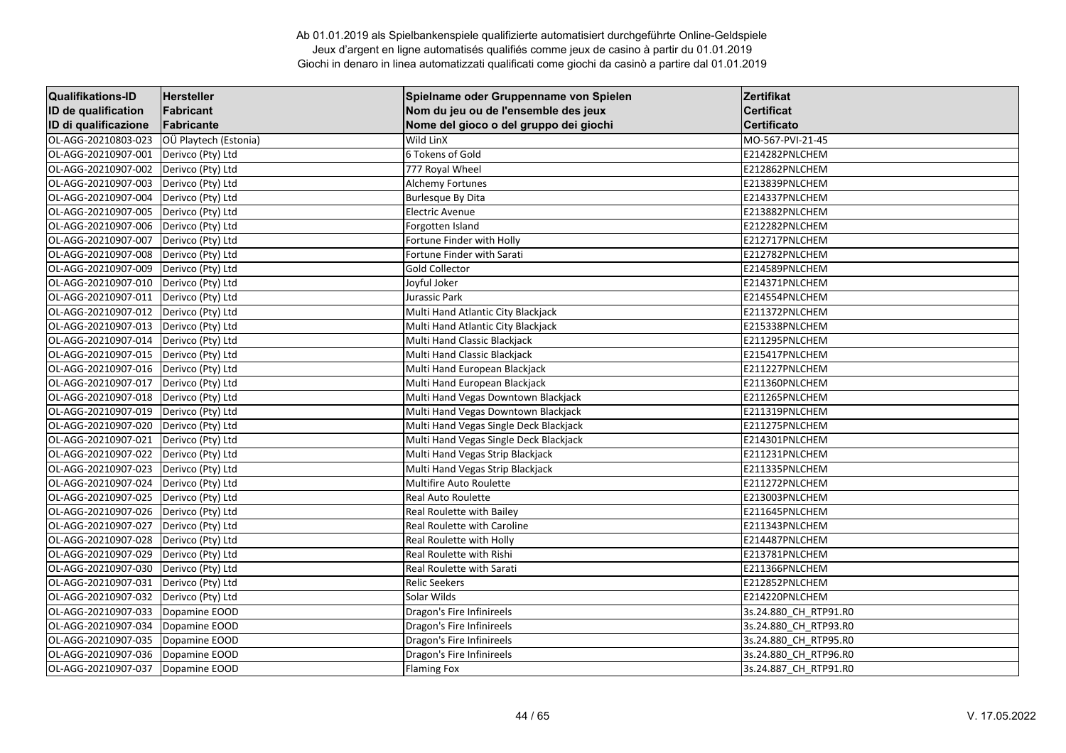Ab 01.01.2019 als Spielbankenspiele qualifizierte automatisiert durchgeführte Online-Geldspiele
Jeux d'argent en ligne automatisés qualifiés comme jeux de casino à partir du 01.01.2019
Giochi in denaro in linea automatizzati qualificati come giochi da casinò a partire dal 01.01.2019

| Qualifikations-ID<br>ID de qualification<br>ID di qualificazione | Hersteller<br>Fabricant<br>Fabricante | Spielname oder Gruppenname von Spielen<br>Nom du jeu ou de l'ensemble des jeux<br>Nome del gioco o del gruppo dei giochi | Zertifikat<br>Certificat<br>Certificato |
|---|---|---|---|
| OL-AGG-20210803-023 | OÜ Playtech (Estonia) | Wild LinX | MO-567-PVI-21-45 |
| OL-AGG-20210907-001 | Derivco (Pty) Ltd | 6 Tokens of Gold | E214282PNLCHEM |
| OL-AGG-20210907-002 | Derivco (Pty) Ltd | 777 Royal Wheel | E212862PNLCHEM |
| OL-AGG-20210907-003 | Derivco (Pty) Ltd | Alchemy Fortunes | E213839PNLCHEM |
| OL-AGG-20210907-004 | Derivco (Pty) Ltd | Burlesque By Dita | E214337PNLCHEM |
| OL-AGG-20210907-005 | Derivco (Pty) Ltd | Electric Avenue | E213882PNLCHEM |
| OL-AGG-20210907-006 | Derivco (Pty) Ltd | Forgotten Island | E212282PNLCHEM |
| OL-AGG-20210907-007 | Derivco (Pty) Ltd | Fortune Finder with Holly | E212717PNLCHEM |
| OL-AGG-20210907-008 | Derivco (Pty) Ltd | Fortune Finder with Sarati | E212782PNLCHEM |
| OL-AGG-20210907-009 | Derivco (Pty) Ltd | Gold Collector | E214589PNLCHEM |
| OL-AGG-20210907-010 | Derivco (Pty) Ltd | Joyful Joker | E214371PNLCHEM |
| OL-AGG-20210907-011 | Derivco (Pty) Ltd | Jurassic Park | E214554PNLCHEM |
| OL-AGG-20210907-012 | Derivco (Pty) Ltd | Multi Hand Atlantic City Blackjack | E211372PNLCHEM |
| OL-AGG-20210907-013 | Derivco (Pty) Ltd | Multi Hand Atlantic City Blackjack | E215338PNLCHEM |
| OL-AGG-20210907-014 | Derivco (Pty) Ltd | Multi Hand Classic Blackjack | E211295PNLCHEM |
| OL-AGG-20210907-015 | Derivco (Pty) Ltd | Multi Hand Classic Blackjack | E215417PNLCHEM |
| OL-AGG-20210907-016 | Derivco (Pty) Ltd | Multi Hand European Blackjack | E211227PNLCHEM |
| OL-AGG-20210907-017 | Derivco (Pty) Ltd | Multi Hand European Blackjack | E211360PNLCHEM |
| OL-AGG-20210907-018 | Derivco (Pty) Ltd | Multi Hand Vegas Downtown Blackjack | E211265PNLCHEM |
| OL-AGG-20210907-019 | Derivco (Pty) Ltd | Multi Hand Vegas Downtown Blackjack | E211319PNLCHEM |
| OL-AGG-20210907-020 | Derivco (Pty) Ltd | Multi Hand Vegas Single Deck Blackjack | E211275PNLCHEM |
| OL-AGG-20210907-021 | Derivco (Pty) Ltd | Multi Hand Vegas Single Deck Blackjack | E214301PNLCHEM |
| OL-AGG-20210907-022 | Derivco (Pty) Ltd | Multi Hand Vegas Strip Blackjack | E211231PNLCHEM |
| OL-AGG-20210907-023 | Derivco (Pty) Ltd | Multi Hand Vegas Strip Blackjack | E211335PNLCHEM |
| OL-AGG-20210907-024 | Derivco (Pty) Ltd | Multifire Auto Roulette | E211272PNLCHEM |
| OL-AGG-20210907-025 | Derivco (Pty) Ltd | Real Auto Roulette | E213003PNLCHEM |
| OL-AGG-20210907-026 | Derivco (Pty) Ltd | Real Roulette with Bailey | E211645PNLCHEM |
| OL-AGG-20210907-027 | Derivco (Pty) Ltd | Real Roulette with Caroline | E211343PNLCHEM |
| OL-AGG-20210907-028 | Derivco (Pty) Ltd | Real Roulette with Holly | E214487PNLCHEM |
| OL-AGG-20210907-029 | Derivco (Pty) Ltd | Real Roulette with Rishi | E213781PNLCHEM |
| OL-AGG-20210907-030 | Derivco (Pty) Ltd | Real Roulette with Sarati | E211366PNLCHEM |
| OL-AGG-20210907-031 | Derivco (Pty) Ltd | Relic Seekers | E212852PNLCHEM |
| OL-AGG-20210907-032 | Derivco (Pty) Ltd | Solar Wilds | E214220PNLCHEM |
| OL-AGG-20210907-033 | Dopamine EOOD | Dragon's Fire Infinireels | 3s.24.880_CH_RTP91.R0 |
| OL-AGG-20210907-034 | Dopamine EOOD | Dragon's Fire Infinireels | 3s.24.880_CH_RTP93.R0 |
| OL-AGG-20210907-035 | Dopamine EOOD | Dragon's Fire Infinireels | 3s.24.880_CH_RTP95.R0 |
| OL-AGG-20210907-036 | Dopamine EOOD | Dragon's Fire Infinireels | 3s.24.880_CH_RTP96.R0 |
| OL-AGG-20210907-037 | Dopamine EOOD | Flaming Fox | 3s.24.887_CH_RTP91.R0 |

V. 17.05.2022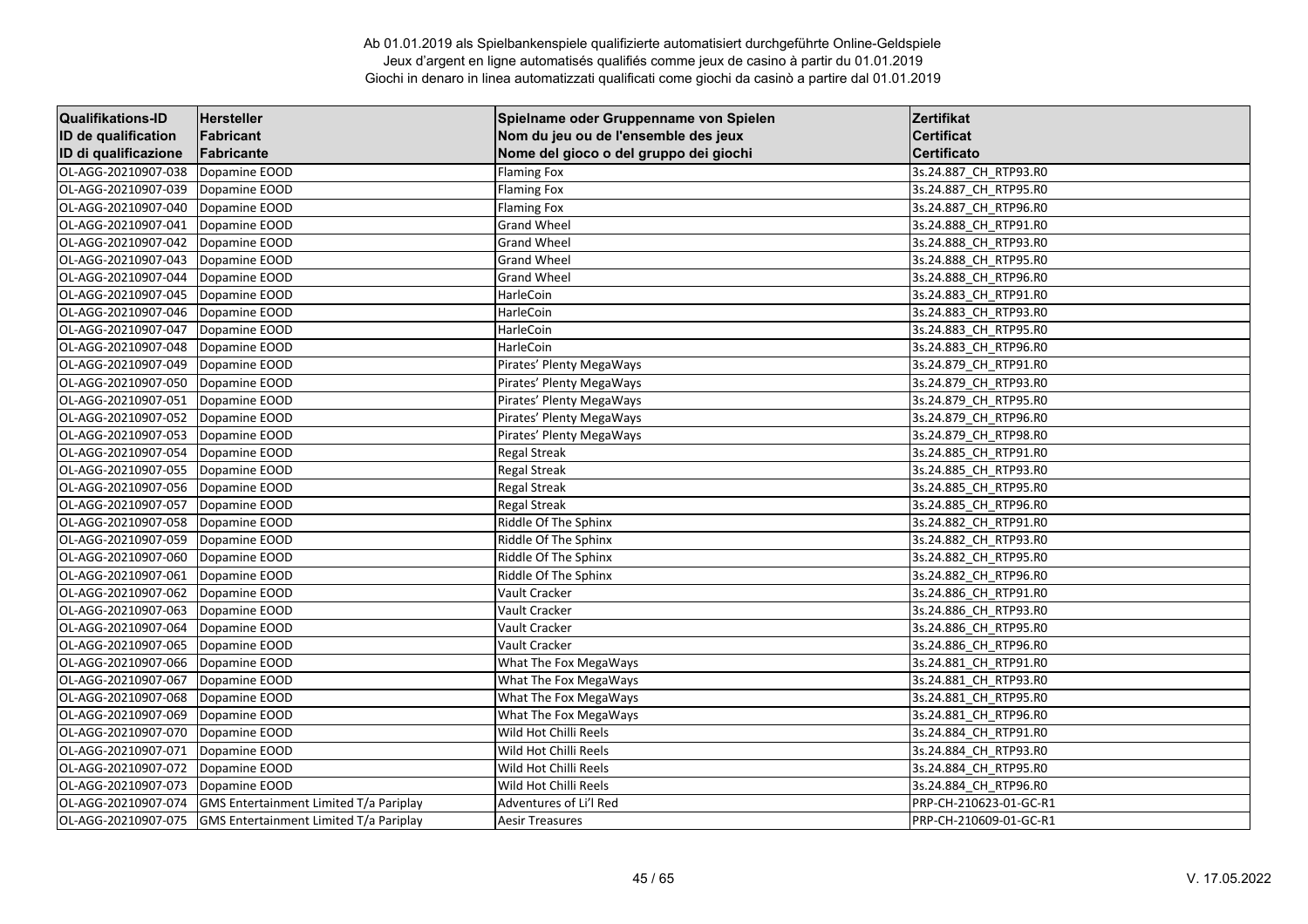Ab 01.01.2019 als Spielbankenspiele qualifizierte automatisiert durchgeführte Online-Geldspiele
Jeux d'argent en ligne automatisés qualifiés comme jeux de casino à partir du 01.01.2019
Giochi in denaro in linea automatizzati qualificati come giochi da casinò a partire dal 01.01.2019

| Qualifikations-ID<br>ID de qualification<br>ID di qualificazione | Hersteller<br>Fabricant<br>Fabricante | Spielname oder Gruppenname von Spielen<br>Nom du jeu ou de l'ensemble des jeux<br>Nome del gioco o del gruppo dei giochi | Zertifikat<br>Certificat<br>Certificato |
|---|---|---|---|
| OL-AGG-20210907-038 | Dopamine EOOD | Flaming Fox | 3s.24.887_CH_RTP93.R0 |
| OL-AGG-20210907-039 | Dopamine EOOD | Flaming Fox | 3s.24.887_CH_RTP95.R0 |
| OL-AGG-20210907-040 | Dopamine EOOD | Flaming Fox | 3s.24.887_CH_RTP96.R0 |
| OL-AGG-20210907-041 | Dopamine EOOD | Grand Wheel | 3s.24.888_CH_RTP91.R0 |
| OL-AGG-20210907-042 | Dopamine EOOD | Grand Wheel | 3s.24.888_CH_RTP93.R0 |
| OL-AGG-20210907-043 | Dopamine EOOD | Grand Wheel | 3s.24.888_CH_RTP95.R0 |
| OL-AGG-20210907-044 | Dopamine EOOD | Grand Wheel | 3s.24.888_CH_RTP96.R0 |
| OL-AGG-20210907-045 | Dopamine EOOD | HarleCoin | 3s.24.883_CH_RTP91.R0 |
| OL-AGG-20210907-046 | Dopamine EOOD | HarleCoin | 3s.24.883_CH_RTP93.R0 |
| OL-AGG-20210907-047 | Dopamine EOOD | HarleCoin | 3s.24.883_CH_RTP95.R0 |
| OL-AGG-20210907-048 | Dopamine EOOD | HarleCoin | 3s.24.883_CH_RTP96.R0 |
| OL-AGG-20210907-049 | Dopamine EOOD | Pirates' Plenty MegaWays | 3s.24.879_CH_RTP91.R0 |
| OL-AGG-20210907-050 | Dopamine EOOD | Pirates' Plenty MegaWays | 3s.24.879_CH_RTP93.R0 |
| OL-AGG-20210907-051 | Dopamine EOOD | Pirates' Plenty MegaWays | 3s.24.879_CH_RTP95.R0 |
| OL-AGG-20210907-052 | Dopamine EOOD | Pirates' Plenty MegaWays | 3s.24.879_CH_RTP96.R0 |
| OL-AGG-20210907-053 | Dopamine EOOD | Pirates' Plenty MegaWays | 3s.24.879_CH_RTP98.R0 |
| OL-AGG-20210907-054 | Dopamine EOOD | Regal Streak | 3s.24.885_CH_RTP91.R0 |
| OL-AGG-20210907-055 | Dopamine EOOD | Regal Streak | 3s.24.885_CH_RTP93.R0 |
| OL-AGG-20210907-056 | Dopamine EOOD | Regal Streak | 3s.24.885_CH_RTP95.R0 |
| OL-AGG-20210907-057 | Dopamine EOOD | Regal Streak | 3s.24.885_CH_RTP96.R0 |
| OL-AGG-20210907-058 | Dopamine EOOD | Riddle Of The Sphinx | 3s.24.882_CH_RTP91.R0 |
| OL-AGG-20210907-059 | Dopamine EOOD | Riddle Of The Sphinx | 3s.24.882_CH_RTP93.R0 |
| OL-AGG-20210907-060 | Dopamine EOOD | Riddle Of The Sphinx | 3s.24.882_CH_RTP95.R0 |
| OL-AGG-20210907-061 | Dopamine EOOD | Riddle Of The Sphinx | 3s.24.882_CH_RTP96.R0 |
| OL-AGG-20210907-062 | Dopamine EOOD | Vault Cracker | 3s.24.886_CH_RTP91.R0 |
| OL-AGG-20210907-063 | Dopamine EOOD | Vault Cracker | 3s.24.886_CH_RTP93.R0 |
| OL-AGG-20210907-064 | Dopamine EOOD | Vault Cracker | 3s.24.886_CH_RTP95.R0 |
| OL-AGG-20210907-065 | Dopamine EOOD | Vault Cracker | 3s.24.886_CH_RTP96.R0 |
| OL-AGG-20210907-066 | Dopamine EOOD | What The Fox MegaWays | 3s.24.881_CH_RTP91.R0 |
| OL-AGG-20210907-067 | Dopamine EOOD | What The Fox MegaWays | 3s.24.881_CH_RTP93.R0 |
| OL-AGG-20210907-068 | Dopamine EOOD | What The Fox MegaWays | 3s.24.881_CH_RTP95.R0 |
| OL-AGG-20210907-069 | Dopamine EOOD | What The Fox MegaWays | 3s.24.881_CH_RTP96.R0 |
| OL-AGG-20210907-070 | Dopamine EOOD | Wild Hot Chilli Reels | 3s.24.884_CH_RTP91.R0 |
| OL-AGG-20210907-071 | Dopamine EOOD | Wild Hot Chilli Reels | 3s.24.884_CH_RTP93.R0 |
| OL-AGG-20210907-072 | Dopamine EOOD | Wild Hot Chilli Reels | 3s.24.884_CH_RTP95.R0 |
| OL-AGG-20210907-073 | Dopamine EOOD | Wild Hot Chilli Reels | 3s.24.884_CH_RTP96.R0 |
| OL-AGG-20210907-074 | GMS Entertainment Limited T/a Pariplay | Adventures of Li'l Red | PRP-CH-210623-01-GC-R1 |
| OL-AGG-20210907-075 | GMS Entertainment Limited T/a Pariplay | Aesir Treasures | PRP-CH-210609-01-GC-R1 |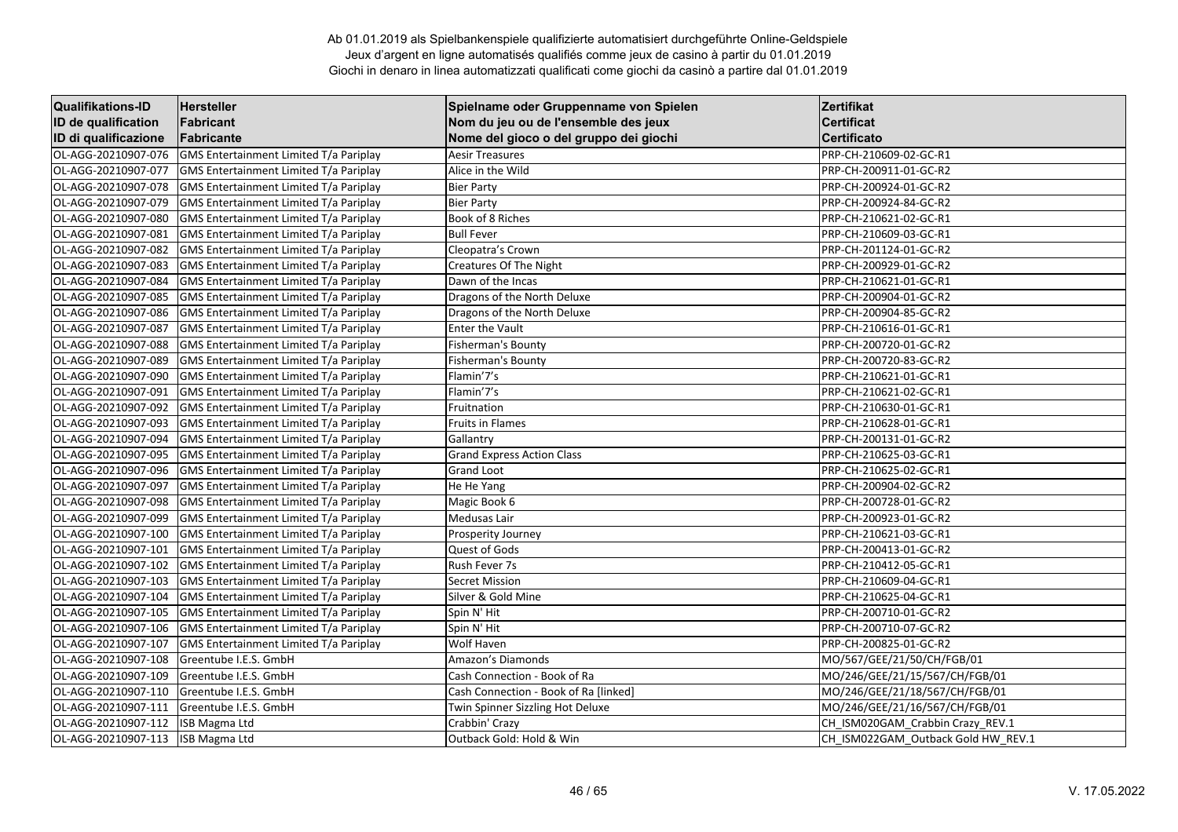Ab 01.01.2019 als Spielbankenspiele qualifizierte automatisiert durchgeführte Online-Geldspiele
Jeux d'argent en ligne automatisés qualifiés comme jeux de casino à partir du 01.01.2019
Giochi in denaro in linea automatizzati qualificati come giochi da casinò a partire dal 01.01.2019

| Qualifikations-ID<br>ID de qualification<br>ID di qualificazione | Hersteller<br>Fabricant<br>Fabricante | Spielname oder Gruppenname von Spielen<br>Nom du jeu ou de l'ensemble des jeux<br>Nome del gioco o del gruppo dei giochi | Zertifikat<br>Certificat<br>Certificato |
|---|---|---|---|
| OL-AGG-20210907-076 | GMS Entertainment Limited T/a Pariplay | Aesir Treasures | PRP-CH-210609-02-GC-R1 |
| OL-AGG-20210907-077 | GMS Entertainment Limited T/a Pariplay | Alice in the Wild | PRP-CH-200911-01-GC-R2 |
| OL-AGG-20210907-078 | GMS Entertainment Limited T/a Pariplay | Bier Party | PRP-CH-200924-01-GC-R2 |
| OL-AGG-20210907-079 | GMS Entertainment Limited T/a Pariplay | Bier Party | PRP-CH-200924-84-GC-R2 |
| OL-AGG-20210907-080 | GMS Entertainment Limited T/a Pariplay | Book of 8 Riches | PRP-CH-210621-02-GC-R1 |
| OL-AGG-20210907-081 | GMS Entertainment Limited T/a Pariplay | Bull Fever | PRP-CH-210609-03-GC-R1 |
| OL-AGG-20210907-082 | GMS Entertainment Limited T/a Pariplay | Cleopatra's Crown | PRP-CH-201124-01-GC-R2 |
| OL-AGG-20210907-083 | GMS Entertainment Limited T/a Pariplay | Creatures Of The Night | PRP-CH-200929-01-GC-R2 |
| OL-AGG-20210907-084 | GMS Entertainment Limited T/a Pariplay | Dawn of the Incas | PRP-CH-210621-01-GC-R1 |
| OL-AGG-20210907-085 | GMS Entertainment Limited T/a Pariplay | Dragons of the North Deluxe | PRP-CH-200904-01-GC-R2 |
| OL-AGG-20210907-086 | GMS Entertainment Limited T/a Pariplay | Dragons of the North Deluxe | PRP-CH-200904-85-GC-R2 |
| OL-AGG-20210907-087 | GMS Entertainment Limited T/a Pariplay | Enter the Vault | PRP-CH-210616-01-GC-R1 |
| OL-AGG-20210907-088 | GMS Entertainment Limited T/a Pariplay | Fisherman's Bounty | PRP-CH-200720-01-GC-R2 |
| OL-AGG-20210907-089 | GMS Entertainment Limited T/a Pariplay | Fisherman's Bounty | PRP-CH-200720-83-GC-R2 |
| OL-AGG-20210907-090 | GMS Entertainment Limited T/a Pariplay | Flamin'7's | PRP-CH-210621-01-GC-R1 |
| OL-AGG-20210907-091 | GMS Entertainment Limited T/a Pariplay | Flamin'7's | PRP-CH-210621-02-GC-R1 |
| OL-AGG-20210907-092 | GMS Entertainment Limited T/a Pariplay | Fruitnation | PRP-CH-210630-01-GC-R1 |
| OL-AGG-20210907-093 | GMS Entertainment Limited T/a Pariplay | Fruits in Flames | PRP-CH-210628-01-GC-R1 |
| OL-AGG-20210907-094 | GMS Entertainment Limited T/a Pariplay | Gallantry | PRP-CH-200131-01-GC-R2 |
| OL-AGG-20210907-095 | GMS Entertainment Limited T/a Pariplay | Grand Express Action Class | PRP-CH-210625-03-GC-R1 |
| OL-AGG-20210907-096 | GMS Entertainment Limited T/a Pariplay | Grand Loot | PRP-CH-210625-02-GC-R1 |
| OL-AGG-20210907-097 | GMS Entertainment Limited T/a Pariplay | He He Yang | PRP-CH-200904-02-GC-R2 |
| OL-AGG-20210907-098 | GMS Entertainment Limited T/a Pariplay | Magic Book 6 | PRP-CH-200728-01-GC-R2 |
| OL-AGG-20210907-099 | GMS Entertainment Limited T/a Pariplay | Medusas Lair | PRP-CH-200923-01-GC-R2 |
| OL-AGG-20210907-100 | GMS Entertainment Limited T/a Pariplay | Prosperity Journey | PRP-CH-210621-03-GC-R1 |
| OL-AGG-20210907-101 | GMS Entertainment Limited T/a Pariplay | Quest of Gods | PRP-CH-200413-01-GC-R2 |
| OL-AGG-20210907-102 | GMS Entertainment Limited T/a Pariplay | Rush Fever 7s | PRP-CH-210412-05-GC-R1 |
| OL-AGG-20210907-103 | GMS Entertainment Limited T/a Pariplay | Secret Mission | PRP-CH-210609-04-GC-R1 |
| OL-AGG-20210907-104 | GMS Entertainment Limited T/a Pariplay | Silver & Gold Mine | PRP-CH-210625-04-GC-R1 |
| OL-AGG-20210907-105 | GMS Entertainment Limited T/a Pariplay | Spin N' Hit | PRP-CH-200710-01-GC-R2 |
| OL-AGG-20210907-106 | GMS Entertainment Limited T/a Pariplay | Spin N' Hit | PRP-CH-200710-07-GC-R2 |
| OL-AGG-20210907-107 | GMS Entertainment Limited T/a Pariplay | Wolf Haven | PRP-CH-200825-01-GC-R2 |
| OL-AGG-20210907-108 | Greentube I.E.S. GmbH | Amazon's Diamonds | MO/567/GEE/21/50/CH/FGB/01 |
| OL-AGG-20210907-109 | Greentube I.E.S. GmbH | Cash Connection - Book of Ra | MO/246/GEE/21/15/567/CH/FGB/01 |
| OL-AGG-20210907-110 | Greentube I.E.S. GmbH | Cash Connection - Book of Ra [linked] | MO/246/GEE/21/18/567/CH/FGB/01 |
| OL-AGG-20210907-111 | Greentube I.E.S. GmbH | Twin Spinner Sizzling Hot Deluxe | MO/246/GEE/21/16/567/CH/FGB/01 |
| OL-AGG-20210907-112 | ISB Magma Ltd | Crabbin' Crazy | CH_ISM020GAM_Crabbin Crazy_REV.1 |
| OL-AGG-20210907-113 | ISB Magma Ltd | Outback Gold: Hold & Win | CH_ISM022GAM_Outback Gold HW_REV.1 |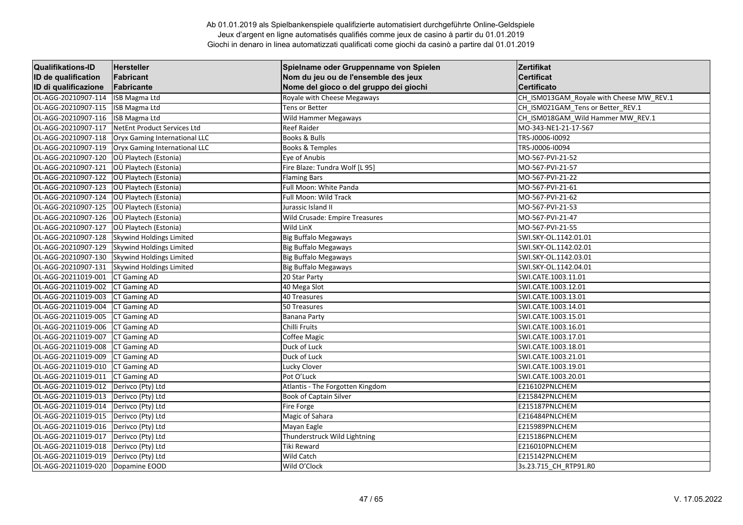Ab 01.01.2019 als Spielbankenspiele qualifizierte automatisiert durchgeführte Online-Geldspiele
Jeux d'argent en ligne automatisés qualifiés comme jeux de casino à partir du 01.01.2019
Giochi in denaro in linea automatizzati qualificati come giochi da casinò a partire dal 01.01.2019

| Qualifikations-ID<br>ID de qualification<br>ID di qualificazione | Hersteller<br>Fabricant<br>Fabricante | Spielname oder Gruppenname von Spielen<br>Nom du jeu ou de l'ensemble des jeux<br>Nome del gioco o del gruppo dei giochi | Zertifikat<br>Certificat<br>Certificato |
|---|---|---|---|
| OL-AGG-20210907-114 | ISB Magma Ltd | Royale with Cheese Megaways | CH_ISM013GAM_Royale with Cheese MW_REV.1 |
| OL-AGG-20210907-115 | ISB Magma Ltd | Tens or Better | CH_ISM021GAM_Tens or Better_REV.1 |
| OL-AGG-20210907-116 | ISB Magma Ltd | Wild Hammer Megaways | CH_ISM018GAM_Wild Hammer MW_REV.1 |
| OL-AGG-20210907-117 | NetEnt Product Services Ltd | Reef Raider | MO-343-NE1-21-17-567 |
| OL-AGG-20210907-118 | Oryx Gaming International LLC | Books & Bulls | TRS-J0006-I0092 |
| OL-AGG-20210907-119 | Oryx Gaming International LLC | Books & Temples | TRS-J0006-I0094 |
| OL-AGG-20210907-120 | OÜ Playtech (Estonia) | Eye of Anubis | MO-567-PVI-21-52 |
| OL-AGG-20210907-121 | OÜ Playtech (Estonia) | Fire Blaze: Tundra Wolf [L 95] | MO-567-PVI-21-57 |
| OL-AGG-20210907-122 | OÜ Playtech (Estonia) | Flaming Bars | MO-567-PVI-21-22 |
| OL-AGG-20210907-123 | OÜ Playtech (Estonia) | Full Moon: White Panda | MO-567-PVI-21-61 |
| OL-AGG-20210907-124 | OÜ Playtech (Estonia) | Full Moon: Wild Track | MO-567-PVI-21-62 |
| OL-AGG-20210907-125 | OÜ Playtech (Estonia) | Jurassic Island II | MO-567-PVI-21-53 |
| OL-AGG-20210907-126 | OÜ Playtech (Estonia) | Wild Crusade: Empire Treasures | MO-567-PVI-21-47 |
| OL-AGG-20210907-127 | OÜ Playtech (Estonia) | Wild LinX | MO-567-PVI-21-55 |
| OL-AGG-20210907-128 | Skywind Holdings Limited | Big Buffalo Megaways | SWI.SKY-OL.1142.01.01 |
| OL-AGG-20210907-129 | Skywind Holdings Limited | Big Buffalo Megaways | SWI.SKY-OL.1142.02.01 |
| OL-AGG-20210907-130 | Skywind Holdings Limited | Big Buffalo Megaways | SWI.SKY-OL.1142.03.01 |
| OL-AGG-20210907-131 | Skywind Holdings Limited | Big Buffalo Megaways | SWI.SKY-OL.1142.04.01 |
| OL-AGG-20211019-001 | CT Gaming AD | 20 Star Party | SWI.CATE.1003.11.01 |
| OL-AGG-20211019-002 | CT Gaming AD | 40 Mega Slot | SWI.CATE.1003.12.01 |
| OL-AGG-20211019-003 | CT Gaming AD | 40 Treasures | SWI.CATE.1003.13.01 |
| OL-AGG-20211019-004 | CT Gaming AD | 50 Treasures | SWI.CATE.1003.14.01 |
| OL-AGG-20211019-005 | CT Gaming AD | Banana Party | SWI.CATE.1003.15.01 |
| OL-AGG-20211019-006 | CT Gaming AD | Chilli Fruits | SWI.CATE.1003.16.01 |
| OL-AGG-20211019-007 | CT Gaming AD | Coffee Magic | SWI.CATE.1003.17.01 |
| OL-AGG-20211019-008 | CT Gaming AD | Duck of Luck | SWI.CATE.1003.18.01 |
| OL-AGG-20211019-009 | CT Gaming AD | Duck of Luck | SWI.CATE.1003.21.01 |
| OL-AGG-20211019-010 | CT Gaming AD | Lucky Clover | SWI.CATE.1003.19.01 |
| OL-AGG-20211019-011 | CT Gaming AD | Pot O'Luck | SWI.CATE.1003.20.01 |
| OL-AGG-20211019-012 | Derivco (Pty) Ltd | Atlantis - The Forgotten Kingdom | E216102PNLCHEM |
| OL-AGG-20211019-013 | Derivco (Pty) Ltd | Book of Captain Silver | E215842PNLCHEM |
| OL-AGG-20211019-014 | Derivco (Pty) Ltd | Fire Forge | E215187PNLCHEM |
| OL-AGG-20211019-015 | Derivco (Pty) Ltd | Magic of Sahara | E216484PNLCHEM |
| OL-AGG-20211019-016 | Derivco (Pty) Ltd | Mayan Eagle | E215989PNLCHEM |
| OL-AGG-20211019-017 | Derivco (Pty) Ltd | Thunderstruck Wild Lightning | E215186PNLCHEM |
| OL-AGG-20211019-018 | Derivco (Pty) Ltd | Tiki Reward | E216010PNLCHEM |
| OL-AGG-20211019-019 | Derivco (Pty) Ltd | Wild Catch | E215142PNLCHEM |
| OL-AGG-20211019-020 | Dopamine EOOD | Wild O'Clock | 3s.23.715_CH_RTP91.R0 |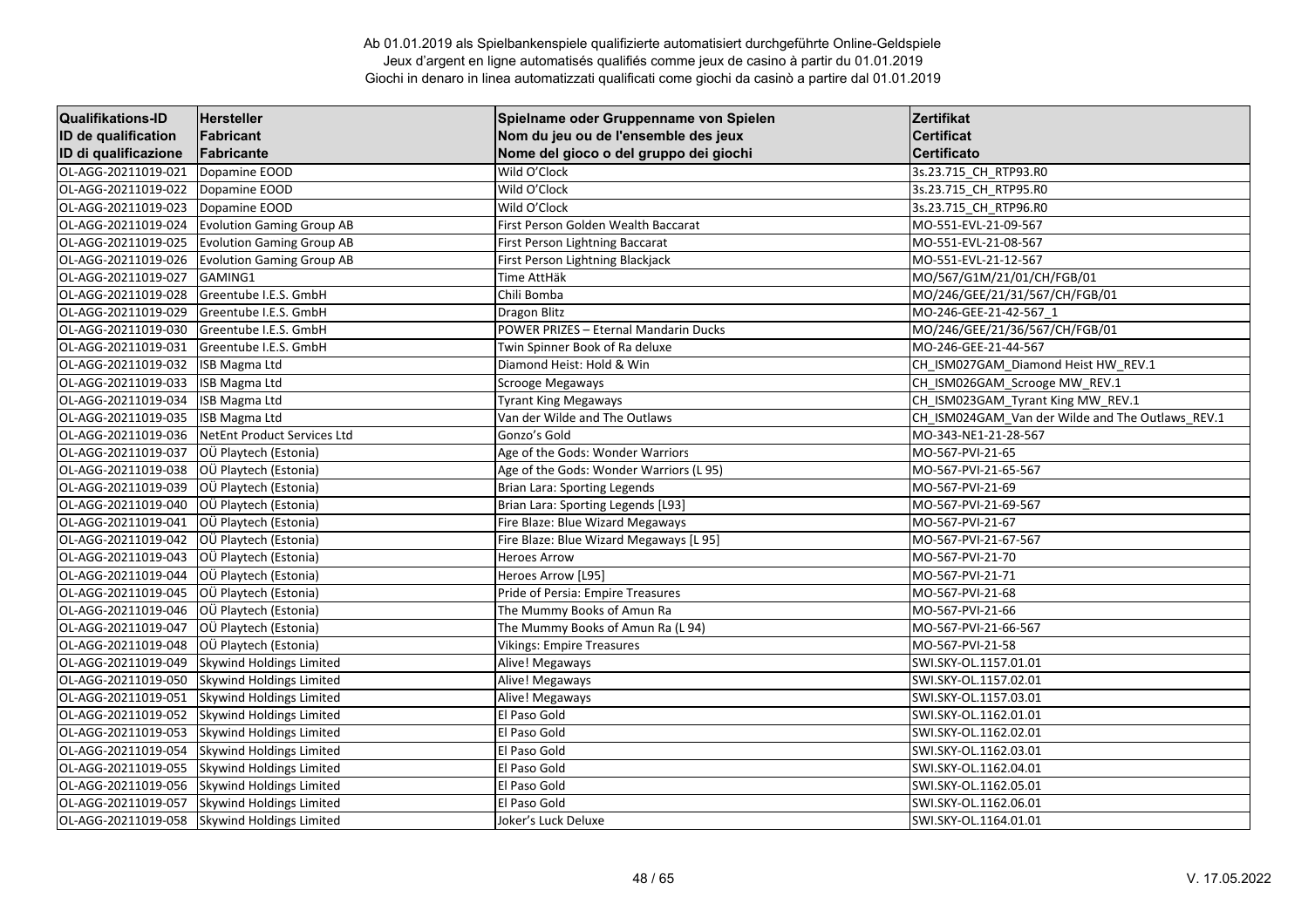Ab 01.01.2019 als Spielbankenspiele qualifizierte automatisiert durchgeführte Online-Geldspiele
Jeux d'argent en ligne automatisés qualifiés comme jeux de casino à partir du 01.01.2019
Giochi in denaro in linea automatizzati qualificati come giochi da casinò a partire dal 01.01.2019

| Qualifikations-ID<br>ID de qualification<br>ID di qualificazione | Hersteller<br>Fabricant<br>Fabricante | Spielname oder Gruppenname von Spielen<br>Nom du jeu ou de l'ensemble des jeux<br>Nome del gioco o del gruppo dei giochi | Zertifikat<br>Certificat<br>Certificato |
|---|---|---|---|
| OL-AGG-20211019-021 | Dopamine EOOD | Wild O'Clock | 3s.23.715_CH_RTP93.R0 |
| OL-AGG-20211019-022 | Dopamine EOOD | Wild O'Clock | 3s.23.715_CH_RTP95.R0 |
| OL-AGG-20211019-023 | Dopamine EOOD | Wild O'Clock | 3s.23.715_CH_RTP96.R0 |
| OL-AGG-20211019-024 | Evolution Gaming Group AB | First Person Golden Wealth Baccarat | MO-551-EVL-21-09-567 |
| OL-AGG-20211019-025 | Evolution Gaming Group AB | First Person Lightning Baccarat | MO-551-EVL-21-08-567 |
| OL-AGG-20211019-026 | Evolution Gaming Group AB | First Person Lightning Blackjack | MO-551-EVL-21-12-567 |
| OL-AGG-20211019-027 | GAMING1 | Time AttHäk | MO/567/G1M/21/01/CH/FGB/01 |
| OL-AGG-20211019-028 | Greentube I.E.S. GmbH | Chili Bomba | MO/246/GEE/21/31/567/CH/FGB/01 |
| OL-AGG-20211019-029 | Greentube I.E.S. GmbH | Dragon Blitz | MO-246-GEE-21-42-567_1 |
| OL-AGG-20211019-030 | Greentube I.E.S. GmbH | POWER PRIZES – Eternal Mandarin Ducks | MO/246/GEE/21/36/567/CH/FGB/01 |
| OL-AGG-20211019-031 | Greentube I.E.S. GmbH | Twin Spinner Book of Ra deluxe | MO-246-GEE-21-44-567 |
| OL-AGG-20211019-032 | ISB Magma Ltd | Diamond Heist: Hold & Win | CH_ISM027GAM_Diamond Heist HW_REV.1 |
| OL-AGG-20211019-033 | ISB Magma Ltd | Scrooge Megaways | CH_ISM026GAM_Scrooge MW_REV.1 |
| OL-AGG-20211019-034 | ISB Magma Ltd | Tyrant King Megaways | CH_ISM023GAM_Tyrant King MW_REV.1 |
| OL-AGG-20211019-035 | ISB Magma Ltd | Van der Wilde and The Outlaws | CH_ISM024GAM_Van der Wilde and The Outlaws_REV.1 |
| OL-AGG-20211019-036 | NetEnt Product Services Ltd | Gonzo's Gold | MO-343-NE1-21-28-567 |
| OL-AGG-20211019-037 | OÜ Playtech (Estonia) | Age of the Gods: Wonder Warriors | MO-567-PVI-21-65 |
| OL-AGG-20211019-038 | OÜ Playtech (Estonia) | Age of the Gods: Wonder Warriors (L 95) | MO-567-PVI-21-65-567 |
| OL-AGG-20211019-039 | OÜ Playtech (Estonia) | Brian Lara: Sporting Legends | MO-567-PVI-21-69 |
| OL-AGG-20211019-040 | OÜ Playtech (Estonia) | Brian Lara: Sporting Legends [L93] | MO-567-PVI-21-69-567 |
| OL-AGG-20211019-041 | OÜ Playtech (Estonia) | Fire Blaze: Blue Wizard Megaways | MO-567-PVI-21-67 |
| OL-AGG-20211019-042 | OÜ Playtech (Estonia) | Fire Blaze: Blue Wizard Megaways [L 95] | MO-567-PVI-21-67-567 |
| OL-AGG-20211019-043 | OÜ Playtech (Estonia) | Heroes Arrow | MO-567-PVI-21-70 |
| OL-AGG-20211019-044 | OÜ Playtech (Estonia) | Heroes Arrow [L95] | MO-567-PVI-21-71 |
| OL-AGG-20211019-045 | OÜ Playtech (Estonia) | Pride of Persia: Empire Treasures | MO-567-PVI-21-68 |
| OL-AGG-20211019-046 | OÜ Playtech (Estonia) | The Mummy Books of Amun Ra | MO-567-PVI-21-66 |
| OL-AGG-20211019-047 | OÜ Playtech (Estonia) | The Mummy Books of Amun Ra (L 94) | MO-567-PVI-21-66-567 |
| OL-AGG-20211019-048 | OÜ Playtech (Estonia) | Vikings: Empire Treasures | MO-567-PVI-21-58 |
| OL-AGG-20211019-049 | Skywind Holdings Limited | Alive! Megaways | SWI.SKY-OL.1157.01.01 |
| OL-AGG-20211019-050 | Skywind Holdings Limited | Alive! Megaways | SWI.SKY-OL.1157.02.01 |
| OL-AGG-20211019-051 | Skywind Holdings Limited | Alive! Megaways | SWI.SKY-OL.1157.03.01 |
| OL-AGG-20211019-052 | Skywind Holdings Limited | El Paso Gold | SWI.SKY-OL.1162.01.01 |
| OL-AGG-20211019-053 | Skywind Holdings Limited | El Paso Gold | SWI.SKY-OL.1162.02.01 |
| OL-AGG-20211019-054 | Skywind Holdings Limited | El Paso Gold | SWI.SKY-OL.1162.03.01 |
| OL-AGG-20211019-055 | Skywind Holdings Limited | El Paso Gold | SWI.SKY-OL.1162.04.01 |
| OL-AGG-20211019-056 | Skywind Holdings Limited | El Paso Gold | SWI.SKY-OL.1162.05.01 |
| OL-AGG-20211019-057 | Skywind Holdings Limited | El Paso Gold | SWI.SKY-OL.1162.06.01 |
| OL-AGG-20211019-058 | Skywind Holdings Limited | Joker's Luck Deluxe | SWI.SKY-OL.1164.01.01 |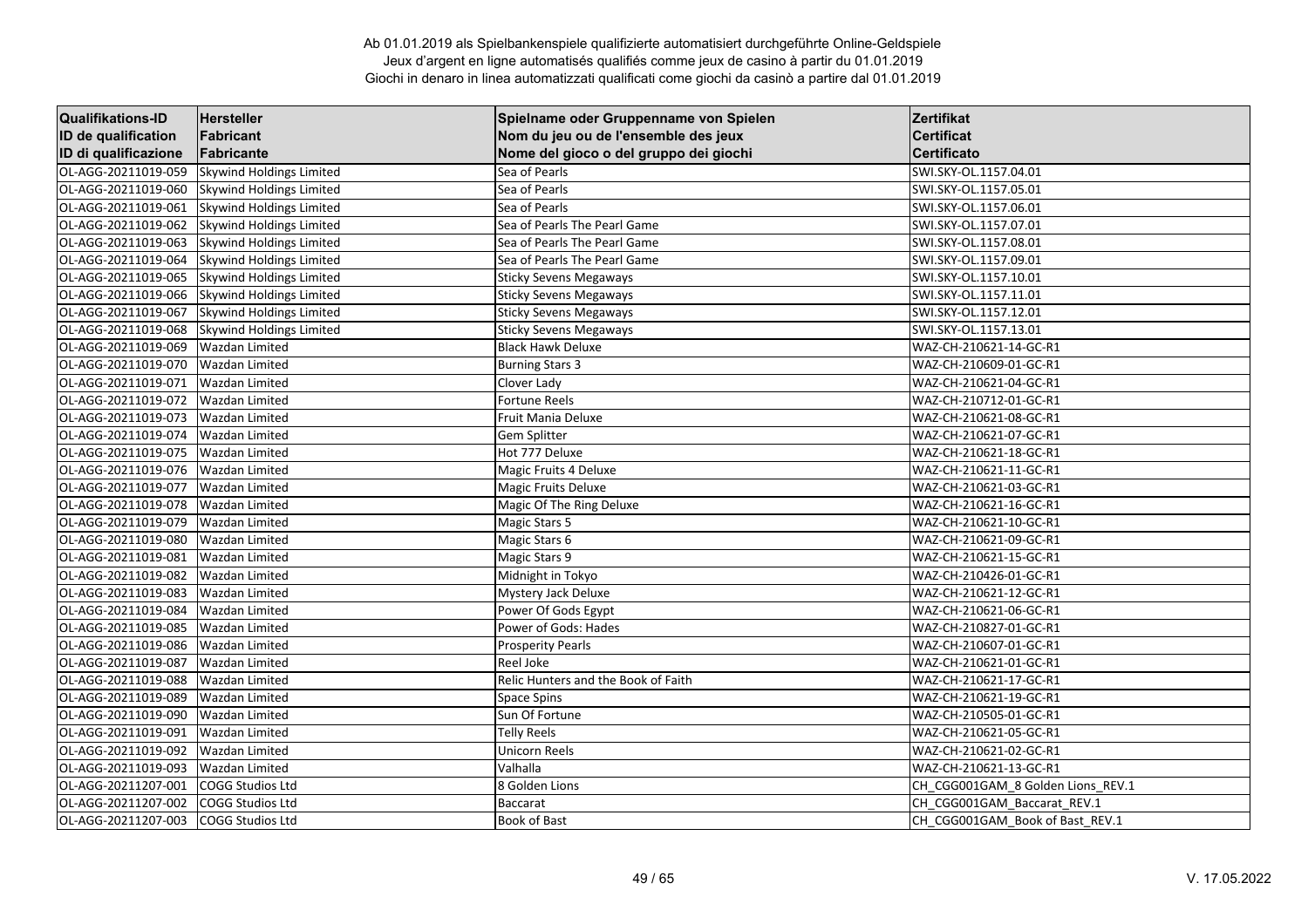Ab 01.01.2019 als Spielbankenspiele qualifizierte automatisiert durchgeführte Online-Geldspiele
Jeux d'argent en ligne automatisés qualifiés comme jeux de casino à partir du 01.01.2019
Giochi in denaro in linea automatizzati qualificati come giochi da casinò a partire dal 01.01.2019

| Qualifikations-ID<br>ID de qualification<br>ID di qualificazione | Hersteller<br>Fabricant<br>Fabricante | Spielname oder Gruppenname von Spielen<br>Nom du jeu ou de l'ensemble des jeux<br>Nome del gioco o del gruppo dei giochi | Zertifikat<br>Certificat<br>Certificato |
|---|---|---|---|
| OL-AGG-20211019-059 | Skywind Holdings Limited | Sea of Pearls | SWI.SKY-OL.1157.04.01 |
| OL-AGG-20211019-060 | Skywind Holdings Limited | Sea of Pearls | SWI.SKY-OL.1157.05.01 |
| OL-AGG-20211019-061 | Skywind Holdings Limited | Sea of Pearls | SWI.SKY-OL.1157.06.01 |
| OL-AGG-20211019-062 | Skywind Holdings Limited | Sea of Pearls The Pearl Game | SWI.SKY-OL.1157.07.01 |
| OL-AGG-20211019-063 | Skywind Holdings Limited | Sea of Pearls The Pearl Game | SWI.SKY-OL.1157.08.01 |
| OL-AGG-20211019-064 | Skywind Holdings Limited | Sea of Pearls The Pearl Game | SWI.SKY-OL.1157.09.01 |
| OL-AGG-20211019-065 | Skywind Holdings Limited | Sticky Sevens Megaways | SWI.SKY-OL.1157.10.01 |
| OL-AGG-20211019-066 | Skywind Holdings Limited | Sticky Sevens Megaways | SWI.SKY-OL.1157.11.01 |
| OL-AGG-20211019-067 | Skywind Holdings Limited | Sticky Sevens Megaways | SWI.SKY-OL.1157.12.01 |
| OL-AGG-20211019-068 | Skywind Holdings Limited | Sticky Sevens Megaways | SWI.SKY-OL.1157.13.01 |
| OL-AGG-20211019-069 | Wazdan Limited | Black Hawk Deluxe | WAZ-CH-210621-14-GC-R1 |
| OL-AGG-20211019-070 | Wazdan Limited | Burning Stars 3 | WAZ-CH-210609-01-GC-R1 |
| OL-AGG-20211019-071 | Wazdan Limited | Clover Lady | WAZ-CH-210621-04-GC-R1 |
| OL-AGG-20211019-072 | Wazdan Limited | Fortune Reels | WAZ-CH-210712-01-GC-R1 |
| OL-AGG-20211019-073 | Wazdan Limited | Fruit Mania Deluxe | WAZ-CH-210621-08-GC-R1 |
| OL-AGG-20211019-074 | Wazdan Limited | Gem Splitter | WAZ-CH-210621-07-GC-R1 |
| OL-AGG-20211019-075 | Wazdan Limited | Hot 777 Deluxe | WAZ-CH-210621-18-GC-R1 |
| OL-AGG-20211019-076 | Wazdan Limited | Magic Fruits 4 Deluxe | WAZ-CH-210621-11-GC-R1 |
| OL-AGG-20211019-077 | Wazdan Limited | Magic Fruits Deluxe | WAZ-CH-210621-03-GC-R1 |
| OL-AGG-20211019-078 | Wazdan Limited | Magic Of The Ring Deluxe | WAZ-CH-210621-16-GC-R1 |
| OL-AGG-20211019-079 | Wazdan Limited | Magic Stars 5 | WAZ-CH-210621-10-GC-R1 |
| OL-AGG-20211019-080 | Wazdan Limited | Magic Stars 6 | WAZ-CH-210621-09-GC-R1 |
| OL-AGG-20211019-081 | Wazdan Limited | Magic Stars 9 | WAZ-CH-210621-15-GC-R1 |
| OL-AGG-20211019-082 | Wazdan Limited | Midnight in Tokyo | WAZ-CH-210426-01-GC-R1 |
| OL-AGG-20211019-083 | Wazdan Limited | Mystery Jack Deluxe | WAZ-CH-210621-12-GC-R1 |
| OL-AGG-20211019-084 | Wazdan Limited | Power Of Gods Egypt | WAZ-CH-210621-06-GC-R1 |
| OL-AGG-20211019-085 | Wazdan Limited | Power of Gods: Hades | WAZ-CH-210827-01-GC-R1 |
| OL-AGG-20211019-086 | Wazdan Limited | Prosperity Pearls | WAZ-CH-210607-01-GC-R1 |
| OL-AGG-20211019-087 | Wazdan Limited | Reel Joke | WAZ-CH-210621-01-GC-R1 |
| OL-AGG-20211019-088 | Wazdan Limited | Relic Hunters and the Book of Faith | WAZ-CH-210621-17-GC-R1 |
| OL-AGG-20211019-089 | Wazdan Limited | Space Spins | WAZ-CH-210621-19-GC-R1 |
| OL-AGG-20211019-090 | Wazdan Limited | Sun Of Fortune | WAZ-CH-210505-01-GC-R1 |
| OL-AGG-20211019-091 | Wazdan Limited | Telly Reels | WAZ-CH-210621-05-GC-R1 |
| OL-AGG-20211019-092 | Wazdan Limited | Unicorn Reels | WAZ-CH-210621-02-GC-R1 |
| OL-AGG-20211019-093 | Wazdan Limited | Valhalla | WAZ-CH-210621-13-GC-R1 |
| OL-AGG-20211207-001 | COGG Studios Ltd | 8 Golden Lions | CH_CGG001GAM_8 Golden Lions_REV.1 |
| OL-AGG-20211207-002 | COGG Studios Ltd | Baccarat | CH_CGG001GAM_Baccarat_REV.1 |
| OL-AGG-20211207-003 | COGG Studios Ltd | Book of Bast | CH_CGG001GAM_Book of Bast_REV.1 |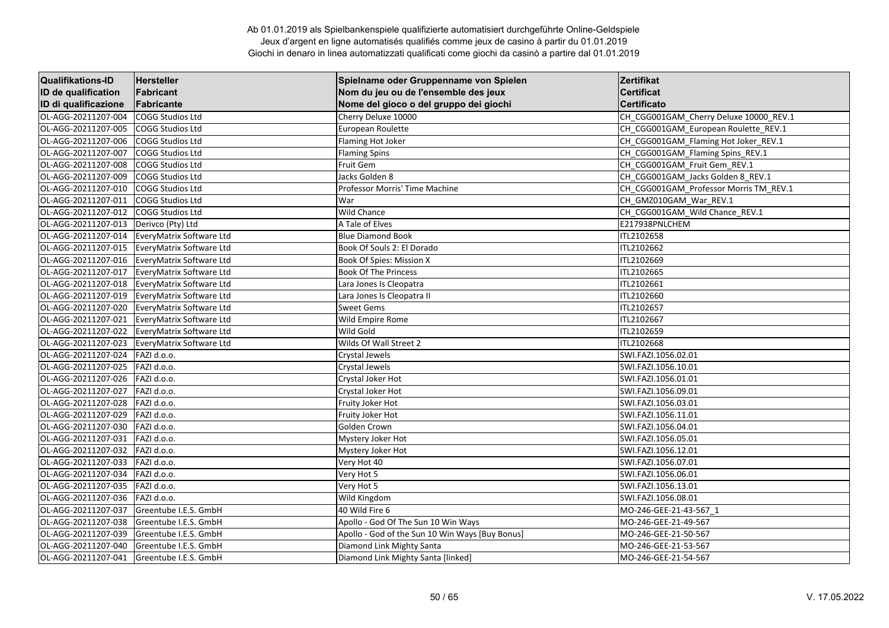Ab 01.01.2019 als Spielbankenspiele qualifizierte automatisiert durchgeführte Online-Geldspiele
Jeux d'argent en ligne automatisés qualifiés comme jeux de casino à partir du 01.01.2019
Giochi in denaro in linea automatizzati qualificati come giochi da casinò a partire dal 01.01.2019

| Qualifikations-ID<br>ID de qualification<br>ID di qualificazione | Hersteller<br>Fabricant<br>Fabricante | Spielname oder Gruppenname von Spielen<br>Nom du jeu ou de l'ensemble des jeux<br>Nome del gioco o del gruppo dei giochi | Zertifikat<br>Certificat<br>Certificato |
|---|---|---|---|
| OL-AGG-20211207-004 | COGG Studios Ltd | Cherry Deluxe 10000 | CH_CGG001GAM_Cherry Deluxe 10000_REV.1 |
| OL-AGG-20211207-005 | COGG Studios Ltd | European Roulette | CH_CGG001GAM_European Roulette_REV.1 |
| OL-AGG-20211207-006 | COGG Studios Ltd | Flaming Hot Joker | CH_CGG001GAM_Flaming Hot Joker_REV.1 |
| OL-AGG-20211207-007 | COGG Studios Ltd | Flaming Spins | CH_CGG001GAM_Flaming Spins_REV.1 |
| OL-AGG-20211207-008 | COGG Studios Ltd | Fruit Gem | CH_CGG001GAM_Fruit Gem_REV.1 |
| OL-AGG-20211207-009 | COGG Studios Ltd | Jacks Golden 8 | CH_CGG001GAM_Jacks Golden 8_REV.1 |
| OL-AGG-20211207-010 | COGG Studios Ltd | Professor Morris' Time Machine | CH_CGG001GAM_Professor Morris TM_REV.1 |
| OL-AGG-20211207-011 | COGG Studios Ltd | War | CH_GMZ010GAM_War_REV.1 |
| OL-AGG-20211207-012 | COGG Studios Ltd | Wild Chance | CH_CGG001GAM_Wild Chance_REV.1 |
| OL-AGG-20211207-013 | Derivco (Pty) Ltd | A Tale of Elves | E217938PNLCHEM |
| OL-AGG-20211207-014 | EveryMatrix Software Ltd | Blue Diamond Book | ITL2102658 |
| OL-AGG-20211207-015 | EveryMatrix Software Ltd | Book Of Souls 2: El Dorado | ITL2102662 |
| OL-AGG-20211207-016 | EveryMatrix Software Ltd | Book Of Spies: Mission X | ITL2102669 |
| OL-AGG-20211207-017 | EveryMatrix Software Ltd | Book Of The Princess | ITL2102665 |
| OL-AGG-20211207-018 | EveryMatrix Software Ltd | Lara Jones Is Cleopatra | ITL2102661 |
| OL-AGG-20211207-019 | EveryMatrix Software Ltd | Lara Jones Is Cleopatra II | ITL2102660 |
| OL-AGG-20211207-020 | EveryMatrix Software Ltd | Sweet Gems | ITL2102657 |
| OL-AGG-20211207-021 | EveryMatrix Software Ltd | Wild Empire Rome | ITL2102667 |
| OL-AGG-20211207-022 | EveryMatrix Software Ltd | Wild Gold | ITL2102659 |
| OL-AGG-20211207-023 | EveryMatrix Software Ltd | Wilds Of Wall Street 2 | ITL2102668 |
| OL-AGG-20211207-024 | FAZI d.o.o. | Crystal Jewels | SWI.FAZI.1056.02.01 |
| OL-AGG-20211207-025 | FAZI d.o.o. | Crystal Jewels | SWI.FAZI.1056.10.01 |
| OL-AGG-20211207-026 | FAZI d.o.o. | Crystal Joker Hot | SWI.FAZI.1056.01.01 |
| OL-AGG-20211207-027 | FAZI d.o.o. | Crystal Joker Hot | SWI.FAZI.1056.09.01 |
| OL-AGG-20211207-028 | FAZI d.o.o. | Fruity Joker Hot | SWI.FAZI.1056.03.01 |
| OL-AGG-20211207-029 | FAZI d.o.o. | Fruity Joker Hot | SWI.FAZI.1056.11.01 |
| OL-AGG-20211207-030 | FAZI d.o.o. | Golden Crown | SWI.FAZI.1056.04.01 |
| OL-AGG-20211207-031 | FAZI d.o.o. | Mystery Joker Hot | SWI.FAZI.1056.05.01 |
| OL-AGG-20211207-032 | FAZI d.o.o. | Mystery Joker Hot | SWI.FAZI.1056.12.01 |
| OL-AGG-20211207-033 | FAZI d.o.o. | Very Hot 40 | SWI.FAZI.1056.07.01 |
| OL-AGG-20211207-034 | FAZI d.o.o. | Very Hot 5 | SWI.FAZI.1056.06.01 |
| OL-AGG-20211207-035 | FAZI d.o.o. | Very Hot 5 | SWI.FAZI.1056.13.01 |
| OL-AGG-20211207-036 | FAZI d.o.o. | Wild Kingdom | SWI.FAZI.1056.08.01 |
| OL-AGG-20211207-037 | Greentube I.E.S. GmbH | 40 Wild Fire 6 | MO-246-GEE-21-43-567_1 |
| OL-AGG-20211207-038 | Greentube I.E.S. GmbH | Apollo - God Of The Sun 10 Win Ways | MO-246-GEE-21-49-567 |
| OL-AGG-20211207-039 | Greentube I.E.S. GmbH | Apollo - God of the Sun 10 Win Ways [Buy Bonus] | MO-246-GEE-21-50-567 |
| OL-AGG-20211207-040 | Greentube I.E.S. GmbH | Diamond Link Mighty Santa | MO-246-GEE-21-53-567 |
| OL-AGG-20211207-041 | Greentube I.E.S. GmbH | Diamond Link Mighty Santa [linked] | MO-246-GEE-21-54-567 |

V. 17.05.2022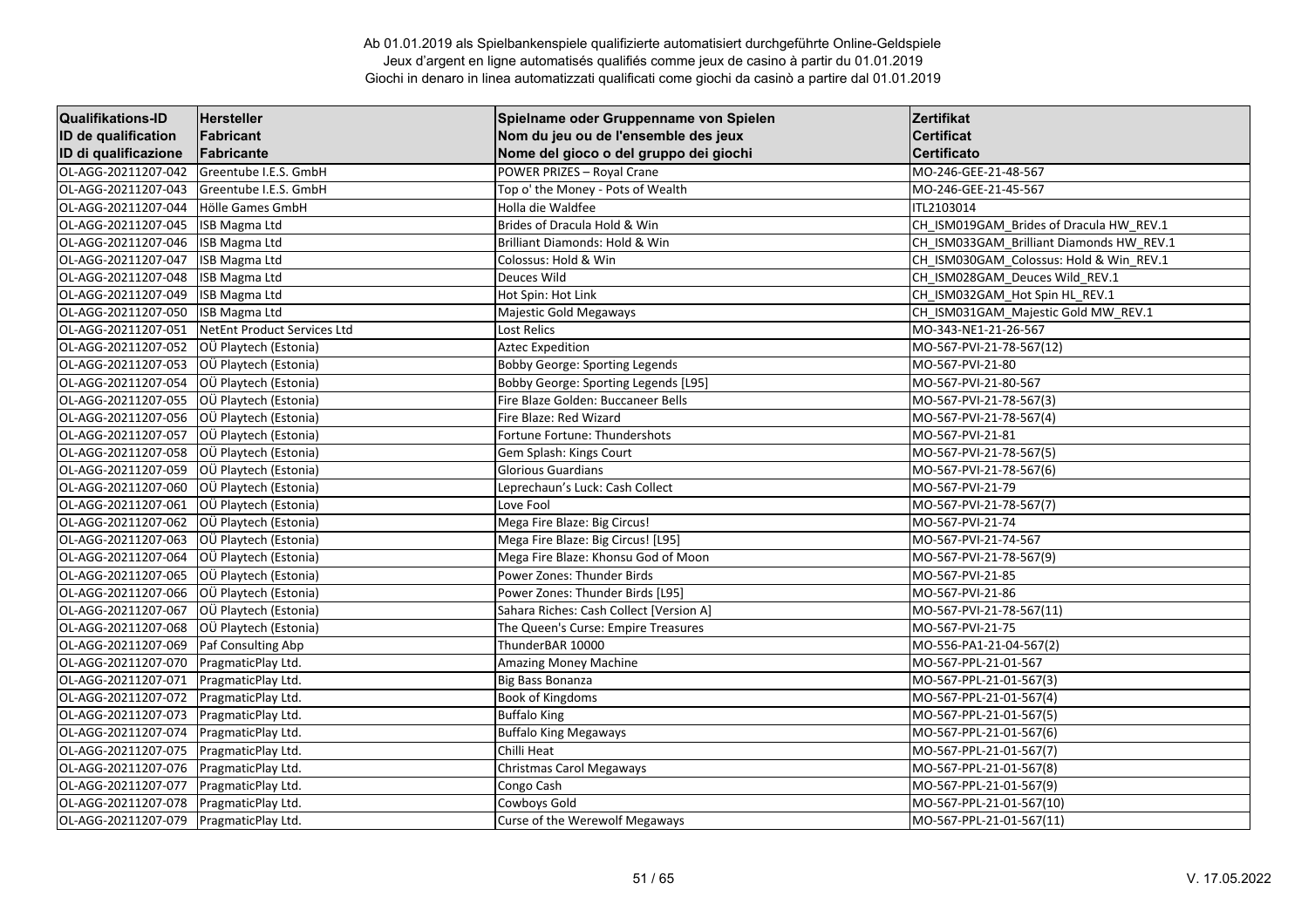Ab 01.01.2019 als Spielbankenspiele qualifizierte automatisiert durchgeführte Online-Geldspiele
Jeux d'argent en ligne automatisés qualifiés comme jeux de casino à partir du 01.01.2019
Giochi in denaro in linea automatizzati qualificati come giochi da casinò a partire dal 01.01.2019

| Qualifikations-ID<br>ID de qualification<br>ID di qualificazione | Hersteller<br>Fabricant<br>Fabricante | Spielname oder Gruppenname von Spielen<br>Nom du jeu ou de l'ensemble des jeux<br>Nome del gioco o del gruppo dei giochi | Zertifikat<br>Certificat<br>Certificato |
|---|---|---|---|
| OL-AGG-20211207-042 | Greentube I.E.S. GmbH | POWER PRIZES – Royal Crane | MO-246-GEE-21-48-567 |
| OL-AGG-20211207-043 | Greentube I.E.S. GmbH | Top o' the Money - Pots of Wealth | MO-246-GEE-21-45-567 |
| OL-AGG-20211207-044 | Hölle Games GmbH | Holla die Waldfee | ITL2103014 |
| OL-AGG-20211207-045 | ISB Magma Ltd | Brides of Dracula Hold & Win | CH_ISM019GAM_Brides of Dracula HW_REV.1 |
| OL-AGG-20211207-046 | ISB Magma Ltd | Brilliant Diamonds: Hold & Win | CH_ISM033GAM_Brilliant Diamonds HW_REV.1 |
| OL-AGG-20211207-047 | ISB Magma Ltd | Colossus: Hold & Win | CH_ISM030GAM_Colossus: Hold & Win_REV.1 |
| OL-AGG-20211207-048 | ISB Magma Ltd | Deuces Wild | CH_ISM028GAM_Deuces Wild_REV.1 |
| OL-AGG-20211207-049 | ISB Magma Ltd | Hot Spin: Hot Link | CH_ISM032GAM_Hot Spin HL_REV.1 |
| OL-AGG-20211207-050 | ISB Magma Ltd | Majestic Gold Megaways | CH_ISM031GAM_Majestic Gold MW_REV.1 |
| OL-AGG-20211207-051 | NetEnt Product Services Ltd | Lost Relics | MO-343-NE1-21-26-567 |
| OL-AGG-20211207-052 | OÜ Playtech (Estonia) | Aztec Expedition | MO-567-PVI-21-78-567(12) |
| OL-AGG-20211207-053 | OÜ Playtech (Estonia) | Bobby George: Sporting Legends | MO-567-PVI-21-80 |
| OL-AGG-20211207-054 | OÜ Playtech (Estonia) | Bobby George: Sporting Legends [L95] | MO-567-PVI-21-80-567 |
| OL-AGG-20211207-055 | OÜ Playtech (Estonia) | Fire Blaze Golden: Buccaneer Bells | MO-567-PVI-21-78-567(3) |
| OL-AGG-20211207-056 | OÜ Playtech (Estonia) | Fire Blaze: Red Wizard | MO-567-PVI-21-78-567(4) |
| OL-AGG-20211207-057 | OÜ Playtech (Estonia) | Fortune Fortune: Thundershots | MO-567-PVI-21-81 |
| OL-AGG-20211207-058 | OÜ Playtech (Estonia) | Gem Splash: Kings Court | MO-567-PVI-21-78-567(5) |
| OL-AGG-20211207-059 | OÜ Playtech (Estonia) | Glorious Guardians | MO-567-PVI-21-78-567(6) |
| OL-AGG-20211207-060 | OÜ Playtech (Estonia) | Leprechaun's Luck: Cash Collect | MO-567-PVI-21-79 |
| OL-AGG-20211207-061 | OÜ Playtech (Estonia) | Love Fool | MO-567-PVI-21-78-567(7) |
| OL-AGG-20211207-062 | OÜ Playtech (Estonia) | Mega Fire Blaze: Big Circus! | MO-567-PVI-21-74 |
| OL-AGG-20211207-063 | OÜ Playtech (Estonia) | Mega Fire Blaze: Big Circus! [L95] | MO-567-PVI-21-74-567 |
| OL-AGG-20211207-064 | OÜ Playtech (Estonia) | Mega Fire Blaze: Khonsu God of Moon | MO-567-PVI-21-78-567(9) |
| OL-AGG-20211207-065 | OÜ Playtech (Estonia) | Power Zones: Thunder Birds | MO-567-PVI-21-85 |
| OL-AGG-20211207-066 | OÜ Playtech (Estonia) | Power Zones: Thunder Birds [L95] | MO-567-PVI-21-86 |
| OL-AGG-20211207-067 | OÜ Playtech (Estonia) | Sahara Riches: Cash Collect [Version A] | MO-567-PVI-21-78-567(11) |
| OL-AGG-20211207-068 | OÜ Playtech (Estonia) | The Queen's Curse: Empire Treasures | MO-567-PVI-21-75 |
| OL-AGG-20211207-069 | Paf Consulting Abp | ThunderBAR 10000 | MO-556-PA1-21-04-567(2) |
| OL-AGG-20211207-070 | PragmaticPlay Ltd. | Amazing Money Machine | MO-567-PPL-21-01-567 |
| OL-AGG-20211207-071 | PragmaticPlay Ltd. | Big Bass Bonanza | MO-567-PPL-21-01-567(3) |
| OL-AGG-20211207-072 | PragmaticPlay Ltd. | Book of Kingdoms | MO-567-PPL-21-01-567(4) |
| OL-AGG-20211207-073 | PragmaticPlay Ltd. | Buffalo King | MO-567-PPL-21-01-567(5) |
| OL-AGG-20211207-074 | PragmaticPlay Ltd. | Buffalo King Megaways | MO-567-PPL-21-01-567(6) |
| OL-AGG-20211207-075 | PragmaticPlay Ltd. | Chilli Heat | MO-567-PPL-21-01-567(7) |
| OL-AGG-20211207-076 | PragmaticPlay Ltd. | Christmas Carol Megaways | MO-567-PPL-21-01-567(8) |
| OL-AGG-20211207-077 | PragmaticPlay Ltd. | Congo Cash | MO-567-PPL-21-01-567(9) |
| OL-AGG-20211207-078 | PragmaticPlay Ltd. | Cowboys Gold | MO-567-PPL-21-01-567(10) |
| OL-AGG-20211207-079 | PragmaticPlay Ltd. | Curse of the Werewolf Megaways | MO-567-PPL-21-01-567(11) |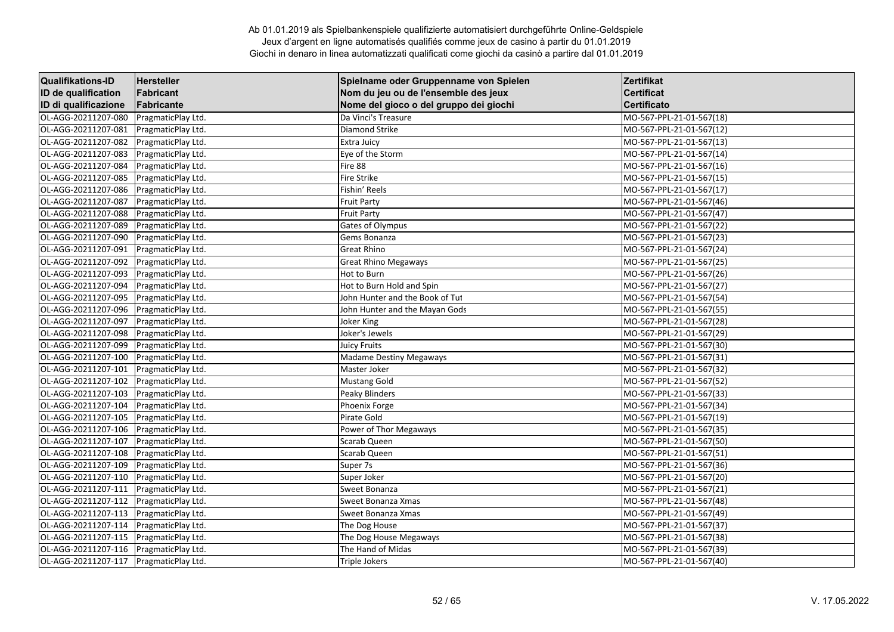Ab 01.01.2019 als Spielbankenspiele qualifizierte automatisiert durchgeführte Online-Geldspiele
Jeux d'argent en ligne automatisés qualifiés comme jeux de casino à partir du 01.01.2019
Giochi in denaro in linea automatizzati qualificati come giochi da casinò a partire dal 01.01.2019

| Qualifikations-ID<br>ID de qualification<br>ID di qualificazione | Hersteller<br>Fabricant<br>Fabricante | Spielname oder Gruppenname von Spielen<br>Nom du jeu ou de l'ensemble des jeux<br>Nome del gioco o del gruppo dei giochi | Zertifikat<br>Certificat<br>Certificato |
|---|---|---|---|
| OL-AGG-20211207-080 | PragmaticPlay Ltd. | Da Vinci's Treasure | MO-567-PPL-21-01-567(18) |
| OL-AGG-20211207-081 | PragmaticPlay Ltd. | Diamond Strike | MO-567-PPL-21-01-567(12) |
| OL-AGG-20211207-082 | PragmaticPlay Ltd. | Extra Juicy | MO-567-PPL-21-01-567(13) |
| OL-AGG-20211207-083 | PragmaticPlay Ltd. | Eye of the Storm | MO-567-PPL-21-01-567(14) |
| OL-AGG-20211207-084 | PragmaticPlay Ltd. | Fire 88 | MO-567-PPL-21-01-567(16) |
| OL-AGG-20211207-085 | PragmaticPlay Ltd. | Fire Strike | MO-567-PPL-21-01-567(15) |
| OL-AGG-20211207-086 | PragmaticPlay Ltd. | Fishin' Reels | MO-567-PPL-21-01-567(17) |
| OL-AGG-20211207-087 | PragmaticPlay Ltd. | Fruit Party | MO-567-PPL-21-01-567(46) |
| OL-AGG-20211207-088 | PragmaticPlay Ltd. | Fruit Party | MO-567-PPL-21-01-567(47) |
| OL-AGG-20211207-089 | PragmaticPlay Ltd. | Gates of Olympus | MO-567-PPL-21-01-567(22) |
| OL-AGG-20211207-090 | PragmaticPlay Ltd. | Gems Bonanza | MO-567-PPL-21-01-567(23) |
| OL-AGG-20211207-091 | PragmaticPlay Ltd. | Great Rhino | MO-567-PPL-21-01-567(24) |
| OL-AGG-20211207-092 | PragmaticPlay Ltd. | Great Rhino Megaways | MO-567-PPL-21-01-567(25) |
| OL-AGG-20211207-093 | PragmaticPlay Ltd. | Hot to Burn | MO-567-PPL-21-01-567(26) |
| OL-AGG-20211207-094 | PragmaticPlay Ltd. | Hot to Burn Hold and Spin | MO-567-PPL-21-01-567(27) |
| OL-AGG-20211207-095 | PragmaticPlay Ltd. | John Hunter and the Book of Tut | MO-567-PPL-21-01-567(54) |
| OL-AGG-20211207-096 | PragmaticPlay Ltd. | John Hunter and the Mayan Gods | MO-567-PPL-21-01-567(55) |
| OL-AGG-20211207-097 | PragmaticPlay Ltd. | Joker King | MO-567-PPL-21-01-567(28) |
| OL-AGG-20211207-098 | PragmaticPlay Ltd. | Joker's Jewels | MO-567-PPL-21-01-567(29) |
| OL-AGG-20211207-099 | PragmaticPlay Ltd. | Juicy Fruits | MO-567-PPL-21-01-567(30) |
| OL-AGG-20211207-100 | PragmaticPlay Ltd. | Madame Destiny Megaways | MO-567-PPL-21-01-567(31) |
| OL-AGG-20211207-101 | PragmaticPlay Ltd. | Master Joker | MO-567-PPL-21-01-567(32) |
| OL-AGG-20211207-102 | PragmaticPlay Ltd. | Mustang Gold | MO-567-PPL-21-01-567(52) |
| OL-AGG-20211207-103 | PragmaticPlay Ltd. | Peaky Blinders | MO-567-PPL-21-01-567(33) |
| OL-AGG-20211207-104 | PragmaticPlay Ltd. | Phoenix Forge | MO-567-PPL-21-01-567(34) |
| OL-AGG-20211207-105 | PragmaticPlay Ltd. | Pirate Gold | MO-567-PPL-21-01-567(19) |
| OL-AGG-20211207-106 | PragmaticPlay Ltd. | Power of Thor Megaways | MO-567-PPL-21-01-567(35) |
| OL-AGG-20211207-107 | PragmaticPlay Ltd. | Scarab Queen | MO-567-PPL-21-01-567(50) |
| OL-AGG-20211207-108 | PragmaticPlay Ltd. | Scarab Queen | MO-567-PPL-21-01-567(51) |
| OL-AGG-20211207-109 | PragmaticPlay Ltd. | Super 7s | MO-567-PPL-21-01-567(36) |
| OL-AGG-20211207-110 | PragmaticPlay Ltd. | Super Joker | MO-567-PPL-21-01-567(20) |
| OL-AGG-20211207-111 | PragmaticPlay Ltd. | Sweet Bonanza | MO-567-PPL-21-01-567(21) |
| OL-AGG-20211207-112 | PragmaticPlay Ltd. | Sweet Bonanza Xmas | MO-567-PPL-21-01-567(48) |
| OL-AGG-20211207-113 | PragmaticPlay Ltd. | Sweet Bonanza Xmas | MO-567-PPL-21-01-567(49) |
| OL-AGG-20211207-114 | PragmaticPlay Ltd. | The Dog House | MO-567-PPL-21-01-567(37) |
| OL-AGG-20211207-115 | PragmaticPlay Ltd. | The Dog House Megaways | MO-567-PPL-21-01-567(38) |
| OL-AGG-20211207-116 | PragmaticPlay Ltd. | The Hand of Midas | MO-567-PPL-21-01-567(39) |
| OL-AGG-20211207-117 | PragmaticPlay Ltd. | Triple Jokers | MO-567-PPL-21-01-567(40) |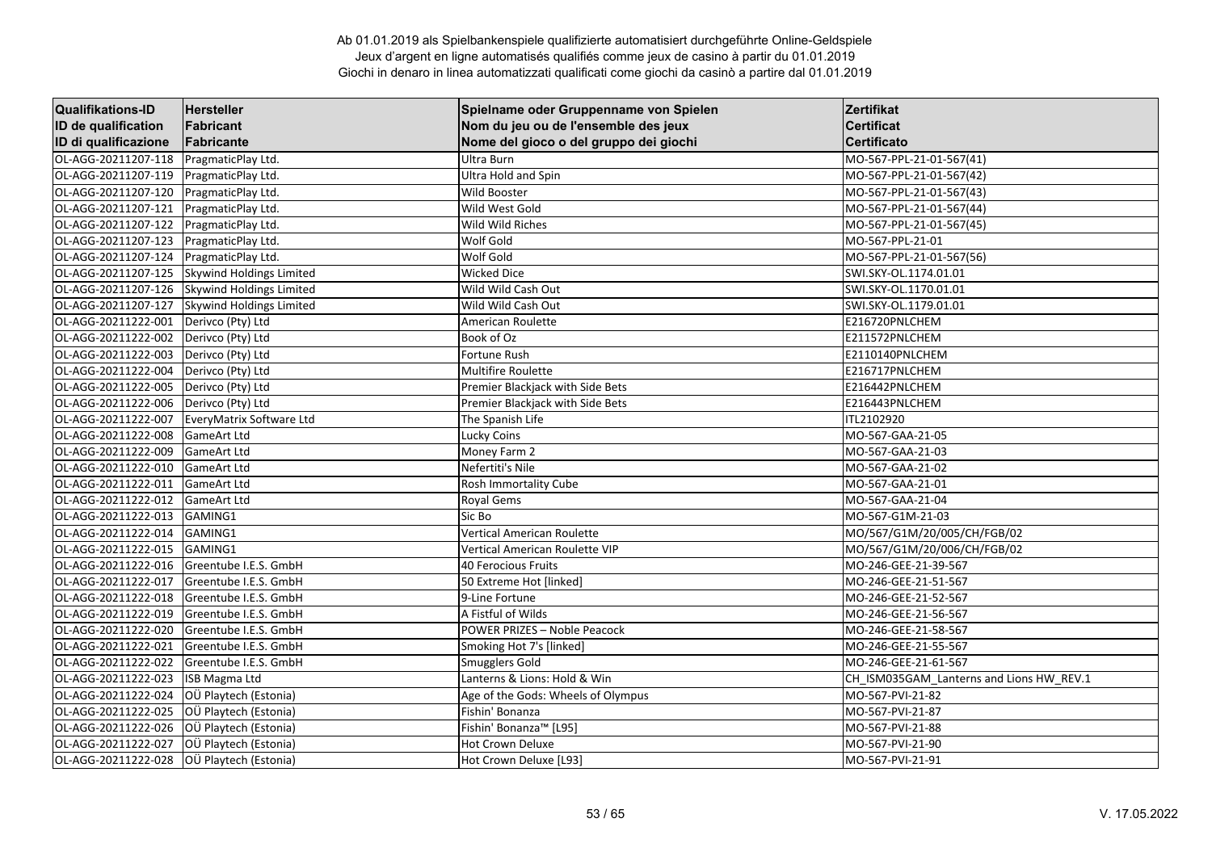Ab 01.01.2019 als Spielbankenspiele qualifizierte automatisiert durchgeführte Online-Geldspiele
Jeux d'argent en ligne automatisés qualifiés comme jeux de casino à partir du 01.01.2019
Giochi in denaro in linea automatizzati qualificati come giochi da casinò a partire dal 01.01.2019

| Qualifikations-ID<br>ID de qualification<br>ID di qualificazione | Hersteller<br>Fabricant<br>Fabricante | Spielname oder Gruppenname von Spielen<br>Nom du jeu ou de l'ensemble des jeux<br>Nome del gioco o del gruppo dei giochi | Zertifikat<br>Certificat<br>Certificato |
|---|---|---|---|
| OL-AGG-20211207-118 | PragmaticPlay Ltd. | Ultra Burn | MO-567-PPL-21-01-567(41) |
| OL-AGG-20211207-119 | PragmaticPlay Ltd. | Ultra Hold and Spin | MO-567-PPL-21-01-567(42) |
| OL-AGG-20211207-120 | PragmaticPlay Ltd. | Wild Booster | MO-567-PPL-21-01-567(43) |
| OL-AGG-20211207-121 | PragmaticPlay Ltd. | Wild West Gold | MO-567-PPL-21-01-567(44) |
| OL-AGG-20211207-122 | PragmaticPlay Ltd. | Wild Wild Riches | MO-567-PPL-21-01-567(45) |
| OL-AGG-20211207-123 | PragmaticPlay Ltd. | Wolf Gold | MO-567-PPL-21-01 |
| OL-AGG-20211207-124 | PragmaticPlay Ltd. | Wolf Gold | MO-567-PPL-21-01-567(56) |
| OL-AGG-20211207-125 | Skywind Holdings Limited | Wicked Dice | SWI.SKY-OL.1174.01.01 |
| OL-AGG-20211207-126 | Skywind Holdings Limited | Wild Wild Cash Out | SWI.SKY-OL.1170.01.01 |
| OL-AGG-20211207-127 | Skywind Holdings Limited | Wild Wild Cash Out | SWI.SKY-OL.1179.01.01 |
| OL-AGG-20211222-001 | Derivco (Pty) Ltd | American Roulette | E216720PNLCHEM |
| OL-AGG-20211222-002 | Derivco (Pty) Ltd | Book of Oz | E211572PNLCHEM |
| OL-AGG-20211222-003 | Derivco (Pty) Ltd | Fortune Rush | E2110140PNLCHEM |
| OL-AGG-20211222-004 | Derivco (Pty) Ltd | Multifire Roulette | E216717PNLCHEM |
| OL-AGG-20211222-005 | Derivco (Pty) Ltd | Premier Blackjack with Side Bets | E216442PNLCHEM |
| OL-AGG-20211222-006 | Derivco (Pty) Ltd | Premier Blackjack with Side Bets | E216443PNLCHEM |
| OL-AGG-20211222-007 | EveryMatrix Software Ltd | The Spanish Life | ITL2102920 |
| OL-AGG-20211222-008 | GameArt Ltd | Lucky Coins | MO-567-GAA-21-05 |
| OL-AGG-20211222-009 | GameArt Ltd | Money Farm 2 | MO-567-GAA-21-03 |
| OL-AGG-20211222-010 | GameArt Ltd | Nefertiti's Nile | MO-567-GAA-21-02 |
| OL-AGG-20211222-011 | GameArt Ltd | Rosh Immortality Cube | MO-567-GAA-21-01 |
| OL-AGG-20211222-012 | GameArt Ltd | Royal Gems | MO-567-GAA-21-04 |
| OL-AGG-20211222-013 | GAMING1 | Sic Bo | MO-567-G1M-21-03 |
| OL-AGG-20211222-014 | GAMING1 | Vertical American Roulette | MO/567/G1M/20/005/CH/FGB/02 |
| OL-AGG-20211222-015 | GAMING1 | Vertical American Roulette VIP | MO/567/G1M/20/006/CH/FGB/02 |
| OL-AGG-20211222-016 | Greentube I.E.S. GmbH | 40 Ferocious Fruits | MO-246-GEE-21-39-567 |
| OL-AGG-20211222-017 | Greentube I.E.S. GmbH | 50 Extreme Hot [linked] | MO-246-GEE-21-51-567 |
| OL-AGG-20211222-018 | Greentube I.E.S. GmbH | 9-Line Fortune | MO-246-GEE-21-52-567 |
| OL-AGG-20211222-019 | Greentube I.E.S. GmbH | A Fistful of Wilds | MO-246-GEE-21-56-567 |
| OL-AGG-20211222-020 | Greentube I.E.S. GmbH | POWER PRIZES – Noble Peacock | MO-246-GEE-21-58-567 |
| OL-AGG-20211222-021 | Greentube I.E.S. GmbH | Smoking Hot 7's [linked] | MO-246-GEE-21-55-567 |
| OL-AGG-20211222-022 | Greentube I.E.S. GmbH | Smugglers Gold | MO-246-GEE-21-61-567 |
| OL-AGG-20211222-023 | ISB Magma Ltd | Lanterns & Lions: Hold & Win | CH_ISM035GAM_Lanterns and Lions HW_REV.1 |
| OL-AGG-20211222-024 | OÜ Playtech (Estonia) | Age of the Gods: Wheels of Olympus | MO-567-PVI-21-82 |
| OL-AGG-20211222-025 | OÜ Playtech (Estonia) | Fishin' Bonanza | MO-567-PVI-21-87 |
| OL-AGG-20211222-026 | OÜ Playtech (Estonia) | Fishin' Bonanza™ [L95] | MO-567-PVI-21-88 |
| OL-AGG-20211222-027 | OÜ Playtech (Estonia) | Hot Crown Deluxe | MO-567-PVI-21-90 |
| OL-AGG-20211222-028 | OÜ Playtech (Estonia) | Hot Crown Deluxe [L93] | MO-567-PVI-21-91 |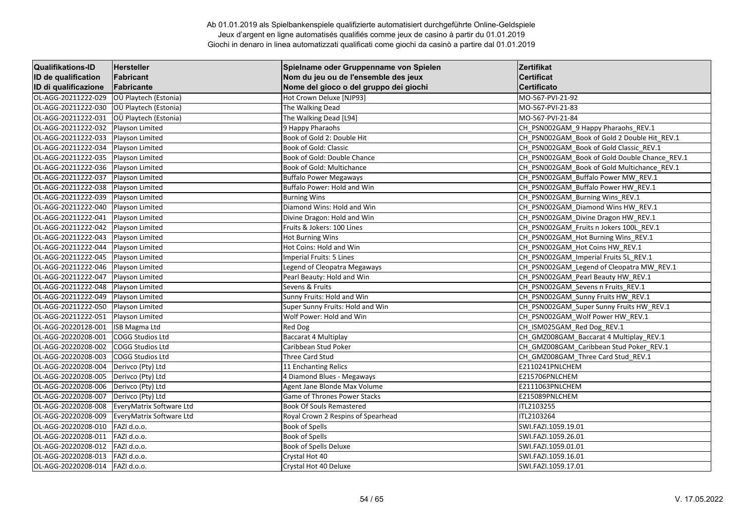Ab 01.01.2019 als Spielbankenspiele qualifizierte automatisiert durchgeführte Online-Geldspiele
Jeux d'argent en ligne automatisés qualifiés comme jeux de casino à partir du 01.01.2019
Giochi in denaro in linea automatizzati qualificati come giochi da casinò a partire dal 01.01.2019

| Qualifikations-ID<br>ID de qualification<br>ID di qualificazione | Hersteller<br>Fabricant<br>Fabricante | Spielname oder Gruppenname von Spielen<br>Nom du jeu ou de l'ensemble des jeux<br>Nome del gioco o del gruppo dei giochi | Zertifikat<br>Certificat<br>Certificato |
|---|---|---|---|
| OL-AGG-20211222-029 | OÜ Playtech (Estonia) | Hot Crown Deluxe [NJP93] | MO-567-PVI-21-92 |
| OL-AGG-20211222-030 | OÜ Playtech (Estonia) | The Walking Dead | MO-567-PVI-21-83 |
| OL-AGG-20211222-031 | OÜ Playtech (Estonia) | The Walking Dead [L94] | MO-567-PVI-21-84 |
| OL-AGG-20211222-032 | Playson Limited | 9 Happy Pharaohs | CH_PSN002GAM_9 Happy Pharaohs_REV.1 |
| OL-AGG-20211222-033 | Playson Limited | Book of Gold 2: Double Hit | CH_PSN002GAM_Book of Gold 2 Double Hit_REV.1 |
| OL-AGG-20211222-034 | Playson Limited | Book of Gold: Classic | CH_PSN002GAM_Book of Gold Classic_REV.1 |
| OL-AGG-20211222-035 | Playson Limited | Book of Gold: Double Chance | CH_PSN002GAM_Book of Gold Double Chance_REV.1 |
| OL-AGG-20211222-036 | Playson Limited | Book of Gold: Multichance | CH_PSN002GAM_Book of Gold Multichance_REV.1 |
| OL-AGG-20211222-037 | Playson Limited | Buffalo Power Megaways | CH_PSN002GAM_Buffalo Power MW_REV.1 |
| OL-AGG-20211222-038 | Playson Limited | Buffalo Power: Hold and Win | CH_PSN002GAM_Buffalo Power HW_REV.1 |
| OL-AGG-20211222-039 | Playson Limited | Burning Wins | CH_PSN002GAM_Burning Wins_REV.1 |
| OL-AGG-20211222-040 | Playson Limited | Diamond Wins: Hold and Win | CH_PSN002GAM_Diamond Wins HW_REV.1 |
| OL-AGG-20211222-041 | Playson Limited | Divine Dragon: Hold and Win | CH_PSN002GAM_Divine Dragon HW_REV.1 |
| OL-AGG-20211222-042 | Playson Limited | Fruits & Jokers: 100 Lines | CH_PSN002GAM_Fruits n Jokers 100L_REV.1 |
| OL-AGG-20211222-043 | Playson Limited | Hot Burning Wins | CH_PSN002GAM_Hot Burning Wins_REV.1 |
| OL-AGG-20211222-044 | Playson Limited | Hot Coins: Hold and Win | CH_PSN002GAM_Hot Coins HW_REV.1 |
| OL-AGG-20211222-045 | Playson Limited | Imperial Fruits: 5 Lines | CH_PSN002GAM_Imperial Fruits 5L_REV.1 |
| OL-AGG-20211222-046 | Playson Limited | Legend of Cleopatra Megaways | CH_PSN002GAM_Legend of Cleopatra MW_REV.1 |
| OL-AGG-20211222-047 | Playson Limited | Pearl Beauty: Hold and Win | CH_PSN002GAM_Pearl Beauty HW_REV.1 |
| OL-AGG-20211222-048 | Playson Limited | Sevens & Fruits | CH_PSN002GAM_Sevens n Fruits_REV.1 |
| OL-AGG-20211222-049 | Playson Limited | Sunny Fruits: Hold and Win | CH_PSN002GAM_Sunny Fruits HW_REV.1 |
| OL-AGG-20211222-050 | Playson Limited | Super Sunny Fruits: Hold and Win | CH_PSN002GAM_Super Sunny Fruits HW_REV.1 |
| OL-AGG-20211222-051 | Playson Limited | Wolf Power: Hold and Win | CH_PSN002GAM_Wolf Power HW_REV.1 |
| OL-AGG-20220128-001 | ISB Magma Ltd | Red Dog | CH_ISM025GAM_Red Dog_REV.1 |
| OL-AGG-20220208-001 | COGG Studios Ltd | Baccarat 4 Multiplay | CH_GMZ008GAM_Baccarat 4 Multiplay_REV.1 |
| OL-AGG-20220208-002 | COGG Studios Ltd | Caribbean Stud Poker | CH_GMZ008GAM_Caribbean Stud Poker_REV.1 |
| OL-AGG-20220208-003 | COGG Studios Ltd | Three Card Stud | CH_GMZ008GAM_Three Card Stud_REV.1 |
| OL-AGG-20220208-004 | Derivco (Pty) Ltd | 11 Enchanting Relics | E2110241PNLCHEM |
| OL-AGG-20220208-005 | Derivco (Pty) Ltd | 4 Diamond Blues - Megaways | E215706PNLCHEM |
| OL-AGG-20220208-006 | Derivco (Pty) Ltd | Agent Jane Blonde Max Volume | E2111063PNLCHEM |
| OL-AGG-20220208-007 | Derivco (Pty) Ltd | Game of Thrones Power Stacks | E215089PNLCHEM |
| OL-AGG-20220208-008 | EveryMatrix Software Ltd | Book Of Souls Remastered | ITL2103255 |
| OL-AGG-20220208-009 | EveryMatrix Software Ltd | Royal Crown 2 Respins of Spearhead | ITL2103264 |
| OL-AGG-20220208-010 | FAZI d.o.o. | Book of Spells | SWI.FAZI.1059.19.01 |
| OL-AGG-20220208-011 | FAZI d.o.o. | Book of Spells | SWI.FAZI.1059.26.01 |
| OL-AGG-20220208-012 | FAZI d.o.o. | Book of Spells Deluxe | SWI.FAZI.1059.01.01 |
| OL-AGG-20220208-013 | FAZI d.o.o. | Crystal Hot 40 | SWI.FAZI.1059.16.01 |
| OL-AGG-20220208-014 | FAZI d.o.o. | Crystal Hot 40 Deluxe | SWI.FAZI.1059.17.01 |

V. 17.05.2022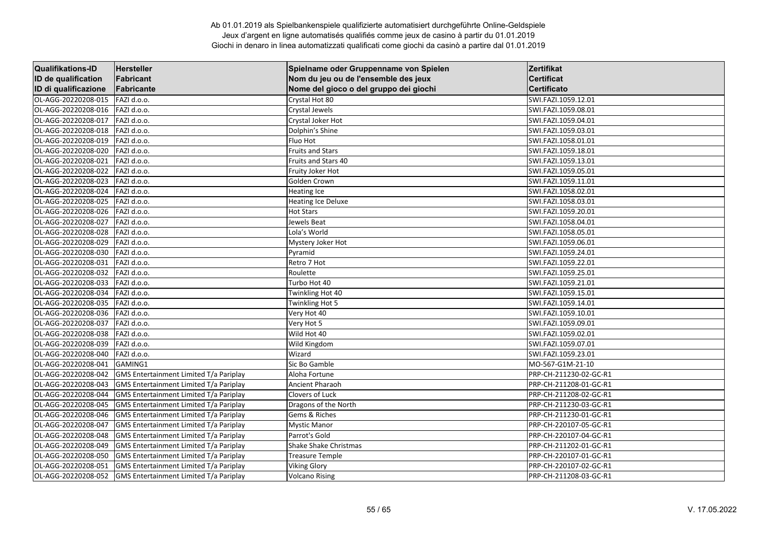Ab 01.01.2019 als Spielbankenspiele qualifizierte automatisiert durchgeführte Online-Geldspiele
Jeux d'argent en ligne automatisés qualifiés comme jeux de casino à partir du 01.01.2019
Giochi in denaro in linea automatizzati qualificati come giochi da casinò a partire dal 01.01.2019

| Qualifikations-ID<br>ID de qualification<br>ID di qualificazione | Hersteller<br>Fabricant<br>Fabricante | Spielname oder Gruppenname von Spielen<br>Nom du jeu ou de l'ensemble des jeux<br>Nome del gioco o del gruppo dei giochi | Zertifikat<br>Certificat<br>Certificato |
|---|---|---|---|
| OL-AGG-20220208-015 | FAZI d.o.o. | Crystal Hot 80 | SWI.FAZI.1059.12.01 |
| OL-AGG-20220208-016 | FAZI d.o.o. | Crystal Jewels | SWI.FAZI.1059.08.01 |
| OL-AGG-20220208-017 | FAZI d.o.o. | Crystal Joker Hot | SWI.FAZI.1059.04.01 |
| OL-AGG-20220208-018 | FAZI d.o.o. | Dolphin's Shine | SWI.FAZI.1059.03.01 |
| OL-AGG-20220208-019 | FAZI d.o.o. | Fluo Hot | SWI.FAZI.1058.01.01 |
| OL-AGG-20220208-020 | FAZI d.o.o. | Fruits and Stars | SWI.FAZI.1059.18.01 |
| OL-AGG-20220208-021 | FAZI d.o.o. | Fruits and Stars 40 | SWI.FAZI.1059.13.01 |
| OL-AGG-20220208-022 | FAZI d.o.o. | Fruity Joker Hot | SWI.FAZI.1059.05.01 |
| OL-AGG-20220208-023 | FAZI d.o.o. | Golden Crown | SWI.FAZI.1059.11.01 |
| OL-AGG-20220208-024 | FAZI d.o.o. | Heating Ice | SWI.FAZI.1058.02.01 |
| OL-AGG-20220208-025 | FAZI d.o.o. | Heating Ice Deluxe | SWI.FAZI.1058.03.01 |
| OL-AGG-20220208-026 | FAZI d.o.o. | Hot Stars | SWI.FAZI.1059.20.01 |
| OL-AGG-20220208-027 | FAZI d.o.o. | Jewels Beat | SWI.FAZI.1058.04.01 |
| OL-AGG-20220208-028 | FAZI d.o.o. | Lola's World | SWI.FAZI.1058.05.01 |
| OL-AGG-20220208-029 | FAZI d.o.o. | Mystery Joker Hot | SWI.FAZI.1059.06.01 |
| OL-AGG-20220208-030 | FAZI d.o.o. | Pyramid | SWI.FAZI.1059.24.01 |
| OL-AGG-20220208-031 | FAZI d.o.o. | Retro 7 Hot | SWI.FAZI.1059.22.01 |
| OL-AGG-20220208-032 | FAZI d.o.o. | Roulette | SWI.FAZI.1059.25.01 |
| OL-AGG-20220208-033 | FAZI d.o.o. | Turbo Hot 40 | SWI.FAZI.1059.21.01 |
| OL-AGG-20220208-034 | FAZI d.o.o. | Twinkling Hot 40 | SWI.FAZI.1059.15.01 |
| OL-AGG-20220208-035 | FAZI d.o.o. | Twinkling Hot 5 | SWI.FAZI.1059.14.01 |
| OL-AGG-20220208-036 | FAZI d.o.o. | Very Hot 40 | SWI.FAZI.1059.10.01 |
| OL-AGG-20220208-037 | FAZI d.o.o. | Very Hot 5 | SWI.FAZI.1059.09.01 |
| OL-AGG-20220208-038 | FAZI d.o.o. | Wild Hot 40 | SWI.FAZI.1059.02.01 |
| OL-AGG-20220208-039 | FAZI d.o.o. | Wild Kingdom | SWI.FAZI.1059.07.01 |
| OL-AGG-20220208-040 | FAZI d.o.o. | Wizard | SWI.FAZI.1059.23.01 |
| OL-AGG-20220208-041 | GAMING1 | Sic Bo Gamble | MO-567-G1M-21-10 |
| OL-AGG-20220208-042 | GMS Entertainment Limited T/a Pariplay | Aloha Fortune | PRP-CH-211230-02-GC-R1 |
| OL-AGG-20220208-043 | GMS Entertainment Limited T/a Pariplay | Ancient Pharaoh | PRP-CH-211208-01-GC-R1 |
| OL-AGG-20220208-044 | GMS Entertainment Limited T/a Pariplay | Clovers of Luck | PRP-CH-211208-02-GC-R1 |
| OL-AGG-20220208-045 | GMS Entertainment Limited T/a Pariplay | Dragons of the North | PRP-CH-211230-03-GC-R1 |
| OL-AGG-20220208-046 | GMS Entertainment Limited T/a Pariplay | Gems & Riches | PRP-CH-211230-01-GC-R1 |
| OL-AGG-20220208-047 | GMS Entertainment Limited T/a Pariplay | Mystic Manor | PRP-CH-220107-05-GC-R1 |
| OL-AGG-20220208-048 | GMS Entertainment Limited T/a Pariplay | Parrot's Gold | PRP-CH-220107-04-GC-R1 |
| OL-AGG-20220208-049 | GMS Entertainment Limited T/a Pariplay | Shake Shake Christmas | PRP-CH-211202-01-GC-R1 |
| OL-AGG-20220208-050 | GMS Entertainment Limited T/a Pariplay | Treasure Temple | PRP-CH-220107-01-GC-R1 |
| OL-AGG-20220208-051 | GMS Entertainment Limited T/a Pariplay | Viking Glory | PRP-CH-220107-02-GC-R1 |
| OL-AGG-20220208-052 | GMS Entertainment Limited T/a Pariplay | Volcano Rising | PRP-CH-211208-03-GC-R1 |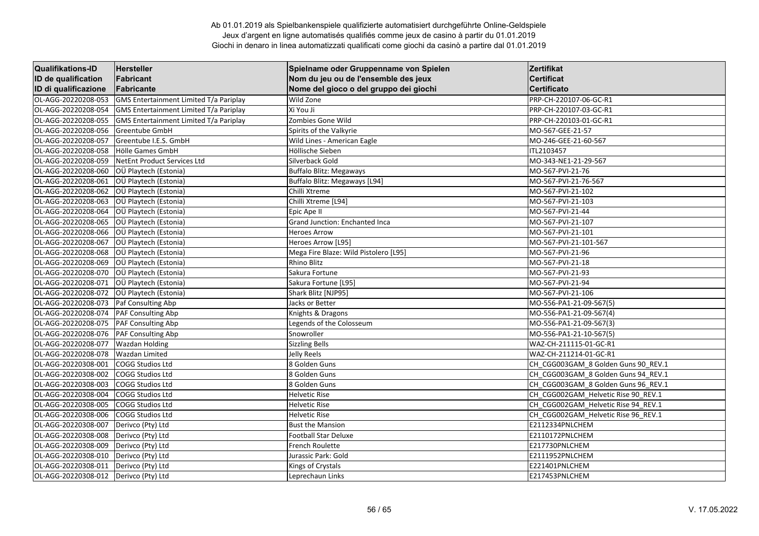Ab 01.01.2019 als Spielbankenspiele qualifizierte automatisiert durchgeführte Online-Geldspiele
Jeux d'argent en ligne automatisés qualifiés comme jeux de casino à partir du 01.01.2019
Giochi in denaro in linea automatizzati qualificati come giochi da casinò a partire dal 01.01.2019

| Qualifikations-ID<br>ID de qualification<br>ID di qualificazione | Hersteller<br>Fabricant<br>Fabricante | Spielname oder Gruppenname von Spielen<br>Nom du jeu ou de l'ensemble des jeux<br>Nome del gioco o del gruppo dei giochi | Zertifikat<br>Certificat<br>Certificato |
|---|---|---|---|
| OL-AGG-20220208-053 | GMS Entertainment Limited T/a Pariplay | Wild Zone | PRP-CH-220107-06-GC-R1 |
| OL-AGG-20220208-054 | GMS Entertainment Limited T/a Pariplay | Xi You Ji | PRP-CH-220107-03-GC-R1 |
| OL-AGG-20220208-055 | GMS Entertainment Limited T/a Pariplay | Zombies Gone Wild | PRP-CH-220103-01-GC-R1 |
| OL-AGG-20220208-056 | Greentube GmbH | Spirits of the Valkyrie | MO-567-GEE-21-57 |
| OL-AGG-20220208-057 | Greentube I.E.S. GmbH | Wild Lines - American Eagle | MO-246-GEE-21-60-567 |
| OL-AGG-20220208-058 | Hölle Games GmbH | Höllische Sieben | ITL2103457 |
| OL-AGG-20220208-059 | NetEnt Product Services Ltd | Silverback Gold | MO-343-NE1-21-29-567 |
| OL-AGG-20220208-060 | OÜ Playtech (Estonia) | Buffalo Blitz: Megaways | MO-567-PVI-21-76 |
| OL-AGG-20220208-061 | OÜ Playtech (Estonia) | Buffalo Blitz: Megaways [L94] | MO-567-PVI-21-76-567 |
| OL-AGG-20220208-062 | OÜ Playtech (Estonia) | Chilli Xtreme | MO-567-PVI-21-102 |
| OL-AGG-20220208-063 | OÜ Playtech (Estonia) | Chilli Xtreme [L94] | MO-567-PVI-21-103 |
| OL-AGG-20220208-064 | OÜ Playtech (Estonia) | Epic Ape II | MO-567-PVI-21-44 |
| OL-AGG-20220208-065 | OÜ Playtech (Estonia) | Grand Junction: Enchanted Inca | MO-567-PVI-21-107 |
| OL-AGG-20220208-066 | OÜ Playtech (Estonia) | Heroes Arrow | MO-567-PVI-21-101 |
| OL-AGG-20220208-067 | OÜ Playtech (Estonia) | Heroes Arrow [L95] | MO-567-PVI-21-101-567 |
| OL-AGG-20220208-068 | OÜ Playtech (Estonia) | Mega Fire Blaze: Wild Pistolero [L95] | MO-567-PVI-21-96 |
| OL-AGG-20220208-069 | OÜ Playtech (Estonia) | Rhino Blitz | MO-567-PVI-21-18 |
| OL-AGG-20220208-070 | OÜ Playtech (Estonia) | Sakura Fortune | MO-567-PVI-21-93 |
| OL-AGG-20220208-071 | OÜ Playtech (Estonia) | Sakura Fortune [L95] | MO-567-PVI-21-94 |
| OL-AGG-20220208-072 | OÜ Playtech (Estonia) | Shark Blitz [NJP95] | MO-567-PVI-21-106 |
| OL-AGG-20220208-073 | Paf Consulting Abp | Jacks or Better | MO-556-PA1-21-09-567(5) |
| OL-AGG-20220208-074 | PAF Consulting Abp | Knights & Dragons | MO-556-PA1-21-09-567(4) |
| OL-AGG-20220208-075 | PAF Consulting Abp | Legends of the Colosseum | MO-556-PA1-21-09-567(3) |
| OL-AGG-20220208-076 | PAF Consulting Abp | Snowroller | MO-556-PA1-21-10-567(5) |
| OL-AGG-20220208-077 | Wazdan Holding | Sizzling Bells | WAZ-CH-211115-01-GC-R1 |
| OL-AGG-20220208-078 | Wazdan Limited | Jelly Reels | WAZ-CH-211214-01-GC-R1 |
| OL-AGG-20220308-001 | COGG Studios Ltd | 8 Golden Guns | CH_CGG003GAM_8 Golden Guns 90_REV.1 |
| OL-AGG-20220308-002 | COGG Studios Ltd | 8 Golden Guns | CH_CGG003GAM_8 Golden Guns 94_REV.1 |
| OL-AGG-20220308-003 | COGG Studios Ltd | 8 Golden Guns | CH_CGG003GAM_8 Golden Guns 96_REV.1 |
| OL-AGG-20220308-004 | COGG Studios Ltd | Helvetic Rise | CH_CGG002GAM_Helvetic Rise 90_REV.1 |
| OL-AGG-20220308-005 | COGG Studios Ltd | Helvetic Rise | CH_CGG002GAM_Helvetic Rise 94_REV.1 |
| OL-AGG-20220308-006 | COGG Studios Ltd | Helvetic Rise | CH_CGG002GAM_Helvetic Rise 96_REV.1 |
| OL-AGG-20220308-007 | Derivco (Pty) Ltd | Bust the Mansion | E2112334PNLCHEM |
| OL-AGG-20220308-008 | Derivco (Pty) Ltd | Football Star Deluxe | E2110172PNLCHEM |
| OL-AGG-20220308-009 | Derivco (Pty) Ltd | French Roulette | E217730PNLCHEM |
| OL-AGG-20220308-010 | Derivco (Pty) Ltd | Jurassic Park: Gold | E2111952PNLCHEM |
| OL-AGG-20220308-011 | Derivco (Pty) Ltd | Kings of Crystals | E221401PNLCHEM |
| OL-AGG-20220308-012 | Derivco (Pty) Ltd | Leprechaun Links | E217453PNLCHEM |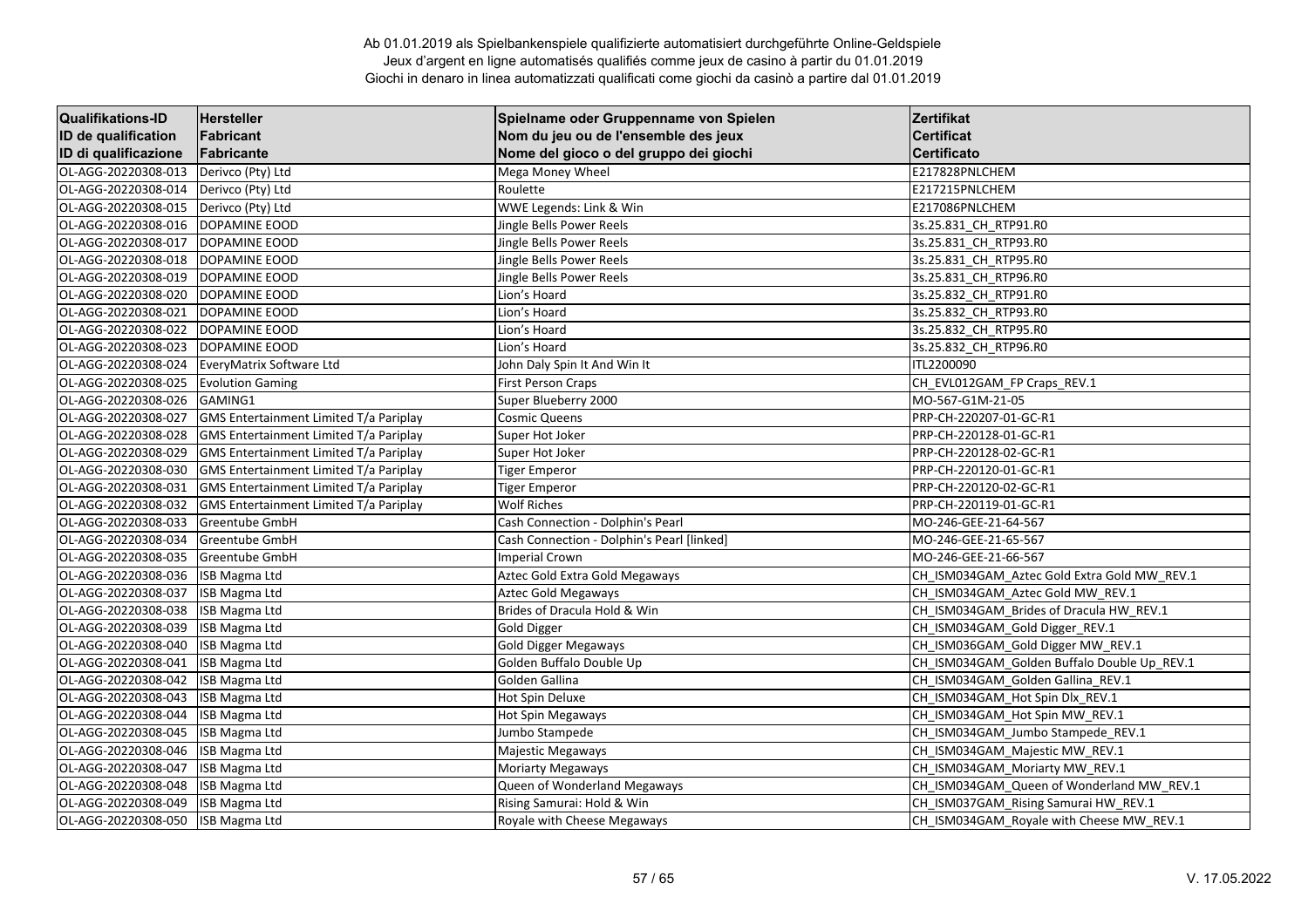Ab 01.01.2019 als Spielbankenspiele qualifizierte automatisiert durchgeführte Online-Geldspiele
Jeux d'argent en ligne automatisés qualifiés comme jeux de casino à partir du 01.01.2019
Giochi in denaro in linea automatizzati qualificati come giochi da casinò a partire dal 01.01.2019

| Qualifikations-ID<br>ID de qualification<br>ID di qualificazione | Hersteller<br>Fabricant<br>Fabricante | Spielname oder Gruppenname von Spielen<br>Nom du jeu ou de l'ensemble des jeux<br>Nome del gioco o del gruppo dei giochi | Zertifikat<br>Certificat<br>Certificato |
|---|---|---|---|
| OL-AGG-20220308-013 | Derivco (Pty) Ltd | Mega Money Wheel | E217828PNLCHEM |
| OL-AGG-20220308-014 | Derivco (Pty) Ltd | Roulette | E217215PNLCHEM |
| OL-AGG-20220308-015 | Derivco (Pty) Ltd | WWE Legends: Link & Win | E217086PNLCHEM |
| OL-AGG-20220308-016 | DOPAMINE EOOD | Jingle Bells Power Reels | 3s.25.831_CH_RTP91.R0 |
| OL-AGG-20220308-017 | DOPAMINE EOOD | Jingle Bells Power Reels | 3s.25.831_CH_RTP93.R0 |
| OL-AGG-20220308-018 | DOPAMINE EOOD | Jingle Bells Power Reels | 3s.25.831_CH_RTP95.R0 |
| OL-AGG-20220308-019 | DOPAMINE EOOD | Jingle Bells Power Reels | 3s.25.831_CH_RTP96.R0 |
| OL-AGG-20220308-020 | DOPAMINE EOOD | Lion's Hoard | 3s.25.832_CH_RTP91.R0 |
| OL-AGG-20220308-021 | DOPAMINE EOOD | Lion's Hoard | 3s.25.832_CH_RTP93.R0 |
| OL-AGG-20220308-022 | DOPAMINE EOOD | Lion's Hoard | 3s.25.832_CH_RTP95.R0 |
| OL-AGG-20220308-023 | DOPAMINE EOOD | Lion's Hoard | 3s.25.832_CH_RTP96.R0 |
| OL-AGG-20220308-024 | EveryMatrix Software Ltd | John Daly Spin It And Win It | ITL2200090 |
| OL-AGG-20220308-025 | Evolution Gaming | First Person Craps | CH_EVL012GAM_FP Craps_REV.1 |
| OL-AGG-20220308-026 | GAMING1 | Super Blueberry 2000 | MO-567-G1M-21-05 |
| OL-AGG-20220308-027 | GMS Entertainment Limited T/a Pariplay | Cosmic Queens | PRP-CH-220207-01-GC-R1 |
| OL-AGG-20220308-028 | GMS Entertainment Limited T/a Pariplay | Super Hot Joker | PRP-CH-220128-01-GC-R1 |
| OL-AGG-20220308-029 | GMS Entertainment Limited T/a Pariplay | Super Hot Joker | PRP-CH-220128-02-GC-R1 |
| OL-AGG-20220308-030 | GMS Entertainment Limited T/a Pariplay | Tiger Emperor | PRP-CH-220120-01-GC-R1 |
| OL-AGG-20220308-031 | GMS Entertainment Limited T/a Pariplay | Tiger Emperor | PRP-CH-220120-02-GC-R1 |
| OL-AGG-20220308-032 | GMS Entertainment Limited T/a Pariplay | Wolf Riches | PRP-CH-220119-01-GC-R1 |
| OL-AGG-20220308-033 | Greentube GmbH | Cash Connection - Dolphin's Pearl | MO-246-GEE-21-64-567 |
| OL-AGG-20220308-034 | Greentube GmbH | Cash Connection - Dolphin's Pearl [linked] | MO-246-GEE-21-65-567 |
| OL-AGG-20220308-035 | Greentube GmbH | Imperial Crown | MO-246-GEE-21-66-567 |
| OL-AGG-20220308-036 | ISB Magma Ltd | Aztec Gold Extra Gold Megaways | CH_ISM034GAM_Aztec Gold Extra Gold MW_REV.1 |
| OL-AGG-20220308-037 | ISB Magma Ltd | Aztec Gold Megaways | CH_ISM034GAM_Aztec Gold MW_REV.1 |
| OL-AGG-20220308-038 | ISB Magma Ltd | Brides of Dracula Hold & Win | CH_ISM034GAM_Brides of Dracula HW_REV.1 |
| OL-AGG-20220308-039 | ISB Magma Ltd | Gold Digger | CH_ISM034GAM_Gold Digger_REV.1 |
| OL-AGG-20220308-040 | ISB Magma Ltd | Gold Digger Megaways | CH_ISM036GAM_Gold Digger MW_REV.1 |
| OL-AGG-20220308-041 | ISB Magma Ltd | Golden Buffalo Double Up | CH_ISM034GAM_Golden Buffalo Double Up_REV.1 |
| OL-AGG-20220308-042 | ISB Magma Ltd | Golden Gallina | CH_ISM034GAM_Golden Gallina_REV.1 |
| OL-AGG-20220308-043 | ISB Magma Ltd | Hot Spin Deluxe | CH_ISM034GAM_Hot Spin Dlx_REV.1 |
| OL-AGG-20220308-044 | ISB Magma Ltd | Hot Spin Megaways | CH_ISM034GAM_Hot Spin MW_REV.1 |
| OL-AGG-20220308-045 | ISB Magma Ltd | Jumbo Stampede | CH_ISM034GAM_Jumbo Stampede_REV.1 |
| OL-AGG-20220308-046 | ISB Magma Ltd | Majestic Megaways | CH_ISM034GAM_Majestic MW_REV.1 |
| OL-AGG-20220308-047 | ISB Magma Ltd | Moriarty Megaways | CH_ISM034GAM_Moriarty MW_REV.1 |
| OL-AGG-20220308-048 | ISB Magma Ltd | Queen of Wonderland Megaways | CH_ISM034GAM_Queen of Wonderland MW_REV.1 |
| OL-AGG-20220308-049 | ISB Magma Ltd | Rising Samurai: Hold & Win | CH_ISM037GAM_Rising Samurai HW_REV.1 |
| OL-AGG-20220308-050 | ISB Magma Ltd | Royale with Cheese Megaways | CH_ISM034GAM_Royale with Cheese MW_REV.1 |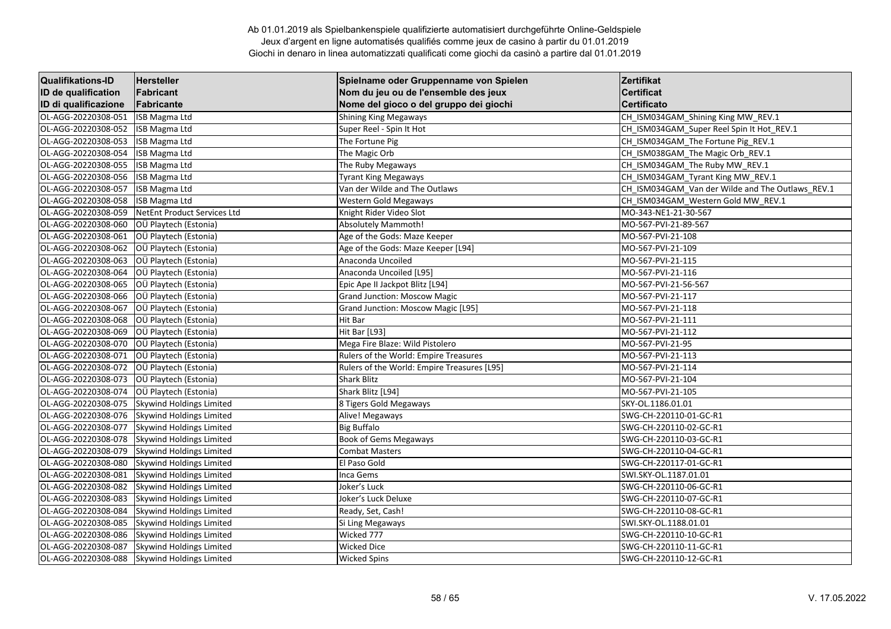Ab 01.01.2019 als Spielbankenspiele qualifizierte automatisiert durchgeführte Online-Geldspiele
Jeux d'argent en ligne automatisés qualifiés comme jeux de casino à partir du 01.01.2019
Giochi in denaro in linea automatizzati qualificati come giochi da casinò a partire dal 01.01.2019

| Qualifikations-ID<br>ID de qualification<br>ID di qualificazione | Hersteller<br>Fabricant<br>Fabricante | Spielname oder Gruppenname von Spielen<br>Nom du jeu ou de l'ensemble des jeux<br>Nome del gioco o del gruppo dei giochi | Zertifikat<br>Certificat<br>Certificato |
|---|---|---|---|
| OL-AGG-20220308-051 | ISB Magma Ltd | Shining King Megaways | CH_ISM034GAM_Shining King MW_REV.1 |
| OL-AGG-20220308-052 | ISB Magma Ltd | Super Reel - Spin It Hot | CH_ISM034GAM_Super Reel Spin It Hot_REV.1 |
| OL-AGG-20220308-053 | ISB Magma Ltd | The Fortune Pig | CH_ISM034GAM_The Fortune Pig_REV.1 |
| OL-AGG-20220308-054 | ISB Magma Ltd | The Magic Orb | CH_ISM038GAM_The Magic Orb_REV.1 |
| OL-AGG-20220308-055 | ISB Magma Ltd | The Ruby Megaways | CH_ISM034GAM_The Ruby MW_REV.1 |
| OL-AGG-20220308-056 | ISB Magma Ltd | Tyrant King Megaways | CH_ISM034GAM_Tyrant King MW_REV.1 |
| OL-AGG-20220308-057 | ISB Magma Ltd | Van der Wilde and The Outlaws | CH_ISM034GAM_Van der Wilde and The Outlaws_REV.1 |
| OL-AGG-20220308-058 | ISB Magma Ltd | Western Gold Megaways | CH_ISM034GAM_Western Gold MW_REV.1 |
| OL-AGG-20220308-059 | NetEnt Product Services Ltd | Knight Rider Video Slot | MO-343-NE1-21-30-567 |
| OL-AGG-20220308-060 | OÜ Playtech (Estonia) | Absolutely Mammoth! | MO-567-PVI-21-89-567 |
| OL-AGG-20220308-061 | OÜ Playtech (Estonia) | Age of the Gods: Maze Keeper | MO-567-PVI-21-108 |
| OL-AGG-20220308-062 | OÜ Playtech (Estonia) | Age of the Gods: Maze Keeper [L94] | MO-567-PVI-21-109 |
| OL-AGG-20220308-063 | OÜ Playtech (Estonia) | Anaconda Uncoiled | MO-567-PVI-21-115 |
| OL-AGG-20220308-064 | OÜ Playtech (Estonia) | Anaconda Uncoiled [L95] | MO-567-PVI-21-116 |
| OL-AGG-20220308-065 | OÜ Playtech (Estonia) | Epic Ape II Jackpot Blitz [L94] | MO-567-PVI-21-56-567 |
| OL-AGG-20220308-066 | OÜ Playtech (Estonia) | Grand Junction: Moscow Magic | MO-567-PVI-21-117 |
| OL-AGG-20220308-067 | OÜ Playtech (Estonia) | Grand Junction: Moscow Magic [L95] | MO-567-PVI-21-118 |
| OL-AGG-20220308-068 | OÜ Playtech (Estonia) | Hit Bar | MO-567-PVI-21-111 |
| OL-AGG-20220308-069 | OÜ Playtech (Estonia) | Hit Bar [L93] | MO-567-PVI-21-112 |
| OL-AGG-20220308-070 | OÜ Playtech (Estonia) | Mega Fire Blaze: Wild Pistolero | MO-567-PVI-21-95 |
| OL-AGG-20220308-071 | OÜ Playtech (Estonia) | Rulers of the World: Empire Treasures | MO-567-PVI-21-113 |
| OL-AGG-20220308-072 | OÜ Playtech (Estonia) | Rulers of the World: Empire Treasures [L95] | MO-567-PVI-21-114 |
| OL-AGG-20220308-073 | OÜ Playtech (Estonia) | Shark Blitz | MO-567-PVI-21-104 |
| OL-AGG-20220308-074 | OÜ Playtech (Estonia) | Shark Blitz [L94] | MO-567-PVI-21-105 |
| OL-AGG-20220308-075 | Skywind Holdings Limited | 8 Tigers Gold Megaways | SKY-OL.1186.01.01 |
| OL-AGG-20220308-076 | Skywind Holdings Limited | Alive! Megaways | SWG-CH-220110-01-GC-R1 |
| OL-AGG-20220308-077 | Skywind Holdings Limited | Big Buffalo | SWG-CH-220110-02-GC-R1 |
| OL-AGG-20220308-078 | Skywind Holdings Limited | Book of Gems Megaways | SWG-CH-220110-03-GC-R1 |
| OL-AGG-20220308-079 | Skywind Holdings Limited | Combat Masters | SWG-CH-220110-04-GC-R1 |
| OL-AGG-20220308-080 | Skywind Holdings Limited | El Paso Gold | SWG-CH-220117-01-GC-R1 |
| OL-AGG-20220308-081 | Skywind Holdings Limited | Inca Gems | SWI.SKY-OL.1187.01.01 |
| OL-AGG-20220308-082 | Skywind Holdings Limited | Joker's Luck | SWG-CH-220110-06-GC-R1 |
| OL-AGG-20220308-083 | Skywind Holdings Limited | Joker's Luck Deluxe | SWG-CH-220110-07-GC-R1 |
| OL-AGG-20220308-084 | Skywind Holdings Limited | Ready, Set, Cash! | SWG-CH-220110-08-GC-R1 |
| OL-AGG-20220308-085 | Skywind Holdings Limited | Si Ling Megaways | SWI.SKY-OL.1188.01.01 |
| OL-AGG-20220308-086 | Skywind Holdings Limited | Wicked 777 | SWG-CH-220110-10-GC-R1 |
| OL-AGG-20220308-087 | Skywind Holdings Limited | Wicked Dice | SWG-CH-220110-11-GC-R1 |
| OL-AGG-20220308-088 | Skywind Holdings Limited | Wicked Spins | SWG-CH-220110-12-GC-R1 |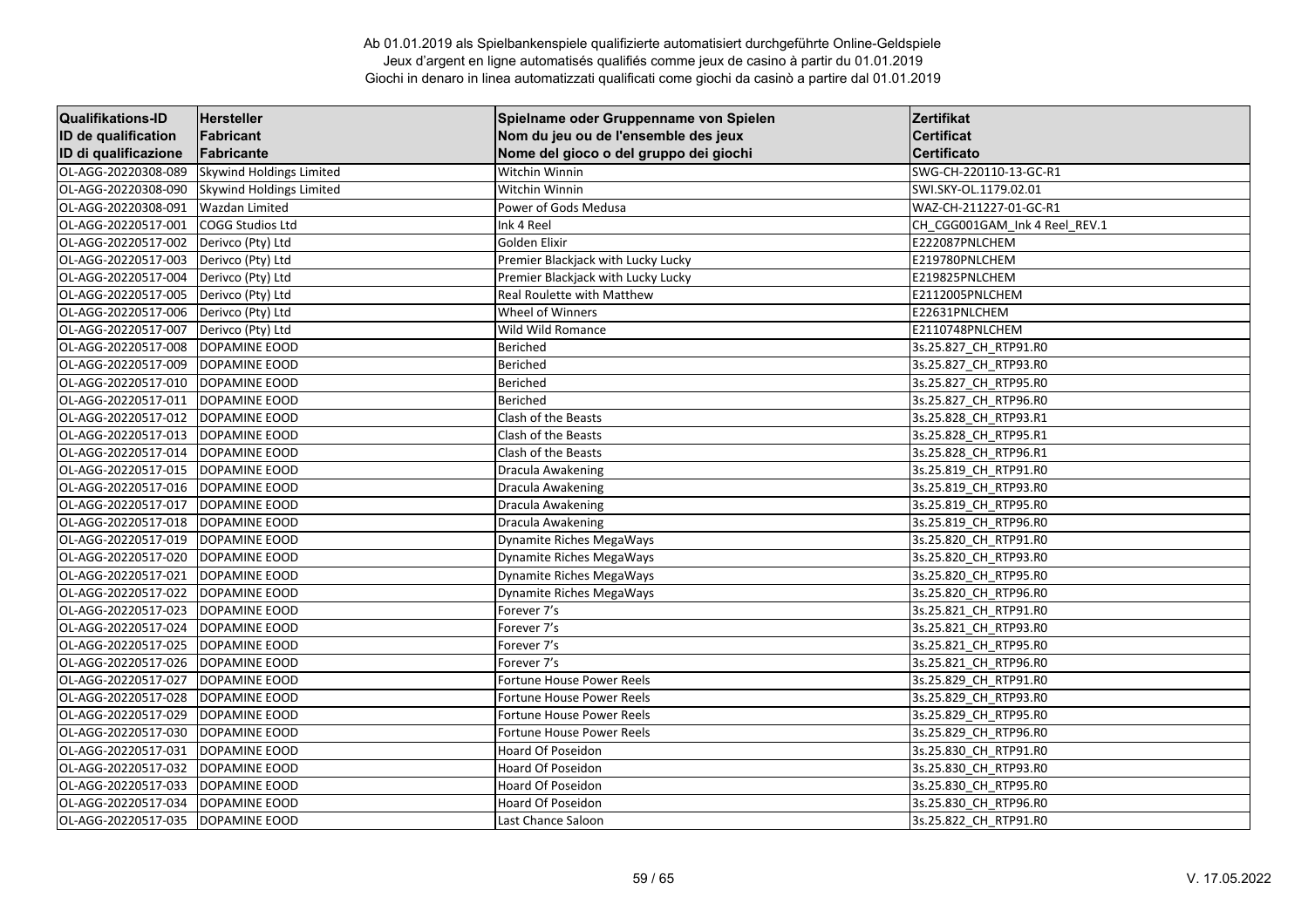Ab 01.01.2019 als Spielbankenspiele qualifizierte automatisiert durchgeführte Online-Geldspiele
Jeux d'argent en ligne automatisés qualifiés comme jeux de casino à partir du 01.01.2019
Giochi in denaro in linea automatizzati qualificati come giochi da casinò a partire dal 01.01.2019

| Qualifikations-ID<br>ID de qualification<br>ID di qualificazione | Hersteller<br>Fabricant<br>Fabricante | Spielname oder Gruppenname von Spielen<br>Nom du jeu ou de l'ensemble des jeux<br>Nome del gioco o del gruppo dei giochi | Zertifikat<br>Certificat<br>Certificato |
|---|---|---|---|
| OL-AGG-20220308-089 | Skywind Holdings Limited | Witchin Winnin | SWG-CH-220110-13-GC-R1 |
| OL-AGG-20220308-090 | Skywind Holdings Limited | Witchin Winnin | SWI.SKY-OL.1179.02.01 |
| OL-AGG-20220308-091 | Wazdan Limited | Power of Gods Medusa | WAZ-CH-211227-01-GC-R1 |
| OL-AGG-20220517-001 | COGG Studios Ltd | Ink 4 Reel | CH_CGG001GAM_Ink 4 Reel_REV.1 |
| OL-AGG-20220517-002 | Derivco (Pty) Ltd | Golden Elixir | E222087PNLCHEM |
| OL-AGG-20220517-003 | Derivco (Pty) Ltd | Premier Blackjack with Lucky Lucky | E219780PNLCHEM |
| OL-AGG-20220517-004 | Derivco (Pty) Ltd | Premier Blackjack with Lucky Lucky | E219825PNLCHEM |
| OL-AGG-20220517-005 | Derivco (Pty) Ltd | Real Roulette with Matthew | E2112005PNLCHEM |
| OL-AGG-20220517-006 | Derivco (Pty) Ltd | Wheel of Winners | E22631PNLCHEM |
| OL-AGG-20220517-007 | Derivco (Pty) Ltd | Wild Wild Romance | E2110748PNLCHEM |
| OL-AGG-20220517-008 | DOPAMINE EOOD | Beriched | 3s.25.827_CH_RTP91.R0 |
| OL-AGG-20220517-009 | DOPAMINE EOOD | Beriched | 3s.25.827_CH_RTP93.R0 |
| OL-AGG-20220517-010 | DOPAMINE EOOD | Beriched | 3s.25.827_CH_RTP95.R0 |
| OL-AGG-20220517-011 | DOPAMINE EOOD | Beriched | 3s.25.827_CH_RTP96.R0 |
| OL-AGG-20220517-012 | DOPAMINE EOOD | Clash of the Beasts | 3s.25.828_CH_RTP93.R1 |
| OL-AGG-20220517-013 | DOPAMINE EOOD | Clash of the Beasts | 3s.25.828_CH_RTP95.R1 |
| OL-AGG-20220517-014 | DOPAMINE EOOD | Clash of the Beasts | 3s.25.828_CH_RTP96.R1 |
| OL-AGG-20220517-015 | DOPAMINE EOOD | Dracula Awakening | 3s.25.819_CH_RTP91.R0 |
| OL-AGG-20220517-016 | DOPAMINE EOOD | Dracula Awakening | 3s.25.819_CH_RTP93.R0 |
| OL-AGG-20220517-017 | DOPAMINE EOOD | Dracula Awakening | 3s.25.819_CH_RTP95.R0 |
| OL-AGG-20220517-018 | DOPAMINE EOOD | Dracula Awakening | 3s.25.819_CH_RTP96.R0 |
| OL-AGG-20220517-019 | DOPAMINE EOOD | Dynamite Riches MegaWays | 3s.25.820_CH_RTP91.R0 |
| OL-AGG-20220517-020 | DOPAMINE EOOD | Dynamite Riches MegaWays | 3s.25.820_CH_RTP93.R0 |
| OL-AGG-20220517-021 | DOPAMINE EOOD | Dynamite Riches MegaWays | 3s.25.820_CH_RTP95.R0 |
| OL-AGG-20220517-022 | DOPAMINE EOOD | Dynamite Riches MegaWays | 3s.25.820_CH_RTP96.R0 |
| OL-AGG-20220517-023 | DOPAMINE EOOD | Forever 7's | 3s.25.821_CH_RTP91.R0 |
| OL-AGG-20220517-024 | DOPAMINE EOOD | Forever 7's | 3s.25.821_CH_RTP93.R0 |
| OL-AGG-20220517-025 | DOPAMINE EOOD | Forever 7's | 3s.25.821_CH_RTP95.R0 |
| OL-AGG-20220517-026 | DOPAMINE EOOD | Forever 7's | 3s.25.821_CH_RTP96.R0 |
| OL-AGG-20220517-027 | DOPAMINE EOOD | Fortune House Power Reels | 3s.25.829_CH_RTP91.R0 |
| OL-AGG-20220517-028 | DOPAMINE EOOD | Fortune House Power Reels | 3s.25.829_CH_RTP93.R0 |
| OL-AGG-20220517-029 | DOPAMINE EOOD | Fortune House Power Reels | 3s.25.829_CH_RTP95.R0 |
| OL-AGG-20220517-030 | DOPAMINE EOOD | Fortune House Power Reels | 3s.25.829_CH_RTP96.R0 |
| OL-AGG-20220517-031 | DOPAMINE EOOD | Hoard Of Poseidon | 3s.25.830_CH_RTP91.R0 |
| OL-AGG-20220517-032 | DOPAMINE EOOD | Hoard Of Poseidon | 3s.25.830_CH_RTP93.R0 |
| OL-AGG-20220517-033 | DOPAMINE EOOD | Hoard Of Poseidon | 3s.25.830_CH_RTP95.R0 |
| OL-AGG-20220517-034 | DOPAMINE EOOD | Hoard Of Poseidon | 3s.25.830_CH_RTP96.R0 |
| OL-AGG-20220517-035 | DOPAMINE EOOD | Last Chance Saloon | 3s.25.822_CH_RTP91.R0 |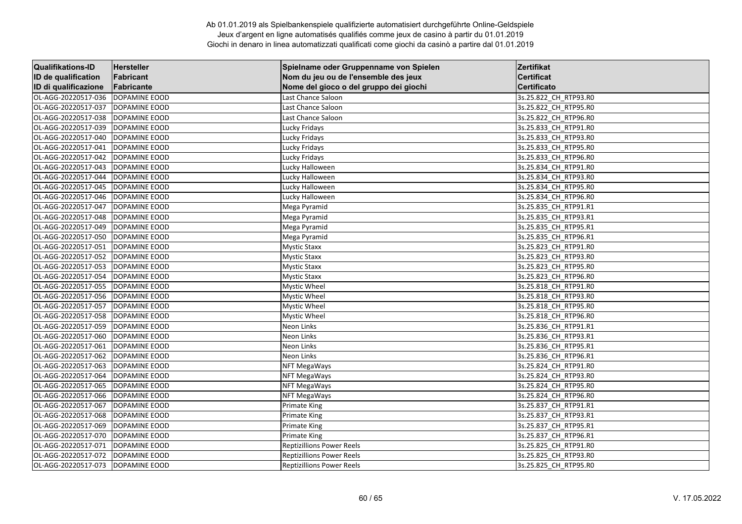Ab 01.01.2019 als Spielbankenspiele qualifizierte automatisiert durchgeführte Online-Geldspiele
Jeux d'argent en ligne automatisés qualifiés comme jeux de casino à partir du 01.01.2019
Giochi in denaro in linea automatizzati qualificati come giochi da casinò a partire dal 01.01.2019

| Qualifikations-ID<br>ID de qualification<br>ID di qualificazione | Hersteller<br>Fabricant<br>Fabricante | Spielname oder Gruppenname von Spielen<br>Nom du jeu ou de l'ensemble des jeux<br>Nome del gioco o del gruppo dei giochi | Zertifikat<br>Certificat<br>Certificato |
|---|---|---|---|
| OL-AGG-20220517-036 | DOPAMINE EOOD | Last Chance Saloon | 3s.25.822_CH_RTP93.R0 |
| OL-AGG-20220517-037 | DOPAMINE EOOD | Last Chance Saloon | 3s.25.822_CH_RTP95.R0 |
| OL-AGG-20220517-038 | DOPAMINE EOOD | Last Chance Saloon | 3s.25.822_CH_RTP96.R0 |
| OL-AGG-20220517-039 | DOPAMINE EOOD | Lucky Fridays | 3s.25.833_CH_RTP91.R0 |
| OL-AGG-20220517-040 | DOPAMINE EOOD | Lucky Fridays | 3s.25.833_CH_RTP93.R0 |
| OL-AGG-20220517-041 | DOPAMINE EOOD | Lucky Fridays | 3s.25.833_CH_RTP95.R0 |
| OL-AGG-20220517-042 | DOPAMINE EOOD | Lucky Fridays | 3s.25.833_CH_RTP96.R0 |
| OL-AGG-20220517-043 | DOPAMINE EOOD | Lucky Halloween | 3s.25.834_CH_RTP91.R0 |
| OL-AGG-20220517-044 | DOPAMINE EOOD | Lucky Halloween | 3s.25.834_CH_RTP93.R0 |
| OL-AGG-20220517-045 | DOPAMINE EOOD | Lucky Halloween | 3s.25.834_CH_RTP95.R0 |
| OL-AGG-20220517-046 | DOPAMINE EOOD | Lucky Halloween | 3s.25.834_CH_RTP96.R0 |
| OL-AGG-20220517-047 | DOPAMINE EOOD | Mega Pyramid | 3s.25.835_CH_RTP91.R1 |
| OL-AGG-20220517-048 | DOPAMINE EOOD | Mega Pyramid | 3s.25.835_CH_RTP93.R1 |
| OL-AGG-20220517-049 | DOPAMINE EOOD | Mega Pyramid | 3s.25.835_CH_RTP95.R1 |
| OL-AGG-20220517-050 | DOPAMINE EOOD | Mega Pyramid | 3s.25.835_CH_RTP96.R1 |
| OL-AGG-20220517-051 | DOPAMINE EOOD | Mystic Staxx | 3s.25.823_CH_RTP91.R0 |
| OL-AGG-20220517-052 | DOPAMINE EOOD | Mystic Staxx | 3s.25.823_CH_RTP93.R0 |
| OL-AGG-20220517-053 | DOPAMINE EOOD | Mystic Staxx | 3s.25.823_CH_RTP95.R0 |
| OL-AGG-20220517-054 | DOPAMINE EOOD | Mystic Staxx | 3s.25.823_CH_RTP96.R0 |
| OL-AGG-20220517-055 | DOPAMINE EOOD | Mystic Wheel | 3s.25.818_CH_RTP91.R0 |
| OL-AGG-20220517-056 | DOPAMINE EOOD | Mystic Wheel | 3s.25.818_CH_RTP93.R0 |
| OL-AGG-20220517-057 | DOPAMINE EOOD | Mystic Wheel | 3s.25.818_CH_RTP95.R0 |
| OL-AGG-20220517-058 | DOPAMINE EOOD | Mystic Wheel | 3s.25.818_CH_RTP96.R0 |
| OL-AGG-20220517-059 | DOPAMINE EOOD | Neon Links | 3s.25.836_CH_RTP91.R1 |
| OL-AGG-20220517-060 | DOPAMINE EOOD | Neon Links | 3s.25.836_CH_RTP93.R1 |
| OL-AGG-20220517-061 | DOPAMINE EOOD | Neon Links | 3s.25.836_CH_RTP95.R1 |
| OL-AGG-20220517-062 | DOPAMINE EOOD | Neon Links | 3s.25.836_CH_RTP96.R1 |
| OL-AGG-20220517-063 | DOPAMINE EOOD | NFT MegaWays | 3s.25.824_CH_RTP91.R0 |
| OL-AGG-20220517-064 | DOPAMINE EOOD | NFT MegaWays | 3s.25.824_CH_RTP93.R0 |
| OL-AGG-20220517-065 | DOPAMINE EOOD | NFT MegaWays | 3s.25.824_CH_RTP95.R0 |
| OL-AGG-20220517-066 | DOPAMINE EOOD | NFT MegaWays | 3s.25.824_CH_RTP96.R0 |
| OL-AGG-20220517-067 | DOPAMINE EOOD | Primate King | 3s.25.837_CH_RTP91.R1 |
| OL-AGG-20220517-068 | DOPAMINE EOOD | Primate King | 3s.25.837_CH_RTP93.R1 |
| OL-AGG-20220517-069 | DOPAMINE EOOD | Primate King | 3s.25.837_CH_RTP95.R1 |
| OL-AGG-20220517-070 | DOPAMINE EOOD | Primate King | 3s.25.837_CH_RTP96.R1 |
| OL-AGG-20220517-071 | DOPAMINE EOOD | Reptizillions Power Reels | 3s.25.825_CH_RTP91.R0 |
| OL-AGG-20220517-072 | DOPAMINE EOOD | Reptizillions Power Reels | 3s.25.825_CH_RTP93.R0 |
| OL-AGG-20220517-073 | DOPAMINE EOOD | Reptizillions Power Reels | 3s.25.825_CH_RTP95.R0 |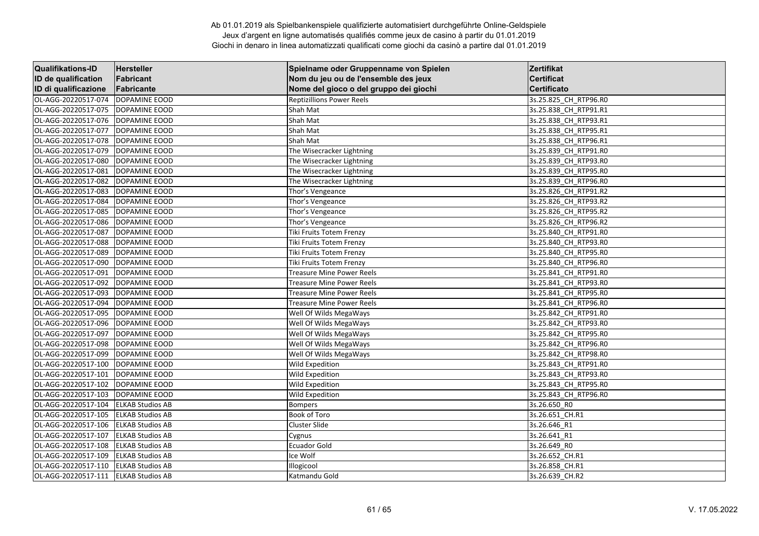Ab 01.01.2019 als Spielbankenspiele qualifizierte automatisiert durchgeführte Online-Geldspiele
Jeux d'argent en ligne automatisés qualifiés comme jeux de casino à partir du 01.01.2019
Giochi in denaro in linea automatizzati qualificati come giochi da casinò a partire dal 01.01.2019

| Qualifikations-ID<br>ID de qualification<br>ID di qualificazione | Hersteller<br>Fabricant<br>Fabricante | Spielname oder Gruppenname von Spielen<br>Nom du jeu ou de l'ensemble des jeux<br>Nome del gioco o del gruppo dei giochi | Zertifikat<br>Certificat<br>Certificato |
|---|---|---|---|
| OL-AGG-20220517-074 | DOPAMINE EOOD | Reptizillions Power Reels | 3s.25.825_CH_RTP96.R0 |
| OL-AGG-20220517-075 | DOPAMINE EOOD | Shah Mat | 3s.25.838_CH_RTP91.R1 |
| OL-AGG-20220517-076 | DOPAMINE EOOD | Shah Mat | 3s.25.838_CH_RTP93.R1 |
| OL-AGG-20220517-077 | DOPAMINE EOOD | Shah Mat | 3s.25.838_CH_RTP95.R1 |
| OL-AGG-20220517-078 | DOPAMINE EOOD | Shah Mat | 3s.25.838_CH_RTP96.R1 |
| OL-AGG-20220517-079 | DOPAMINE EOOD | The Wisecracker Lightning | 3s.25.839_CH_RTP91.R0 |
| OL-AGG-20220517-080 | DOPAMINE EOOD | The Wisecracker Lightning | 3s.25.839_CH_RTP93.R0 |
| OL-AGG-20220517-081 | DOPAMINE EOOD | The Wisecracker Lightning | 3s.25.839_CH_RTP95.R0 |
| OL-AGG-20220517-082 | DOPAMINE EOOD | The Wisecracker Lightning | 3s.25.839_CH_RTP96.R0 |
| OL-AGG-20220517-083 | DOPAMINE EOOD | Thor's Vengeance | 3s.25.826_CH_RTP91.R2 |
| OL-AGG-20220517-084 | DOPAMINE EOOD | Thor's Vengeance | 3s.25.826_CH_RTP93.R2 |
| OL-AGG-20220517-085 | DOPAMINE EOOD | Thor's Vengeance | 3s.25.826_CH_RTP95.R2 |
| OL-AGG-20220517-086 | DOPAMINE EOOD | Thor's Vengeance | 3s.25.826_CH_RTP96.R2 |
| OL-AGG-20220517-087 | DOPAMINE EOOD | Tiki Fruits Totem Frenzy | 3s.25.840_CH_RTP91.R0 |
| OL-AGG-20220517-088 | DOPAMINE EOOD | Tiki Fruits Totem Frenzy | 3s.25.840_CH_RTP93.R0 |
| OL-AGG-20220517-089 | DOPAMINE EOOD | Tiki Fruits Totem Frenzy | 3s.25.840_CH_RTP95.R0 |
| OL-AGG-20220517-090 | DOPAMINE EOOD | Tiki Fruits Totem Frenzy | 3s.25.840_CH_RTP96.R0 |
| OL-AGG-20220517-091 | DOPAMINE EOOD | Treasure Mine Power Reels | 3s.25.841_CH_RTP91.R0 |
| OL-AGG-20220517-092 | DOPAMINE EOOD | Treasure Mine Power Reels | 3s.25.841_CH_RTP93.R0 |
| OL-AGG-20220517-093 | DOPAMINE EOOD | Treasure Mine Power Reels | 3s.25.841_CH_RTP95.R0 |
| OL-AGG-20220517-094 | DOPAMINE EOOD | Treasure Mine Power Reels | 3s.25.841_CH_RTP96.R0 |
| OL-AGG-20220517-095 | DOPAMINE EOOD | Well Of Wilds MegaWays | 3s.25.842_CH_RTP91.R0 |
| OL-AGG-20220517-096 | DOPAMINE EOOD | Well Of Wilds MegaWays | 3s.25.842_CH_RTP93.R0 |
| OL-AGG-20220517-097 | DOPAMINE EOOD | Well Of Wilds MegaWays | 3s.25.842_CH_RTP95.R0 |
| OL-AGG-20220517-098 | DOPAMINE EOOD | Well Of Wilds MegaWays | 3s.25.842_CH_RTP96.R0 |
| OL-AGG-20220517-099 | DOPAMINE EOOD | Well Of Wilds MegaWays | 3s.25.842_CH_RTP98.R0 |
| OL-AGG-20220517-100 | DOPAMINE EOOD | Wild Expedition | 3s.25.843_CH_RTP91.R0 |
| OL-AGG-20220517-101 | DOPAMINE EOOD | Wild Expedition | 3s.25.843_CH_RTP93.R0 |
| OL-AGG-20220517-102 | DOPAMINE EOOD | Wild Expedition | 3s.25.843_CH_RTP95.R0 |
| OL-AGG-20220517-103 | DOPAMINE EOOD | Wild Expedition | 3s.25.843_CH_RTP96.R0 |
| OL-AGG-20220517-104 | ELKAB Studios AB | Bompers | 3s.26.650_R0 |
| OL-AGG-20220517-105 | ELKAB Studios AB | Book of Toro | 3s.26.651_CH.R1 |
| OL-AGG-20220517-106 | ELKAB Studios AB | Cluster Slide | 3s.26.646_R1 |
| OL-AGG-20220517-107 | ELKAB Studios AB | Cygnus | 3s.26.641_R1 |
| OL-AGG-20220517-108 | ELKAB Studios AB | Ecuador Gold | 3s.26.649_R0 |
| OL-AGG-20220517-109 | ELKAB Studios AB | Ice Wolf | 3s.26.652_CH.R1 |
| OL-AGG-20220517-110 | ELKAB Studios AB | Illogicool | 3s.26.858_CH.R1 |
| OL-AGG-20220517-111 | ELKAB Studios AB | Katmandu Gold | 3s.26.639_CH.R2 |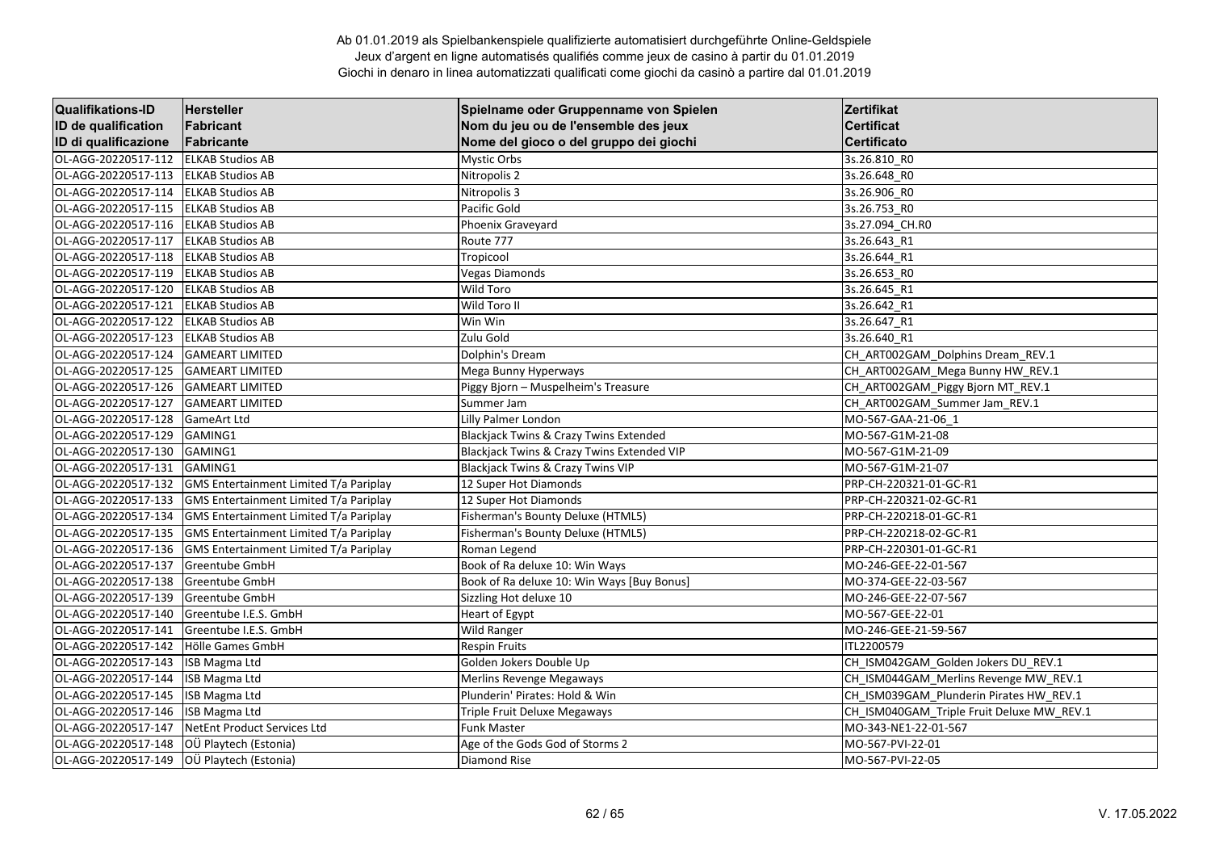Ab 01.01.2019 als Spielbankenspiele qualifizierte automatisiert durchgeführte Online-Geldspiele
Jeux d'argent en ligne automatisés qualifiés comme jeux de casino à partir du 01.01.2019
Giochi in denaro in linea automatizzati qualificati come giochi da casinò a partire dal 01.01.2019

| Qualifikations-ID<br>ID de qualification<br>ID di qualificazione | Hersteller<br>Fabricant<br>Fabricante | Spielname oder Gruppenname von Spielen<br>Nom du jeu ou de l'ensemble des jeux<br>Nome del gioco o del gruppo dei giochi | Zertifikat<br>Certificat<br>Certificato |
|---|---|---|---|
| OL-AGG-20220517-112 | ELKAB Studios AB | Mystic Orbs | 3s.26.810_R0 |
| OL-AGG-20220517-113 | ELKAB Studios AB | Nitropolis 2 | 3s.26.648_R0 |
| OL-AGG-20220517-114 | ELKAB Studios AB | Nitropolis 3 | 3s.26.906_R0 |
| OL-AGG-20220517-115 | ELKAB Studios AB | Pacific Gold | 3s.26.753_R0 |
| OL-AGG-20220517-116 | ELKAB Studios AB | Phoenix Graveyard | 3s.27.094_CH.R0 |
| OL-AGG-20220517-117 | ELKAB Studios AB | Route 777 | 3s.26.643_R1 |
| OL-AGG-20220517-118 | ELKAB Studios AB | Tropicool | 3s.26.644_R1 |
| OL-AGG-20220517-119 | ELKAB Studios AB | Vegas Diamonds | 3s.26.653_R0 |
| OL-AGG-20220517-120 | ELKAB Studios AB | Wild Toro | 3s.26.645_R1 |
| OL-AGG-20220517-121 | ELKAB Studios AB | Wild Toro II | 3s.26.642_R1 |
| OL-AGG-20220517-122 | ELKAB Studios AB | Win Win | 3s.26.647_R1 |
| OL-AGG-20220517-123 | ELKAB Studios AB | Zulu Gold | 3s.26.640_R1 |
| OL-AGG-20220517-124 | GAMEART LIMITED | Dolphin's Dream | CH_ART002GAM_Dolphins Dream_REV.1 |
| OL-AGG-20220517-125 | GAMEART LIMITED | Mega Bunny Hyperways | CH_ART002GAM_Mega Bunny HW_REV.1 |
| OL-AGG-20220517-126 | GAMEART LIMITED | Piggy Bjorn – Muspelheim's Treasure | CH_ART002GAM_Piggy Bjorn MT_REV.1 |
| OL-AGG-20220517-127 | GAMEART LIMITED | Summer Jam | CH_ART002GAM_Summer Jam_REV.1 |
| OL-AGG-20220517-128 | GameArt Ltd | Lilly Palmer London | MO-567-GAA-21-06_1 |
| OL-AGG-20220517-129 | GAMING1 | Blackjack Twins & Crazy Twins Extended | MO-567-G1M-21-08 |
| OL-AGG-20220517-130 | GAMING1 | Blackjack Twins & Crazy Twins Extended VIP | MO-567-G1M-21-09 |
| OL-AGG-20220517-131 | GAMING1 | Blackjack Twins & Crazy Twins VIP | MO-567-G1M-21-07 |
| OL-AGG-20220517-132 | GMS Entertainment Limited T/a Pariplay | 12 Super Hot Diamonds | PRP-CH-220321-01-GC-R1 |
| OL-AGG-20220517-133 | GMS Entertainment Limited T/a Pariplay | 12 Super Hot Diamonds | PRP-CH-220321-02-GC-R1 |
| OL-AGG-20220517-134 | GMS Entertainment Limited T/a Pariplay | Fisherman's Bounty Deluxe (HTML5) | PRP-CH-220218-01-GC-R1 |
| OL-AGG-20220517-135 | GMS Entertainment Limited T/a Pariplay | Fisherman's Bounty Deluxe (HTML5) | PRP-CH-220218-02-GC-R1 |
| OL-AGG-20220517-136 | GMS Entertainment Limited T/a Pariplay | Roman Legend | PRP-CH-220301-01-GC-R1 |
| OL-AGG-20220517-137 | Greentube GmbH | Book of Ra deluxe 10: Win Ways | MO-246-GEE-22-01-567 |
| OL-AGG-20220517-138 | Greentube GmbH | Book of Ra deluxe 10: Win Ways [Buy Bonus] | MO-374-GEE-22-03-567 |
| OL-AGG-20220517-139 | Greentube GmbH | Sizzling Hot deluxe 10 | MO-246-GEE-22-07-567 |
| OL-AGG-20220517-140 | Greentube I.E.S. GmbH | Heart of Egypt | MO-567-GEE-22-01 |
| OL-AGG-20220517-141 | Greentube I.E.S. GmbH | Wild Ranger | MO-246-GEE-21-59-567 |
| OL-AGG-20220517-142 | Hölle Games GmbH | Respin Fruits | ITL2200579 |
| OL-AGG-20220517-143 | ISB Magma Ltd | Golden Jokers Double Up | CH_ISM042GAM_Golden Jokers DU_REV.1 |
| OL-AGG-20220517-144 | ISB Magma Ltd | Merlins Revenge Megaways | CH_ISM044GAM_Merlins Revenge MW_REV.1 |
| OL-AGG-20220517-145 | ISB Magma Ltd | Plunderin' Pirates: Hold & Win | CH_ISM039GAM_Plunderin Pirates HW_REV.1 |
| OL-AGG-20220517-146 | ISB Magma Ltd | Triple Fruit Deluxe Megaways | CH_ISM040GAM_Triple Fruit Deluxe MW_REV.1 |
| OL-AGG-20220517-147 | NetEnt Product Services Ltd | Funk Master | MO-343-NE1-22-01-567 |
| OL-AGG-20220517-148 | OÜ Playtech (Estonia) | Age of the Gods God of Storms 2 | MO-567-PVI-22-01 |
| OL-AGG-20220517-149 | OÜ Playtech (Estonia) | Diamond Rise | MO-567-PVI-22-05 |

V. 17.05.2022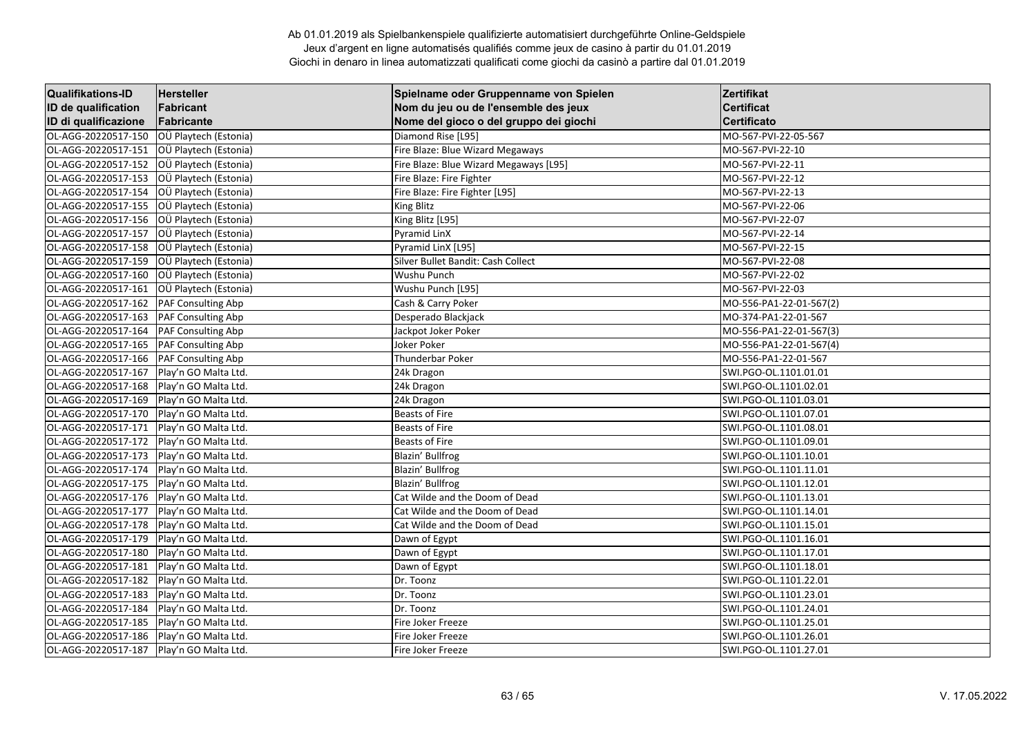Ab 01.01.2019 als Spielbankenspiele qualifizierte automatisiert durchgeführte Online-Geldspiele
Jeux d'argent en ligne automatisés qualifiés comme jeux de casino à partir du 01.01.2019
Giochi in denaro in linea automatizzati qualificati come giochi da casinò a partire dal 01.01.2019

| Qualifikations-ID<br>ID de qualification<br>ID di qualificazione | Hersteller<br>Fabricant<br>Fabricante | Spielname oder Gruppenname von Spielen<br>Nom du jeu ou de l'ensemble des jeux<br>Nome del gioco o del gruppo dei giochi | Zertifikat<br>Certificat<br>Certificato |
|---|---|---|---|
| OL-AGG-20220517-150 | OÜ Playtech (Estonia) | Diamond Rise [L95] | MO-567-PVI-22-05-567 |
| OL-AGG-20220517-151 | OÜ Playtech (Estonia) | Fire Blaze: Blue Wizard Megaways | MO-567-PVI-22-10 |
| OL-AGG-20220517-152 | OÜ Playtech (Estonia) | Fire Blaze: Blue Wizard Megaways [L95] | MO-567-PVI-22-11 |
| OL-AGG-20220517-153 | OÜ Playtech (Estonia) | Fire Blaze: Fire Fighter | MO-567-PVI-22-12 |
| OL-AGG-20220517-154 | OÜ Playtech (Estonia) | Fire Blaze: Fire Fighter [L95] | MO-567-PVI-22-13 |
| OL-AGG-20220517-155 | OÜ Playtech (Estonia) | King Blitz | MO-567-PVI-22-06 |
| OL-AGG-20220517-156 | OÜ Playtech (Estonia) | King Blitz [L95] | MO-567-PVI-22-07 |
| OL-AGG-20220517-157 | OÜ Playtech (Estonia) | Pyramid LinX | MO-567-PVI-22-14 |
| OL-AGG-20220517-158 | OÜ Playtech (Estonia) | Pyramid LinX [L95] | MO-567-PVI-22-15 |
| OL-AGG-20220517-159 | OÜ Playtech (Estonia) | Silver Bullet Bandit: Cash Collect | MO-567-PVI-22-08 |
| OL-AGG-20220517-160 | OÜ Playtech (Estonia) | Wushu Punch | MO-567-PVI-22-02 |
| OL-AGG-20220517-161 | OÜ Playtech (Estonia) | Wushu Punch [L95] | MO-567-PVI-22-03 |
| OL-AGG-20220517-162 | PAF Consulting Abp | Cash & Carry Poker | MO-556-PA1-22-01-567(2) |
| OL-AGG-20220517-163 | PAF Consulting Abp | Desperado Blackjack | MO-374-PA1-22-01-567 |
| OL-AGG-20220517-164 | PAF Consulting Abp | Jackpot Joker Poker | MO-556-PA1-22-01-567(3) |
| OL-AGG-20220517-165 | PAF Consulting Abp | Joker Poker | MO-556-PA1-22-01-567(4) |
| OL-AGG-20220517-166 | PAF Consulting Abp | Thunderbar Poker | MO-556-PA1-22-01-567 |
| OL-AGG-20220517-167 | Play'n GO Malta Ltd. | 24k Dragon | SWI.PGO-OL.1101.01.01 |
| OL-AGG-20220517-168 | Play'n GO Malta Ltd. | 24k Dragon | SWI.PGO-OL.1101.02.01 |
| OL-AGG-20220517-169 | Play'n GO Malta Ltd. | 24k Dragon | SWI.PGO-OL.1101.03.01 |
| OL-AGG-20220517-170 | Play'n GO Malta Ltd. | Beasts of Fire | SWI.PGO-OL.1101.07.01 |
| OL-AGG-20220517-171 | Play'n GO Malta Ltd. | Beasts of Fire | SWI.PGO-OL.1101.08.01 |
| OL-AGG-20220517-172 | Play'n GO Malta Ltd. | Beasts of Fire | SWI.PGO-OL.1101.09.01 |
| OL-AGG-20220517-173 | Play'n GO Malta Ltd. | Blazin' Bullfrog | SWI.PGO-OL.1101.10.01 |
| OL-AGG-20220517-174 | Play'n GO Malta Ltd. | Blazin' Bullfrog | SWI.PGO-OL.1101.11.01 |
| OL-AGG-20220517-175 | Play'n GO Malta Ltd. | Blazin' Bullfrog | SWI.PGO-OL.1101.12.01 |
| OL-AGG-20220517-176 | Play'n GO Malta Ltd. | Cat Wilde and the Doom of Dead | SWI.PGO-OL.1101.13.01 |
| OL-AGG-20220517-177 | Play'n GO Malta Ltd. | Cat Wilde and the Doom of Dead | SWI.PGO-OL.1101.14.01 |
| OL-AGG-20220517-178 | Play'n GO Malta Ltd. | Cat Wilde and the Doom of Dead | SWI.PGO-OL.1101.15.01 |
| OL-AGG-20220517-179 | Play'n GO Malta Ltd. | Dawn of Egypt | SWI.PGO-OL.1101.16.01 |
| OL-AGG-20220517-180 | Play'n GO Malta Ltd. | Dawn of Egypt | SWI.PGO-OL.1101.17.01 |
| OL-AGG-20220517-181 | Play'n GO Malta Ltd. | Dawn of Egypt | SWI.PGO-OL.1101.18.01 |
| OL-AGG-20220517-182 | Play'n GO Malta Ltd. | Dr. Toonz | SWI.PGO-OL.1101.22.01 |
| OL-AGG-20220517-183 | Play'n GO Malta Ltd. | Dr. Toonz | SWI.PGO-OL.1101.23.01 |
| OL-AGG-20220517-184 | Play'n GO Malta Ltd. | Dr. Toonz | SWI.PGO-OL.1101.24.01 |
| OL-AGG-20220517-185 | Play'n GO Malta Ltd. | Fire Joker Freeze | SWI.PGO-OL.1101.25.01 |
| OL-AGG-20220517-186 | Play'n GO Malta Ltd. | Fire Joker Freeze | SWI.PGO-OL.1101.26.01 |
| OL-AGG-20220517-187 | Play'n GO Malta Ltd. | Fire Joker Freeze | SWI.PGO-OL.1101.27.01 |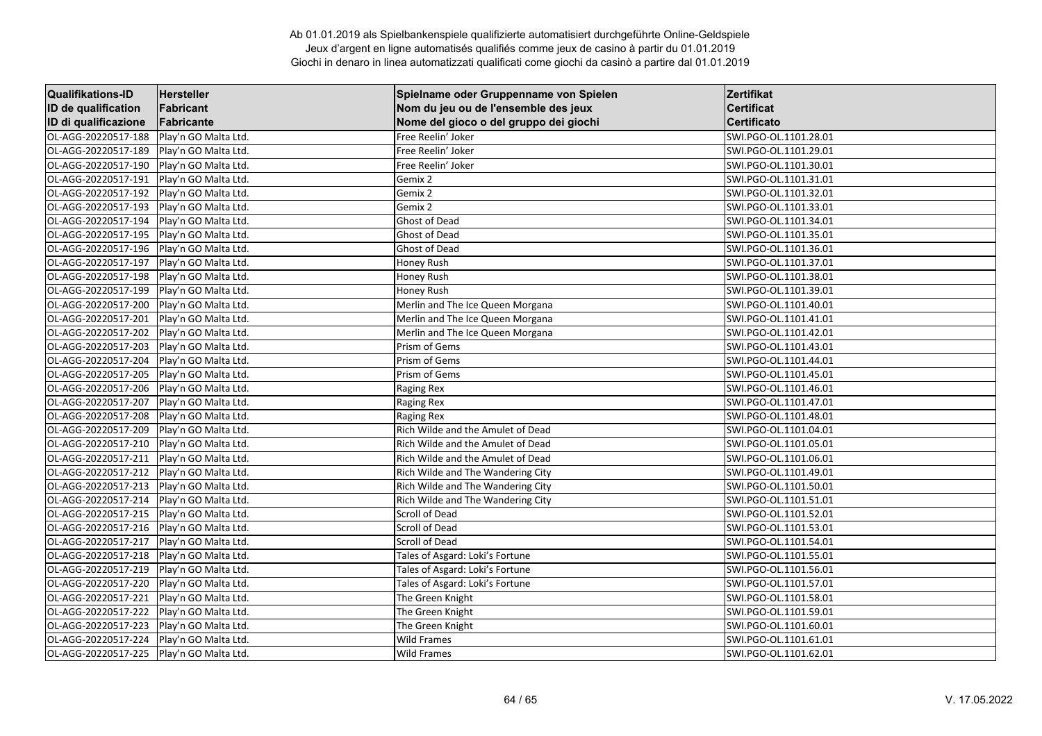Ab 01.01.2019 als Spielbankenspiele qualifizierte automatisiert durchgeführte Online-Geldspiele
Jeux d'argent en ligne automatisés qualifiés comme jeux de casino à partir du 01.01.2019
Giochi in denaro in linea automatizzati qualificati come giochi da casinò a partire dal 01.01.2019

| Qualifikations-ID<br>ID de qualification<br>ID di qualificazione | Hersteller<br>Fabricant<br>Fabricante | Spielname oder Gruppenname von Spielen<br>Nom du jeu ou de l'ensemble des jeux<br>Nome del gioco o del gruppo dei giochi | Zertifikat<br>Certificat<br>Certificato |
|---|---|---|---|
| OL-AGG-20220517-188 | Play'n GO Malta Ltd. | Free Reelin' Joker | SWI.PGO-OL.1101.28.01 |
| OL-AGG-20220517-189 | Play'n GO Malta Ltd. | Free Reelin' Joker | SWI.PGO-OL.1101.29.01 |
| OL-AGG-20220517-190 | Play'n GO Malta Ltd. | Free Reelin' Joker | SWI.PGO-OL.1101.30.01 |
| OL-AGG-20220517-191 | Play'n GO Malta Ltd. | Gemix 2 | SWI.PGO-OL.1101.31.01 |
| OL-AGG-20220517-192 | Play'n GO Malta Ltd. | Gemix 2 | SWI.PGO-OL.1101.32.01 |
| OL-AGG-20220517-193 | Play'n GO Malta Ltd. | Gemix 2 | SWI.PGO-OL.1101.33.01 |
| OL-AGG-20220517-194 | Play'n GO Malta Ltd. | Ghost of Dead | SWI.PGO-OL.1101.34.01 |
| OL-AGG-20220517-195 | Play'n GO Malta Ltd. | Ghost of Dead | SWI.PGO-OL.1101.35.01 |
| OL-AGG-20220517-196 | Play'n GO Malta Ltd. | Ghost of Dead | SWI.PGO-OL.1101.36.01 |
| OL-AGG-20220517-197 | Play'n GO Malta Ltd. | Honey Rush | SWI.PGO-OL.1101.37.01 |
| OL-AGG-20220517-198 | Play'n GO Malta Ltd. | Honey Rush | SWI.PGO-OL.1101.38.01 |
| OL-AGG-20220517-199 | Play'n GO Malta Ltd. | Honey Rush | SWI.PGO-OL.1101.39.01 |
| OL-AGG-20220517-200 | Play'n GO Malta Ltd. | Merlin and The Ice Queen Morgana | SWI.PGO-OL.1101.40.01 |
| OL-AGG-20220517-201 | Play'n GO Malta Ltd. | Merlin and The Ice Queen Morgana | SWI.PGO-OL.1101.41.01 |
| OL-AGG-20220517-202 | Play'n GO Malta Ltd. | Merlin and The Ice Queen Morgana | SWI.PGO-OL.1101.42.01 |
| OL-AGG-20220517-203 | Play'n GO Malta Ltd. | Prism of Gems | SWI.PGO-OL.1101.43.01 |
| OL-AGG-20220517-204 | Play'n GO Malta Ltd. | Prism of Gems | SWI.PGO-OL.1101.44.01 |
| OL-AGG-20220517-205 | Play'n GO Malta Ltd. | Prism of Gems | SWI.PGO-OL.1101.45.01 |
| OL-AGG-20220517-206 | Play'n GO Malta Ltd. | Raging Rex | SWI.PGO-OL.1101.46.01 |
| OL-AGG-20220517-207 | Play'n GO Malta Ltd. | Raging Rex | SWI.PGO-OL.1101.47.01 |
| OL-AGG-20220517-208 | Play'n GO Malta Ltd. | Raging Rex | SWI.PGO-OL.1101.48.01 |
| OL-AGG-20220517-209 | Play'n GO Malta Ltd. | Rich Wilde and the Amulet of Dead | SWI.PGO-OL.1101.04.01 |
| OL-AGG-20220517-210 | Play'n GO Malta Ltd. | Rich Wilde and the Amulet of Dead | SWI.PGO-OL.1101.05.01 |
| OL-AGG-20220517-211 | Play'n GO Malta Ltd. | Rich Wilde and the Amulet of Dead | SWI.PGO-OL.1101.06.01 |
| OL-AGG-20220517-212 | Play'n GO Malta Ltd. | Rich Wilde and The Wandering City | SWI.PGO-OL.1101.49.01 |
| OL-AGG-20220517-213 | Play'n GO Malta Ltd. | Rich Wilde and The Wandering City | SWI.PGO-OL.1101.50.01 |
| OL-AGG-20220517-214 | Play'n GO Malta Ltd. | Rich Wilde and The Wandering City | SWI.PGO-OL.1101.51.01 |
| OL-AGG-20220517-215 | Play'n GO Malta Ltd. | Scroll of Dead | SWI.PGO-OL.1101.52.01 |
| OL-AGG-20220517-216 | Play'n GO Malta Ltd. | Scroll of Dead | SWI.PGO-OL.1101.53.01 |
| OL-AGG-20220517-217 | Play'n GO Malta Ltd. | Scroll of Dead | SWI.PGO-OL.1101.54.01 |
| OL-AGG-20220517-218 | Play'n GO Malta Ltd. | Tales of Asgard: Loki's Fortune | SWI.PGO-OL.1101.55.01 |
| OL-AGG-20220517-219 | Play'n GO Malta Ltd. | Tales of Asgard: Loki's Fortune | SWI.PGO-OL.1101.56.01 |
| OL-AGG-20220517-220 | Play'n GO Malta Ltd. | Tales of Asgard: Loki's Fortune | SWI.PGO-OL.1101.57.01 |
| OL-AGG-20220517-221 | Play'n GO Malta Ltd. | The Green Knight | SWI.PGO-OL.1101.58.01 |
| OL-AGG-20220517-222 | Play'n GO Malta Ltd. | The Green Knight | SWI.PGO-OL.1101.59.01 |
| OL-AGG-20220517-223 | Play'n GO Malta Ltd. | The Green Knight | SWI.PGO-OL.1101.60.01 |
| OL-AGG-20220517-224 | Play'n GO Malta Ltd. | Wild Frames | SWI.PGO-OL.1101.61.01 |
| OL-AGG-20220517-225 | Play'n GO Malta Ltd. | Wild Frames | SWI.PGO-OL.1101.62.01 |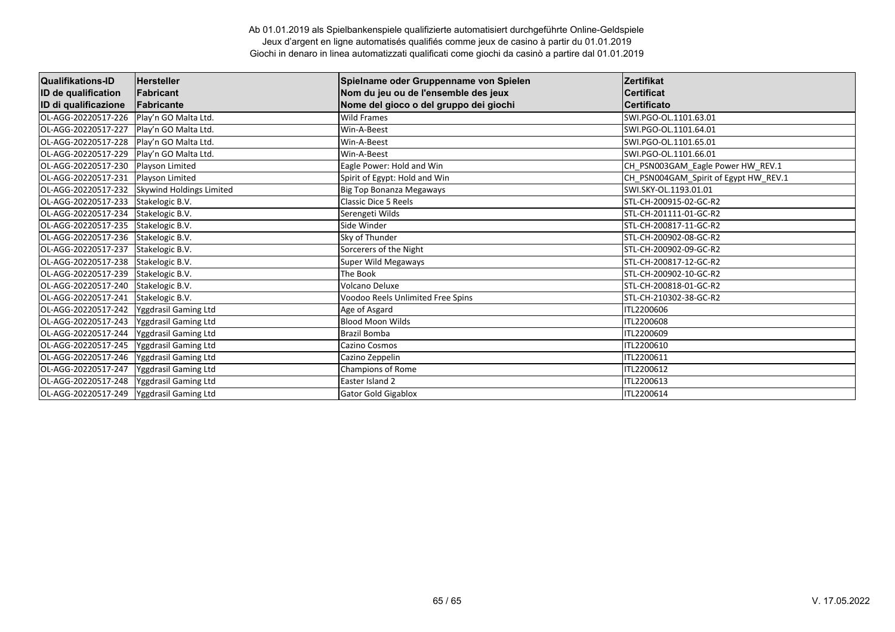Ab 01.01.2019 als Spielbankenspiele qualifizierte automatisiert durchgeführte Online-Geldspiele
Jeux d'argent en ligne automatisés qualifiés comme jeux de casino à partir du 01.01.2019
Giochi in denaro in linea automatizzati qualificati come giochi da casinò a partire dal 01.01.2019

| Qualifikations-ID<br>ID de qualification<br>ID di qualificazione | Hersteller<br>Fabricant<br>Fabricante | Spielname oder Gruppenname von Spielen<br>Nom du jeu ou de l'ensemble des jeux<br>Nome del gioco o del gruppo dei giochi | Zertifikat<br>Certificat<br>Certificato |
|---|---|---|---|
| OL-AGG-20220517-226 | Play'n GO Malta Ltd. | Wild Frames | SWI.PGO-OL.1101.63.01 |
| OL-AGG-20220517-227 | Play'n GO Malta Ltd. | Win-A-Beest | SWI.PGO-OL.1101.64.01 |
| OL-AGG-20220517-228 | Play'n GO Malta Ltd. | Win-A-Beest | SWI.PGO-OL.1101.65.01 |
| OL-AGG-20220517-229 | Play'n GO Malta Ltd. | Win-A-Beest | SWI.PGO-OL.1101.66.01 |
| OL-AGG-20220517-230 | Playson Limited | Eagle Power: Hold and Win | CH_PSN003GAM_Eagle Power HW_REV.1 |
| OL-AGG-20220517-231 | Playson Limited | Spirit of Egypt: Hold and Win | CH_PSN004GAM_Spirit of Egypt HW_REV.1 |
| OL-AGG-20220517-232 | Skywind Holdings Limited | Big Top Bonanza Megaways | SWI.SKY-OL.1193.01.01 |
| OL-AGG-20220517-233 | Stakelogic B.V. | Classic Dice 5 Reels | STL-CH-200915-02-GC-R2 |
| OL-AGG-20220517-234 | Stakelogic B.V. | Serengeti Wilds | STL-CH-201111-01-GC-R2 |
| OL-AGG-20220517-235 | Stakelogic B.V. | Side Winder | STL-CH-200817-11-GC-R2 |
| OL-AGG-20220517-236 | Stakelogic B.V. | Sky of Thunder | STL-CH-200902-08-GC-R2 |
| OL-AGG-20220517-237 | Stakelogic B.V. | Sorcerers of the Night | STL-CH-200902-09-GC-R2 |
| OL-AGG-20220517-238 | Stakelogic B.V. | Super Wild Megaways | STL-CH-200817-12-GC-R2 |
| OL-AGG-20220517-239 | Stakelogic B.V. | The Book | STL-CH-200902-10-GC-R2 |
| OL-AGG-20220517-240 | Stakelogic B.V. | Volcano Deluxe | STL-CH-200818-01-GC-R2 |
| OL-AGG-20220517-241 | Stakelogic B.V. | Voodoo Reels Unlimited Free Spins | STL-CH-210302-38-GC-R2 |
| OL-AGG-20220517-242 | Yggdrasil Gaming Ltd | Age of Asgard | ITL2200606 |
| OL-AGG-20220517-243 | Yggdrasil Gaming Ltd | Blood Moon Wilds | ITL2200608 |
| OL-AGG-20220517-244 | Yggdrasil Gaming Ltd | Brazil Bomba | ITL2200609 |
| OL-AGG-20220517-245 | Yggdrasil Gaming Ltd | Cazino Cosmos | ITL2200610 |
| OL-AGG-20220517-246 | Yggdrasil Gaming Ltd | Cazino Zeppelin | ITL2200611 |
| OL-AGG-20220517-247 | Yggdrasil Gaming Ltd | Champions of Rome | ITL2200612 |
| OL-AGG-20220517-248 | Yggdrasil Gaming Ltd | Easter Island 2 | ITL2200613 |
| OL-AGG-20220517-249 | Yggdrasil Gaming Ltd | Gator Gold Gigablox | ITL2200614 |

V. 17.05.2022